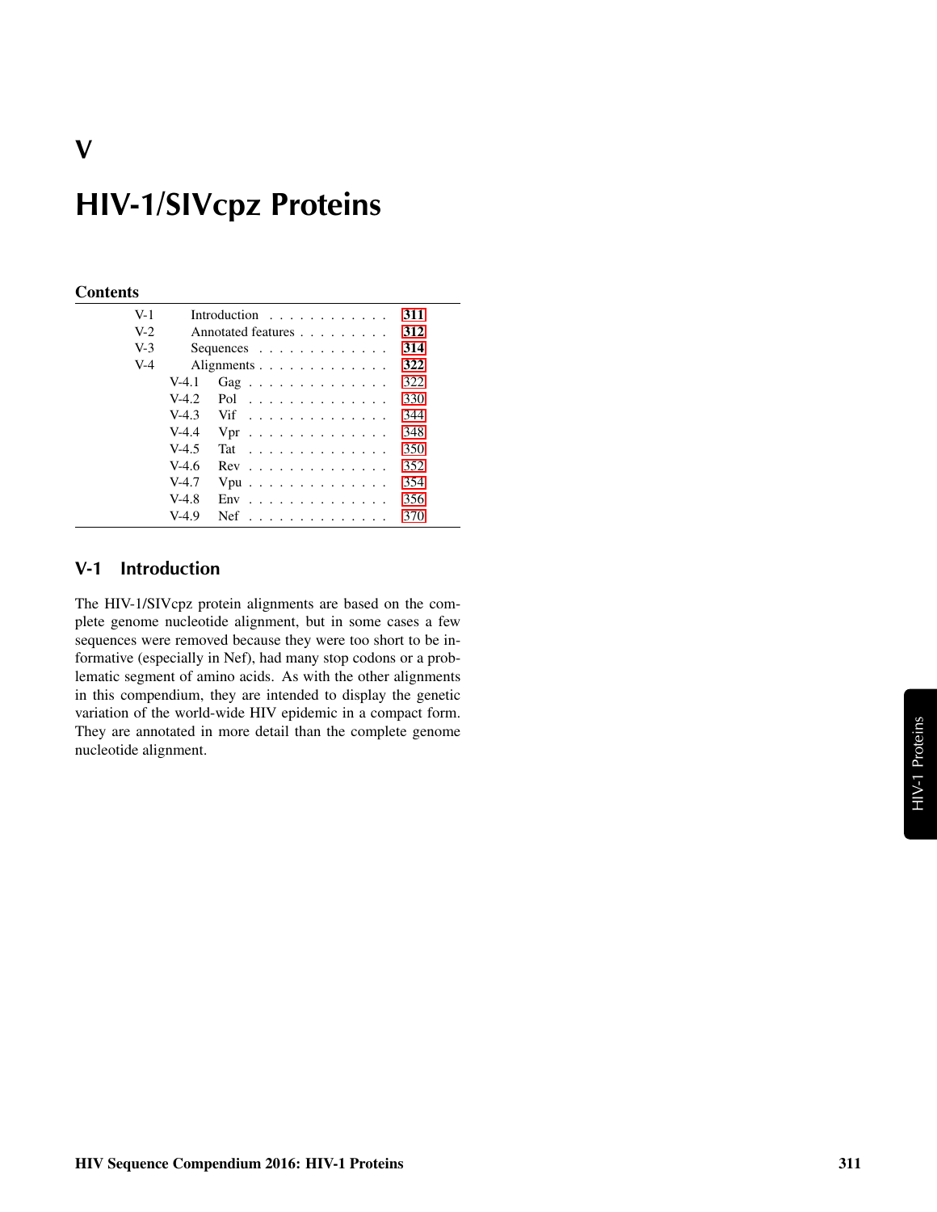# V

# HIV-1/SIVcpz Proteins

**Contents**

| | | | |
|---|---|---|---|
| V-1 | | Introduction | **311** |
| V-2 | | Annotated features | **312** |
| V-3 | | Sequences | **314** |
| V-4 | | Alignments | **322** |
| | V-4.1 | Gag | 322 |
| | V-4.2 | Pol | 330 |
| | V-4.3 | Vif | 344 |
| | V-4.4 | Vpr | 348 |
| | V-4.5 | Tat | 350 |
| | V-4.6 | Rev | 352 |
| | V-4.7 | Vpu | 354 |
| | V-4.8 | Env | 356 |
| | V-4.9 | Nef | 370 |

## V-1 Introduction

The HIV-1/SIVcpz protein alignments are based on the complete genome nucleotide alignment, but in some cases a few sequences were removed because they were too short to be informative (especially in Nef), had many stop codons or a problematic segment of amino acids. As with the other alignments in this compendium, they are intended to display the genetic variation of the world-wide HIV epidemic in a compact form. They are annotated in more detail than the complete genome nucleotide alignment.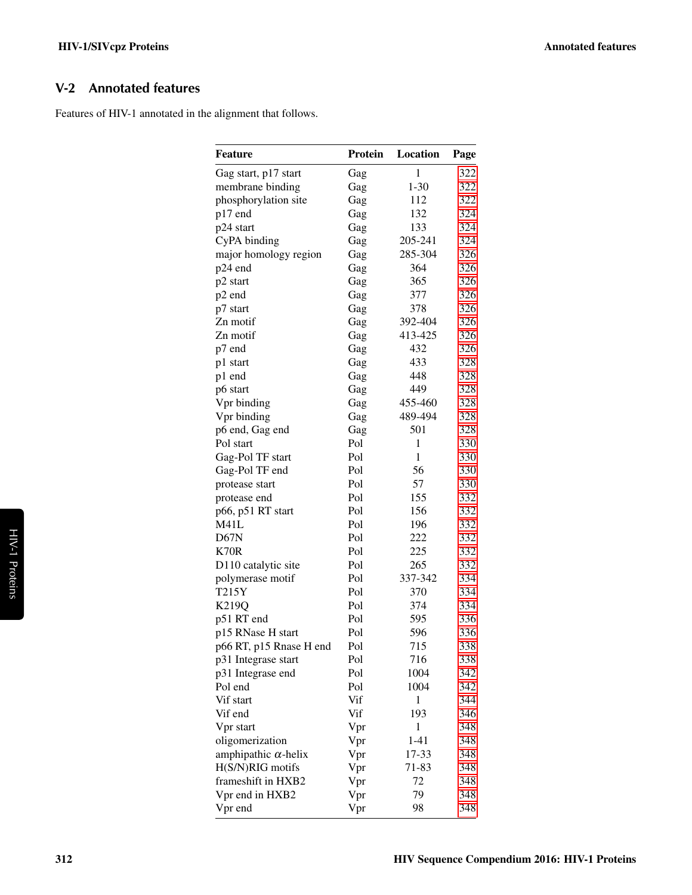## V-2 Annotated features

Features of HIV-1 annotated in the alignment that follows.

| Feature | Protein | Location | Page |
|---|---|---|---|
| Gag start, p17 start | Gag | 1 | 322 |
| membrane binding | Gag | 1-30 | 322 |
| phosphorylation site | Gag | 112 | 322 |
| p17 end | Gag | 132 | 324 |
| p24 start | Gag | 133 | 324 |
| CyPA binding | Gag | 205-241 | 324 |
| major homology region | Gag | 285-304 | 326 |
| p24 end | Gag | 364 | 326 |
| p2 start | Gag | 365 | 326 |
| p2 end | Gag | 377 | 326 |
| p7 start | Gag | 378 | 326 |
| Zn motif | Gag | 392-404 | 326 |
| Zn motif | Gag | 413-425 | 326 |
| p7 end | Gag | 432 | 326 |
| p1 start | Gag | 433 | 328 |
| p1 end | Gag | 448 | 328 |
| p6 start | Gag | 449 | 328 |
| Vpr binding | Gag | 455-460 | 328 |
| Vpr binding | Gag | 489-494 | 328 |
| p6 end, Gag end | Gag | 501 | 328 |
| Pol start | Pol | 1 | 330 |
| Gag-Pol TF start | Pol | 1 | 330 |
| Gag-Pol TF end | Pol | 56 | 330 |
| protease start | Pol | 57 | 330 |
| protease end | Pol | 155 | 332 |
| p66, p51 RT start | Pol | 156 | 332 |
| M41L | Pol | 196 | 332 |
| D67N | Pol | 222 | 332 |
| K70R | Pol | 225 | 332 |
| D110 catalytic site | Pol | 265 | 332 |
| polymerase motif | Pol | 337-342 | 334 |
| T215Y | Pol | 370 | 334 |
| K219Q | Pol | 374 | 334 |
| p51 RT end | Pol | 595 | 336 |
| p15 RNase H start | Pol | 596 | 336 |
| p66 RT, p15 Rnase H end | Pol | 715 | 338 |
| p31 Integrase start | Pol | 716 | 338 |
| p31 Integrase end | Pol | 1004 | 342 |
| Pol end | Pol | 1004 | 342 |
| Vif start | Vif | 1 | 344 |
| Vif end | Vif | 193 | 346 |
| Vpr start | Vpr | 1 | 348 |
| oligomerization | Vpr | 1-41 | 348 |
| amphipathic $\alpha$-helix | Vpr | 17-33 | 348 |
| H(S/N)RIG motifs | Vpr | 71-83 | 348 |
| frameshift in HXB2 | Vpr | 72 | 348 |
| Vpr end in HXB2 | Vpr | 79 | 348 |
| Vpr end | Vpr | 98 | 348 |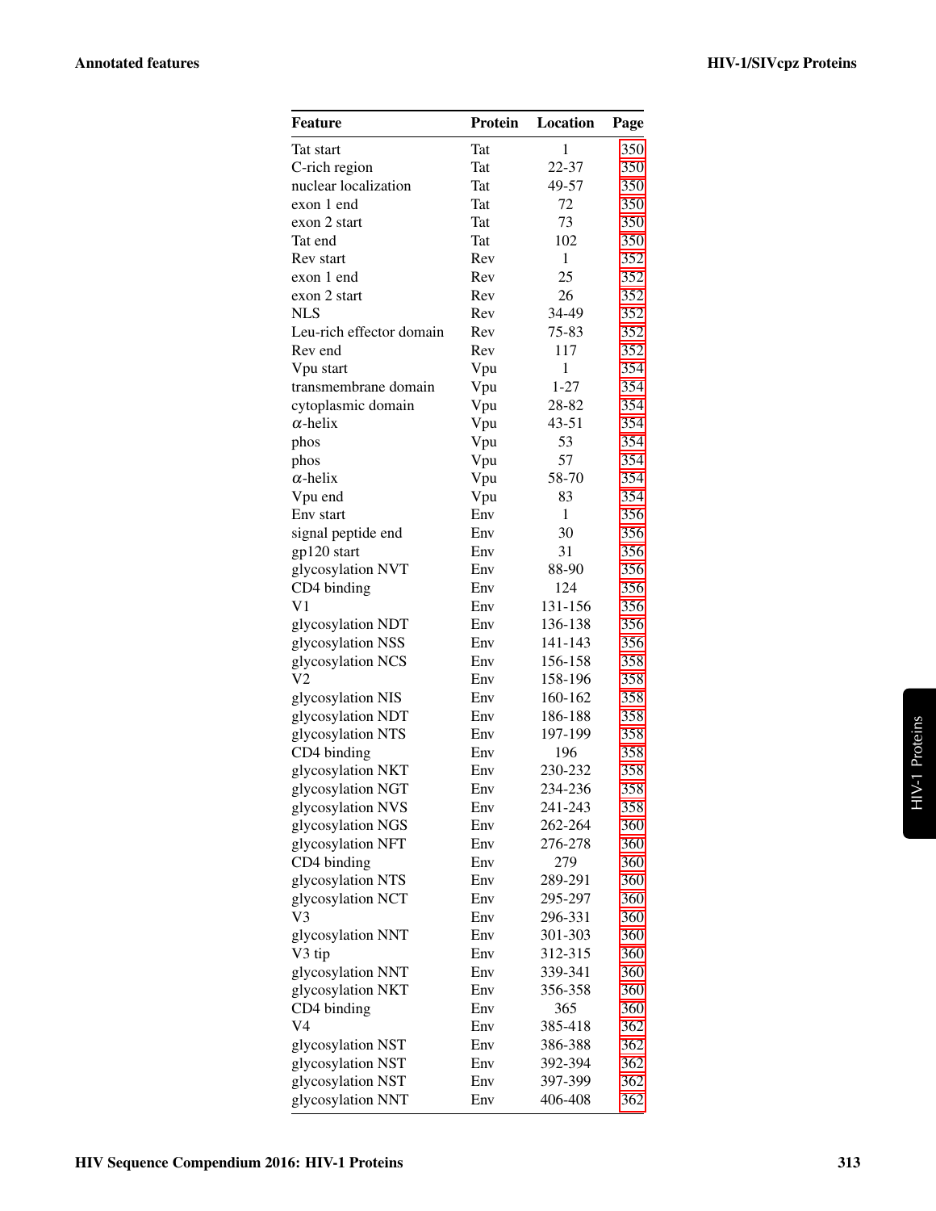| Feature | Protein | Location | Page |
|---|---|---|---|
| Tat start | Tat | 1 | 350 |
| C-rich region | Tat | 22-37 | 350 |
| nuclear localization | Tat | 49-57 | 350 |
| exon 1 end | Tat | 72 | 350 |
| exon 2 start | Tat | 73 | 350 |
| Tat end | Tat | 102 | 350 |
| Rev start | Rev | 1 | 352 |
| exon 1 end | Rev | 25 | 352 |
| exon 2 start | Rev | 26 | 352 |
| NLS | Rev | 34-49 | 352 |
| Leu-rich effector domain | Rev | 75-83 | 352 |
| Rev end | Rev | 117 | 352 |
| Vpu start | Vpu | 1 | 354 |
| transmembrane domain | Vpu | 1-27 | 354 |
| cytoplasmic domain | Vpu | 28-82 | 354 |
| $\alpha$-helix | Vpu | 43-51 | 354 |
| phos | Vpu | 53 | 354 |
| phos | Vpu | 57 | 354 |
| $\alpha$-helix | Vpu | 58-70 | 354 |
| Vpu end | Vpu | 83 | 354 |
| Env start | Env | 1 | 356 |
| signal peptide end | Env | 30 | 356 |
| gp120 start | Env | 31 | 356 |
| glycosylation NVT | Env | 88-90 | 356 |
| CD4 binding | Env | 124 | 356 |
| V1 | Env | 131-156 | 356 |
| glycosylation NDT | Env | 136-138 | 356 |
| glycosylation NSS | Env | 141-143 | 356 |
| glycosylation NCS | Env | 156-158 | 358 |
| V2 | Env | 158-196 | 358 |
| glycosylation NIS | Env | 160-162 | 358 |
| glycosylation NDT | Env | 186-188 | 358 |
| glycosylation NTS | Env | 197-199 | 358 |
| CD4 binding | Env | 196 | 358 |
| glycosylation NKT | Env | 230-232 | 358 |
| glycosylation NGT | Env | 234-236 | 358 |
| glycosylation NVS | Env | 241-243 | 358 |
| glycosylation NGS | Env | 262-264 | 360 |
| glycosylation NFT | Env | 276-278 | 360 |
| CD4 binding | Env | 279 | 360 |
| glycosylation NTS | Env | 289-291 | 360 |
| glycosylation NCT | Env | 295-297 | 360 |
| V3 | Env | 296-331 | 360 |
| glycosylation NNT | Env | 301-303 | 360 |
| V3 tip | Env | 312-315 | 360 |
| glycosylation NNT | Env | 339-341 | 360 |
| glycosylation NKT | Env | 356-358 | 360 |
| CD4 binding | Env | 365 | 360 |
| V4 | Env | 385-418 | 362 |
| glycosylation NST | Env | 386-388 | 362 |
| glycosylation NST | Env | 392-394 | 362 |
| glycosylation NST | Env | 397-399 | 362 |
| glycosylation NNT | Env | 406-408 | 362 |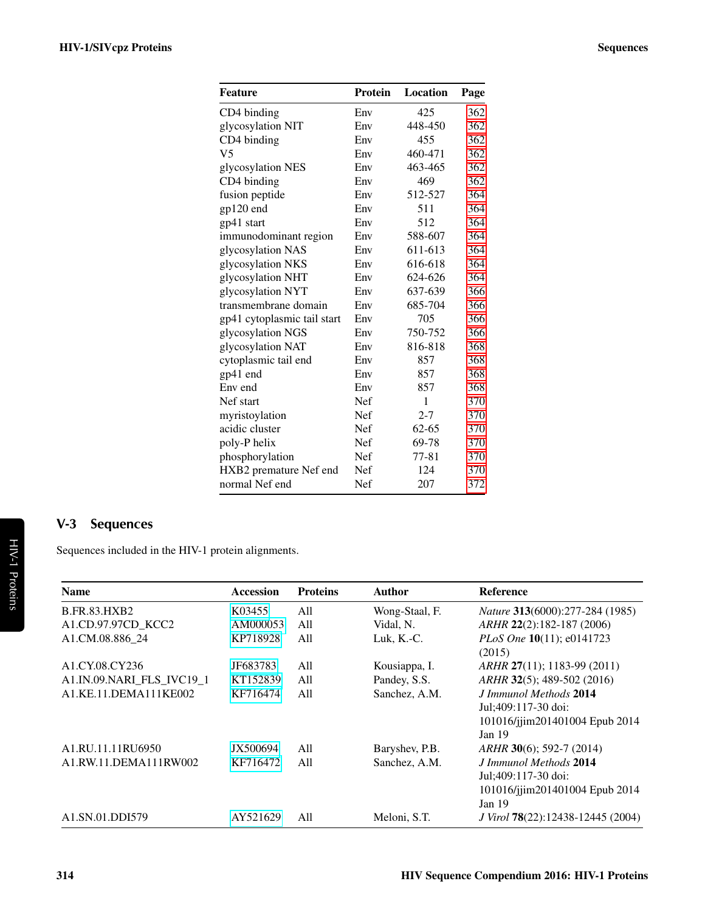| Feature | Protein | Location | Page |
|---|---|---|---|
| CD4 binding | Env | 425 | 362 |
| glycosylation NIT | Env | 448-450 | 362 |
| CD4 binding | Env | 455 | 362 |
| V5 | Env | 460-471 | 362 |
| glycosylation NES | Env | 463-465 | 362 |
| CD4 binding | Env | 469 | 362 |
| fusion peptide | Env | 512-527 | 364 |
| gp120 end | Env | 511 | 364 |
| gp41 start | Env | 512 | 364 |
| immunodominant region | Env | 588-607 | 364 |
| glycosylation NAS | Env | 611-613 | 364 |
| glycosylation NKS | Env | 616-618 | 364 |
| glycosylation NHT | Env | 624-626 | 364 |
| glycosylation NYT | Env | 637-639 | 366 |
| transmembrane domain | Env | 685-704 | 366 |
| gp41 cytoplasmic tail start | Env | 705 | 366 |
| glycosylation NGS | Env | 750-752 | 366 |
| glycosylation NAT | Env | 816-818 | 368 |
| cytoplasmic tail end | Env | 857 | 368 |
| gp41 end | Env | 857 | 368 |
| Env end | Env | 857 | 368 |
| Nef start | Nef | 1 | 370 |
| myristoylation | Nef | 2-7 | 370 |
| acidic cluster | Nef | 62-65 | 370 |
| poly-P helix | Nef | 69-78 | 370 |
| phosphorylation | Nef | 77-81 | 370 |
| HXB2 premature Nef end | Nef | 124 | 370 |
| normal Nef end | Nef | 207 | 372 |

## V-3 Sequences

Sequences included in the HIV-1 protein alignments.

| Name | Accession | Proteins | Author | Reference |
|---|---|---|---|---|
| B.FR.83.HXB2 | K03455 | All | Wong-Staal, F. | *Nature* **313**(6000):277-284 (1985) |
| A1.CD.97.97CD_KCC2 | AM000053 | All | Vidal, N. | *ARHR* **22**(2):182-187 (2006) |
| A1.CM.08.886_24 | KP718928 | All | Luk, K.-C. | *PLoS One* **10**(11); e0141723 (2015) |
| A1.CY.08.CY236 | JF683783 | All | Kousiappa, I. | *ARHR* **27**(11); 1183-99 (2011) |
| A1.IN.09.NARI_FLS_IVC19_1 | KT152839 | All | Pandey, S.S. | *ARHR* **32**(5); 489-502 (2016) |
| A1.KE.11.DEMA111KE002 | KF716474 | All | Sanchez, A.M. | *J Immunol Methods* **2014** Jul;409:117-30 doi: 101016/jjim201401004 Epub 2014 Jan 19 |
| A1.RU.11.11RU6950 | JX500694 | All | Baryshev, P.B. | *ARHR* **30**(6); 592-7 (2014) |
| A1.RW.11.DEMA111RW002 | KF716472 | All | Sanchez, A.M. | *J Immunol Methods* **2014** Jul;409:117-30 doi: 101016/jjim201401004 Epub 2014 Jan 19 |
| A1.SN.01.DDI579 | AY521629 | All | Meloni, S.T. | *J Virol* **78**(22):12438-12445 (2004) |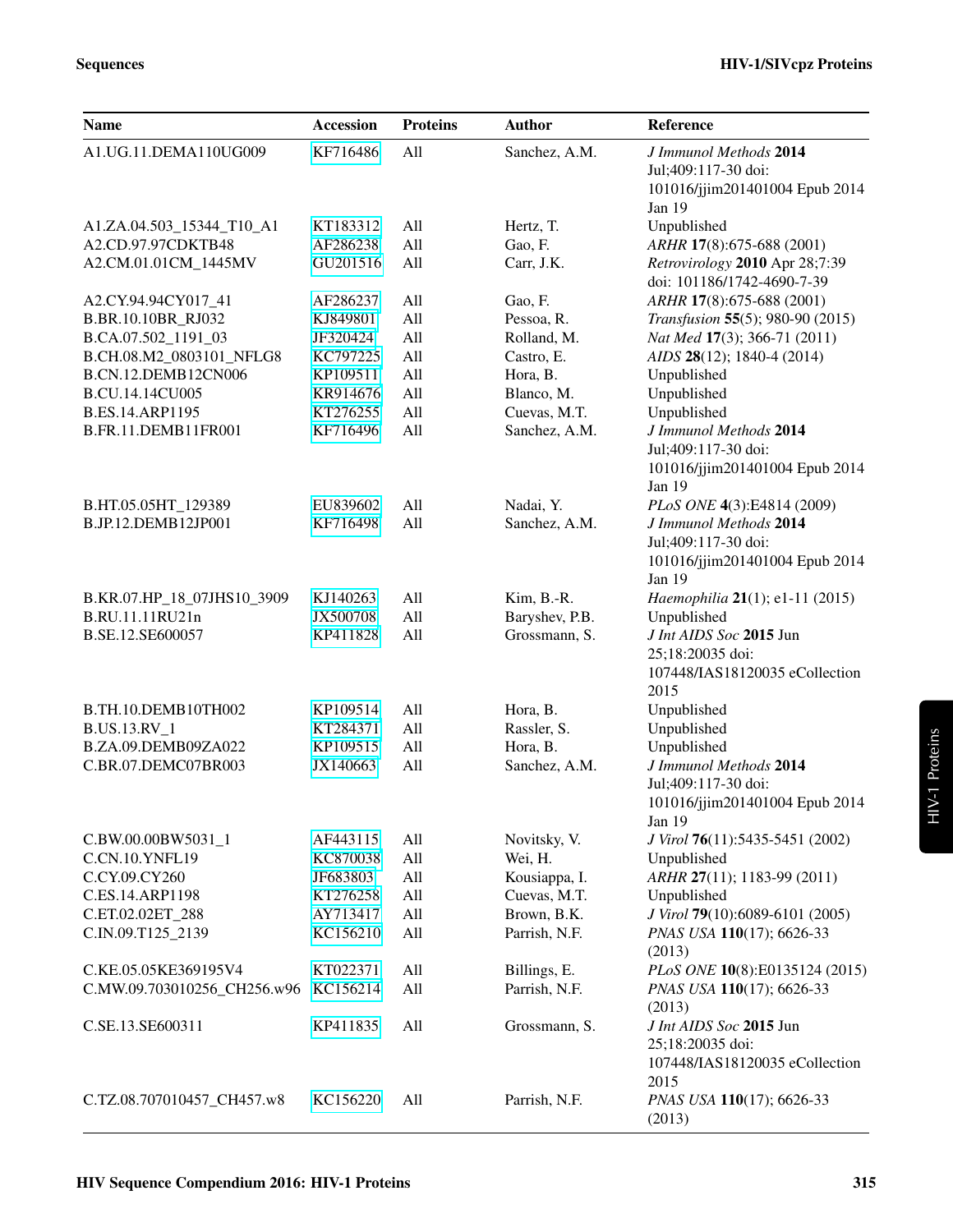| Name | Accession | Proteins | Author | Reference |
|---|---|---|---|---|
| A1.UG.11.DEMA110UG009 | KF716486 | All | Sanchez, A.M. | *J Immunol Methods* **2014** Jul;409:117-30 doi: 101016/jjim201401004 Epub 2014 Jan 19 |
| A1.ZA.04.503_15344_T10_A1 | KT183312 | All | Hertz, T. | Unpublished |
| A2.CD.97.97CDKTB48 | AF286238 | All | Gao, F. | *ARHR* **17**(8):675-688 (2001) |
| A2.CM.01.01CM_1445MV | GU201516 | All | Carr, J.K. | *Retrovirology* **2010** Apr 28;7:39 doi: 101186/1742-4690-7-39 |
| A2.CY.94.94CY017_41 | AF286237 | All | Gao, F. | *ARHR* **17**(8):675-688 (2001) |
| B.BR.10.10BR_RJ032 | KJ849801 | All | Pessoa, R. | *Transfusion* **55**(5); 980-90 (2015) |
| B.CA.07.502_1191_03 | JF320424 | All | Rolland, M. | *Nat Med* **17**(3); 366-71 (2011) |
| B.CH.08.M2_0803101_NFLG8 | KC797225 | All | Castro, E. | *AIDS* **28**(12); 1840-4 (2014) |
| B.CN.12.DEMB12CN006 | KP109511 | All | Hora, B. | Unpublished |
| B.CU.14.14CU005 | KR914676 | All | Blanco, M. | Unpublished |
| B.ES.14.ARP1195 | KT276255 | All | Cuevas, M.T. | Unpublished |
| B.FR.11.DEMB11FR001 | KF716496 | All | Sanchez, A.M. | *J Immunol Methods* **2014** Jul;409:117-30 doi: 101016/jjim201401004 Epub 2014 Jan 19 |
| B.HT.05.05HT_129389 | EU839602 | All | Nadai, Y. | *PLoS ONE* **4**(3):E4814 (2009) |
| B.JP.12.DEMB12JP001 | KF716498 | All | Sanchez, A.M. | *J Immunol Methods* **2014** Jul;409:117-30 doi: 101016/jjim201401004 Epub 2014 Jan 19 |
| B.KR.07.HP_18_07JHS10_3909 | KJ140263 | All | Kim, B.-R. | *Haemophilia* **21**(1); e1-11 (2015) |
| B.RU.11.11RU21n | JX500708 | All | Baryshev, P.B. | Unpublished |
| B.SE.12.SE600057 | KP411828 | All | Grossmann, S. | *J Int AIDS Soc* **2015** Jun 25;18:20035 doi: 107448/IAS18120035 eCollection 2015 |
| B.TH.10.DEMB10TH002 | KP109514 | All | Hora, B. | Unpublished |
| B.US.13.RV_1 | KT284371 | All | Rassler, S. | Unpublished |
| B.ZA.09.DEMB09ZA022 | KP109515 | All | Hora, B. | Unpublished |
| C.BR.07.DEMC07BR003 | JX140663 | All | Sanchez, A.M. | *J Immunol Methods* **2014** Jul;409:117-30 doi: 101016/jjim201401004 Epub 2014 Jan 19 |
| C.BW.00.00BW5031_1 | AF443115 | All | Novitsky, V. | *J Virol* **76**(11):5435-5451 (2002) |
| C.CN.10.YNFL19 | KC870038 | All | Wei, H. | Unpublished |
| C.CY.09.CY260 | JF683803 | All | Kousiappa, I. | *ARHR* **27**(11); 1183-99 (2011) |
| C.ES.14.ARP1198 | KT276258 | All | Cuevas, M.T. | Unpublished |
| C.ET.02.02ET_288 | AY713417 | All | Brown, B.K. | *J Virol* **79**(10):6089-6101 (2005) |
| C.IN.09.T125_2139 | KC156210 | All | Parrish, N.F. | *PNAS USA* **110**(17); 6626-33 (2013) |
| C.KE.05.05KE369195V4 | KT022371 | All | Billings, E. | *PLoS ONE* **10**(8):E0135124 (2015) |
| C.MW.09.703010256_CH256.w96 | KC156214 | All | Parrish, N.F. | *PNAS USA* **110**(17); 6626-33 (2013) |
| C.SE.13.SE600311 | KP411835 | All | Grossmann, S. | *J Int AIDS Soc* **2015** Jun 25;18:20035 doi: 107448/IAS18120035 eCollection 2015 |
| C.TZ.08.707010457_CH457.w8 | KC156220 | All | Parrish, N.F. | *PNAS USA* **110**(17); 6626-33 (2013) |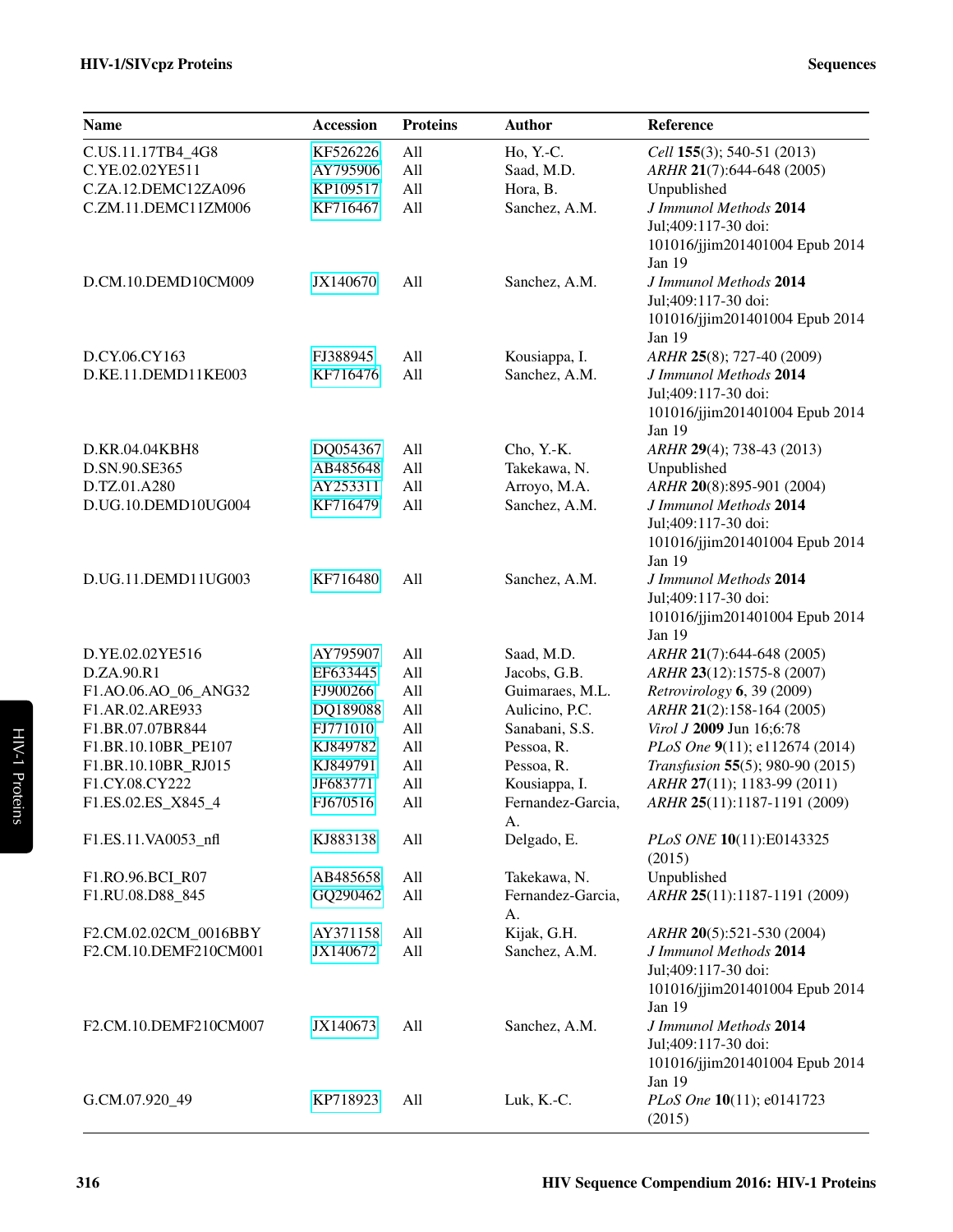| Name | Accession | Proteins | Author | Reference |
|---|---|---|---|---|
| C.US.11.17TB4_4G8 | KF526226 | All | Ho, Y.-C. | *Cell* **155**(3); 540-51 (2013) |
| C.YE.02.02YE511 | AY795906 | All | Saad, M.D. | *ARHR* **21**(7):644-648 (2005) |
| C.ZA.12.DEMC12ZA096 | KP109517 | All | Hora, B. | Unpublished |
| C.ZM.11.DEMC11ZM006 | KF716467 | All | Sanchez, A.M. | *J Immunol Methods* **2014** Jul;409:117-30 doi: 101016/jjim201401004 Epub 2014 Jan 19 |
| D.CM.10.DEMD10CM009 | JX140670 | All | Sanchez, A.M. | *J Immunol Methods* **2014** Jul;409:117-30 doi: 101016/jjim201401004 Epub 2014 Jan 19 |
| D.CY.06.CY163 | FJ388945 | All | Kousiappa, I. | *ARHR* **25**(8); 727-40 (2009) |
| D.KE.11.DEMD11KE003 | KF716476 | All | Sanchez, A.M. | *J Immunol Methods* **2014** Jul;409:117-30 doi: 101016/jjim201401004 Epub 2014 Jan 19 |
| D.KR.04.04KBH8 | DQ054367 | All | Cho, Y.-K. | *ARHR* **29**(4); 738-43 (2013) |
| D.SN.90.SE365 | AB485648 | All | Takekawa, N. | Unpublished |
| D.TZ.01.A280 | AY253311 | All | Arroyo, M.A. | *ARHR* **20**(8):895-901 (2004) |
| D.UG.10.DEMD10UG004 | KF716479 | All | Sanchez, A.M. | *J Immunol Methods* **2014** Jul;409:117-30 doi: 101016/jjim201401004 Epub 2014 Jan 19 |
| D.UG.11.DEMD11UG003 | KF716480 | All | Sanchez, A.M. | *J Immunol Methods* **2014** Jul;409:117-30 doi: 101016/jjim201401004 Epub 2014 Jan 19 |
| D.YE.02.02YE516 | AY795907 | All | Saad, M.D. | *ARHR* **21**(7):644-648 (2005) |
| D.ZA.90.R1 | EF633445 | All | Jacobs, G.B. | *ARHR* **23**(12):1575-8 (2007) |
| F1.AO.06.AO_06_ANG32 | FJ900266 | All | Guimaraes, M.L. | *Retrovirology* **6**, 39 (2009) |
| F1.AR.02.ARE933 | DQ189088 | All | Aulicino, P.C. | *ARHR* **21**(2):158-164 (2005) |
| F1.BR.07.07BR844 | FJ771010 | All | Sanabani, S.S. | *Virol J* **2009** Jun 16;6:78 |
| F1.BR.10.10BR_PE107 | KJ849782 | All | Pessoa, R. | *PLoS One* **9**(11); e112674 (2014) |
| F1.BR.10.10BR_RJ015 | KJ849791 | All | Pessoa, R. | *Transfusion* **55**(5); 980-90 (2015) |
| F1.CY.08.CY222 | JF683771 | All | Kousiappa, I. | *ARHR* **27**(11); 1183-99 (2011) |
| F1.ES.02.ES_X845_4 | FJ670516 | All | Fernandez-Garcia, A. | *ARHR* **25**(11):1187-1191 (2009) |
| F1.ES.11.VA0053_nfl | KJ883138 | All | Delgado, E. | *PLoS ONE* **10**(11):E0143325 (2015) |
| F1.RO.96.BCI_R07 | AB485658 | All | Takekawa, N. | Unpublished |
| F1.RU.08.D88_845 | GQ290462 | All | Fernandez-Garcia, A. | *ARHR* **25**(11):1187-1191 (2009) |
| F2.CM.02.02CM_0016BBY | AY371158 | All | Kijak, G.H. | *ARHR* **20**(5):521-530 (2004) |
| F2.CM.10.DEMF210CM001 | JX140672 | All | Sanchez, A.M. | *J Immunol Methods* **2014** Jul;409:117-30 doi: 101016/jjim201401004 Epub 2014 Jan 19 |
| F2.CM.10.DEMF210CM007 | JX140673 | All | Sanchez, A.M. | *J Immunol Methods* **2014** Jul;409:117-30 doi: 101016/jjim201401004 Epub 2014 Jan 19 |
| G.CM.07.920_49 | KP718923 | All | Luk, K.-C. | *PLoS One* **10**(11); e0141723 (2015) |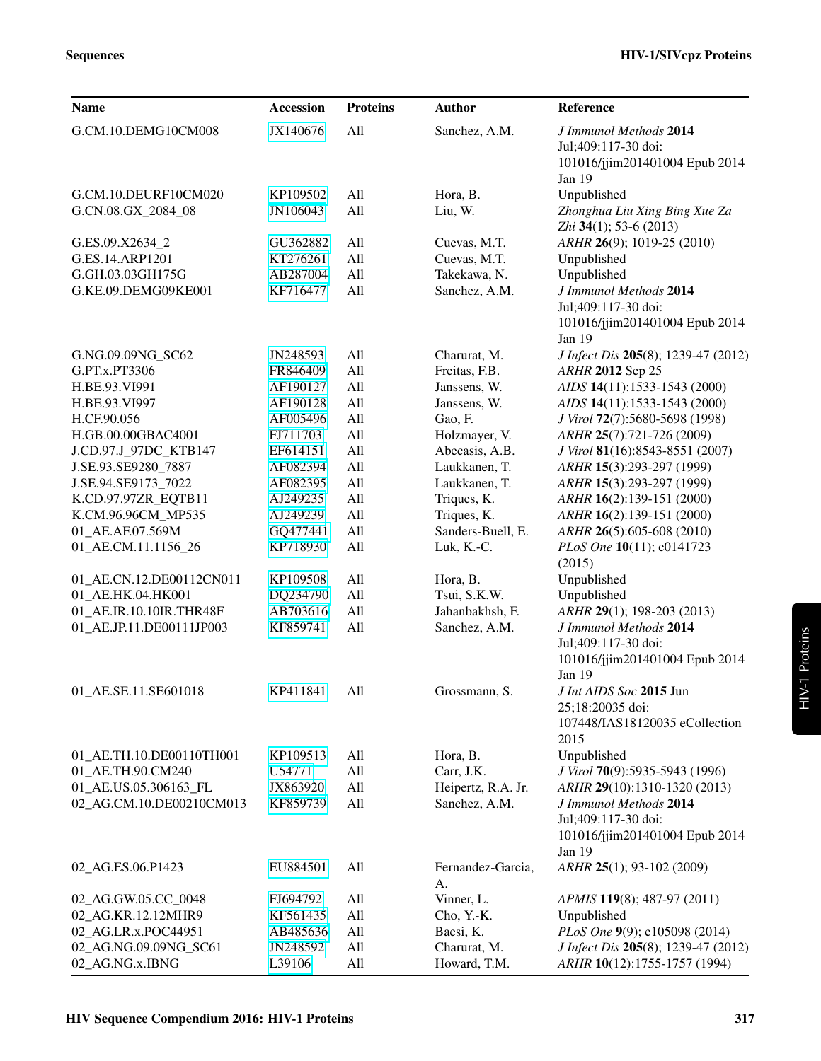| Name | Accession | Proteins | Author | Reference |
|---|---|---|---|---|
| G.CM.10.DEMG10CM008 | JX140676 | All | Sanchez, A.M. | *J Immunol Methods* **2014** Jul;409:117-30 doi: 101016/jjim201401004 Epub 2014 Jan 19 |
| G.CM.10.DEURF10CM020 | KP109502 | All | Hora, B. | Unpublished |
| G.CN.08.GX_2084_08 | JN106043 | All | Liu, W. | *Zhonghua Liu Xing Bing Xue Za Zhi* **34**(1); 53-6 (2013) |
| G.ES.09.X2634_2 | GU362882 | All | Cuevas, M.T. | *ARHR* **26**(9); 1019-25 (2010) |
| G.ES.14.ARP1201 | KT276261 | All | Cuevas, M.T. | Unpublished |
| G.GH.03.03GH175G | AB287004 | All | Takekawa, N. | Unpublished |
| G.KE.09.DEMG09KE001 | KF716477 | All | Sanchez, A.M. | *J Immunol Methods* **2014** Jul;409:117-30 doi: 101016/jjim201401004 Epub 2014 Jan 19 |
| G.NG.09.09NG_SC62 | JN248593 | All | Charurat, M. | *J Infect Dis* **205**(8); 1239-47 (2012) |
| G.PT.x.PT3306 | FR846409 | All | Freitas, F.B. | *ARHR* **2012** Sep 25 |
| H.BE.93.VI991 | AF190127 | All | Janssens, W. | *AIDS* **14**(11):1533-1543 (2000) |
| H.BE.93.VI997 | AF190128 | All | Janssens, W. | *AIDS* **14**(11):1533-1543 (2000) |
| H.CF.90.056 | AF005496 | All | Gao, F. | *J Virol* **72**(7):5680-5698 (1998) |
| H.GB.00.00GBAC4001 | FJ711703 | All | Holzmayer, V. | *ARHR* **25**(7):721-726 (2009) |
| J.CD.97.J_97DC_KTB147 | EF614151 | All | Abecasis, A.B. | *J Virol* **81**(16):8543-8551 (2007) |
| J.SE.93.SE9280_7887 | AF082394 | All | Laukkanen, T. | *ARHR* **15**(3):293-297 (1999) |
| J.SE.94.SE9173_7022 | AF082395 | All | Laukkanen, T. | *ARHR* **15**(3):293-297 (1999) |
| K.CD.97.97ZR_EQTB11 | AJ249235 | All | Triques, K. | *ARHR* **16**(2):139-151 (2000) |
| K.CM.96.96CM_MP535 | AJ249239 | All | Triques, K. | *ARHR* **16**(2):139-151 (2000) |
| 01_AE.AF.07.569M | GQ477441 | All | Sanders-Buell, E. | *ARHR* **26**(5):605-608 (2010) |
| 01_AE.CM.11.1156_26 | KP718930 | All | Luk, K.-C. | *PLoS One* **10**(11); e0141723 (2015) |
| 01_AE.CN.12.DE00112CN011 | KP109508 | All | Hora, B. | Unpublished |
| 01_AE.HK.04.HK001 | DQ234790 | All | Tsui, S.K.W. | Unpublished |
| 01_AE.IR.10.10IR.THR48F | AB703616 | All | Jahanbakhsh, F. | *ARHR* **29**(1); 198-203 (2013) |
| 01_AE.JP.11.DE00111JP003 | KF859741 | All | Sanchez, A.M. | *J Immunol Methods* **2014** Jul;409:117-30 doi: 101016/jjim201401004 Epub 2014 Jan 19 |
| 01_AE.SE.11.SE601018 | KP411841 | All | Grossmann, S. | *J Int AIDS Soc* **2015** Jun 25;18:20035 doi: 107448/IAS18120035 eCollection 2015 |
| 01_AE.TH.10.DE00110TH001 | KP109513 | All | Hora, B. | Unpublished |
| 01_AE.TH.90.CM240 | U54771 | All | Carr, J.K. | *J Virol* **70**(9):5935-5943 (1996) |
| 01_AE.US.05.306163_FL | JX863920 | All | Heipertz, R.A. Jr. | *ARHR* **29**(10):1310-1320 (2013) |
| 02_AG.CM.10.DE00210CM013 | KF859739 | All | Sanchez, A.M. | *J Immunol Methods* **2014** Jul;409:117-30 doi: 101016/jjim201401004 Epub 2014 Jan 19 |
| 02_AG.ES.06.P1423 | EU884501 | All | Fernandez-Garcia, A. | *ARHR* **25**(1); 93-102 (2009) |
| 02_AG.GW.05.CC_0048 | FJ694792 | All | Vinner, L. | *APMIS* **119**(8); 487-97 (2011) |
| 02_AG.KR.12.12MHR9 | KF561435 | All | Cho, Y.-K. | Unpublished |
| 02_AG.LR.x.POC44951 | AB485636 | All | Baesi, K. | *PLoS One* **9**(9); e105098 (2014) |
| 02_AG.NG.09.09NG_SC61 | JN248592 | All | Charurat, M. | *J Infect Dis* **205**(8); 1239-47 (2012) |
| 02_AG.NG.x.IBNG | L39106 | All | Howard, T.M. | *ARHR* **10**(12):1755-1757 (1994) |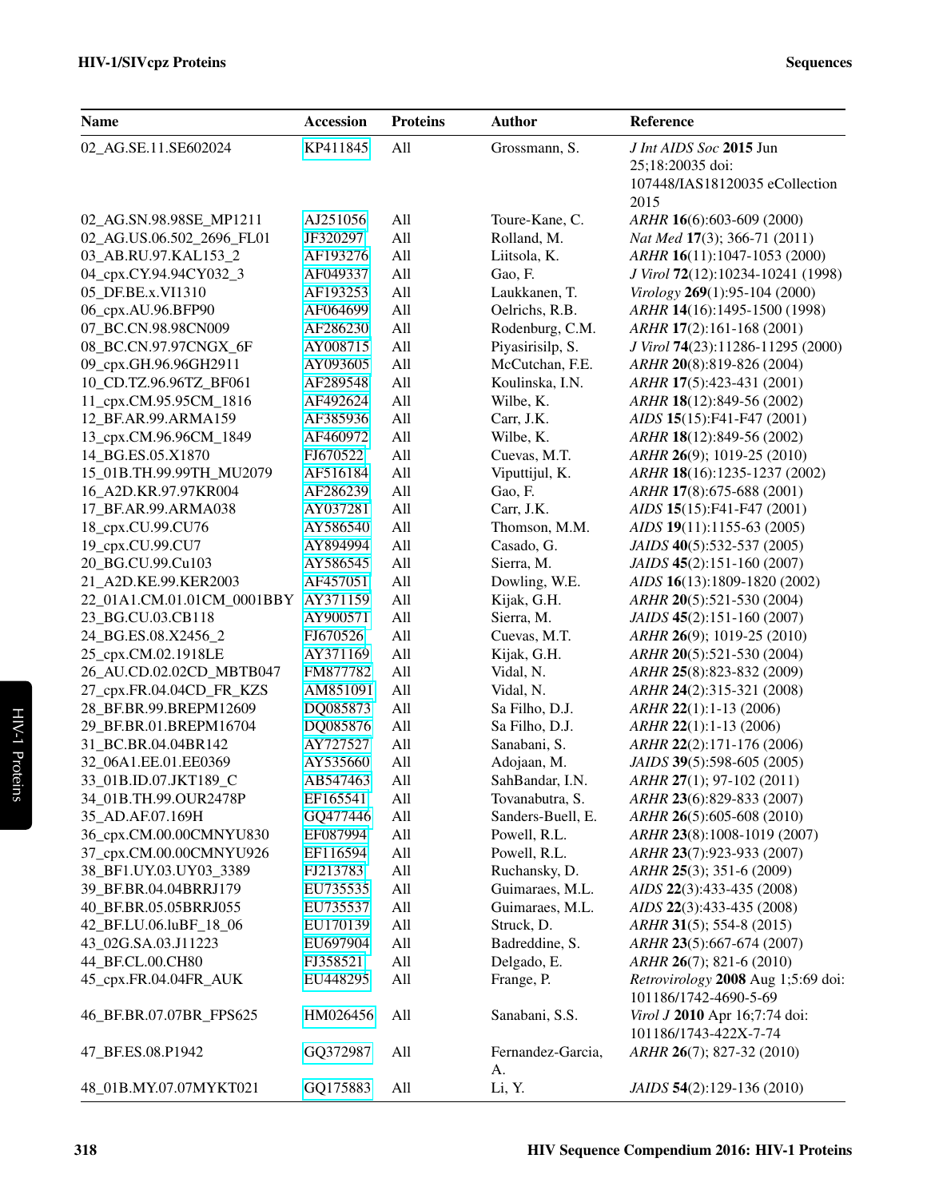| Name | Accession | Proteins | Author | Reference |
|---|---|---|---|---|
| 02_AG.SE.11.SE602024 | KP411845 | All | Grossmann, S. | *J Int AIDS Soc* **2015** Jun 25;18:20035 doi: 107448/IAS18120035 eCollection 2015 |
| 02_AG.SN.98.98SE_MP1211 | AJ251056 | All | Toure-Kane, C. | *ARHR* **16**(6):603-609 (2000) |
| 02_AG.US.06.502_2696_FL01 | JF320297 | All | Rolland, M. | *Nat Med* **17**(3); 366-71 (2011) |
| 03_AB.RU.97.KAL153_2 | AF193276 | All | Liitsola, K. | *ARHR* **16**(11):1047-1053 (2000) |
| 04_cpx.CY.94.94CY032_3 | AF049337 | All | Gao, F. | *J Virol* **72**(12):10234-10241 (1998) |
| 05_DF.BE.x.VI1310 | AF193253 | All | Laukkanen, T. | *Virology* **269**(1):95-104 (2000) |
| 06_cpx.AU.96.BFP90 | AF064699 | All | Oelrichs, R.B. | *ARHR* **14**(16):1495-1500 (1998) |
| 07_BC.CN.98.98CN009 | AF286230 | All | Rodenburg, C.M. | *ARHR* **17**(2):161-168 (2001) |
| 08_BC.CN.97.97CNGX_6F | AY008715 | All | Piyasirisilp, S. | *J Virol* **74**(23):11286-11295 (2000) |
| 09_cpx.GH.96.96GH2911 | AY093605 | All | McCutchan, F.E. | *ARHR* **20**(8):819-826 (2004) |
| 10_CD.TZ.96.96TZ_BF061 | AF289548 | All | Koulinska, I.N. | *ARHR* **17**(5):423-431 (2001) |
| 11_cpx.CM.95.95CM_1816 | AF492624 | All | Wilbe, K. | *ARHR* **18**(12):849-56 (2002) |
| 12_BF.AR.99.ARMA159 | AF385936 | All | Carr, J.K. | *AIDS* **15**(15):F41-F47 (2001) |
| 13_cpx.CM.96.96CM_1849 | AF460972 | All | Wilbe, K. | *ARHR* **18**(12):849-56 (2002) |
| 14_BG.ES.05.X1870 | FJ670522 | All | Cuevas, M.T. | *ARHR* **26**(9); 1019-25 (2010) |
| 15_01B.TH.99.99TH_MU2079 | AF516184 | All | Viputtijul, K. | *ARHR* **18**(16):1235-1237 (2002) |
| 16_A2D.KR.97.97KR004 | AF286239 | All | Gao, F. | *ARHR* **17**(8):675-688 (2001) |
| 17_BF.AR.99.ARMA038 | AY037281 | All | Carr, J.K. | *AIDS* **15**(15):F41-F47 (2001) |
| 18_cpx.CU.99.CU76 | AY586540 | All | Thomson, M.M. | *AIDS* **19**(11):1155-63 (2005) |
| 19_cpx.CU.99.CU7 | AY894994 | All | Casado, G. | *JAIDS* **40**(5):532-537 (2005) |
| 20_BG.CU.99.Cu103 | AY586545 | All | Sierra, M. | *JAIDS* **45**(2):151-160 (2007) |
| 21_A2D.KE.99.KER2003 | AF457051 | All | Dowling, W.E. | *AIDS* **16**(13):1809-1820 (2002) |
| 22_01A1.CM.01.01CM_0001BBY | AY371159 | All | Kijak, G.H. | *ARHR* **20**(5):521-530 (2004) |
| 23_BG.CU.03.CB118 | AY900571 | All | Sierra, M. | *JAIDS* **45**(2):151-160 (2007) |
| 24_BG.ES.08.X2456_2 | FJ670526 | All | Cuevas, M.T. | *ARHR* **26**(9); 1019-25 (2010) |
| 25_cpx.CM.02.1918LE | AY371169 | All | Kijak, G.H. | *ARHR* **20**(5):521-530 (2004) |
| 26_AU.CD.02.02CD_MBTB047 | FM877782 | All | Vidal, N. | *ARHR* **25**(8):823-832 (2009) |
| 27_cpx.FR.04.04CD_FR_KZS | AM851091 | All | Vidal, N. | *ARHR* **24**(2):315-321 (2008) |
| 28_BF.BR.99.BREPM12609 | DQ085873 | All | Sa Filho, D.J. | *ARHR* **22**(1):1-13 (2006) |
| 29_BF.BR.01.BREPM16704 | DQ085876 | All | Sa Filho, D.J. | *ARHR* **22**(1):1-13 (2006) |
| 31_BC.BR.04.04BR142 | AY727527 | All | Sanabani, S. | *ARHR* **22**(2):171-176 (2006) |
| 32_06A1.EE.01.EE0369 | AY535660 | All | Adojaan, M. | *JAIDS* **39**(5):598-605 (2005) |
| 33_01B.ID.07.JKT189_C | AB547463 | All | SahBandar, I.N. | *ARHR* **27**(1); 97-102 (2011) |
| 34_01B.TH.99.OUR2478P | EF165541 | All | Tovanabutra, S. | *ARHR* **23**(6):829-833 (2007) |
| 35_AD.AF.07.169H | GQ477446 | All | Sanders-Buell, E. | *ARHR* **26**(5):605-608 (2010) |
| 36_cpx.CM.00.00CMNYU830 | EF087994 | All | Powell, R.L. | *ARHR* **23**(8):1008-1019 (2007) |
| 37_cpx.CM.00.00CMNYU926 | EF116594 | All | Powell, R.L. | *ARHR* **23**(7):923-933 (2007) |
| 38_BF1.UY.03.UY03_3389 | FJ213783 | All | Ruchansky, D. | *ARHR* **25**(3); 351-6 (2009) |
| 39_BF.BR.04.04BRRJ179 | EU735535 | All | Guimaraes, M.L. | *AIDS* **22**(3):433-435 (2008) |
| 40_BF.BR.05.05BRRJ055 | EU735537 | All | Guimaraes, M.L. | *AIDS* **22**(3):433-435 (2008) |
| 42_BF.LU.06.luBF_18_06 | EU170139 | All | Struck, D. | *ARHR* **31**(5); 554-8 (2015) |
| 43_02G.SA.03.J11223 | EU697904 | All | Badreddine, S. | *ARHR* **23**(5):667-674 (2007) |
| 44_BF.CL.00.CH80 | FJ358521 | All | Delgado, E. | *ARHR* **26**(7); 821-6 (2010) |
| 45_cpx.FR.04.04FR_AUK | EU448295 | All | Frange, P. | *Retrovirology* **2008** Aug 1;5:69 doi: 101186/1742-4690-5-69 |
| 46_BF.BR.07.07BR_FPS625 | HM026456 | All | Sanabani, S.S. | *Virol J* **2010** Apr 16;7:74 doi: 101186/1743-422X-7-74 |
| 47_BF.ES.08.P1942 | GQ372987 | All | Fernandez-Garcia, A. | *ARHR* **26**(7); 827-32 (2010) |
| 48_01B.MY.07.07MYKT021 | GQ175883 | All | Li, Y. | *JAIDS* **54**(2):129-136 (2010) |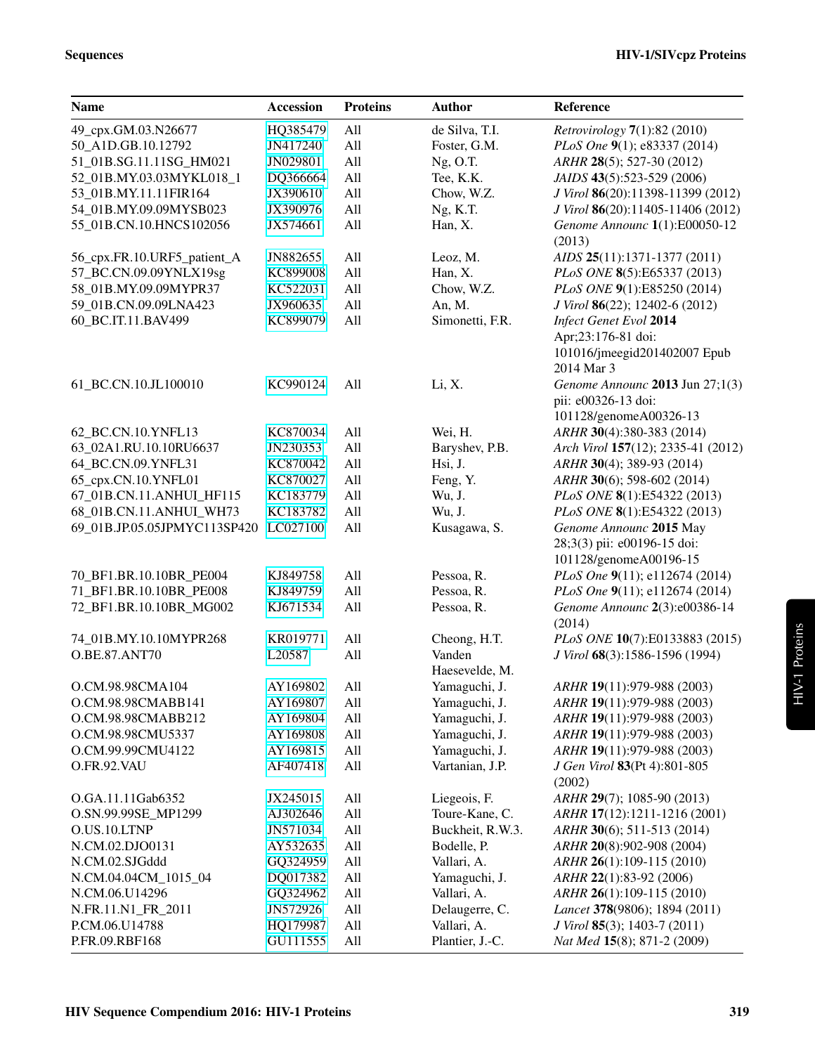| Name | Accession | Proteins | Author | Reference |
|---|---|---|---|---|
| 49_cpx.GM.03.N26677 | HQ385479 | All | de Silva, T.I. | *Retrovirology* **7**(1):82 (2010) |
| 50_A1D.GB.10.12792 | JN417240 | All | Foster, G.M. | *PLoS One* **9**(1); e83337 (2014) |
| 51_01B.SG.11.11SG_HM021 | JN029801 | All | Ng, O.T. | *ARHR* **28**(5); 527-30 (2012) |
| 52_01B.MY.03.03MYKL018_1 | DQ366664 | All | Tee, K.K. | *JAIDS* **43**(5):523-529 (2006) |
| 53_01B.MY.11.11FIR164 | JX390610 | All | Chow, W.Z. | *J Virol* **86**(20):11398-11399 (2012) |
| 54_01B.MY.09.09MYSB023 | JX390976 | All | Ng, K.T. | *J Virol* **86**(20):11405-11406 (2012) |
| 55_01B.CN.10.HNCS102056 | JX574661 | All | Han, X. | *Genome Announc* **1**(1):E00050-12 (2013) |
| 56_cpx.FR.10.URF5_patient_A | JN882655 | All | Leoz, M. | *AIDS* **25**(11):1371-1377 (2011) |
| 57_BC.CN.09.09YNLX19sg | KC899008 | All | Han, X. | *PLoS ONE* **8**(5):E65337 (2013) |
| 58_01B.MY.09.09MYPR37 | KC522031 | All | Chow, W.Z. | *PLoS ONE* **9**(1):E85250 (2014) |
| 59_01B.CN.09.09LNA423 | JX960635 | All | An, M. | *J Virol* **86**(22); 12402-6 (2012) |
| 60_BC.IT.11.BAV499 | KC899079 | All | Simonetti, F.R. | *Infect Genet Evol* **2014** Apr;23:176-81 doi: 101016/jmeegid201402007 Epub 2014 Mar 3 |
| 61_BC.CN.10.JL100010 | KC990124 | All | Li, X. | *Genome Announc* **2013** Jun 27;1(3) pii: e00326-13 doi: 101128/genomeA00326-13 |
| 62_BC.CN.10.YNFL13 | KC870034 | All | Wei, H. | *ARHR* **30**(4):380-383 (2014) |
| 63_02A1.RU.10.10RU6637 | JN230353 | All | Baryshev, P.B. | *Arch Virol* **157**(12); 2335-41 (2012) |
| 64_BC.CN.09.YNFL31 | KC870042 | All | Hsi, J. | *ARHR* **30**(4); 389-93 (2014) |
| 65_cpx.CN.10.YNFL01 | KC870027 | All | Feng, Y. | *ARHR* **30**(6); 598-602 (2014) |
| 67_01B.CN.11.ANHUI_HF115 | KC183779 | All | Wu, J. | *PLoS ONE* **8**(1):E54322 (2013) |
| 68_01B.CN.11.ANHUI_WH73 | KC183782 | All | Wu, J. | *PLoS ONE* **8**(1):E54322 (2013) |
| 69_01B.JP.05.05JPMYC113SP420 | LC027100 | All | Kusagawa, S. | *Genome Announc* **2015** May 28;3(3) pii: e00196-15 doi: 101128/genomeA00196-15 |
| 70_BF1.BR.10.10BR_PE004 | KJ849758 | All | Pessoa, R. | *PLoS One* **9**(11); e112674 (2014) |
| 71_BF1.BR.10.10BR_PE008 | KJ849759 | All | Pessoa, R. | *PLoS One* **9**(11); e112674 (2014) |
| 72_BF1.BR.10.10BR_MG002 | KJ671534 | All | Pessoa, R. | *Genome Announc* **2**(3):e00386-14 (2014) |
| 74_01B.MY.10.10MYPR268 | KR019771 | All | Cheong, H.T. | *PLoS ONE* **10**(7):E0133883 (2015) |
| O.BE.87.ANT70 | L20587 | All | Vanden Haesevelde, M. | *J Virol* **68**(3):1586-1596 (1994) |
| O.CM.98.98CMA104 | AY169802 | All | Yamaguchi, J. | *ARHR* **19**(11):979-988 (2003) |
| O.CM.98.98CMABB141 | AY169807 | All | Yamaguchi, J. | *ARHR* **19**(11):979-988 (2003) |
| O.CM.98.98CMABB212 | AY169804 | All | Yamaguchi, J. | *ARHR* **19**(11):979-988 (2003) |
| O.CM.98.98CMU5337 | AY169808 | All | Yamaguchi, J. | *ARHR* **19**(11):979-988 (2003) |
| O.CM.99.99CMU4122 | AY169815 | All | Yamaguchi, J. | *ARHR* **19**(11):979-988 (2003) |
| O.FR.92.VAU | AF407418 | All | Vartanian, J.P. | *J Gen Virol* **83**(Pt 4):801-805 (2002) |
| O.GA.11.11Gab6352 | JX245015 | All | Liegeois, F. | *ARHR* **29**(7); 1085-90 (2013) |
| O.SN.99.99SE_MP1299 | AJ302646 | All | Toure-Kane, C. | *ARHR* **17**(12):1211-1216 (2001) |
| O.US.10.LTNP | JN571034 | All | Buckheit, R.W.3. | *ARHR* **30**(6); 511-513 (2014) |
| N.CM.02.DJO0131 | AY532635 | All | Bodelle, P. | *ARHR* **20**(8):902-908 (2004) |
| N.CM.02.SJGddd | GQ324959 | All | Vallari, A. | *ARHR* **26**(1):109-115 (2010) |
| N.CM.04.04CM_1015_04 | DQ017382 | All | Yamaguchi, J. | *ARHR* **22**(1):83-92 (2006) |
| N.CM.06.U14296 | GQ324962 | All | Vallari, A. | *ARHR* **26**(1):109-115 (2010) |
| N.FR.11.N1_FR_2011 | JN572926 | All | Delaugerre, C. | *Lancet* **378**(9806); 1894 (2011) |
| P.CM.06.U14788 | HQ179987 | All | Vallari, A. | *J Virol* **85**(3); 1403-7 (2011) |
| P.FR.09.RBF168 | GU111555 | All | Plantier, J.-C. | *Nat Med* **15**(8); 871-2 (2009) |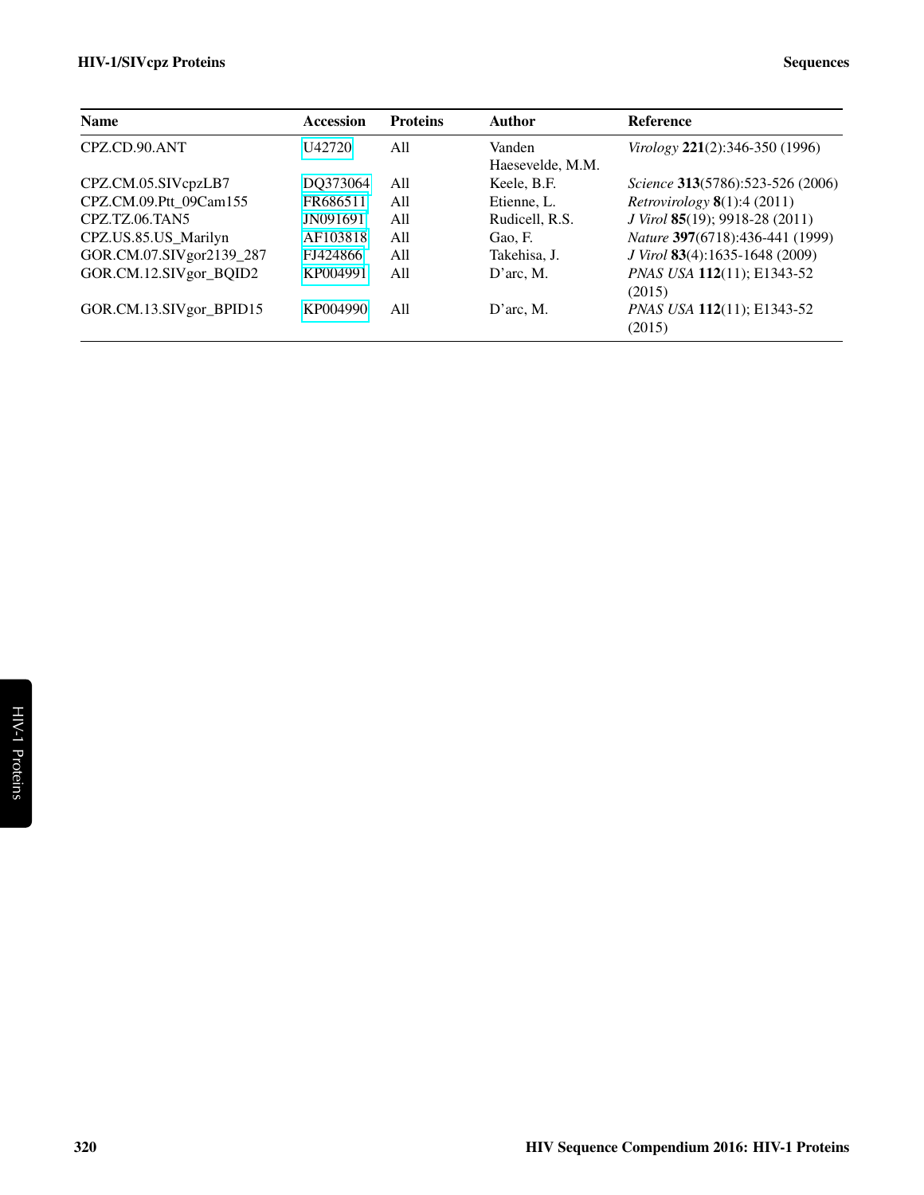| Name | Accession | Proteins | Author | Reference |
|---|---|---|---|---|
| CPZ.CD.90.ANT | U42720 | All | Vanden Haesevelde, M.M. | *Virology* **221**(2):346-350 (1996) |
| CPZ.CM.05.SIVcpzLB7 | DQ373064 | All | Keele, B.F. | *Science* **313**(5786):523-526 (2006) |
| CPZ.CM.09.Ptt_09Cam155 | FR686511 | All | Etienne, L. | *Retrovirology* **8**(1):4 (2011) |
| CPZ.TZ.06.TAN5 | JN091691 | All | Rudicell, R.S. | *J Virol* **85**(19); 9918-28 (2011) |
| CPZ.US.85.US_Marilyn | AF103818 | All | Gao, F. | *Nature* **397**(6718):436-441 (1999) |
| GOR.CM.07.SIVgor2139_287 | FJ424866 | All | Takehisa, J. | *J Virol* **83**(4):1635-1648 (2009) |
| GOR.CM.12.SIVgor_BQID2 | KP004991 | All | D'arc, M. | *PNAS USA* **112**(11); E1343-52 (2015) |
| GOR.CM.13.SIVgor_BPID15 | KP004990 | All | D'arc, M. | *PNAS USA* **112**(11); E1343-52 (2015) |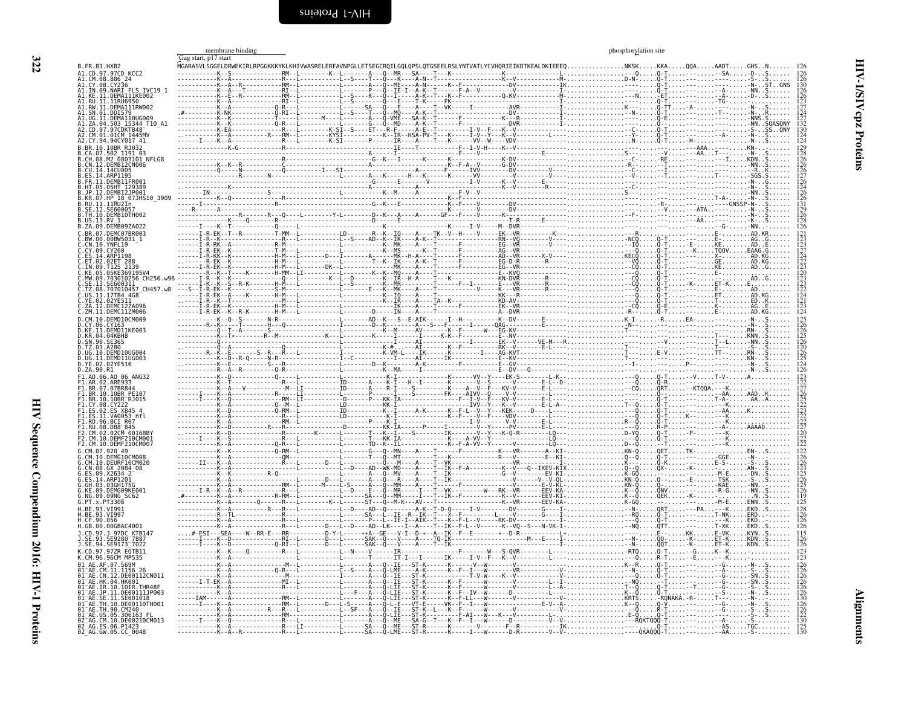membrane binding

Gag start, p17 start

phosphorylation site

```
B.FR.83.HXB2                     MGARASVLSGGELDRWEKIRLRPGGKKKYKLKHIVWASRELERFAVNPGLLETSEGCRQILGQLQPSLQTGSEELRSLYNTVATLYCVHQRIEIKDTKEALDKIEEEQ.................NKSK.....KKA.....QQA.....AADT.....GHS..N......  126
A1.CD.97.97CD_KCC2                                                                                                                                                                       126
A1.CM.08.886_24                                                                                                                                                                          126
A1.CY.08.CY236                                                                                                                                                                           130
A1.IN.09.NARI_FLS_IVC19_1                                                                                                                                                                126
A1.KE.11.DEMA111KE002                                                                                                                                                                    126
A1.RU.11.11RU6950                                                                                                                                                                        123
A1.RW.11.DEMA111RW002                                                                                                                                                                    127
A1.SN.01.DDI579                                                                                                                                                                          124
A1.UG.11.DEMA110UG009                                                                                                                                                                    127
A1.ZA.04.503_15344_T10_A1                                                                                                                                                                132
A2.CD.97.97CDKTB48                                                                                                                                                                       130
A2.CM.01.01CM_1445MV                                                                                                                                                                     124
A2.CY.94.94CY017_41                                                                                                                                                                      124
B.BR.10.10BR_RJ032                                                                                                                                                                       129
B.CA.07.502_1191_03                                                                                                                                                                      128
B.CH.08.M2_0803101_NFLG8                                                                                                                                                                 126
B.CN.12.DEMB12CN006                                                                                                                                                                      126
B.CU.14.14CU005                                                                                                                                                                          126
B.ES.14.ARP1195                                                                                                                                                                          126
B.FR.11.DEMB11FR001                                                                                                                                                                      126
B.HT.05.05HT_129389                                                                                                                                                                      124
B.JP.12.DEMB12JP001                                                                                                                                                                      126
B.KR.07.HP_18_07JHS10_3909                                                                                                                                                               126
B.RU.11.11RU21n                                                                                                                                                                          131
B.SE.12.SE600057                                                                                                                                                                         129
B.TH.10.DEMB10TH002                                                                                                                                                                      126
B.US.13.RV_1                                                                                                                                                                             128
B.ZA.09.DEMB09ZA022                                                                                                                                                                      126
C.BR.07.DEMC07BR003                                                                                                                                                                      121
C.BW.00.00BW5031_1                                                                                                                                                                       123
C.CN.10.YNFL19                                                                                                                                                                           123
C.CY.09.CY260                                                                                                                                                                            127
C.ES.14.ARP1198                                                                                                                                                                          124
C.ET.02.02ET_288                                                                                                                                                                         122
C.IN.09.T125_2139                                                                                                                                                                        123
C.KE.05.05KE369195V4                                                                                                                                                                     120
C.MW.09.703010256_CH256.w96                                                                                                                                                              123
C.SE.13.SE600311                                                                                                                                                                         123
C.TZ.08.707010457_CH457.w8                                                                                                                                                               122
C.US.11.17TB4_4G8                                                                                                                                                                        124
C.YE.02.02YE511                                                                                                                                                                          121
C.ZA.12.DEMC12ZA096                                                                                                                                                                      123
C.ZM.11.DEMC11ZM006                                                                                                                                                                      124
D.CM.10.DEMD10CM009                                                                                                                                                                      125
D.CY.06.CY163                                                                                                                                                                            126
D.KE.11.DEMD11KE003                                                                                                                                                                      126
D.KR.04.04KBH8                                                                                                                                                                           125
D.SN.90.SE365                                                                                                                                                                            126
D.TZ.01.A280                                                                                                                                                                             120
D.UG.10.DEMD10UG004                                                                                                                                                                      126
D.UG.11.DEMD11UG003                                                                                                                                                                      125
D.YE.02.02YE516                                                                                                                                                                          124
D.ZA.90.R1                                                                                                                                                                               126
F1.AO.06.AO_06_ANG32                                                                                                                                                                     123
F1.AR.02.ARE933                                                                                                                                                                          122
F1.BR.07.07BR844                                                                                                                                                                         127
F1.BR.10.10BR_PE107                                                                                                                                                                      126
F1.BR.10.10BR_RJ015                                                                                                                                                                      125
F1.CY.08.CY222                                                                                                                                                                           122
F1.ES.02.ES_X845_4                                                                                                                                                                       123
F1.ES.11.VA0053_nfl                                                                                                                                                                      122
F1.RO.96.BCI_R07                                                                                                                                                                         123
F1.RU.08.D88_845                                                                                                                                                                         127
F2.CM.02.02CM_0016BBY                                                                                                                                                                    120
F2.CM.10.DEMF210CM001                                                                                                                                                                    122
F2.CM.10.DEMF210CM007                                                                                                                                                                    122
G.CM.07.920_49                                                                                                                                                                           122
G.CM.10.DEMG10CM008                                                                                                                                                                      126
G.CM.10.DEURF10CM020                                                                                                                                                                     126
G.CN.08.GX_2084_08                                                                                                                                                                       123
G.ES.09.X2634_2                                                                                                                                                                          125
G.ES.14.ARP1201                                                                                                                                                                          126
G.GH.03.03GH175G                                                                                                                                                                         125
G.KE.09.DEMG09KE001                                                                                                                                                                      126
G.NG.09.09NG_SC62                                                                                                                                                                        119
G.PT.x.PT3306                                                                                                                                                                            125
H.BE.93.VI991                                                                                                                                                                            128
H.BE.93.VI997                                                                                                                                                                            126
H.CF.90.056                                                                                                                                                                              126
H.GB.00.00GBAC4001                                                                                                                                                                       126
J.CD.97.J_97DC_KTB147                                                                                                                                                                    115
J.SE.93.SE9280_7887                                                                                                                                                                      126
J.SE.94.SE9173_7022                                                                                                                                                                      126
K.CD.97.97ZR_EQTB11                                                                                                                                                                      123
K.CM.96.96CM_MP535                                                                                                                                                                       123
01_AE.AF.07.569M                                                                                                                                                                         126
01_AE.CM.11.1156_26                                                                                                                                                                      126
01_AE.CN.12.DE00112CN011                                                                                                                                                                 126
01_AE.HK.04.HK001                                                                                                                                                                        126
01_AE.IR.10.10IR.THR48F                                                                                                                                                                  126
01_AE.JP.11.DE00111JP003                                                                                                                                                                 126
01_AE.SE.11.SE601018                                                                                                                                                                     130
01_AE.TH.10.DE00110TH001                                                                                                                                                                 126
01_AE.TH.90.CM240                                                                                                                                                                        126
01_AE.US.05.306163_FL                                                                                                                                                                    126
02_AG.CM.10.DE00210CM013                                                                                                                                                                 130
02_AG.ES.06.P1423                                                                                                                                                                        125
02_AG.GW.05.CC_0048                                                                                                                                                                      130
```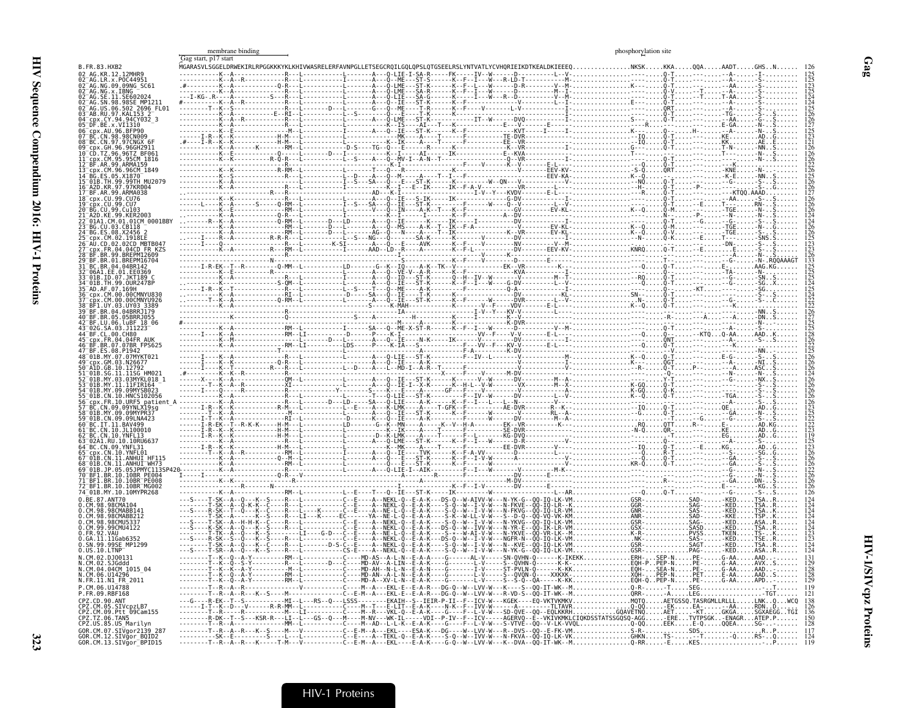```
                     membrane binding                                                                                          phosphorylation site
                     Gag start, p17 start
B.FR.83.HXB2         MGARASVLSGGELDRWEKIRLRPGGKKKYKLKHIVWASRELERFAVNPGLLETSEGCRQILGQLQPSLQTGSEELRSLYNTVATLYCVHQRIEIKDTKEALDKIEEEQ................NKSK......KKA......QQA......AADT......GHS..N.......  126
02_AG.KR.12.12MHR9   -----------K--A---------------R---L-----------L--------A---Q-LIE-I-SA-R-----FK-----IV--W-----D-----------L--V-...................--..Q-T.......-A......-I.........  125
02_AG.LR.x.POC44951  -----------K--A--R------------R---L-----------I--------A---Q--ME---ST-S------K--F--I---W---R-LD-T-----------M-...................--..Q-T.......-A......-S.........  125
02_AG.NG.09.09NG_SC61 .#---------K--A-----------Q-R---L-----------L--------A---Q-LME---SA-R------K--F--L---W--------D-R--------V--M-...................K--..Q-T.......-AA.....-S.........  123
02_AG.NG.x.IBNG      -----------K--A---------------R---L-----------L--------A---Q-LME---SA-R------K--F--I---W-----D-----------M--I-...................--..Q-V.......T-....-A......-S.........  125
02_AG.SE.11.SE602024 ---I-KG-.R---A-----------S----R---L-----------L--------A---Q-LIE---SA-G------K-----I---W--R--D-----------V--M-...................--..Q-T.......T..T-AA.....-S.........  124
02_AG.SN.98.98SE_MP1211 #----------K--A-R-----------------L-----------L--------A---Q--IE---ST-K------K--F--------V-----------------L--I-...................E--..Q-T.......-A......-S.........  124
02_AG.US.06.502_2696_FL01 ------T--K--S----------------R---L------D----L--------G---Q--ME---T-R------K--F-----V------L-V-----------------...................ORT.......-A......-S.........  125
03_AB.RU.97.KAL153_2 -----------K--A----------E--RI---L-----------L--S-------Q---E----T-K------K---------------------------I-...................--..Q-T.......-TG.....-S...S.....  126
04_cpx.CY.94.94CY032_3 -----------K--A-R-------------R---L-----------L--------A---Q-LME---ST-K------K----------IT--W------DVQ------I-...................S--..Q-T.......-AA.....-N...S.....  126
05_DF.BE.x.VI1310    -----------K--E---------------R---L-----------L--------K--IS----AI--T---K-------------V-----E-----------------...................-R.......E-GA......-N...S.....  127
06_cpx.AU.96.BFP90   -----------K--E--------------M----L-----------I--------A---Q--IE---ST-K------K--F-----------KVT-----I-----I-...................K---..Q-T......H.......-A......-N...S.....  125
07_BC.CN.98.98CN009  -------I-R--K--K--------H-M---L-----------L--------K---IK-----A-----T------F-------------IE-DVR-----------------...................-IQ..Q-T.......KE......AD..G.....  123
08_BC.CN.97.97CNGX_6F .#----I-R--K--K--------H-M---L-----------L--------K---IK-----A-----T------F----------EE-VR-----------------...................-IQ..Q-T.......KK......AE..E.....  121
09_cpx.GH.96.96GH2911 -----------K--A-------K-------RM--L-----------D-S----TG--Q---E------R------K-----------K--VR-------------I-...................G---..Q-T.......T-N......-NN..S.....  126
10_CD.TZ.96.96TZ_BF061 ----------K--E---------------------D---I--------A---AI----AI-----IK--------------E--KVA--------------------...................T---.............--N......-N...S.....  126
11_cpx.CM.95.95CM_1816 -----------K--A-----------R-Q-R---L-----------L--S-----A---Q-MV-I--A-N--T-------------Q--VR-----------------...................--..Q-T.......-N......-S.........  126
12_BF.AR.99.ARMA159  -----------K--A-----------------L---------------------K-I--------------F-----V-----K--V-----E-L----------...................--..Q-T.......K.........  122
13_cpx.CM.96.96CM_1849 -----------K--K---------------R-RM--L-----------T---Q---I---K-----------------V--------EEV-KV-...................-S-Q..ORT.......-KNE.....-N.........  126
14_BG.ES.05.X1870    -----------K--S---------------R---L-----------L--D----A---Q--M-----A---T--I---F------------EEV-KA-...................K--Q..........-K-E.....-NN..S.....  125
15_01B.TH.99.99TH_MU2079 ----------K--A-----------------L-----------I--S---SA---Q---E---ST-K------K---W--QN---V-----------V-...................-NQ..Q-T.......-G......-S...S.....  126
16_A2D.KR.97.97KR004 -----------K--A-----------------L-----------I------K--I-E---IK--IK-F-A-V---------VR--------L-...................-H..Q-T.......-P......-S..G.....  126
17_BF.AR.99.ARMA038  ----------------------R--R----------------------AD--K-I--------------------I-V--Y--KVDV------E-L-...................-R..Q-T.......-KTQQ.AAAD.........  127
18_cpx.CU.99.CU76    -----------K--K---------------R---L-----------L--------A---Q--IE---S-IK-----IK-----------G-DV--------I-...................--..Q-T.......-AA.....-S...S.....  126
19_cpx.CU.99.CU7     -----L-----K--A-------S-----Q-RM--L-----------I--S----SA---Q--IE---ST-K------K---W---Q--V----L--V-...................-N..Q-T.......E......T-RN.....-S.........  126
20_BG.CU.99.Cu103    -----------K--E---------------RM--L-----------L--------V---Q--IN----A-K--T---K--F-------GV-------EV-KL-...................K--Q..Q-M.......-TGE.....-N...S.....  126
21_A2D.KE.99.KER2003 -----------K--A-----------Q-R---L-----------I--------K--I-----------------------A-DV-------------------...................N.......P......-N......-N...S.....  124
22_01A1.CM.01.01CM_0001BBY -----R--K--A-----------Q-RM--L------D----LD-------A---Q--IE--------K---IK---I-------DV--------I-...................--..Q-T.......-G......-S...S.....  126
23_BG.CU.03.CB118    -----------K--A---------------RM--L------D----L--------A---Q--MS-----A-K--T--IK--F-A-----------V------EV-KL-...................K--Q..Q-M.......-TGE.....-N..G.....  126
24_BG.ES.08.X2456_2  -----------K--A---------------RM--L------D----L--------AG--Q---N----A-K--T--IK-----------K--VR------EV-KL-...................K--Q..Q-V.......-TGE.....-S...S.....  126
25_cpx.CM.02.1918EE  -------I---K--A-----------R-R-R---L-----------L--S----NG---Q---E------SA-K------K--------V---------------I-...................-N-..Q-K.........E....T......SNS.........  125
26_AU.CD.02.02CD_MBTB047 ----I---Q----------------R---L--------K-SI--------A---Q----E-----AVK------K--F--V-------NV--------V--M-...................--..Q-T.......-DN......-S...S.....  123
27_cpx.FR.04.04CD_FR_KZS -----------K--A-----------R---RM--L-----------I-------AAD--LD--R----A-------K--F-L----------DV------EEV-KV-...................KNRQ..Q-T.......-E.......E......-S...S.....  123
28_BF.BR.99.BREPM12609 ---------------------------R------------------------------------------------------------------------------...................--..........-A......-N...S.....  126
29_BF.BR.01.BREPM16704 ----------------------------------------------------------------------------------D-----E--------------...................T-.......-G......-N-.RQQAAAGT  133
31_BC.BR.04.04BR142  ------I-R-EK--T--R--------Q-MM--L-----------LD-------G--K--IQ----A-K--TK--V--------EK--VR-----------------...................Q..Q-T.......E........AAG.KG.....  125
32_06A1.EE.01.EE0369 -----------K--A-------R-------R---L-----------I--------A---Q--VE-V--R------K--F---------------------------...................--..Q-T.......-TA......-N...S.....  125
33_01B.ID.07.JKT189_C -----------K--A-----------------L-----------I--------A---Q--ID---ST-K------Q--H--IV--W--------V--------M-T-...................-RQ..Q-T.......-G......-SN..S.....  125
34_01B.TH.99.OUR2478P -----------K--A-----------S-QM--L-----------I--------A---Q--IE---ST-K------K--F--I---W-----G-DV-----------L--V-...................--..Q-T.......-G......-SG..X.....  124
35_AD.AF.07.169H     -------I-R--K--T----------R-------------------L--S-----T---Q--ME-----A---K-----------Q-A-------------I-...................--..Q-T.......KT........-S.........  125
36_cpx.CM.00.00CMNYU830 ----------K--A-----------RI---L------D-----SA---Q--IE---T-K------K------------------DV----------------KL-...................SN-..Q-T.......-S......-S...S.....  124
37_cpx.CM.00.00CMNYU926 -------T--K--A-----------Q-RM--L-----------L--------A---Q--IE---ST-K------K--F--------W------DVR--------I--L-...................-N..Q-T.......-G......-S...C.....  122
38_BF1.UY.03.UY03_3389 -----------K--A-----------------L-----------S------K-MAH-------------------V--F-----DV-----E-L---------...................K--Q..Q-T.......-K.........  122
39_BF.BR.04.04BRRJ179 -----------K--A---------------------------------------------------------------I-V-Y--KV-V-------L-----------...................--..........-NN..S.....  126
40_BF.BR.05.05BRRJ055 --------------K---------------------------------S-------------H---------K-----I-----K--V-----------------...................-R.......A.....-A......-DN..S.....  127
42_BF.LU.06.luBF_18_06 #--------------------------------------------------------M----A---------------K--DVR-----------------...................--..........-N.........  125
43_02G.SA.03.J11223  -----------K--A-----------RM--L-----------I------SA---Q--ME-X-ST-R------K--F--I---W-----D-----------V--M-...................--..Q-T.......-A......-S.........  125
44_BF.CL.00.CH80     ---------I---K--M-----------RM--LI----------D-------P--K-I-----------------VV--F-----V-----E-L-----------...................Q..Q-T.......-KTQ...Q-AA.....AAD..K.....  128
45_cpx.FR.04.04FR_AUK -----------K--A-----------------L------D--------A---Q--IE-----N-K-----IK-----V------DV-----------------...................--..QNT.......-A......-S.........  126
46_BF.BR.07.07BR_FPS625 -----------K--A-----------RM--LI----------LDS-------P---K-IA--S------------V--F----KV-V-----E-L-----------...................--..Q-T.......-K.........  122
47_BF.ES.08.P1942    ----------------T--------------------------------------------A---------F-A-------K-DV-----------------...................--..V.......-NN.........  125
48_01B.MY.07.07MYKT021 ------I---K--A-----------------L-----------I--------A---Q--IE---ST-K------F--IV--L---------V-----------M-...................K--Q..Q-T.......E-G......-S...S.....  126
49_cpx.GM.03.N26677  ------I---K--K-----------Q-R---L-----------L--------A---Q--IE----A-K------K-----------------V----------I-...................K--..QGT.......-A......-NI..S.....  126
50_A1D.GB.10.12792   ------I---K--A-----------R---R---L-----------L--D----A---L--MD-I--A-R--T------F----------V-----------V-...................-R-..Q-T......P-.......-A......ASC..S.....  126
51_01B.SG.11.11SG_HM021 .#---------K--K-R-----------------L-----------I-----------------------X------F--------M-DV----------------...................--..........-N......-N...S.....  126
52_01B.MY.03.03MYKL018_1 -----X----K--A-----------QM--L-----------I--------A---Q--IE---ST-K------K-----V--W-----DV---------M--A-...................--..Y-T.......-G......-NX..S.....  126
53_01B.MY.11.11FIR164 -------T--K--A--R-----------XI-------------L--------A---Q--IE-I--T-K------K--H-L--V-W-------VX---------M--X-...................K-GQ..Q-T.......-S...S.....  126
54_01B.MY.09.09MYSB023 ------I--Q----R-----------------L------------Y------S----K---E-----A-----GF--F-----V-----------------M-...................K-GQ..Q-K.......-S...S.....  126
55_01B.CN.10.HNCS102056 -----------K--A-----------R---L-----------L--------T---Q--LIE---ST-K------K--F--V--W------DV-----------L--V-...................K--Q..Q-T.......-TGA.....-S...S.....  126
56_cpx.FR.10.URF5_patient_A ----------K--A-----------R---L------D----LD-------SA---Q--LIE-----A-K------K--F--I---L--N--V-----------------...................--..........-A......-S...S.....  126
57_BC.CN.09.09YNLX19sg ------I-R--K--K--------R-M---L-----------L--E-----A---AK-K------T-GFK--F----------AE-DVR--------R--K-...................-IQ..Q-T.......QE......AD..G.....  123
58_01B.MY.09.09MYPR37 ------------A-----------M----------------L---------A---Q---IE---ST-K------F---------W-------V--------RL--A-...................-G..Q-T.......-GA.....-N...S.....  125
59_01B.CN.09.09LNA423 ------I-T--K--------------RI--L------D-----K-----Q--IE---A-K-----------------------DV---------M--A-...................--..Q-T........G.......-G......-S...S.....  122
60_BC.IT.11.BAV499   ------I-R-EK--T--R-K-K------H-M---L-----------LD-------G--K--MN-----A-----K--V--H-A--------EK--VR--------K-...................RQ..QTT.....R-........E.......AD.KG.....  122
61_BC.CN.10.JL100010 ------I-R--K--K--------H-M---L-----------L--------K---IK-----A-----T------F------------SE-DVR-----------------...................-N-Q..QR.......KE......AD..G.....  123
62_BC.CN.10.YNFL13   ------I-R--K--K--------H-M---L-----------L-----D--K-LMK-----A-----T------F--L----------SE-DVR-----------------...................T.......EG......AD..G.....  119
63_02A1.RU.10.10RU6637 -----------K--A-----------R---L-----------L--------A---Q--LME---ST-K------K--F--I---W-----D-R-----------V-...................--..........-A......-S.........  125
64_BC.CN.09.YNFL31   ------I-R--K--K--------H-M---L-----------L--------K---MK-----A-----T------F-------------EE-DVR-----------------...................-IQ..Q-T.......E......KG.......AD..G.....  123
65_cpx.CN.10.YNFL01  -------T--K--A--R-----------RM--L-----------I--------A---Q--IE---TVK------K--F--A-VV--------------V-...................-Q..Q-T.......-S......SG..G.....  126
67_01B.CN.11.ANHUI_HF115 -----------K--A-----------Q--M--L-----------I--------A---Q---E---ST-K------K--F--I-V-W-----A------------V-...................-Q..Q-T.......-GA.....-S...S.....  126
68_01B.CN.11.ANHUI_WH73 -----------K--A-----------RM--L-----------I--------A---Q---E---ST-K------K--F----W-----------------V-...................KR-Q..Q-T.......-GA.....-S...S.....  126
69_01B.JP.05.05JPMYC113SP420 -------K--A-----------------L-----------L--------A---Q-LIE-I--AIK-------K--F--I---W-----V-----------M-K-...................--..........-N......-S.........  122
70_BF1.BR.10.10BR_PE004 I-----I---------------Q-R---V-----------------------------------------R---------DV-----E-----------...................--..........-G......-N...S.....  126
71_BF1.BR.10.10BR_PE008 ----------K--K-----------R-------------------------------A-------------------M-DV-----------------...................R-.......-GA......DN..S.....  126
72_BF1.BR.10.10BR_MG002 ----------------------N-----------------------------------I--------K--F--I-V--------DV-----E-----------...................--..........-G......-KG..S.....  126
74_01B.MY.10.10MYPR268 -----------K--A-----------RM--L-----------L--E----T---Q--IE---ST-K------IK----------------------------L--AR.................Q..Q-T.......-G......-S...S.....  126

O.BE.87.ANT70        ---S----T-SK--A--Q---K--S----R---L-----------C--E----A--NEKL-Q--E-A-K---DS-Q--W-AIVV-W---N-YK-G--QQ-IQ-LK-VM.................GSR-.............SAD-.......-KED......TSA..R.......  124
O.CM.98.98CMA104     ---------T-SK--A--Q-K-K--C----R---L-----------C--E----A--NEKL-Q--E-A-K----S-Q--W--I-V-W---N-FKVE--QQ-IQ-LR--K.................GGR-.............SAG-.......-KED......TSA..R.......  124
O.CM.98.98CMABB141   ---S----T-SK--T--Q-----K-C----R---L------K------C--E----A--NEKL-Q--E-A-K----S-Q--W--I-V-W---N-FKVG--QQ-IQ-LK-VM.................ANR-.............SAS-.......-KED......TSA..K.......  124
O.CM.98.98CMABB212   ---------T-SK--A--------K-S----R---LI---K-----EC-------YA--NE-L-Q--E-A-K----S-X-W-LL-V-W---S--D-Q--QQ-VQ-VK-KM.................ANR-.............SAD-.......-KKE......TSP..K.......  124
O.CM.98.98CMU5337    ---S----T-SK--A--H-H-K--C----R---L-----------C--E----A--NEKL-Q--E-A-K----S-Q--W--I-V-W---N-YKVG--QQ-IQ-LK-VM.................GSR-.............SAG-.......-KED......ASA..R.......  124
O.CM.99.99CMU4122    ---S----K-SK--A--Q-----K-C----R---L-----------C--E----A--NEKL-Q--E-A-K---DS-Q--W--IVV-W---N-YR-E--QQ-IK-LK-VM.................GSR-.............SASD-......-KED......TSA..R.......  124
O.FR.92.VAU          ---------T-TK--A--Q-----K-S----------LI----G-D-----C--E----A--NE-L-Q--E-A-K----S-+--W-AI-V-W---N-YKVE--QQ-VR-LK--M.................K-R-.............PVSS.......TKEN......TS-..K.......  123
O.GA.11.11Gab6352    ---S----R-SK--S--Q---K--C----R---L-----------C--E----A--NEKL-Q--E-A-K---DS-Q--W--I-V-W---NGFR-N--QQ-IQ-LK-VM.................NK-.............SAS-.......-KED......TSE..R.......  123
O.SN.99.99SE_MP1299  ---------T-SK--A--Q-----K-C----R---L-----------D-S-C--E----A--NEKL-Q--E-A-K----S-Q--W--I-V-W---N--KVE--QQ-IQ-LK-VM.................GSR-.............SAGT-......-KED......TSA..R.......  124
O.US.10.LTNP         ---S----T-SK--A--Q-----K-S----R---L-----------CS-E----A--NEKL-Q--E-A-K----S-Q--W--I-V-W---N-YK-G--QQ-IQ-LK-VM.................GSR-.............PAG-.......-KED......ASA..R.......  124

N.CM.02.DJO0131      ---------T--K--Q--A-Y-----------RM--L-----------C----MD-AS--A-L-N--E-A-A----G------AL-V-----SN-QVHN-Q-------K-IKEKK.............ERH-....SEP-N......PE-......G-AA......AAD..........  131
N.CM.02.SJGddd       ---------T--K--Q--S-Y-----------RM--L------D----C----MD-AV--A-LIN--E-A-K----G-------L-V----S--QVHN-Q-------K-K-.............EQH-P..PEP-N......PE-......G-AA......AVX..S.......  129
N.CM.04.04CM_1015_04 ---------T--K--K--A-Y-----------M---L-----------C----MD-AH--N-L-N--E-A-N----G-------I-V-----ST-PVLN-Q-------K-KK.............EQH-....SEA-N......PE-......G-AA......AAD..G.......  128
N.CM.06.U14296       ---------T--K--Q--A-Y-----------RM--L-----------C----MD-AN--A-L-N--E-A-K----G-------L-V-----S--QVQN-Q-----XXXXK-.............XQH-....PEP-N......PET......E-AA......AAD..S.......  128
N.FR.11.N1_FR_2011   ---------T--K--Q--A-Y-----------RM--L-----------C----MD-XV--L-N--E-A-K----G-------L-V-----S--S-Q--QA-----K-KK.............EQH-Q..PEP-N......PE-......G-AA......APD..-.......  129

P.CM.06.U14788       ---------T--R--A--R-------------V-----------C----M--A--EKL-E--E-A-R---DG-Q--W--LVV-W---K----S--QQ-IT-WK--M.................Q-R-.............-T......SEG.............T.......  119
P.FR.09.RBF168       ---------T--R--A--R---K--S-----M-----------C--E-M--A--EKL-E--E-A-K---DG-Q--W--LVV-W---R-VD-S--QQ-IT-WK--M.................QRR-.......-A......LEG..................-TGT......  121

CPZ.CD.90.ANT        ---G----R-EK--T--S-----------MI--L---RS--Q---LSSS--------EKAIH--S--IEIR-P-II--F--ICV-W---KGEK----EQ-VKTVKMKV.................MQTQ.......AETGSSQ.TASRGMLLRLLL......LNK..Q...WCQ  138
CPZ.CM.05.SIVcpzLB7  ------I-T--K--D---V-------R-R-MM--L-----------C----M--T---E-LIT--E-A-K---N-K--F--IVV-W----------------TLTAVR.................-Q-QQ.......EK.......EA.......-AA......RDN..D.......  126
CPZ.CM.09.Ptt_09Cam155 ----T--R-------R-----------M--LI----------C----M--R---VKL-Q--E-A-K-----G----F--L-V-W---SD-QVE--QQ-EQLKKRH.............GQAVETNQ.......AET.......-KT.......GKGA.....SGXAEGG..TGI  136
CPZ.TZ.06.TAN5       ---------R-DK--T--S---KSR-R---LI--L---GS--Q---M--M-NV---WK-IL-----VDI--P-IV--F--ICV-----AGERVQ--E--VKIVKMKLCIQKDSSTATSSGQSQ-AGG.....-ERE...TVTPSGK..-ENAGR.....ATEP.P.......  150
CPZ.US.85.US_Marilyn ---------T--R--A--------------I--L-------------C----M--AD--L-K-E-A-K----Q----F--L-V-W---S-VTVE--QQ--V-LK-VVQL.................Q-QQ.......EEK.......E-Q.......QQEA.....SG-.........  128

GOR.CM.07.SIVgor2139_287 ---------T--R--A--R---K--S----M--V-----------C--E-M--A--EKL-ESA-K---DG-----W--LVV-W---R-DVS--QQ-E-FK-VM.................S-R-.............SDS..................R..P.......  117
GOR.CM.12.SIVgor_BQID2 ---------SK--E---------S----L---L-----------C--E----A--TEKL-Q--E-A-K----S-Q--W--IVV-W---N-FKVA--QQ-IQ-LK-VK.................GHKN.......TS-.......-T.........Q......RS-..Q.......  124
GOR.CM.13.SIVgor_BPID15 ---------T--R--A--R---K--S----T-M---V-----------C--E-M--A--EKL----E-A-K----G-Q--W--LVV-W---K--DVA--QQ-IT-WK--M.................Q-RR.......-E......KES..................-.P.......  119
```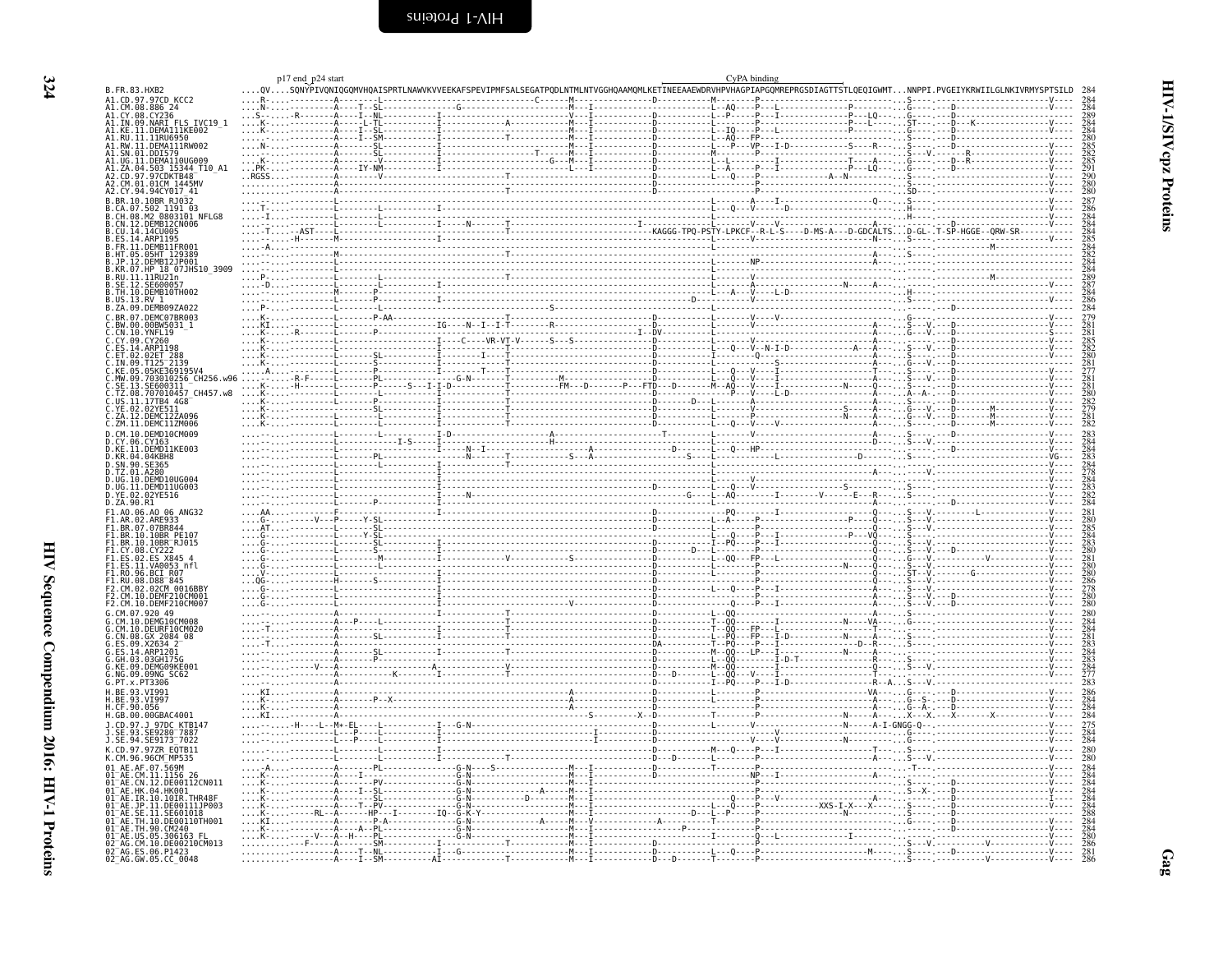# HIV-1/SIVcpz Proteins

## Gag

```
                             p17 end_p24 start                                                    CyPA binding
B.FR.83.HXB2                 ....QV....SQNYPIVQNIQGQMVHQAISPRTLNAWVKVVEEKAFSPEVIPMFSALSEGATPQDLNTMLNTVGGHQAAMQMLKETINEEAAEWDRVHPVHAGPIAPGQMREPRGSDIAGTTSTLQEQIGWMT...NNPPI.PVGEIYKRWIILGLNKIVRMYSPTSILD  284
A1.CD.97.97CD_KCC2           284
A1.CM.08.886_24              284
A1.CY.08.CY236               289
A1.IN.09.NARI_FLS_IVC19_1    284
A1.KE.11.DEMA111KE002        284
A1.RU.11.11RU6950            280
A1.RW.11.DEMA111RW002        285
A1.SN.01.DDI579              282
A1.UG.11.DEMA110UG009        285
A1.ZA.04.503_15344_T10_A1    291
A2.CD.97.97CDKTB48           290
A2.CM.01.01CM_1445MV         280
A2.CY.94.94CY017_41          280
B.BR.10.10BR_RJ032           287
B.CA.07.502_1191_03          286
B.CH.08.M2_0803101_NFLG8     284
B.CN.12.DEMB12CN006          284
B.CU.14.14CU005              284
B.ES.14.ARP1195              285
B.FR.11.DEMB11FR001          284
B.HT.05.05HT_129389          282
B.JP.12.DEMB12JP001          284
B.KR.07.HP_18_07JHS10_3909   284
B.RU.11.11RU21n              289
B.SE.12.SE600057             287
B.TH.10.DEMB10TH002          284
B.US.13.RV_1                 286
B.ZA.09.DEMB09ZA022          284
C.BR.07.DEMC07BR003          279
C.BW.00.00BW5031_1           281
C.CN.10.YNFL19               281
C.CY.09.CY260                285
C.ES.14.ARP1198              282
C.ET.02.02ET_288             280
C.IN.09.T125_2139            281
C.KE.05.05KE369195V4         277
C.MW.09.703010256_CH256.w96  281
C.SE.13.SE600311             281
C.TZ.08.707010457_CH457.w8   280
C.US.11.17TB4_4G8            282
C.YE.02.02YE511              279
C.ZA.12.DEMC12ZA096          281
C.ZM.11.DEMC11ZM006          282
D.CM.10.DEMD10CM009          283
D.CY.06.CY163                284
D.KE.11.DEMD11KE003          284
D.KR.04.04KBH8               283
D.SN.90.SE365                284
D.TZ.01.A280                 278
D.UG.10.DEMD10UG004          284
D.UG.11.DEMD11UG003          283
D.YE.02.02YE516              282
D.ZA.90.R1                   284
F1.AO.06.AO_06_ANG32         281
F1.AR.02.ARE933              280
F1.BR.07.07BR844             285
F1.BR.10.10BR_PE107          284
F1.BR.10.10BR_RJ015          283
F1.CY.08.CY222               280
F1.ES.02.ES_X845_4           281
F1.ES.11.VA0053_nfl          280
F1.RO.96.BCI_R07             280
F1.RU.08.D88_845             286
F2.CM.02.02CM_0016BBY        278
F2.CM.10.DEMF210CM001        280
F2.CM.10.DEMF210CM007        280
G.CM.07.920_49               280
G.CM.10.DEMG10CM008          284
G.CM.10.DEURF10CM020         284
G.CN.08.GX_2084_08           281
G.ES.09.X2634_2              283
G.ES.14.ARP1201              284
G.GH.03.03GH175G             283
G.KE.09.DEMG09KE001          284
G.NG.09.09NG_SC62            277
G.PT.x.PT3306                283
H.BE.93.VI991                286
H.BE.93.VI997                284
H.CF.90.056                  284
H.GB.00.00GBAC4001           284
J.CD.97.J_97DC_KTB147        275
J.SE.93.SE9280_7887          284
J.SE.94.SE9173_7022          284
K.CD.97.97ZR_EQTB11          280
K.CM.96.96CM_MP535           280
01_AE.AF.07.569M             284
01_AE.CM.11.1156_26          284
01_AE.CN.12.DE00112CN011     284
01_AE.HK.04.HK001            284
01_AE.IR.10.10IR.THR48F      284
01_AE.JP.11.DE00111JP003     284
01_AE.SE.11.SE601018         288
01_AE.TH.10.DE00110TH001     284
01_AE.TH.90.CM240            284
01_AE.US.05.306163_FL        280
02_AG.CM.10.DE00210CM013     286
02_AG.ES.06.P1423            281
02_AG.GW.05.CC_0048          286
```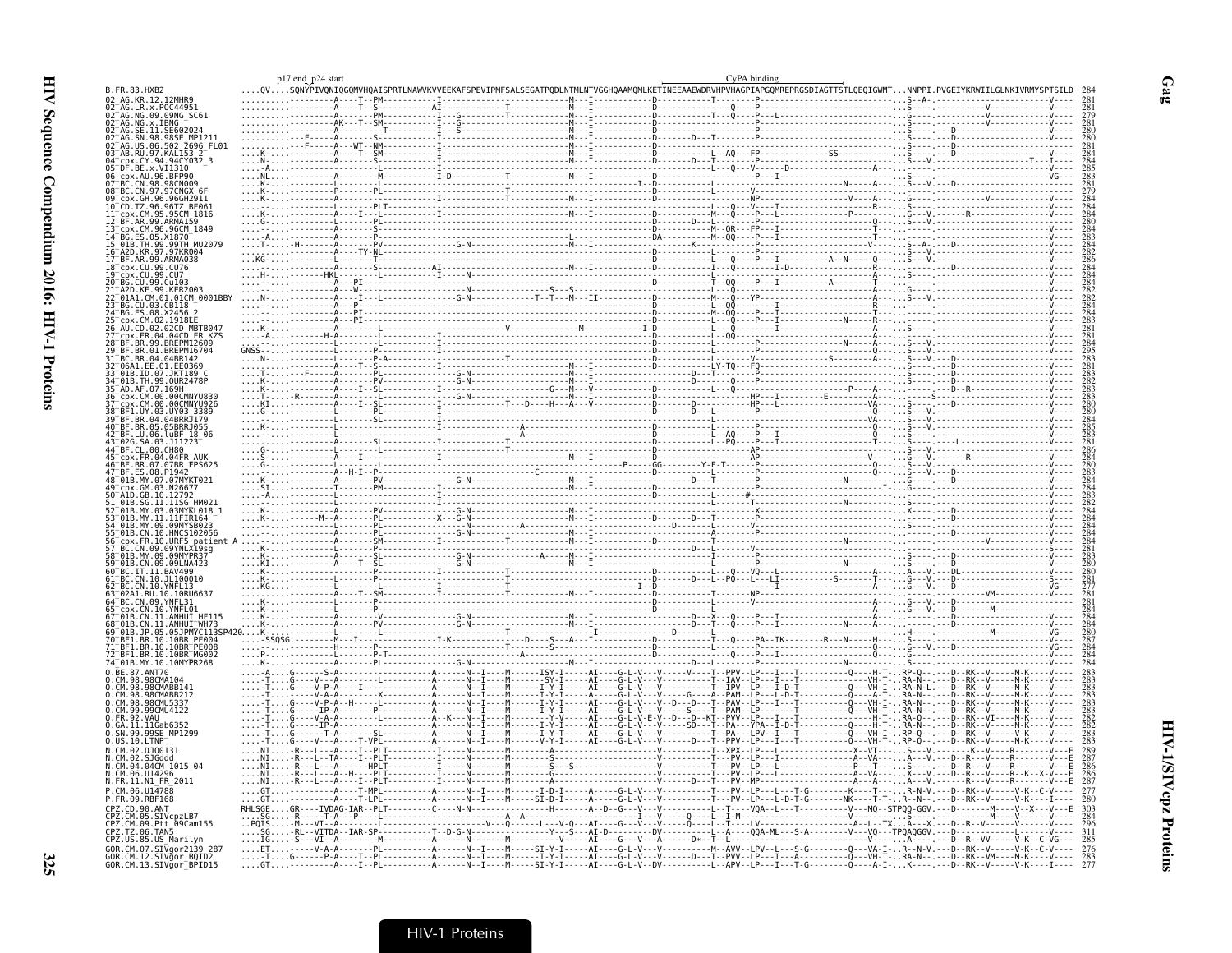```
                   p17 end  p24 start                                                                            CyPA binding
B.FR.83.HXB2                 ....QV....SQNYPIVQNIQGQMVHQAISPRTLNAWVKVVEEKAFSPEVIPMFSALSEGATPQDLNTMLNTVGGHQAAMQMLKETINEEAAEWDRVHPVHAGPIAPGQMREPRGSDIAGTTSTLQEQIGWMT...NNPPI.PVGEIYKRWIILGLNKIVRMYSPTSILD  284
02_AG.KR.12.12MHR9                                                                                                                                                                          281
02_AG.LR.x.POC44951                                                                                                                                                                         281
02_AG.NG.09.09NG_SC61                                                                                                                                                                       279
02_AG.NG.x.IBNG                                                                                                                                                                             281
02_AG.SE.11.SE602024                                                                                                                                                                        280
02_AG.SN.98.98SE_MP1211                                                                                                                                                                     280
02_AG.US.06.502_2696_FL01                                                                                                                                                                   281
03_AB.RU.97.KAL153_2                                                                                                                                                                        284
04_cpx.CY.94.94CY032_3                                                                                                                                                                      284
05_DF.BE.x.VI1310                                                                                                                                                                           285
06_cpx.AU.96.BFP90                                                                                                                                                                          283
07_BC.CN.98.98CN009                                                                                                                                                                         281
08_BC.CN.97.97CNGX_6F                                                                                                                                                                       279
09_cpx.GH.96.96GH2911                                                                                                                                                                       284
10_CD.TZ.96.96TZ_BF061                                                                                                                                                                      284
11_cpx.CM.95.95CM_1816                                                                                                                                                                      284
12_BF.AR.99.ARMA159                                                                                                                                                                         280
13_cpx.CM.96.96CM_1849                                                                                                                                                                      284
14_BG.ES.05.X1870                                                                                                                                                                           283
15_01B.TH.99.99TH_MU2079                                                                                                                                                                    284
16_A2D.KR.97.97KR004                                                                                                                                                                        282
17_BF.AR.99.ARMA038                                                                                                                                                                         286
18_cpx.CU.99.CU76                                                                                                                                                                           284
19_cpx.CU.99.CU7                                                                                                                                                                            284
20_BG.CU.99.Cu103                                                                                                                                                                           284
21_A2D.KE.99.KER2003                                                                                                                                                                        282
22_01A1.CM.01.01CM_0001BBY                                                                                                                                                                  284
23_BG.CU.03.CB118                                                                                                                                                                           284
24_BG.ES.08.X2456_2                                                                                                                                                                         284
25_cpx.CM.02.1918EE                                                                                                                                                                         283
26_AU.CD.02.02CD_MBTB047                                                                                                                                                                    281
27_cpx.FR.04.04CD_FR_KZS                                                                                                                                                                    281
28_BF.BR.99.BREPM12609                                                                                                                                                                      284
29_BF.BR.01.BREPM16704                                                                                                                                                                      295
31_BC.BR.04.04BR142                                                                                                                                                                         283
32_06A1.EE.01.EE0369                                                                                                                                                                        281
33_01B.ID.07.JKT189_C                                                                                                                                                                       283
34_01B.TH.99.OUR2478P                                                                                                                                                                       282
35_AD.AF.07.169H                                                                                                                                                                            284
36_cpx.CM.00.00CMNYU830                                                                                                                                                                     283
37_cpx.CM.00.00CMNYU926                                                                                                                                                                     280
38_BF1.UY.03.UY03_3389                                                                                                                                                                      280
39_BF.BR.04.04BRRJ179                                                                                                                                                                       284
40_BF.BR.05.05BRRJ055                                                                                                                                                                       285
42_BF.LU.06.luBF_18_06                                                                                                                                                                      283
43_02G.SA.03.J11223                                                                                                                                                                         281
44_BF.CL.00.CH80                                                                                                                                                                            286
45_cpx.FR.04.04FR_AUK                                                                                                                                                                       284
46_BF.BR.07.07BR_FPS625                                                                                                                                                                     280
47_BF.ES.08.P1942                                                                                                                                                                           283
48_01B.MY.07.07MYKT021                                                                                                                                                                      284
49_cpx.GM.03.N26677                                                                                                                                                                         284
50_A1D.GB.10.12792                                                                                                                                                                          283
51_01B.SG.11.11SG_HM021                                                                                                                                                                     282
52_01B.MY.03.03MYKL018_1                                                                                                                                                                    284
53_01B.MY.11.11FIR164                                                                                                                                                                       284
54_01B.MY.09.09MYSB023                                                                                                                                                                      284
55_01B.CN.10.HNCS102056                                                                                                                                                                     284
56_cpx.FR.10.URF5_patient_A                                                                                                                                                                 284
57_BC.CN.09.09YNLX19sg                                                                                                                                                                      281
58_01B.MY.09.09MYPR37                                                                                                                                                                       283
59_01B.CN.09.09LNA423                                                                                                                                                                       280
60_BC.IT.11.BAV499                                                                                                                                                                          280
61_BC.CN.10.JL100010                                                                                                                                                                        281
62_BC.CN.10.YNFL13                                                                                                                                                                          277
63_02A1.RU.10.10RU6637                                                                                                                                                                      281
64_BC.CN.09.YNFL31                                                                                                                                                                          281
65_cpx.CN.10.YNFL01                                                                                                                                                                         284
67_01B.CN.11.ANHUI_HF115                                                                                                                                                                    284
68_01B.CN.11.ANHUI_WH73                                                                                                                                                                     284
69_01B.JP.05.05JPMYC113SP420                                                                                                                                                                280
70_BF1.BR.10.10BR_PE004                                                                                                                                                                     287
71_BF1.BR.10.10BR_PE008                                                                                                                                                                     284
72_BF1.BR.10.10BR_MG002                                                                                                                                                                     284
74_01B.MY.10.10MYPR268                                                                                                                                                                      284
O.BE.87.ANT70                                                                                                                                                                               283
O.CM.98.98CMA104                                                                                                                                                                            283
O.CM.98.98CMABB141                                                                                                                                                                          283
O.CM.98.98CMABB212                                                                                                                                                                          283
O.CM.98.98CMU5337                                                                                                                                                                           283
O.CM.99.99CMU4122                                                                                                                                                                           283
O.FR.92.VAU                                                                                                                                                                                 282
O.GA.11.11Gab6352                                                                                                                                                                           282
O.SN.99.99SE_MP1299                                                                                                                                                                         283
O.US.10.LTNP                                                                                                                                                                                283
N.CM.02.DJO0131                                                                                                                                                                             289
N.CM.02.SJGddd                                                                                                                                                                              287
N.CM.04.04CM_1015_04                                                                                                                                                                        286
N.CM.06.U14296                                                                                                                                                                              286
N.FR.11.N1_FR_2011                                                                                                                                                                          287
P.CM.06.U14788                                                                                                                                                                              277
P.FR.09.RBF168                                                                                                                                                                              280
CPZ.CD.90.ANT                                                                                                                                                                               303
CPZ.CM.05.SIVcpzLB7                                                                                                                                                                         284
CPZ.CM.09.Ptt_09Cam155                                                                                                                                                                      296
CPZ.TZ.06.TAN5                                                                                                                                                                              311
CPZ.US.85.US_Marilyn                                                                                                                                                                        285
GOR.CM.07.SIVgor2139_287                                                                                                                                                                    276
GOR.CM.12.SIVgor_BQID2                                                                                                                                                                      283
GOR.CM.13.SIVgor_BPID15                                                                                                                                                                     277
```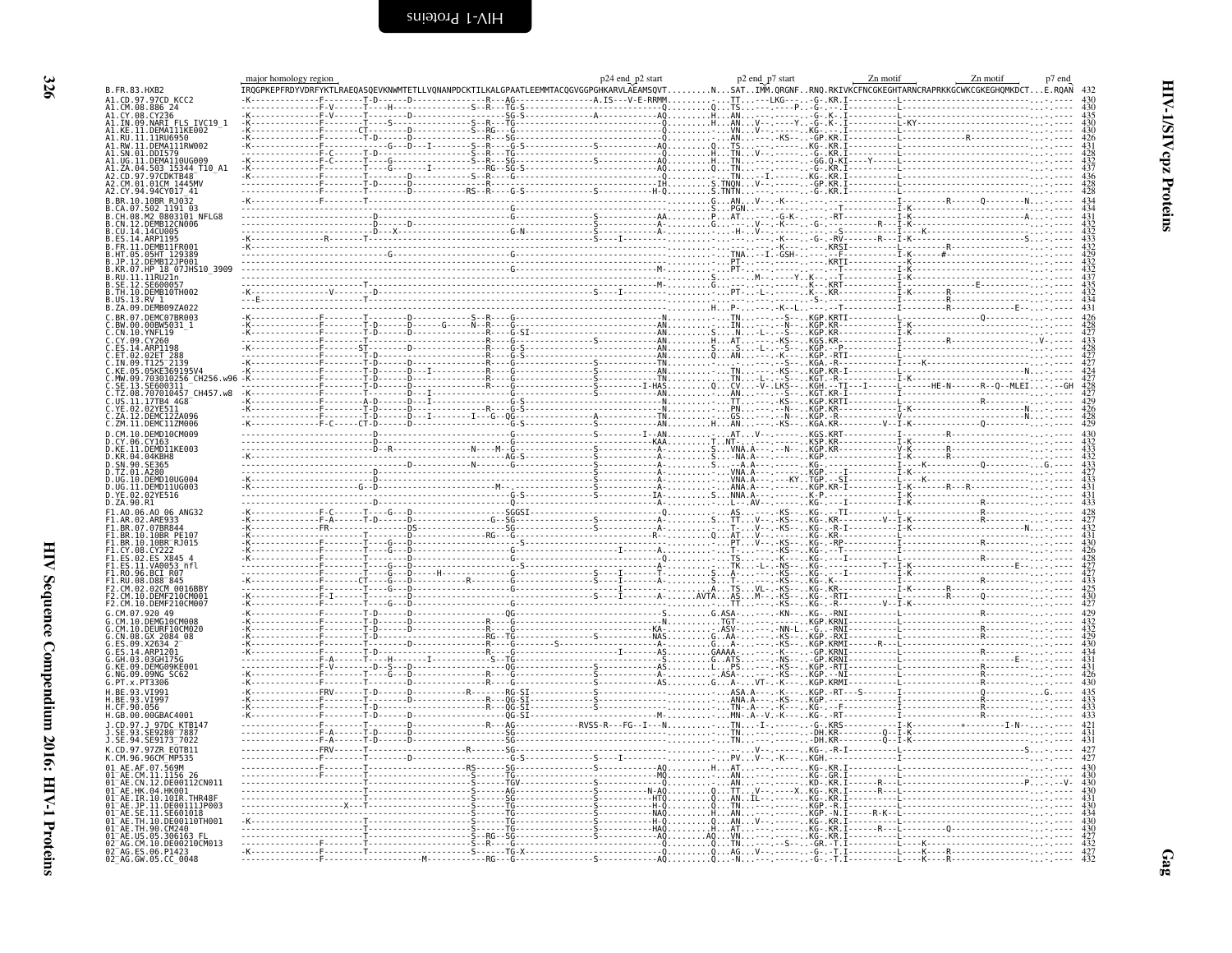# HIV-1/SIVcpz Proteins — Gag

Alignment regions annotated above the reference: major homology region; p24 end_p2 start; p2 end_p7 start; Zn motif; Zn motif; p7 end

```
B.FR.83.HXB2   IRQGPKEPFRDYVDRFYKTLRAEQASQEVKNWMTETLLVQNANPDCKTILKALGPAATLEEMMTACQGVGGPGHKARVLAEAMSQVT.........N...SAT..IMM.QRGNF..RNQ.RKIVKCFNCGKEGHTARNCRAPRKKGCWKCGKEGHQMKDCT...E.RQAN  432
A1.CD.97.97CD_KCC2            430
A1.CM.08.886_24               430
A1.CY.08.CY236                435
A1.IN.09.NARI_FLS_IVC19_1     430
A1.KE.11.DEMA111KE002         430
A1.RU.11.11RU6950             426
A1.RW.11.DEMA111RW002         431
A1.SN.01.DDI579               428
A1.UG.11.DEMA110UG009         432
A1.ZA.04.503_15344_T10_A1     437
A2.CD.97.97CDKTB48            436
A2.CM.01.01CM_1445MV          428
A2.CY.94.94CY017_41           428
B.BR.10.10BR_RJ032            434
B.CA.07.502_1191_03           434
B.CH.08.M2_0803101_NFLG8      431
B.CN.12.DEMB12CN006           432
B.CU.14.14CU005               432
B.ES.14.ARP1195               433
B.FR.11.DEMB11FR001           432
B.HT.05.05HT_129389           429
B.JP.12.DEMB12JP001           432
B.KR.07.HP_18_07JHS10_3909    432
B.RU.11.11RU21n               437
B.SE.12.SE600057              435
B.TH.10.DEMB10TH002           432
B.US.13.RV_1                  434
B.ZA.09.DEMB09ZA022           431
C.BR.07.DEMC07BR003           426
C.BW.00.00BW5031_1            428
C.CN.10.YNFL19                427
C.CY.09.CY260                 433
C.ES.14.ARP1198               428
C.ET.02.02ET_288              427
C.IN.09.T125_2139             427
C.KE.05.05KE369195V4          424
C.MW.09.703010256_CH256.w96   427
C.SE.13.SE600311              428
C.TZ.08.707010457_CH457.w8    427
C.US.11.17TB4_4G8             429
C.YE.02.02YE511               426
C.ZA.12.DEMC12ZA096           426
C.ZM.11.DEMC11ZM006           429
D.CM.10.DEMD10CM009           430
D.CY.06.CY163                 432
D.KE.11.DEMD11KE003           433
D.KR.04.04KBH8                432
D.SN.90.SE365                 433
D.TZ.01.A280                  427
D.UG.10.DEMD10UG004           433
D.UG.11.DEMD11UG003           431
D.YE.02.02YE516               431
D.ZA.90.R1                    433
F1.AO.06.AO_06_ANG32          428
F1.AR.02.ARE933               427
F1.BR.07.07BR844              432
F1.BR.10.10BR_PE107           431
F1.CY.08.CY222                430
F1.ES.02.ES_X845_4            426
F1.ES.11.VA0053_nfl           428
F1.RO.96.BCI_R07              427
F1.RU.08.D88_845              433
F2.CM.02.02CM_0016BBY         425
F2.CM.10.DEMF210CM001         430
F2.CM.10.DEMF210CM007         427
G.CM.07.920_49                429
G.CM.10.DEMG10CM008           432
G.CM.10.DEURF10CM020          432
G.CN.08.GX_2084_08            429
G.ES.09.X2634_2               430
G.ES.14.ARP1201               434
G.GH.03.03GH175G              431
G.KE.09.DEMG09KE001           431
G.NG.09.09NG_SC62             426
G.PT.x.PT3306                 430
H.BE.93.VI991                 435
H.BE.93.VI997                 433
H.CF.90.056                   433
H.GB.00.00GBAC4001            433
J.CD.97.J_97DC_KTB147         421
J.SE.93.SE9280_7887           431
J.SE.94.SE9173_7022           431
K.CD.97.97ZR_EQTB11           427
K.CM.96.96CM_MP535            427
01_AE.AF.07.569M              430
01_AE.CM.11.1156_26           430
01_AE.CN.12.DE00112CN011      430
01_AE.HK.04.HK001             430
01_AE.IR.10.10IR.THR48F       431
01_AE.JP.11.DE00111JP003      430
01_AE.SE.11.SE601018          434
01_AE.TH.10.DE00110TH001      430
01_AE.TH.90.CM240             430
01_AE.US.05.306163_FL         427
02_AG.CM.10.DE00210CM013      432
02_AG.ES.06.P1423             427
02_AG.GW.05.CC_0048           432
```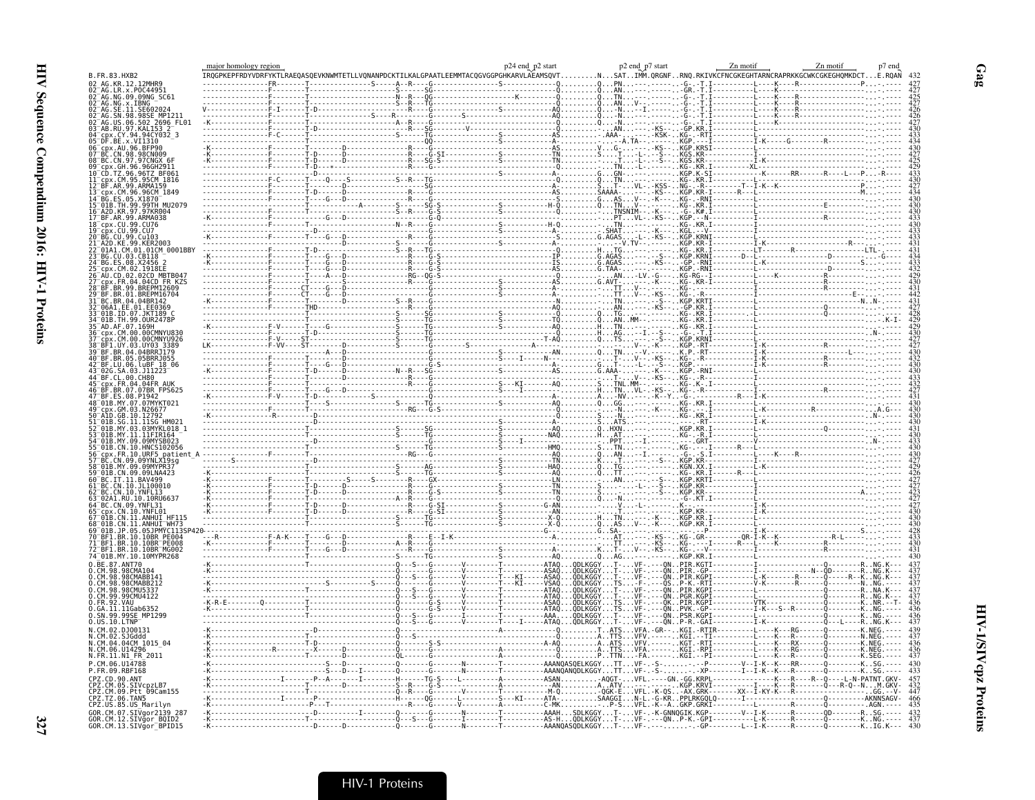major homology region — p24 end_p2 start — p2 end_p7 start — Zn motif — Zn motif — p7 end

```
B.FR.83.HXB2                  IRQGPKEPFRDYVDRFYKTLRAEQASQEVKNWMTETLLVQNANPDCKTILKALGPAATLEEMMTACQGVGGPGHKARVLAEAMSQVT.........N...SAT..IMM.QRGNF..RNQ.RKIVKCFNCGKEGHTARNCRAPRKKGCWKCGKEGHQMKDCT...E.RQAN 432
02_AG.KR.12.12MHR9            427
02_AG.LR.x.POC44951           427
02_AG.NG.09.09NG_SC61         425
02_AG.NG.x.IBNG               427
02_AG.SE.11.SE602024          426
02_AG.SN.98.98SE_MP1211       426
02_AG.US.06.502_2696_FL01     427
03_AB.RU.97.KAL153_2          430
04_cpx.CY.94.94CY032_3        434
05_DF.BE.x.VI1310             434
06_cpx.AU.96.BFP90            430
07_BC.CN.98.98CN009           427
08_BC.CN.97.97CNGX_6F         425
09_cpx.GH.96.96GH2911         429
10_CD.TZ.96.96TZ_BF061        433
11_cpx.CM.95.95CM_1816        430
12_BF.AR.99.ARMA159           427
13_cpx.CM.96.96CM_1849        434
14_BG.ES.05.X1870             430
15_01B.TH.99.99TH_MU2079      430
16_A2D.KR.97.97KR004          430
17_BF.AR.99.ARMA038           433
18_cpx.CU.99.CU76             430
19_cpx.CU.99.CU7              433
20_BG.CU.99.Cu103             433
21_A2D.KE.99.KER2003          431
22_01A1.CM.01.01CM_0001BBY    431
23_BG.CU.03.CB118             434
24_BG.ES.08.X2456_2           433
25_cpx.CM.02.1918EE           432
26_AU.CD.02.02CD_MBTB047      429
27_cpx.FR.04.04CD_FR_KZS      430
28_BF.BR.99.BREPM12609        431
29_BF.BR.01.BREPM16704        442
31_BC.BR.04.04BR142           431
32_06A1.EE.01.EE0369          427
33_01B.ID.07.JKT189_C         428
34_01B.TH.99.OUR2478P         429
35_AD.AF.07.169H              429
36_cpx.CM.00.00CMNYU830       430
37_cpx.CM.00.00CMNYU926       427
38_BF1.UY.03.UY03_3389        427
39_BF.BR.04.04BRRJ179         430
40_BF.BR.05.05BRRJ055         432
42_BF.LU.06.luBF_18_06        430
43_02G.SA.03.J11223           430
44_BF.CL.00.CH80              433
45_cpx.FR.04.04FR_AUK         432
46_BF.BR.07.07BR_FPS625       427
47_BF.ES.08.P1942             431
48_01B.MY.07.07MYKT021        430
49_cpx.GM.03.N26677           430
50_A1D.GB.10.12792            430
51_01B.SG.11.11SG_HM021       430
52_01B.MY.03.03MYKL018_1      431
53_01B.MY.11.11FIR164         430
54_01B.MY.09.09MYSB023        433
55_01B.CN.10.HNCS102056       430
56_cpx.FR.10.URF5_patient_A   430
57_BC.CN.09.09YNLX19sg        427
58_01B.MY.09.09MYPR37         429
59_01B.CN.09.09LNA423         426
60_BC.IT.11.BAV499            427
61_BC.CN.10.JL100010          427
62_BC.CN.10.YNFL13            423
63_02A1.RU.10.10RU6637        427
64_BC.CN.09.YNFL31            427
65_cpx.CN.10.YNFL01           430
67_01B.CN.11.ANHUI_HF115      430
68_01B.CN.11.ANHUI_WH73       430
69_01B.JP.05.05JPMYC113SP420  428
70_BF1.BR.10.10BR_PE004       433
71_BF1.BR.10.10BR_PE008       430
72_BF1.BR.10.10BR_MG002       431
74_01B.MY.10.10MYPR268        430

O.BE.87.ANT70                 437
O.CM.98.98CMA104              437
O.CM.98.98CMABB141            437
O.CM.98.98CMABB212            437
O.CM.98.98CMU5337             437
O.CM.99.99CMU4122             437
O.FR.92.VAU                   436
O.GA.11.11Gab6352             436
O.SN.99.99SE_MP1299           436
O.US.10.LTNP                  437

N.CM.02.DJO0131               439
N.CM.02.SJGddd                437
N.CM.04.04CM_1015_04          436
N.CM.06.U14296                436
N.FR.11.N1_FR_2011            437

P.CM.06.U14788                433
P.FR.09.RBF168                433

CPZ.CD.90.ANT                 457
CPZ.CM.05.SIVcpzLB7           432
CPZ.CM.09.Ptt_09Cam155        447
CPZ.TZ.06.TAN5                466
CPZ.US.85.US_Marilyn          435

GOR.CM.07.SIVgor2139_287      432
GOR.CM.12.SIVgor_BQID2        436
GOR.CM.13.SIVgor_BPID15       430
```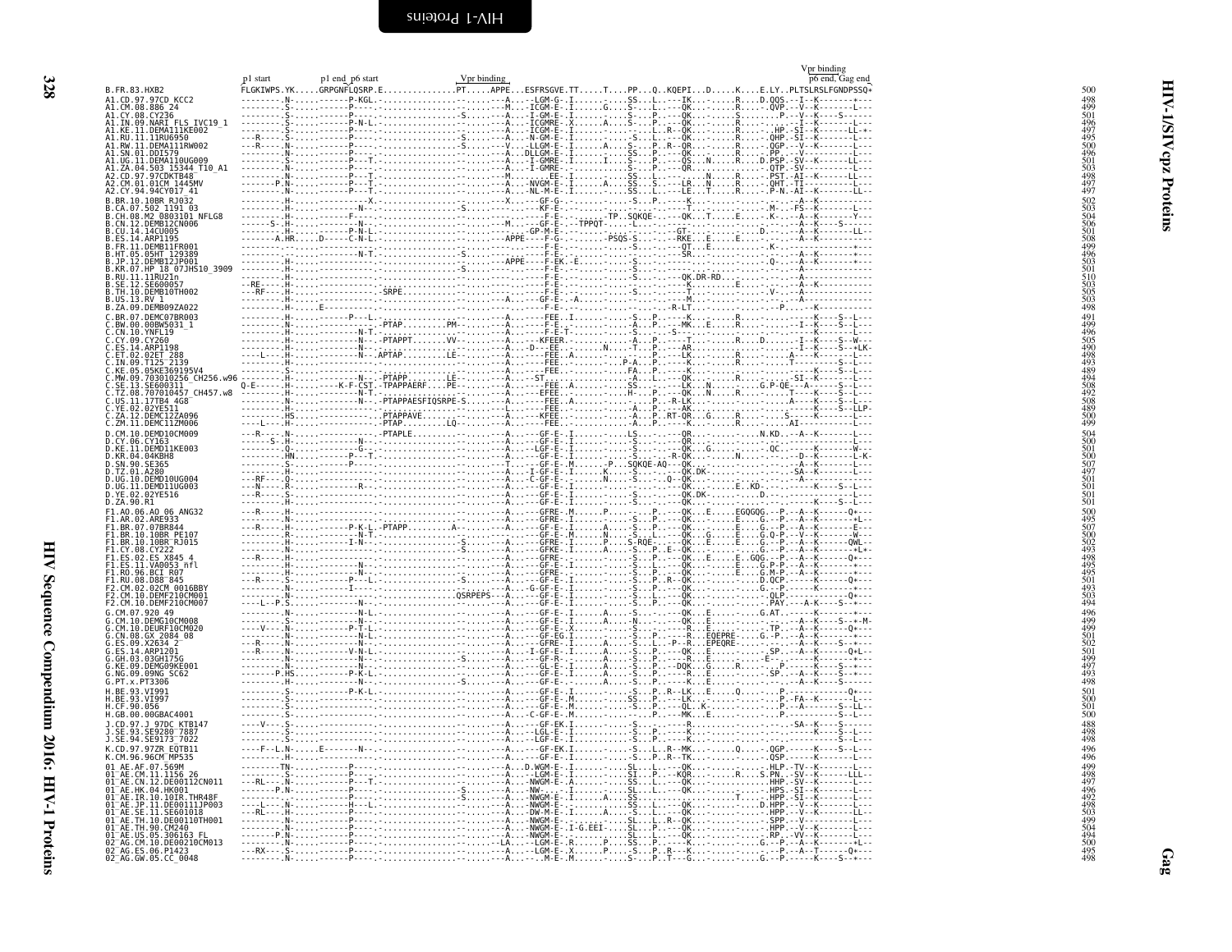```
                p1 start          p1 end  p6 start            Vpr binding                                                                Vpr binding
                                                                                                                                          p6 end, Gag end
B.FR.83.HXB2    FLGKIWPS.YK.....GRPGNFLQSRP.E...............PT.....APPE...ESFRSGVE.TT.....T....PP...Q..KQEPI...D.....K....E.LY..PLTSLRSLFGNDPSSQ*   500

A1.CD.97.97CD_KCC2                 498
A1.CM.08.886_24                    499
A1.CY.08.CY236                     501
A1.IN.09.NARI_FLS_IVC19_1          496
A1.KE.11.DEMA111KE002              497
A1.RU.11.11RU6950                  495
A1.RW.11.DEMA111RW002              500
A1.SN.01.DDI579                    496
A1.UG.11.DEMA110UG009              501
A1.ZA.04.503_15344_T10_A1          503
A2.CD.97.97CDKTB48                 498
A2.CM.01.01CM_1445MV               497
A2.CY.94.94CY017_41                497

B.BR.10.10BR_RJ032                 502
B.CA.07.502_1191_03                503
B.CH.08.M2_0803101_NFLG8           504
B.CN.12.DEMB12CN006                506
B.CU.14.14CU005                    501
B.ES.14.ARP1195                    508
B.FR.11.DEMB11FR001                499
B.HT.05.05HT_129389                496
B.JP.12.DEMB12JP001                503
B.KR.07.HP_18_07JHS10_3909         501
B.RU.11.11RU21n                    510
B.SE.12.SE600057                   503
B.TH.10.DEMB10TH002                505
B.US.13.RV_1                       503
B.ZA.09.DEMB09ZA022                498

C.BR.07.DEMC07BR003                491
C.BW.00.00BW5031_1                 499
C.CN.10.YNFL19                     496
C.CY.09.CY260                      505
C.ES.14.ARP1198                    490
C.ET.02.02ET_288                   498
C.IN.09.T125_2139                  493
C.KE.05.05KE369195V4               489
C.MW.09.703010256_CH256.w96        494
C.SE.13.SE600311                   508
C.TZ.08.707010457_CH457.w8         492
C.US.11.17TB4_4G8                  508
C.YE.02.02YE511                    489
C.ZA.12.DEMC12ZA096                500
C.ZM.11.DEMC11ZM006                499

D.CM.10.DEMD10CM009                504
D.CY.06.CY163                      500
D.KE.11.DEMD11KE003                501
D.KR.04.04KBH8                     500
D.SN.90.SE365                      507
D.TZ.01.A280                       497
D.UG.10.DEMD10UG004                501
D.UG.11.DEMD11UG003                501
D.YE.02.02YE516                    501
D.ZA.90.R1                         501

F1.AO.06.AO_06_ANG32               500
F1.AR.02.ARE933                    495
F1.BR.07.07BR844                   507
F1.BR.10.10BR_PE107                500
F1.BR.10.10BR_RJ015                502
F1.CY.08.CY222                     493
F1.ES.02.ES_X845_4                 498
F1.ES.11.VA0053_nfl                495
F1.RO.96.BCI_R07                   495
F1.RU.08.D88_845                   501
F2.CM.02.02CM_0016BBY              493
F2.CM.10.DEMF210CM001              503
F2.CM.10.DEMF210CM007              494

G.CM.07.920_49                     496
G.CM.10.DEMG10CM008                499
G.CM.10.DEURF10CM020               499
G.CN.08.GX_2084_08                 501
G.ES.09.X2634_2                    502
G.ES.14.ARP1201                    501
G.GH.03.03GH175G                   499
G.KE.09.DEMG09KE001                497
G.NG.09.09NG_SC62                  493
G.PT.x.PT3306                      498

H.BE.93.VI991                      501
H.BE.93.VI997                      500
H.CF.90.056                        501
H.GB.00.00GBAC4001                 500

J.CD.97.J_97DC_KTB147              488
J.SE.93.SE9280_7887                498
J.SE.94.SE9173_7022                498

K.CD.97.97ZR_EQTB11                496
K.CM.96.96CM_MP535                 496

01_AE.AF.07.569M                   499
01_AE.CM.11.1156_26                498
01_AE.CN.12.DE00112CN011           497
01_AE.HK.04.HK001                  496
01_AE.IR.10.10IR.THR48F            492
01_AE.JP.11.DE00111JP003           498
01_AE.SE.11.SE601018               503
01_AE.TH.10.DE00110TH001           499
01_AE.TH.90.CM240                  504
01_AE.US.05.306163_FL              494
02_AG.CM.10.DE00210CM013           500
02_AG.ES.06.P1423                  495
02_AG.GW.05.CC_0048                498
```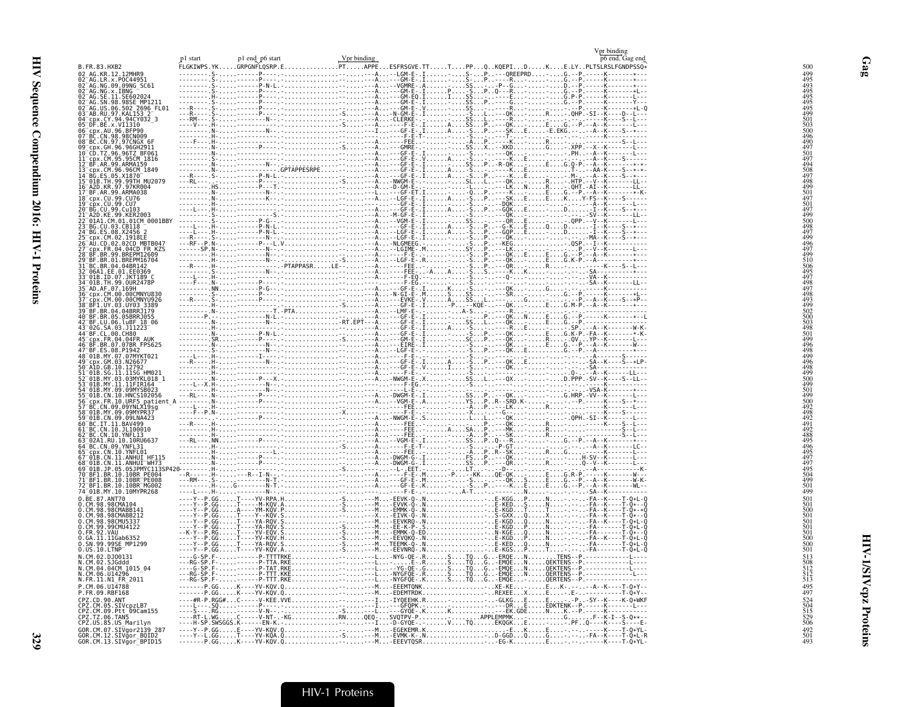```
                        p1 start       p1 end p6 start              Vpr binding                                                    Vpr binding
                                                                                                                                     p6 end, Gag end
B.FR.83.HXB2             FLGKIWPS.YK.....GRPGNFLQSRP.E...............PT.....APPE...ESFRSGVE.TT.....T....PP...Q..KQEPI...D.....K....E.LY..PLTSLRSLFGNDPSSQ*   500
02_AG.KR.12.12MHR9       ---------.S-----.-------P----.-.---------------.-----.---A....-LGM-E-.I--------.S-...P.....-QREEPRD.....-.....G.--P.------K-------*---   499
02_AG.LR.x.POC44951      ---------.S-----.-------P----.-.---------------.-----.---A....--GM-E-.I--------.S-...P.....--R.....-.....-.....G.--P.------K-------*---   495
02_AG.NG.09.09NG_SC61    ---------.S-----.-------P-N-L.-.---------------.-----.---A....-VGMRE-.A--------.SS...-....P--G.....-.....-.....D.--P.------K-------*---   493
02_AG.NG.x.IBNG          ---------.S-----.-------P----.-.---------------.-----.---A....---GM-E-.I-------P----.S...P..Q--R.....-.....-.....G.--P.------K-------*L--   495
02_AG.SE.11.SE602024     ---------.H-----.-------P----.-.---------------.-----.---A....---GM-EQ.I-------I....SS...-....-E.....-.....-.....G.P-P.------K-------L---   495
02_AG.SN.98.98SE_MP1211  ---------.S-----.-------P----.-.---------------.-----.---A....---GM-E-.I--------.SS...P.....-G.....-.....-.....G.--P.------K-------*---   495
02_AG.US.06.502_2696_FL01---R-----.S-----.-------P----.-.---------------.-----.---A....---GM-E-.V--------.SS...-....--R.....-.....-.....-.....P.------K-------*L-Q   495
03_AB.RU.97.KAL153_2     ---R-----.S-----.-------P----.-.------------S--.-----.---A....-N-GM-E-.I--------.S...L.....-QK.....-.....R.....QHP.-SI--K-----D--L---   499
04_cpx.CY.94.94CY032_3   ---RM----.S-----.-------N----.-.---------------.-----.---A....-CLERKE-.---------.SS...-....--QK.....-.....-.....-.----------S--L---   501
05_DF.BE.x.VI1310        ----V----.H-----.-------P----.-.------------S--.-----.---A....---F-E-.I-------A....SS...P.....-QK.....-.....E.....G.--P.--A--K-------*---   503
06_cpx.AU.96.BFP90       ---------.N-----.-------N----.-.---------------.-----.---I....---GF-E-.I-------A....-S...P.....-SK.....E.....-E.EKG.----A--K-----S--*---   500
07_BC.CN.98.98CN009      ---------.H-----.-------P----.-.---------------.-----.---A....---F-E-.T--------.----.-T.....-.....-.....-.....-.----------K-----S--L---   496
08_BC.CN.97.97CNGX_6F    ----F----.H-----.-------P----.-.---------------.-----.---A....---FEE---.---------.-----.P....-K.....-.....R.....-.----------K-----S--L---   490
09_cpx.GH.96.96GH2911    ---------.N-----.-------P----.-.------------S--.-----.---A....---GMRE-.---------.SS...X.....-XKD.....-.....G.....XPP.--X--K-------L---   497
10_CD.TZ.96.96TZ_BF061   ---------.N-----.-------P----.-.---------------.-----.---A....---GF-E-.---------.SS...-....--QK.....-.....-.....PH.---A--K-----S--L---   501
11_cpx.CM.95.95CM_1816   ---------.N-----.-------P----.-.---------------.-----.---A....---GF-E-.V-------A....-S...-....---K.....E.....-.----A--K-----S--*---   497
12_BF.AR.99.ARMA159      ---------.N-----.-------N----.-.---------------.-----.---A....---GF-E-.I--------.SS...P...-R-QK.....-.....E.....G.Q-P.--A--K-------*-*-   494
13_cpx.CM.96.96CM_1849   ---------.N-----.-------P----.-.---GPTAPPESRPE.-----.---A....---GF-E-.I--------.S...-....-QK.....-.....E.....T.----AA-K-----S--*---   508
14_BG.ES.05.X1870        ---R-----.S-----.-------P-N-L.-.---------------.-----.---A....---GF-E-.I-------A....-S...P.....--K.....E.....-.....M.----A--K-----S--*---   497
15_01B.TH.99.99TH_MU2079 ---RL----.------.-------P----.-.------------S--.-----.---A....-NWGM-E-.---------.SL...L.....-QK.....-.....R.....HTP.--V--K-------LL--   498
16_A2D.KR.97.97KR004     ---------.HS----.-------P----T.-.---------------.-----.---A....--D-GM-E-.---------.----.L.....-LK.....N.....R.....QHT.-AI--K-------LL--   499
17_BF.AR.99.ARMA038      ---------.N-----.-------N----.-.---------------.-----.---L....---GF-ET.I--------.-Q...P.....--K.....E.....G.--P.--A--K-------*-K-   501
18_cpx.CU.99.CU76        ---------.N-----.-------K----.-.---------------.-----.---A....-LGF-E-.I-------A....-S...P.....-SK.....E.....E.....K...Y-FS--K-----S---   497
19_cpx.CU.99.CU7         ---------.N-----.-------P----.-.---------------.-----.---A....---GF-E-.---------.S...-....-DQK.....-.....-.....-.----A--K-----S---   501
20_BG.CU.99.Cu103        ---L-----.H-----.-------P----.-.---------------.-----.---A....---GF-E-.I-------A....-S...P.....-GQK.....E.....D.....-.----I--K-----S--*---   497
21_A2D.KE.99.KER2003     ---------.S-----.-------S----.-.---------------.-----.---A....-M-GF-E-.I--------.SS...-....-QK.....-.....-.....-.----SV--K-------LL--   499
22_01A1.CM.01.01CM_0001BBY---------.S-----.-------P-G----.-.---------------.-----.---A....---VGM-E-.I--------.SS...-....-QR.....E.....-.....QPP.--V--K-------*---   500
23_BG.CU.03.CB118        ---L-----.H-----.-------P-N-L.-.---------------.-----.---A....---GF-E-.I-------A....-S...P.....-G-K.....E.....Q.....D.----I--K-----S--*---   498
24_BG.ES.08.X2456_2      ---L-----.H-----.-------P-N-L.-.---------------.-----.---A....-LGF-E-.I-------A....-S...P.....-GQP.....E.....-.....D.----I--K-----S--*---   497
25_cpx.CM.02.1918LE      ---R-----.S-----.-------P----.-.---------------.-----.---A....-LGF-E-.I--------.SS...-....-QK.....-.....-.....-.----MA--K-----S--*---   496
26_AU.CD.02.02CD_MBTB047 ---RF--P.N-----.-------P---L.V.---------------.-----.---A....-NLGMEEG.---------.-S...P.....-KEG.....-.....-.....QSP.--I--K-----------   496
27_cpx.FR.04.04CD_FR_KZS -----SP.N-----.-------N----.-.---------------.-----.---A....-LGIME-.M--------.SY...P.....--LK.....-.....-.....-.....P.--V--K-------L---   497
28_BF.BR.99.BREPM12609   ---------.N-----.-------P----.-.---------------.-----.---A....---GF-E-.I--------.-S...P.....-QK.....E.....E.....G.--P.--A--K-------*---   499
29_BF.BR.01.BREPM16704   ---------.N-----.-------N----.-.------------S--.-----.---A....-LGF-E-.R--------.-S...P.....-QK.....E.....E.....G.K-P.--A--K-----------   510
31_BC.BR.04.04BR142      ---R-----.H-----.-------P----.-PTAPPASR.....LE-.-----.---A....---FEE---.---------.-S...P.....-QR.....-.....R.....-.----------K-----S--L---   506
32_06A1.EE.01.EE0369     ---------.H-----.-------P----.-.---------------.-----.---A....---FEE---.A-------A....-S...S.....--K.....K.....-.....-.----SA--K-------*---   495
33_01B.ID.07.JKT189_C    ---L-----.H-----.-------P----.-.---------------.-----.---A....---F-EQ.---------.-S...-....---Q.....-.....-.....-.----VA--K-----------   497
34_01B.TH.99.OUR2478P    ---F-----.N-----.-------P----.-.---------------.-----.---A....---F-EG.---------.-S...-....-----.....-.....-.....-.----SA--K-------LL--   498
35_AD.AF.07.169H         ---------.NN----.-------P-G----.-.---------------.-----.---A....---GF-E-.I-------K....SS...-....-QK.....-.....G.....-.----------K-------*---   497
36_cpx.CM.00.00CMNYU830  ---------.S-----.-------P----.-.---------------.-----.---A....-N-GI-E-.M--------.SS...-....-SR.....-.....-.....G.--P.------K-------*L--   498
37_cpx.CM.00.00CMNYU926  ---R-----.S-----.-------P----.-.---------------.-----.---A....---EVKE-.V-------A....SS...L.....-----.....G.....-.....P.--A--K-----S--*P--   493
38_BF1.UY.03.UY03_3389   ---------.S-----.-------P----.-.------------S--.-----.---A....---GF-E-.I--------.-P.....KQE.....-QK.....-.....E.....G.M-P.--A--K-----------   499
39_BF.BR.04.04BRRJ179    ---------.N-----.-------T-PTA.-.---------------.-----.---A....-LMF-E-.---------.A-S...-....-----.....-.....-.....-.----------K-----------   502
40_BF.BR.05.05BRRJ055    ---------P.------.-------N-L.-.---------------.-----.---A....---GF-E-.I--------.SS...-....P.....-QK.....N.....E.....G.--P.------K-------*--L   500
42_BF.LU.06.luBF_18_06   ---------.N-----.-------N-L.-.----------RT.EPT-.-----.---A....---GF-E-.I--------.SS...-....-QK.....-.....E.....G.--P.-----------------   503
43_02G.SA.03.J11223      ---------.N-----.-------P----.-.---------------.-----.---A....---GF-E-.I-------A....-S...-....-----.....R.....E.....SP.--A--K-------W-K-   498
44_BF.CL.00.CH80         ---------.N-----.-------P-N-L.-.---------------.-----.---A....---GF-E-.I--------.-S...P.....-QK.....-.....E.....G.K-P.-FA--K-------*-K-   501
45_cpx.FR.04.04FR_AUK    ---------.SR----.-------P----.-.------------S--.-----.---A....---GM-E-.I--------.SC...P.....-QK.....-.....R.....QV.--YP--K-------L---   499
46_BF.BR.07.07BR_FPS625  ---------.N-----.-------P----.-.---------------.-----.---A....---EIRE-.I--------.-S...-....-QK.....-.....E.....G.--P.--A--K-------W---   496
47_BF.ES.08.P1942        ---------.S-----.-------P----.-.---------------.-----.---A....-LGF-E-.---------.-S...P.....-QK.....E.....G.--P.--A--K-----------   498
48_01B.MY.07.07MYKT021   ---L-----.H-----.-------I----.-.---------------.-----.---A....---F-E-.---------.-S...-....-----.....-.....-.....-.----A--K-----S---   499
49_cpx.GM.03.N26677      ---R-----.H-----.-------P----.-.---------------.-----.---A....---GF-E-.I-------A....-S...P.....-QK.....E.....-.....-.----SA--K-----S--*LP-   496
50_A1D.GB.10.12792       ---------.H-----.-------P----.-.---------------.-----.---A....---GF-E-.V-------I....-S...-....-QK.....-.....-.....-.----SA-------------   498
51_01B.SG.11.11SG_HM021  ---------.H-----.-------P----.-.---------------.-----.---A....---F-E---.---------.-----.-....-----.....-.....-.....Q.----A--K-------LL--   498
52_01B.MY.03.03MYKL018_1 ---------.H-----.-------P---X.-.---------------.-----.---A....-NWGM-E-.X--------.SS...L.....-QX.....-.....-.....D.PPP.-SV--K-----S--LL--   500
53_01B.MY.11.11FIR164    ---L--X.H-----.-------N----.-.---------------.-----.---A....---F-EG.---------.-S...-....-----.....-.....-.....-.----------K-----------   499
54_01B.MY.09.09MYSB023   ---------.H-----.-------N----.-.---------------.-----.---A....---L-E-.---------.-----.-....-----.....-.....-.....-.----VSA-K-----------   501
55_01B.CN.10.HNCS102056  ---RL----.N-----.-------N----.-.---------------.-----.---A....-DWGM-E-.I--------.SS...P.....-QK.....-.....-.....G.HRP.-VV--K-------*---   499
56_cpx.FR.10.URF5_patient_A---------.N-----.-------P----.-.---------------.-----.---A....-VGM-E-.A--------.YS...P..R-SRD.K-.....-.....-.....P.------K-----S--*---   500
57_BC.CN.09.09YNLX19sg   ---L-----.H-----.-------P----.-.---------------.-----.---A....---FEE---.---------.-A...P.....-LK.....-.....R.....-.----------K-----S--L---   492
58_01B.MY.09.09MYPR37    ---F--P.N-----.-------N----.-.-------------X---.-----.---A....---F-E---.---------.-----.-....G--.....-.....-.....-.----------K-----S---   498
59_01B.CN.09.09LNA423    ---------.H-----.-------P----.-.---------------.-----.---A....-NWGM-E-.S--------.----.L.....-QK.....-.....-.....QPH.-SI--K-------L---   492
60_BC.IT.11.BAV499       ---R-----.H-----.-------P----.-.---------------.-----.---A....---FEE---.---------.-----.P.....-QK.....-.....R.....-.----------K-----S--L---   491
61_BC.CN.10.JL100010     ---------.H-----.-------P----.-.---------------.-----.---A....---FEE---.A-------SA...P.....-MK.....-.....R.....-.----------K-----S--L---   492
62_BC.CN.10.YNFL13       ---------.H-----.-------P----.-.---------------.-----.---A....---FEE---.---------.-A...P.....-SK.....-.....R.....-.----------K-----S--L---   488
63_02A1.RU.10.10RU6637   ---RL----.NN----.-------P----.-.---------------.-----.---A....---VGM-E-.I--------.SS...P..Q--R.....-.....-.....G.--P.--A--K-----------   495
64_BC.CN.09.YNFL31       ---------.H-----.-------P----.-.------------S--.-----.---A....---F-E-T---.---------.-----.-P-GT.....-.....-.....-.----A--K-------LC--   496
65_cpx.CN.10.YNFL01      ---------.H-----.-------L----.-.---------------.-----.---A....---FEE---.---------.-A...P..R--SK.....-.....R.....G.----------K-----------   495
67_01B.CN.11.ANHUI_HF115 ---------.N-----.-------P----.-.---------------.-----.---A....-DWGM-G-.I--------.FS...P.....-QK.....-.....-.....H-SV--K-------L---   497
68_01B.CN.11.ANHUI_WH73  ---------.N-----.-------P----.-.---------------.-----.---A....-DWGM-G-.I--------.SS...P.....-QR.....-.....R.....Q-V--K-----------   497
69_01B.JP.05.05JPMYC113SP420---------.H-----.-------P----.-.------------S--.-----.---A....---L-EET---.---------.LT...-....-D.....-.....-.....-.----A--K-----------K-   495
70_BF1.BR.10.10BR_PE004  ---R-----.H-----.---R--I-N-.-.---------------.-----.---A....---F-E-.M-------P....-KK...QE-QK.....-.....E.....G.R-P.------K-------W---   504
71_BF1.BR.10.10BR_PE008  ---RM----.S-----.-------N-T.-.---------------.-----.---A....---GF-E-.M--------.-S...-....-QK.....S.....E.....G.--P.--A--K-------W-K-   499
72_BF1.BR.10.10BR_MG002  ---------.S-----G.-------N-T.-.---------------.-----.---A....---GF-E-.K--------.-S...P.....-K.....E.....E.....G.--P.--A--K-------WL--   501
74_01B.MY.10.10MYPR268   ---L-----.H-----.-------N----.-.---------------.-----.---A....---F-E---.---------.A-T...-....-----.....N.....-.....-.----SA--K-----------   499

O.BE.87.ANT70            ----Y--P.GG.....T----YV-RPA.H.-.------------S--.-----.M....-EEVK-Q-.N---------------.-EKGG....P.....N.....-.-.--FA--K-----T-Q*L-Q   501
O.CM.98.98CMA104         ----Y--P.GG.....T----M-KQV.A.-.------------S--.-----.M....-EVVK-Q-.N---------------.-E-KED....S.....N.....-.-.--FA--K-----T-Q*--Q   501
O.CM.98.98CMABB141       ----Y--P.GG.....A----YM-KQV.P.-.------------S--.-----.M....-EMMK-Q-.N---------------.-E-KGD....T.....N.....-.-.--FA--K-----T-Q*-*Q   500
O.CM.98.98CMABB212       ----Y--P.GG.....T----Y-KQV.S.-.---------------.-----.X....-EIVK-Q-.N---------------.-S-GXX....Q.....X.....-.-.--FA--K-----T-Q*--Q   501
O.CM.98.98CMU5337        ----Y--P.GG.....T----YA-RQV.S.-.---------------.-----.M....-EEVKRQ-.N---------------.-E-KGD....Q.....N.....-.-.--FA--K-----T-Q*L-Q   501
O.CM.99.99CMU4122        ----Y--P.GG.....T----YA-RQV.S.-.------------S--.-----.M....-EE-K-P-.S---------------.-E-KGD....P.....N.....-.-.--FA--K-----T-Q*L-Q   501
O.FR.92.VAU              ---K-Y--P.RG.....T----YV-EQV.S.-.------------S--.-----.M....-EMMK-Q-ED--------------.-N-KGE....Q.....N.....-.-.--FA--------T-Q*--Q   501
O.GA.11.11Gab6352        ----Y--P.GG.....T----YV-KQV.H.-.------------S--.-----.M....-EEVQKQ-.N---------------.-E-KGD....P.....N.....-.-.--FA--K-----T-Q*L-Q   500
O.SN.99.99SE_MP1299      ----Y--P.GG.....T----YA-RQV.S.-.------------S--.-----.M....-TEEMK-Q-.N---------------.-E-KED....Q.....N.....-.-.--FA--------T-Q*L-Q   500
O.US.10.LTNP             ----Y--P.GG.....T----YV-KQV.S.-.------------S--.-----.M....-EEVNRQ-.N---------------.-E-KGS....P.....T.....-.-.--FA--------T-Q*L-Q   501

N.CM.02.DJO0131          ----G-SP.F-.....-------P-TTTTRKE.-.---------------.-----.L....-NYG-QE-.R.......S.....TQ.....G...-ERQE....N.........TENS--P.------------L---   513
N.CM.02.SJGddd           ----RG-SP.F-.....-------P-TTA.RKE.-.---------------.-----.L....------E-.R.......S.....TQ.....G...-EMQE....N.......QEKTENS--P.-------------L---   508
N.CM.04.04CM_1015_04     ----G-SP.F-.....-------P-TAT.RKE.-.---------------.-----.L....--YG-QE-.G.......S.....TQ.....G...-EMQE....N.......QEKTENS--P.-------------L---   512
N.CM.06.U14296           ----RG-SP.F-.....-------P-TTT.RKE.-.---------------.-----.L....-NYGFQE-.R.......S.....TQ.....G...-EMQE....N.......QERTENS--P.------------L---   512
N.FR.11.N1_FR_2011       ----RG-SP.F-.....-------P-TTT.RKE.-.---------------.-----.L....-NYGFQE-.K.......S.....TQ.....G...-EMQE....-.......QERTENS--P.------------L---   513

P.CM.06.U14788           -------P.GG.....K----YV-KQV.Q.-.---------------.-----.M....-EEEMTQNK..............-.-XE-KE....-.....E.....K-.-.--A--K-----T-Q*Y--   495
P.FR.09.RBF168           -------P.GG.....K----YV-KQV.Q.-.---------------.-----.M....-EDEMTRDK..............-.REXEE....X.....E.....-E-.-.--------K-----T-Q*Y--   497

CPZ.CD.90.ANT            ----#R-P.RGG#...C-----V-KEE.VVE.-.---------------.-----.I....-IYQEEHK.R...........-.-.-GLKG....E.....E.....-.-P-.-SY--K-----K-Q*WKF   524
CPZ.CM.05.SIVcpzLB7      -----L---.SQ.....-------P-----.-.---------------.-----.I....---GFQPK..................-DR....E.....EDKTENK--P.------K----------L---   504
CPZ.CM.09.Ptt_09Cam155   -----S---.RG.....-------V-N---.-.------------S--.-----.I....---GYQE-.K........K.........-EK.GDE.....N.....K.--P.------K------------L---   515
CPZ.TZ.06.TAN5           ----RT-L.WG.....C-----V-NT-.-KG.........RN......QEQ-..SVQTPV-P-..........APPLEMPMK.............G......F--K-I--S-Q**--   529
CPZ.US.85.US_Marilyn     ----H-SP.SWSGGS.K-----EN-K.-.---------------.-----.I....-D-GYQE-.----.V.....TQ.....EKQGK....E.......-.-.PF..Q-----K-----S---E-   506

GOR.CM.07.SIVgor2139_287 ----Y--P.GG.....E----YV-KQV.Q.-.---------------.-----.M....-EGEKEMR.K..............-.-E-.K.....E.....-.-.-.--------K-----T-Q*YL-   492
GOR.CM.12.SIVgor_BQID2   ----Y--L.GG.....T----YV-KQA.Q.-.------------S--.-----.M....-EVMK-K-.N..............-.-D-GGD....Q.....G.....-.-.--FA--K-----T-Q*L-R   501
GOR.CM.13.SIVgor_BPID15  -------P.GG.....K----YV-KQV.Q.-.---------------.-----.M....-EEEVTQSR..............-.-EG-K.....-.....E.....-.-.--------K-----T-Q*YL-   493
```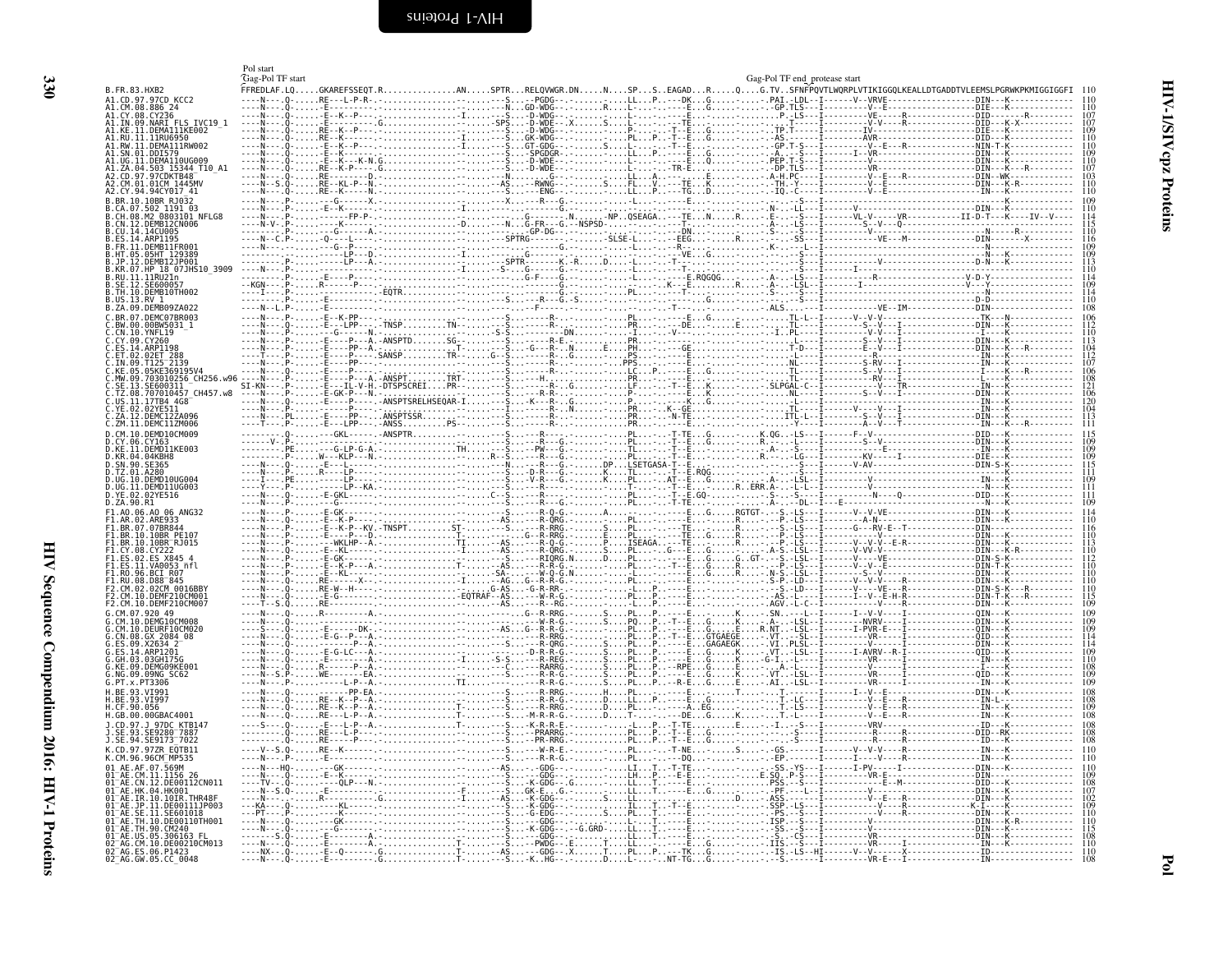## HIV-1/SIVcpz Proteins — Pol

Pol start
Gag-Pol TF start
Gag-Pol TF end_protease start

```
B.FR.83.HXB2   FFREDLAF.LQ.....GKAREFSSEQT.R...............AN.....SPTR...RELQVWGR.DN.....N....SP...S..EAGAD...R.....Q....G.TV..SFNFPQVTLWQRPLVTIKIGGQLKEALLDTGADDTVLEEMSLPGRWKPKMIGGIGGFI 110
```

Sequences aligned against B.FR.83.HXB2:

A1.CD.97.97CD_KCC2
A1.CM.08.886_24
A1.CY.08.CY236
A1.IN.09.NARI_FLS_IVC19_1
A1.KE.11.DEMA111KE002
A1.RU.11.11RU6950
A1.RW.11.DEMA111RW002
A1.SN.01.DDI579
A1.UG.11.DEMA110UG009
A1.ZA.04.503_15344_T10_A1
A2.CD.97.97CDKTB48
A2.CM.01.01CM_1445MV
A2.CY.94.94CY017_41
B.BR.10.10BR_RJ032
B.CA.07.502_1191_03
B.CH.08.M2_0803101_NFLG8
B.CN.12.DEMB12CN006
B.CU.14.14CU005
B.ES.14.ARP1195
B.FR.11.DEMB11FR001
B.HT.05.05HT_129389
B.JP.12.DEMB12JP001
B.KR.07.HP_18_07JHS10_3909
B.RU.11.11RU21n
B.SE.12.SE600057
B.TH.10.DEMB10TH002
B.US.13.RV_1
B.ZA.09.DEMB09ZA022
C.BR.07.DEMC07BR003
C.BW.00.00BW5031_1
C.CN.10.YNFL19
C.CY.09.CY260
C.ES.14.ARP1198
C.ET.02.02ET_288
C.IN.09.T125_2139
C.KE.05.05KE369195V4
C.MW.09.703010256_CH256.w96
C.SE.13.SE600311
C.TZ.08.707010457_CH457.w8
C.US.11.17TB4_4G8
C.YE.02.02YE511
C.ZA.12.DEMC12ZA096
C.ZM.11.DEMC11ZM006
D.CM.10.DEMD10CM009
D.CY.06.CY163
D.KE.11.DEMD11KE003
D.KR.04.04KBH8
D.SN.90.SE365
D.TZ.01.A280
D.UG.10.DEMD10UG004
D.UG.11.DEMD11UG003
D.YE.02.02YE516
D.ZA.90.R1
F1.AO.06.AO_06_ANG32
F1.AR.02.ARE933
F1.BR.07.07BR844
F1.BR.10.10BR_PE107
F1.BR.10.10BR_RJ015
F1.CY.08.CY222
F1.ES.02.ES_X845_4
F1.ES.11.VA0053_nfl
F1.RO.96.BCI_R07
F1.RU.08.D88_845
F2.CM.02.02CM_0016BBY
F2.CM.10.DEMF210CM001
F2.CM.10.DEMF210CM007
G.CM.07.920_49
G.CM.10.DEMG10CM008
G.CN.10.DEURF10CM020
G.CN.08.GX_2084_08
G.ES.09.X2634_2
G.ES.14.ARP1201
G.GH.03.03GH175G
G.KE.09.DEMG09KE001
G.NG.09.09NG_SC62
G.PT.x.PT3306
H.BE.93.VI991
H.BE.93.VI997
H.CF.90.056
H.GB.00.00GBAC4001
J.CD.97.J_97DC_KTB147
J.SE.93.SE9280_7887
J.SE.94.SE9173_7022
K.CD.97.97ZR_EQTB11
K.CM.96.96CM_MP535
01_AE.AF.07.569M
01_AE.CM.11.1156_26
01_AE.CN.12.DE00112CN011
01_AE.HK.04.HK001
01_AE.IR.10.10IR.THR48F
01_AE.JP.11.DE00111JP003
01_AE.SE.11.SE601018
01_AE.TH.10.DE00110TH001
01_AE.TH.90.CM240
01_AE.US.05.306163_FL
02_AG.CM.10.DE00210CM013
02_AG.ES.06.P1423
02_AG.GW.05.CC_0048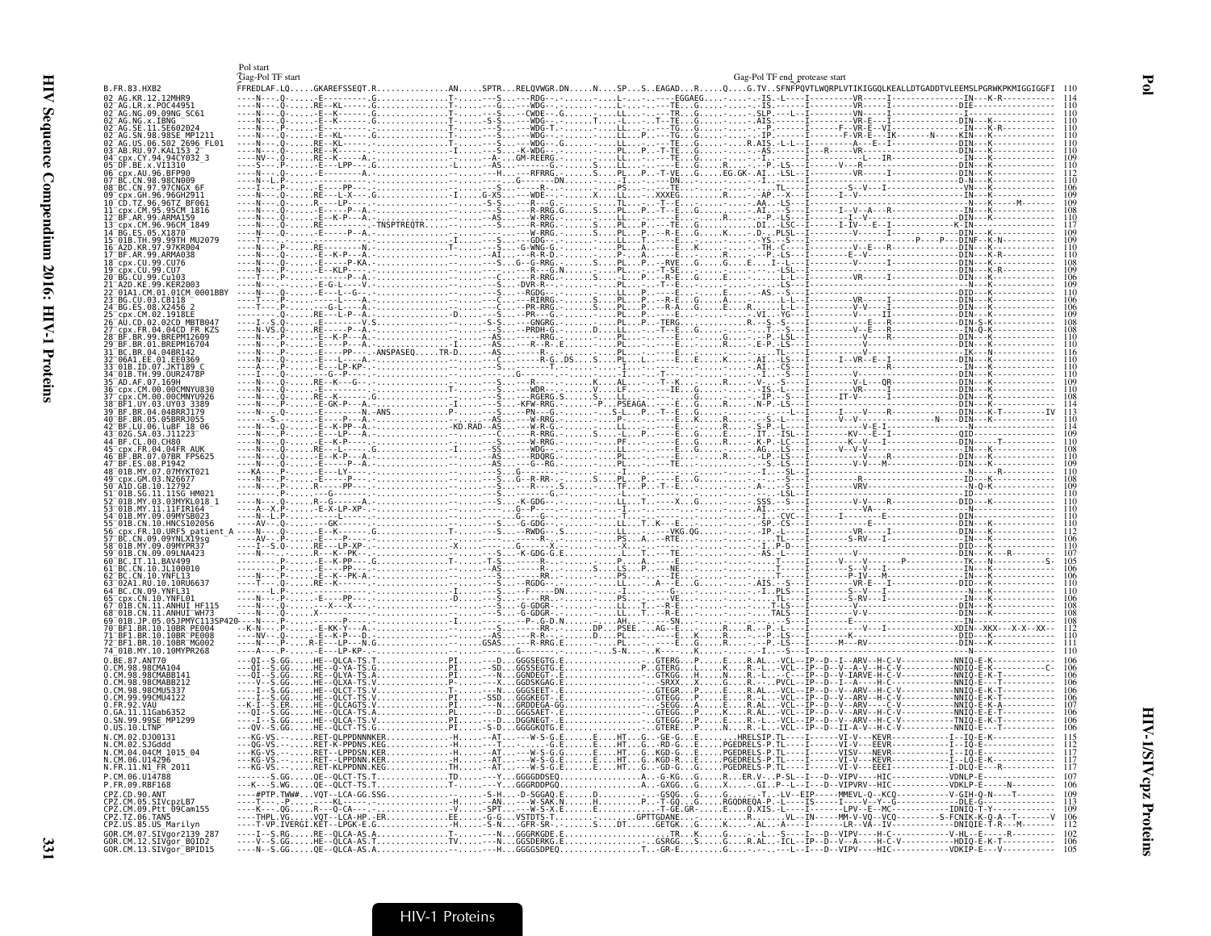Pol start

Gag-Pol TF start

Gag-Pol TF end_protease start

```
B.FR.83.HXB2                  FFREDLAF.LQ.....GKAREFSSEQT.R...............AN.....SPTR...RELQVWGR.DN.....N....SP...S..EAGAD...R.....Q....G.TV..SFNFPQVTLWQRPLVTIKIGGQLKEALLDTGADDTVLEEMSLPGRWKPKMIGGIGGFI  110
02_AG.KR.12.12MHR9                                                                                                                                                                   114
02_AG.LR.x.POC44951                                                                                                                                                                  110
02_AG.NG.09.09NG_SC61                                                                                                                                                                110
02_AG.NG.x.IBNG                                                                                                                                                                      110
02_AG.SE.11.SE602024                                                                                                                                                                 110
02_AG.SN.98.98SE_MP1211                                                                                                                                                              110
02_AG.US.06.502_2696_FL01                                                                                                                                                            110
03_AB.RU.97.KAL153_2                                                                                                                                                                 110
04_cpx.CY.94.94CY032_3                                                                                                                                                               109
05_DF.BE.x.VI1310                                                                                                                                                                    110
06_cpx.AU.96.BFP90                                                                                                                                                                   112
07_BC.CN.98.98CN009                                                                                                                                                                  110
08_BC.CN.97.97CNGX_6F                                                                                                                                                                106
09_cpx.GH.96.96GH2911                                                                                                                                                                109
10_CD.TZ.96.96TZ_BF061                                                                                                                                                               109
11_cpx.CM.95.95CM_1816                                                                                                                                                               108
12_BF.AR.99.ARMA159                                                                                                                                                                  110
13_cpx.CM.96.96CM_1849                                                                                                                                                               117
14_BG.ES.05.X1870                                                                                                                                                                    109
15_01B.TH.99.99TH_MU2079                                                                                                                                                             109
16_A2D.KR.97.97KR004                                                                                                                                                                 110
17_BF.AR.99.ARMA038                                                                                                                                                                  110
18_cpx.CU.99.CU76                                                                                                                                                                    108
19_cpx.CU.99.CU7                                                                                                                                                                     106
20_BG.CU.99.Cu103                                                                                                                                                                    106
21_A2D.KE.99.KER2003                                                                                                                                                                 109
22_01A1.CM.01.01CM_0001BBY                                                                                                                                                           110
23_BG.CU.03.CB118                                                                                                                                                                    106
24_BG.ES.08.X2456_2                                                                                                                                                                  106
25_cpx.CM.02.1918LE                                                                                                                                                                  109
26_AU.CD.02.02CD_MBTB047                                                                                                                                                             108
27_cpx.FR.04.04CD_FR_KZS                                                                                                                                                             108
28_BF.BR.99.BREPM12609                                                                                                                                                               110
29_BF.BR.01.BREPM16704                                                                                                                                                               110
31_BC.BR.04.04BR142                                                                                                                                                                  116
32_06A1.EE.01.EE0369                                                                                                                                                                 110
33_01B.ID.07.JKT189_C                                                                                                                                                                110
34_01B.TH.99.OUR2478P                                                                                                                                                                110
35_AD.AF.07.169H                                                                                                                                                                     109
36_cpx.CM.00.00CMNYU830                                                                                                                                                              110
37_cpx.CM.00.00CMNYU926                                                                                                                                                              108
38_BF1.UY.03.UY03_3389                                                                                                                                                               114
39_BF.BR.04.04BRRJ179                                                                                                                                                                113
40_BF.BR.05.05BRRJ055                                                                                                                                                                110
42_BF.LU.06.luBF_18_06                                                                                                                                                               114
43_02G.SA.03.J11223                                                                                                                                                                  109
44_BF.CL.00.CH80                                                                                                                                                                     110
45_cpx.FR.04.04FR_AUK                                                                                                                                                                110
46_BF.BR.07.07BR_FPS625                                                                                                                                                              110
47_BF.ES.08.P1942                                                                                                                                                                    109
48_01B.MY.07.07MYKT021                                                                                                                                                               110
49_cpx.GM.03.N26677                                                                                                                                                                  108
50_A1D.GB.10.12792                                                                                                                                                                   109
51_01B.SG.11.11SG_HM021                                                                                                                                                              110
52_01B.MY.03.03MYKL018_1                                                                                                                                                             110
53_01B.MY.11.11FIR164                                                                                                                                                                110
54_01B.MY.09.09MYSB023                                                                                                                                                               110
55_01B.CN.10.HNCS102056                                                                                                                                                              110
56_cpx.FR.10.URF5_patient_A                                                                                                                                                          112
57_BC.CN.09.09YNLX19sg                                                                                                                                                               112
58_01B.MY.09.09MYPR37                                                                                                                                                                106
59_01B.CN.09.09LNA423                                                                                                                                                                107
60_BC.IT.11.BAV499                                                                                                                                                                   105
61_BC.CN.10.JL100010                                                                                                                                                                 106
62_BC.CN.10.YNFL13                                                                                                                                                                   106
63_02A1.RU.10.10RU6637                                                                                                                                                               106
64_BC.CN.09.YNFL31                                                                                                                                                                   110
65_cpx.CN.10.YNFL01                                                                                                                                                                  106
67_01B.CN.11.ANHUI_HF115                                                                                                                                                             108
68_01B.CN.11.ANHUI_WH73                                                                                                                                                              108
69_01B.JP.05.05JPMYC113SP420                                                                                                                                                         108
70_BF1.BR.10.10BR_PE004                                                                                                                                                              112
71_BF1.BR.10.10BR_PE008                                                                                                                                                              110
72_BF1.BR.10.10BR_MG002                                                                                                                                                              111
74_01B.MY.10.10MYPR268                                                                                                                                                               110
O.BE.87.ANT70                                                                                                                                                                        106
O.CM.98.98CMA104                                                                                                                                                                     106
O.CM.98.98CMABB141                                                                                                                                                                   106
O.CM.98.98CMABB212                                                                                                                                                                   106
O.CM.98.98CMU5337                                                                                                                                                                    106
O.CM.99.99CMU4122                                                                                                                                                                    106
O.FR.92.VAU                                                                                                                                                                          107
O.GA.11.11Gab6352                                                                                                                                                                    106
O.SN.99.99SE_MP1299                                                                                                                                                                  106
O.US.10.LTNP                                                                                                                                                                         106
N.CM.02.DJO0131                                                                                                                                                                      115
N.CM.02.SJGddd                                                                                                                                                                       117
N.CM.04.04CM_1015_04                                                                                                                                                                 117
N.CM.06.U14296                                                                                                                                                                       117
N.FR.11.N1_FR_2011                                                                                                                                                                   117
P.CM.06.U14788                                                                                                                                                                       107
P.FR.09.RBF168                                                                                                                                                                       108
CPZ.CD.90.ANT                                                                                                                                                                        109
CPZ.CM.05.SIVcpzLB7                                                                                                                                                                  113
CPZ.CM.09.Ptt_09Cam155                                                                                                                                                               109
CPZ.TZ.06.TAN5                                                                                                                                                                       106
CPZ.US.85.US_Marilyn                                                                                                                                                                 112
GOR.CM.07.SIVgor2139_287                                                                                                                                                             102
GOR.CM.12.SIVgor_BQID2                                                                                                                                                               106
GOR.CM.13.SIVgor_BPID15                                                                                                                                                              105
```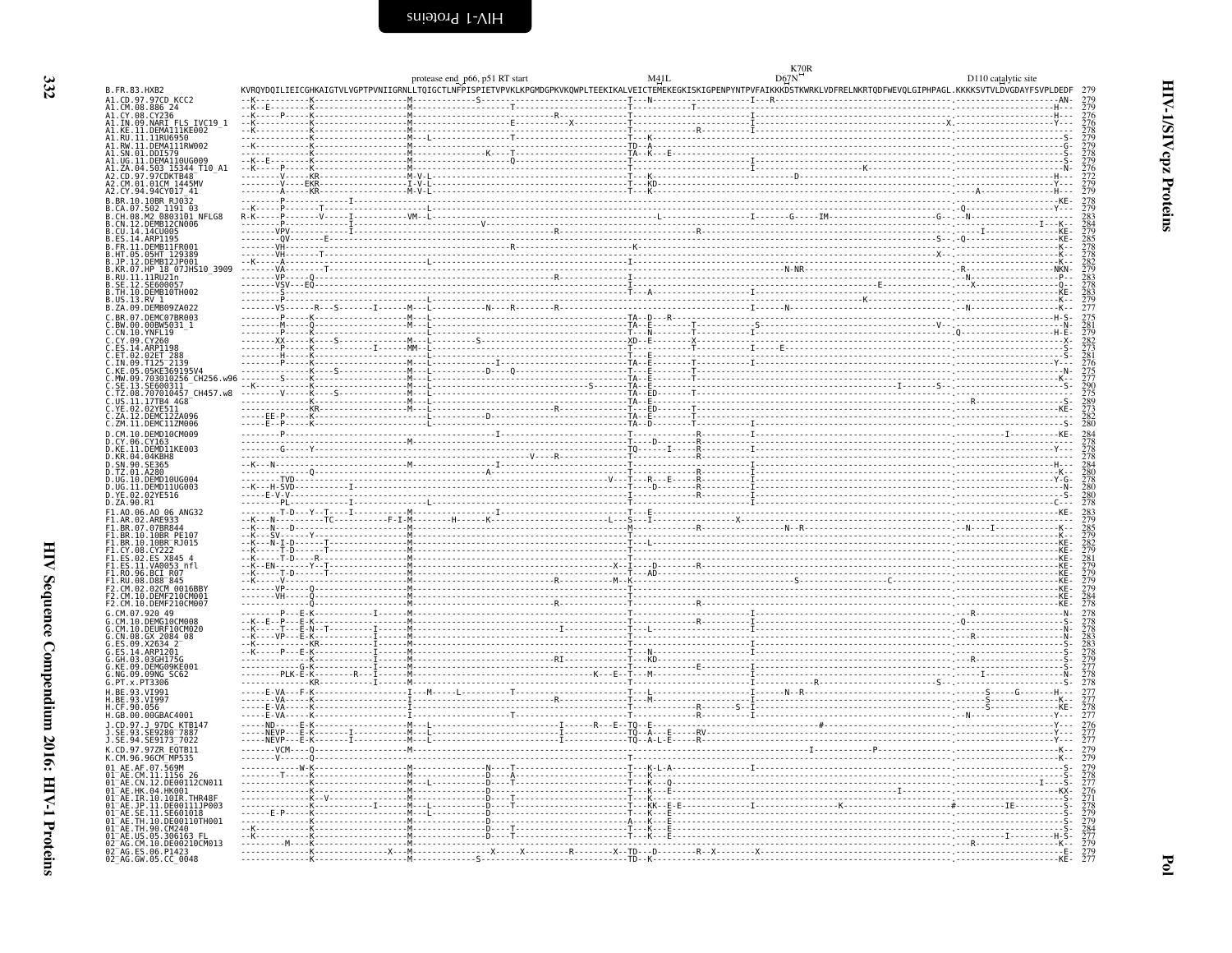protease end_p66, p51 RT start M41L D67N K70R D110 catalytic site

```
B.FR.83.HXB2  KVRQYDQILIEICGHKAIGTVLVGPTPVNIIGRNLLTQIGCTLNFPISPIETVPVKLKPGMDGPKVKQWPLTEEKIKALVEICTEMEKEGKISKIGPENPYNTPVFAIKKKDSTKWRKLVDFRELNKRTQDFWEVQLGIPHPAGL.KKKKSVTVLDVGDAYFSVPLDEDF 279
```

A1.CD.97.97CD_KCC2
A1.CM.08.886_24
A1.CY.08.CY236
A1.IN.09.NARI_FLS_IVC19_1
A1.KE.11.DEMA111KE002
A1.RU.11.11RU6950
A1.RW.11.DEMA111RW002
A1.SN.01.DDI579
A1.UG.11.DEMA110UG009
A1.ZA.04.503_15344_T10_A1
A2.CD.97.97CDKTB48
A2.CM.01.01CM_1445MV
A2.CY.94.94CY017_41
B.BR.10.10BR_RJ032
B.CA.07.502_1191_03
B.CH.08.M2_0803101_NFLG8
B.CN.12.DEMB12CN006
B.CU.14.14CU005
B.ES.14.ARP1195
B.FR.11.DEMB11FR001
B.HT.05.05HT_129389
B.JP.12.DEMB12JP001
B.KR.07.HP_18_07JHS10_3909
B.RU.11.11RU21n
B.SE.12.SE600057
B.TH.10.DEMB10TH002
B.US.13.RV_1
B.ZA.09.DEMB09ZA022
C.BR.07.DEMC07BR003
C.BW.00.00BW5031_1
C.CN.10.YNFL19
C.CY.09.CY260
C.ES.14.ARP1198
C.ET.02.02ET_288
C.IN.09.T125_2139
C.KE.05.05KE369195V4
C.MW.09.703010256_CH256.w96
C.SE.13.SE600311
C.TZ.08.707010457_CH457.w8
C.US.11.17TB4_4G8
C.YE.02.02YE511
C.ZA.12.DEMC12ZA096
C.ZM.11.DEMC11ZM006
D.CM.10.DEMD10CM009
D.CY.06.CY163
D.KE.11.DEMD11KE003
D.KR.04.04KBH8
D.SN.90.SE365
D.TZ.01.A280
D.UG.10.DEMD10UG004
D.UG.11.DEMD11UG003
D.YE.02.02YE516
D.ZA.90.R1
F1.AO.06.AO_06_ANG32
F1.AR.02.ARE933
F1.BR.07.07BR844
F1.BR.10.10BR_PE107
F1.BR.10.10BR_RJ015
F1.CY.08.CY222
F1.ES.02.ES_X845_4
F1.ES.11.VA0053_nfl
F1.RO.96.BCI_R07
F1.RU.08.D88_845
F2.CM.02.02CM_0016BBY
F2.CM.10.DEMF210CM001
F2.CM.10.DEMF210CM007
G.CM.07.920_49
G.CM.10.DEMG10CM008
G.CM.10.DEURF10CM020
G.CN.08.GX_2084_08
G.ES.09.X2634_2
G.ES.14.ARP1201
G.GH.03.03GH175G
G.KE.09.DEMG09KE001
G.NG.09.09NG_SC62
G.PT.x.PT3306
H.BE.93.VI991
H.BE.93.VI997
H.CF.90.056
H.GB.00.00GBAC4001
J.CD.97.J_97DC_KTB147
J.SE.93.SE9280_7887
J.SE.94.SE9173_7022
K.CD.97.97ZR_EQTB11
K.CM.96.96CM_MP535
01_AE.AF.07.569M
01_AE.CM.11.1156_26
01_AE.CN.12.DE00112CN011
01_AE.HK.04.HK001
01_AE.IR.10.10IR.THR48F
01_AE.JP.11.DE00111JP003
01_AE.SE.11.SE601018
01_AE.TH.10.DE00110TH001
01_AE.TH.90.CM240
01_AE.US.05.306163_FL
02_AG.CM.10.DE00210CM013
02_AG.ES.06.P1423
02_AG.GW.05.CC_0048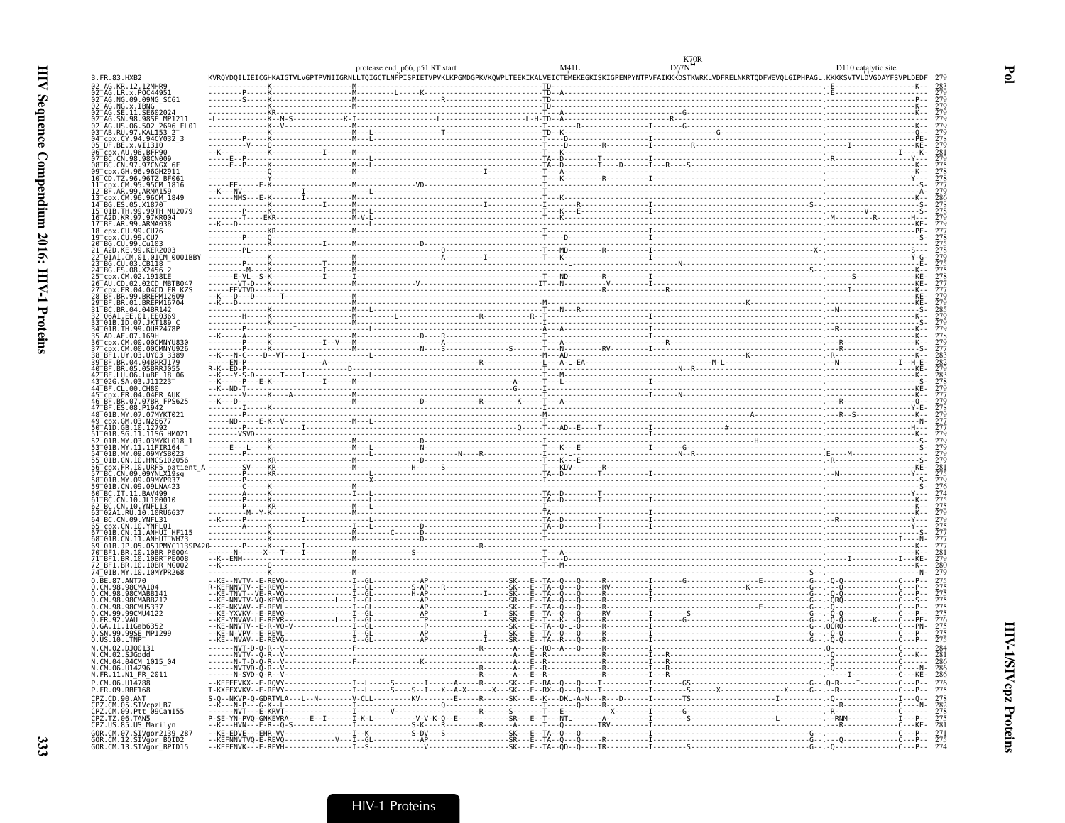# HIV Sequence Compendium 2016: HIV-1 Proteins

## Pol

## HIV-1/SIVcpz Proteins

```
                                         protease end_p66, p51 RT start                    M41L        K70R
                                                                                                    D67N                          D110 catalytic site
B.FR.83.HXB2                KVRQYDQILIEICGHKAIGTVLVGPTPVNIIGRNLLTQIGCTLNFPISPIETVPVKLKPGMDGPKVKQWPLTEEKIKALVEICTEMEKEGKISKIGPENPYNTPVFAIKKKDSTKWRKLVDFRELNKRTQDFWEVQLGIPHPAGL.KKKKSVTVLDVGDAYFSVPLDEDF  279
02_AG.KR.12.12MHR9          283
02_AG.LR.x.POC44951         279
02_AG.NG.09.09NG_SC61       279
02_AG.NG.x.IBNG             279
02_AG.SE.11.SE602024        279
02_AG.SN.98.98SE_MP1211     279
02_AG.US.06.502_2696_FL01   279
03_AB.RU.97.KAL153_2        279
04_cpx.CY.94.94CY032_3      278
05_DF.BE.x.VI1310           279
06_cpx.AU.96.BFP90          281
07_BC.CN.98.98CN009         279
08_BC.CN.97.97CNGX_6F       275
09_cpx.GH.96.96GH2911       278
10_CD.TZ.96.96TZ_BF061      278
11_cpx.CM.95.95CM_1816      277
12_BF.AR.99.ARMA159         279
13_cpx.CM.96.96CM_1849      286
14_BG.ES.05.X1870           278
15_01B.TH.99.99TH_MU2079    278
16_A2D.KR.97.97KR004        279
17_BF.AR.99.ARMA038         279
18_cpx.CU.99.CU76           277
19_cpx.CU.99.CU7            278
20_BG.CU.99.Cu103           275
21_A2D.KE.99.KER2003        278
22_01A1.CM.01.01CM_0001BBY  279
23_BG.CU.03.CB118           275
24_BG.ES.08.X2456_2         275
25_cpx.CM.02.1918LE         278
26_AU.CD.02.02CD_MBTB047    277
27_cpx.FR.04.04CD_FR_KZS    277
28_BF.BR.99.BREPM12609      279
29_BF.BR.01.BREPM16704      279
31_BC.BR.04.04BR142         285
32_06A1.EE.01.EE0369        279
33_01B.ID.07.JKT189_C       279
34_01B.TH.99.OUR2478P       279
35_AD.AF.07.169H            278
36_cpx.CM.00.00CMNYU830     279
37_cpx.CM.00.00CMNYU926     277
38_BF1.UY.03.UY03_3389      283
39_BF.BR.04.04BRRJ179       282
40_BF.BR.05.05BRRJ055       279
42_BF.LU.06.luBF_18_06      283
43_02G.SA.03.J11223         278
44_BF.CL.00.CH80            279
45_cpx.FR.04.04FR_AUK       277
46_BF.BR.07.07BR_FPS625     279
47_BF.ES.08.P1942           278
48_01B.MY.07.07MYKT021      279
49_cpx.GM.03.N26677         277
50_A1D.GB.10.12792          277
51_01B.SG.11.11SG_HM021     279
52_01B.MY.03.03MYKL018_1    279
53_01B.MY.11.11FIR164       279
54_01B.MY.09.09MYSB023      279
55_01B.CN.10.HNCS102056     279
56_cpx.FR.10.URF5_patient_A 281
57_BC.CN.09.09YNLX19sg      275
58_01B.MY.09.09MYPR37       279
59_01B.CN.09.09LNA423       276
60_BC.IT.11.BAV499          274
61_BC.CN.10.JL100010        275
62_BC.CN.10.YNFL13          275
63_02A1.RU.10.10RU6637      279
64_BC.CN.09.YNFL31          279
65_cpx.CN.10.YNFL01         275
67_01B.CN.11.ANHUI_HF115    277
68_01B.CN.11.ANHUI_WH73     277
69_01B.JP.05.05JPMYC113SP420 277
70_BF1.BR.10.10BR_PE004     281
71_BF1.BR.10.10BR_PE008     279
72_BF1.BR.10.10BR_MG002     280
74_01B.MY.10.10MYPR268      279
O.BE.87.ANT70               275
O.CM.98.98CMA104            275
O.CM.98.98CMABB141          275
O.CM.98.98CMABB212          275
O.CM.98.98CMU5337           275
O.CM.99.99CMU4122           275
O.FR.92.VAU                 276
O.GA.11.11Gab6352           275
O.SN.99.99SE_MP1299         275
O.US.10.LTNP                275
N.CM.02.DJO0131             284
N.CM.02.SJGddd              281
N.CM.04.04CM_1015_04        286
N.CM.06.U14296              286
N.FR.11.N1_FR_2011          286
P.CM.06.U14788              276
P.FR.09.RBF168              275
CPZ.CD.90.ANT               278
CPZ.CM.05.SIVcpzLB7         282
CPZ.CM.09.Ptt_09Cam155      278
CPZ.TZ.06.TAN5              275
CPZ.US.85.US_Marilyn        281
GOR.CM.07.SIVgor2139_287    271
GOR.CM.12.SIVgor_BQID2      275
GOR.CM.13.SIVgor_BPID15     274
```

HIV-1 Proteins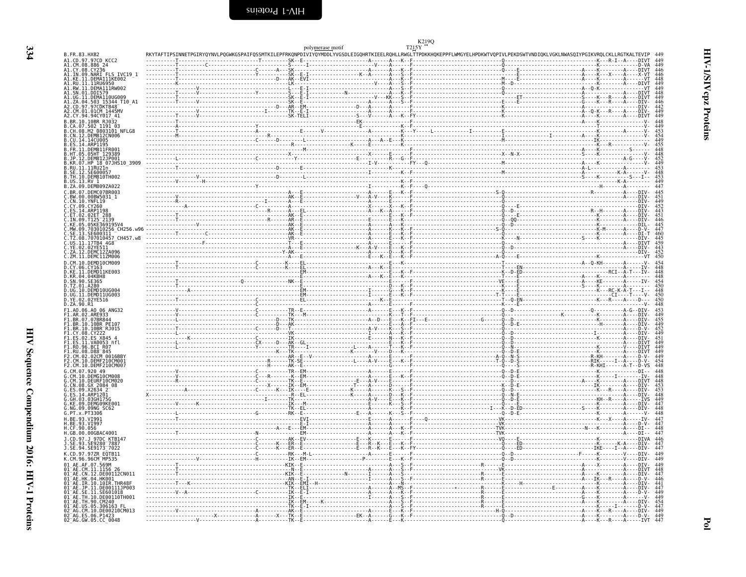polymerase motif

K219Q

T215Y

```
B.FR.83.HXB2                 RKYTAFTIPSINNETPGIRYQYNVLPQGWKGSPAIFQSSMTKILEPFRKQNPDIVIYQYMDDLYVGSDLEIGQHRTKIEELRQHLLRWGLTTPDKKHQKEPPFLWMGYELHPDKWTVQPIVLPEKDSWTVNDIQKLVGKLNWASQIYPGIKVRQLCKLLRGTKALTEVIP 449
A1.CD.97.97CD_KCC2          449
A1.CM.08.886_24             449
A1.CY.08.CY236              446
A1.IN.09.NARI_FLS_IVC19_1   446
A1.KE.11.DEMA111KE002       448
A1.RU.11.11RU6950           449
A1.RW.11.DEMA111RW002       449
A1.SN.01.DDI579             448
A1.UG.11.DEMA110UG009       449
A1.ZA.04.503_15344_T10_A1   446
A2.CD.97.97CDKTB48          442
A2.CM.01.01CM_1445MV        449
A2.CY.94.94CY017_41         449
B.BR.10.10BR_RJ032          448
B.CA.07.502_1191_03         449
B.CH.08.M2_0803101_NFLG8    453
B.CN.12.DEMB12CN006         454
B.CU.14.14CU005             449
B.ES.14.ARP1195             455
B.FR.11.DEMB11FR001         448
B.HT.05.05HT_129389         448
B.JP.12.DEMB12JP001         452
B.KR.07.HP_18_07JHS10_3909  449
B.RU.11.11RU21n             453
B.SE.12.SE600057            448
B.TH.10.DEMB10TH002         453
B.US.13.RV_1                449
B.ZA.09.DEMB09ZA022         447
C.BR.07.DEMC07BR003         445
C.BW.00.00BW5031_1          451
C.CN.10.YNFL19              449
C.CY.09.CY260               452
C.ES.14.ARP1198             443
C.ET.02.02ET_288            451
C.IN.09.T125_2139           446
C.KE.05.05KE369195V4        445
C.MW.09.703010256_CH256.w96 447
C.SE.13.SE600311            460
C.TZ.08.707010457_CH457.w8  445
C.US.11.17TB4_4G8           459
C.YE.02.02YE511             443
C.ZA.12.DEMC12ZA096         452
C.ZM.11.DEMC11ZM006         450
D.CM.10.DEMD10CM009         454
D.CY.06.CY163               448
D.KE.11.DEMD11KE003         448
D.KR.04.04KBH8              448
D.SN.90.SE365               454
D.TZ.01.A280                450
D.UG.10.DEMD10UG004         448
D.UG.11.DEMD11UG003         450
D.YE.02.02YE516             450
D.ZA.90.R1                  448
F1.AO.06.AO_06_ANG32        453
F1.AR.02.ARE933             449
F1.BR.07.07BR844            455
F1.BR.10.10BR_PE107         449
F1.BR.10.10BR_RJ015         452
F1.CY.08.CY222              449
F1.ES.02.ES_X845_4          451
F1.ES.11.VA0053_nfl         449
F1.RO.96.BCI_R07            449
F1.RU.08.D88_845            449
F2.CM.02.02CM_0016BBY       449
F2.CM.10.DEMF210CM001       454
F2.CM.10.DEMF210CM007       448
G.CM.07.920_49              448
G.CM.10.DEMG10CM008         448
G.CM.10.DEURF10CM020        448
G.CN.08.GX_2084_08          453
G.ES.09.X2634_2             453
G.ES.14.ARP1201             448
G.GH.03.03GH175G            449
G.KE.09.DEMG09KE001         447
G.NG.09.09NG_SC62           448
G.PT.x.PT3306               448
H.BE.93.VI991               447
H.BE.93.VI997               447
H.CF.90.056                 448
H.GB.00.00GBAC4001          447
J.CD.97.J_97DC_KTB147       446
J.SE.93.SE9280_7887         447
J.SE.94.SE9173_7022         447
K.CD.97.97ZR_EQTB11         449
K.CM.96.96CM_MP535          449
01_AE.AF.07.569M            449
01_AE.CM.11.1156_26         448
01_AE.CN.12.DE00112CN011    447
01_AE.HK.04.HK001           446
01_AE.IR.10.10IR.THR48F     441
01_AE.JP.11.DE00111JP003    447
01_AE.SE.11.SE601018        449
01_AE.TH.10.DE00110TH001    449
01_AE.TH.90.CM240           454
01_AE.US.05.306163_FL       447
02_AG.CM.10.DE00210CM013    449
02_AG.ES.06.P1423           449
02_AG.GW.05.CC_0048         447
```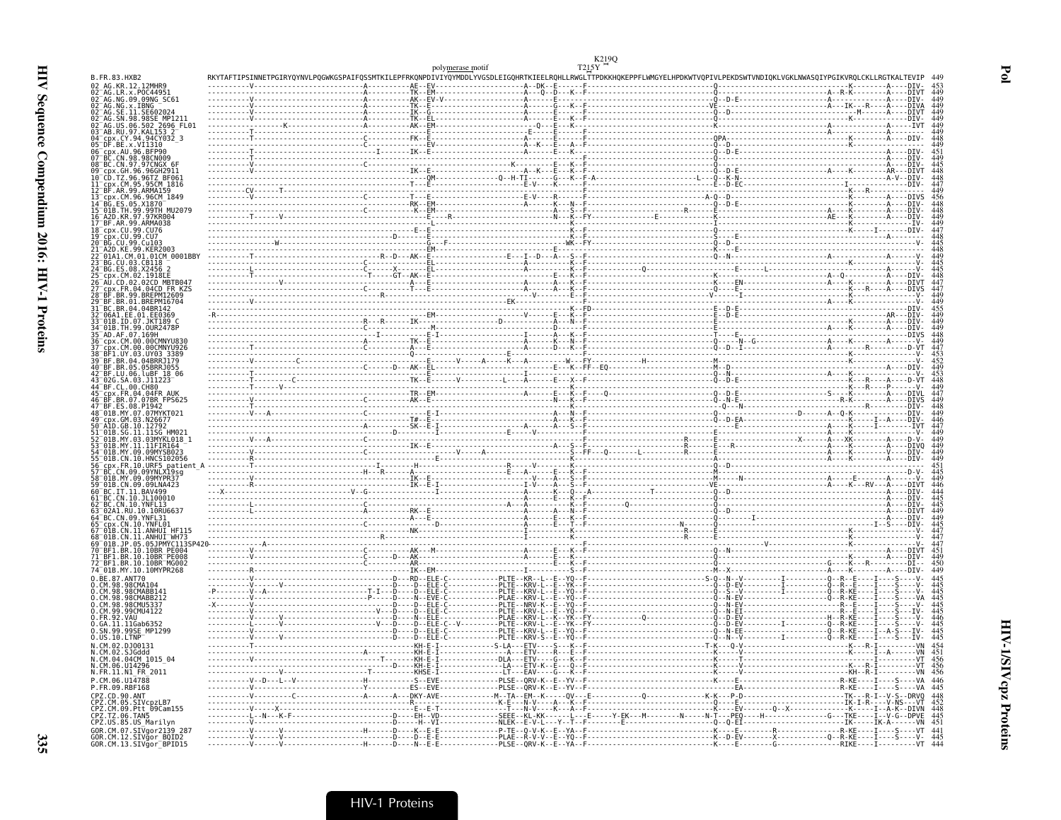polymerase motif

T215Y

K219Q

```
B.FR.83.HXB2   RKYTAFTIPSINNETPGIRYQYNVLPQGWKGSPAIFQSSMTKILEPFRKQNPDIVIYQYMDDLYVGSDLEIGQHRTKIEELRQHLLRWGLTTPDKKHQKEPPFLWMGYELHPDKWTVQPIVLPEKDSWTVNDIQKLVGKLNWASQIYPGIKVRQLCKLLRGTKALTEVIP 449
```

| Sequence | Length |
| --- | --- |
| 02_AG.KR.12.12MHR9 | 453 |
| 02_AG.LR.x.POC44951 | 449 |
| 02_AG.NG.09.09NG_SC61 | 449 |
| 02_AG.NG.x.IBNG | 449 |
| 02_AG.SE.11.SE602024 | 449 |
| 02_AG.SN.98.98SE_MP1211 | 449 |
| 02_AG.US.06.502_2696_FL01 | 449 |
| 03_AB.RU.97.KAL153_2 | 449 |
| 04_cpx.CY.94.94CY032_3 | 449 |
| 05_DF.BE.x.VI1310 | 449 |
| 06_cpx.AU.96.BFP90 | 451 |
| 07_BC.CN.98.98CN009 | 449 |
| 08_BC.CN.97.97CNGX_6F | 445 |
| 09_cpx.GH.96.96GH2911 | 448 |
| 10_CD.TZ.96.96TZ_BF061 | 448 |
| 11_cpx.CM.95.95CM_1816 | 447 |
| 12_BF.AR.99.ARMA159 | 449 |
| 13_cpx.CM.96.96CM_1849 | 456 |
| 14_BG.ES.05.X1870 | 448 |
| 15_01B.TH.99.99TH_MU2079 | 448 |
| 16_A2D.KR.97.97KR004 | 449 |
| 17_BF.AR.99.ARMA038 | 449 |
| 18_cpx.CU.99.CU76 | 447 |
| 19_cpx.CU.99.CU7 | 448 |
| 20_BG.CU.99.Cu103 | 445 |
| 21_A2D.KE.99.KER2003 | 448 |
| 22_01A1.CM.01.01CM_0001BBY | 449 |
| 23_BG.CU.03.CB118 | 449 |
| 24_BG.ES.08.X2456_2 | 445 |
| 25_cpx.CM.02.1918LE | 448 |
| 26_AU.CD.02.02CD_MBTB047 | 447 |
| 27_cpx.FR.04.04CD_FR_KZS | 447 |
| 28_BF.BR.99.BREPM12609 | 449 |
| 29_BF.BR.01.BREPM16704 | 449 |
| 31_BC.BR.04.04BR142 | 455 |
| 32_06A1.EE.01.EE0369 | 449 |
| 33_01B.ID.07.JKT189_C | 449 |
| 34_01B.TH.99.OUR2478P | 449 |
| 35_AD.AF.07.169H | 448 |
| 36_cpx.CM.00.00CMNYU830 | 449 |
| 37_cpx.CM.00.00CMNYU926 | 447 |
| 38_BF1.UY.03.UY03_3389 | 453 |
| 39_BF.BR.04.04BRRJ179 | 452 |
| 40_BF.BR.05.05BRRJ055 | 449 |
| 42_BF.LU.06.luBF_18_06 | 453 |
| 43_02G.SA.03.J11223 | 448 |
| 44_BF.CL.00.CH80 | 449 |
| 45_cpx.FR.04.04FR_AUK | 447 |
| 46_BF.BR.07.07BR_FPS625 | 449 |
| 47_BF.ES.08.P1942 | 448 |
| 48_01B.MY.07.07MYKT021 | 449 |
| 49_cpx.GM.03.N26677 | 446 |
| 50_A1D.GB.10.12792 | 447 |
| 51_01B.SG.11.11SG_HM021 | 449 |
| 52_01B.MY.03.03MYKL018_1 | 449 |
| 53_01B.MY.11.11FIR164 | 449 |
| 54_01B.MY.09.09MYSB023 | 449 |
| 55_01B.CN.10.HNCS102056 | 449 |
| 56_cpx.FR.10.URF5_patient_A | 451 |
| 57_BC.CN.09.09YNLX19sg | 445 |
| 58_01B.MY.09.09MYPR37 | 449 |
| 59_01B.CN.09.09LNA423 | 446 |
| 60_BC.IT.11.BAV499 | 444 |
| 61_BC.CN.10.JL100010 | 445 |
| 62_BC.CN.10.YNFL13 | 445 |
| 63_02A1.RU.10.10RU6637 | 449 |
| 64_BC.CN.09.YNFL31 | 449 |
| 65_cpx.CN.10.YNFL01 | 445 |
| 67_01B.CN.11.ANHUI_HF115 | 447 |
| 68_01B.CN.11.ANHUI_WH73 | 447 |
| 69_01B.JP.05.05JPMYC113SP420 | 447 |
| 70_BF1.BR.10.10BR_PE004 | 451 |
| 71_BF1.BR.10.10BR_PE008 | 449 |
| 72_BF1.BR.10.10BR_MG002 | 450 |
| 74_01B.MY.10.10MYPR268 | 449 |
| O.BE.87.ANT70 | 445 |
| O.CM.98.98CMA104 | 445 |
| O.CM.98.98CMABB141 | 445 |
| O.CM.98.98CMABB212 | 445 |
| O.CM.98.98CMU5337 | 445 |
| O.CM.99.99CMU4122 | 445 |
| O.FR.92.VAU | 446 |
| O.GA.11.11Gab6352 | 445 |
| O.SN.99.99SE_MP1299 | 445 |
| O.US.10.LTNP | 445 |
| N.CM.02.DJO0131 | 454 |
| N.CM.02.SJGddd | 451 |
| N.CM.04.04CM_1015_04 | 456 |
| N.CM.06.U14296 | 456 |
| N.FR.11.N1_FR_2011 | 456 |
| P.CM.06.U14788 | 446 |
| P.FR.09.RBF168 | 446 |
| CPZ.CD.90.ANT | 448 |
| CPZ.CM.05.SIVcpzLB7 | 452 |
| CPZ.CM.09.Ptt_09Cam155 | 448 |
| CPZ.TZ.06.TAN5 | 445 |
| CPZ.US.85.US_Marilyn | 451 |
| GOR.CM.07.SIVgor2139_287 | 441 |
| GOR.CM.12.SIVgor_BQID2 | 445 |
| GOR.CM.13.SIVgor_BPID15 | 444 |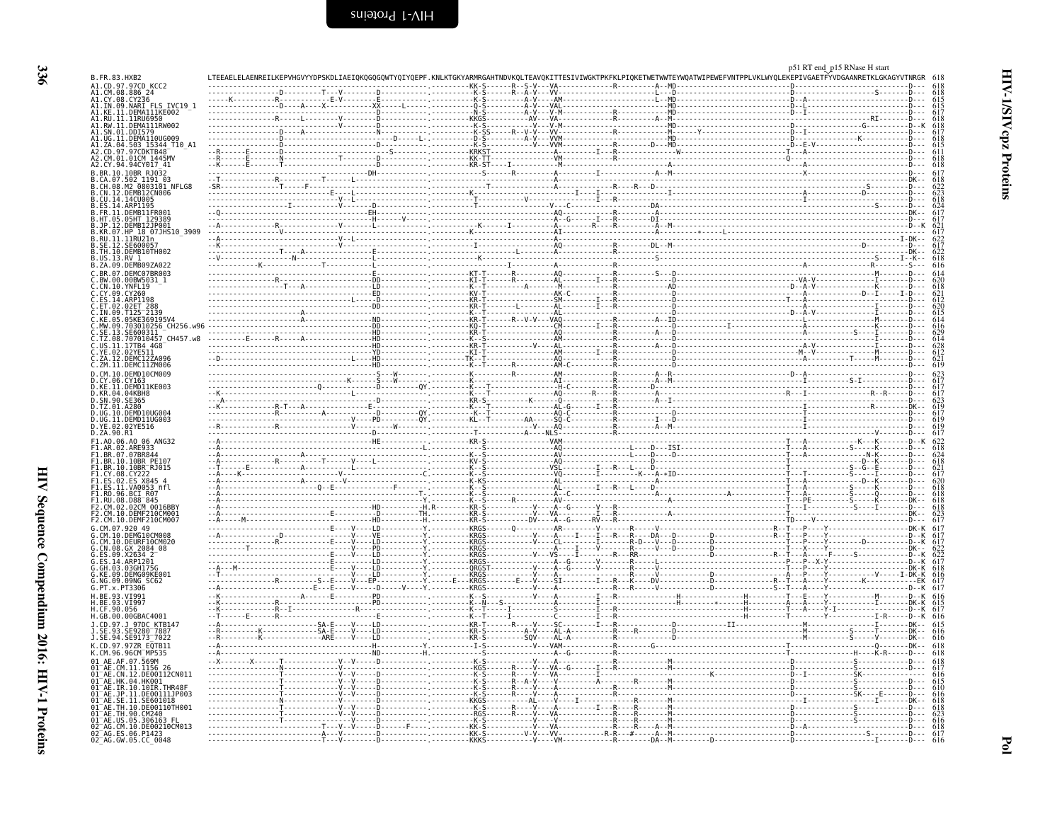p51 RT end  p15 RNase H start

```
B.FR.83.HXB2                 LTEEAELELAENREILKEPVHGVYYDPSKDLIAEIQKQGQGQWTYQIYQEPF.KNLKTGKYARMRGAHTNDVKQLTEAVQKITTESIVIWGKTPKFKLPIQKETWETWWTEYWQATWIPEWEFVNTPPLVKLWYQLEKEPIVGAETFYVDGAANRETKLGKAGYVTNRGR  618
A1.CD.97.97CD_KCC2                                                                                                                                                                                   618
A1.CM.08.886_24                                                                                                                                                                                      618
A1.CY.08.CY236                                                                                                                                                                                       615
A1.IN.09.NARI_FLS_IVC19_1                                                                                                                                                                            615
A1.KE.11.DEMA111KE002                                                                                                                                                                                617
A1.RU.11.11RU6950                                                                                                                                                                                    618
A1.RW.11.DEMA111RW002                                                                                                                                                                                618
A1.SN.01.DDI579                                                                                                                                                                                      617
A1.UG.11.DEMA110UG009                                                                                                                                                                                618
A1.ZA.04.503_15344_T10_A1                                                                                                                                                                            615
A2.CD.97.97CDKTB48                                                                                                                                                                                   611
A2.CM.01.01CM_1445MV                                                                                                                                                                                 618
A2.CY.94.94CY017_41                                                                                                                                                                                  618
B.BR.10.10BR_RJ032                                                                                                                                                                                   617
B.CA.07.502_1191_03                                                                                                                                                                                  618
B.CH.08.M2_0803101_NFLG8                                                                                                                                                                             622
B.CN.12.DEMB12CN006                                                                                                                                                                                  623
B.CU.14.14CU005                                                                                                                                                                                      618
B.ES.14.ARP1195                                                                                                                                                                                      624
B.FR.11.DEMB11FR001                                                                                                                                                                                  617
B.HT.05.05HT_129389                                                                                                                                                                                  617
B.JP.12.DEMB12JP001                                                                                                                                                                                  621
B.KR.07.HP_18_07JHS10_3909                                                                                                                                                                           617
B.RU.11.11RU21n                                                                                                                                                                                      622
B.SE.12.SE600057                                                                                                                                                                                     617
B.TH.10.DEMB10TH002                                                                                                                                                                                  622
B.US.13.RV_1                                                                                                                                                                                         618
B.ZA.09.DEMB09ZA022                                                                                                                                                                                  616
C.BR.07.DEMC07BR003                                                                                                                                                                                  614
C.BW.00.00BW5031_1                                                                                                                                                                                   620
C.CN.10.YNFL19                                                                                                                                                                                       618
C.CY.09.CY260                                                                                                                                                                                        621
C.ES.14.ARP1198                                                                                                                                                                                      612
C.ET.02.02ET_288                                                                                                                                                                                     620
C.IN.09.T125_2139                                                                                                                                                                                    615
C.KE.05.05KE369195V4                                                                                                                                                                                 614
C.MW.09.703010256_CH256.w96                                                                                                                                                                          616
C.SE.13.SE600311                                                                                                                                                                                     629
C.TZ.08.707010457_CH457.w8                                                                                                                                                                           614
C.US.11.17TB4_4G8                                                                                                                                                                                    628
C.YE.02.02YE511                                                                                                                                                                                      612
C.ZA.12.DEMC12ZA096                                                                                                                                                                                  621
C.ZM.11.DEMC11ZM006                                                                                                                                                                                  619
D.CM.10.DEMD10CM009                                                                                                                                                                                  623
D.CY.06.CY163                                                                                                                                                                                        617
D.KE.11.DEMD11KE003                                                                                                                                                                                  617
D.KR.04.04KBH8                                                                                                                                                                                       617
D.SN.90.SE365                                                                                                                                                                                        623
D.TZ.01.A280                                                                                                                                                                                         619
D.UG.10.DEMD10UG004                                                                                                                                                                                  617
D.UG.11.DEMD11UG003                                                                                                                                                                                  619
D.YE.02.02YE516                                                                                                                                                                                      619
D.ZA.90.R1                                                                                                                                                                                           617
F1.AO.06.AO_06_ANG32                                                                                                                                                                                 622
F1.AR.02.ARE933                                                                                                                                                                                      618
F1.BR.07.07BR844                                                                                                                                                                                     624
F1.BR.10.10BR_PE107                                                                                                                                                                                  618
F1.BR.10.10BR_RJ015                                                                                                                                                                                  621
F1.CY.08.CY222                                                                                                                                                                                       617
F1.ES.02.ES_X845_4                                                                                                                                                                                   620
F1.ES.11.VA0053_nfl                                                                                                                                                                                  618
F1.RO.96.BCI_R07                                                                                                                                                                                     618
F1.RU.08.D88_845                                                                                                                                                                                     618
F2.CM.02.02CM_0016BBY                                                                                                                                                                                618
F2.CM.10.DEMF210CM001                                                                                                                                                                                622
F2.CM.10.DEMF210CM007                                                                                                                                                                                617
G.CM.07.920_49                                                                                                                                                                                       617
G.CM.10.DEMG10CM008                                                                                                                                                                                  617
G.CN.10.DEURF10CM020                                                                                                                                                                                 617
G.CN.08.GX_2084_08                                                                                                                                                                                   622
G.ES.09.X2634_2                                                                                                                                                                                      622
G.ES.14.ARP1201                                                                                                                                                                                      617
G.GH.03.03GH175G                                                                                                                                                                                     618
G.KE.09.DEMG09KE001                                                                                                                                                                                  616
G.NG.09.09NG_SC62                                                                                                                                                                                    617
G.PT.x.PT3306                                                                                                                                                                                        617
H.BE.93.VI991                                                                                                                                                                                        616
H.BE.93.VI997                                                                                                                                                                                        615
H.CF.90.056                                                                                                                                                                                          617
H.GB.00.00GBAC4001                                                                                                                                                                                   616
J.CD.97.J_97DC_KTB147                                                                                                                                                                                615
J.SE.93.SE9280_7887                                                                                                                                                                                  616
J.SE.94.SE9173_7022                                                                                                                                                                                  616
K.CD.97.97ZR_EQTB11                                                                                                                                                                                  618
K.CM.96.96CM_MP535                                                                                                                                                                                   618
01_AE.AF.07.569M                                                                                                                                                                                     618
01_AE.CM.11.1156_26                                                                                                                                                                                  617
01_AE.CN.12.DE00112CN011                                                                                                                                                                             616
01_AE.HK.04.HK001                                                                                                                                                                                    615
01_AE.IR.10.10IR.THR48F                                                                                                                                                                              610
01_AE.JP.11.DE00111JP003                                                                                                                                                                             616
01_AE.SE.11.SE601018                                                                                                                                                                                 618
01_AE.TH.10.DE00110TH001                                                                                                                                                                             616
01_AE.TH.90.CM240                                                                                                                                                                                    623
01_AE.US.05.306163_FL                                                                                                                                                                                616
02_AG.CM.10.DE00210CM013                                                                                                                                                                             618
02_AG.ES.06.P1423                                                                                                                                                                                    617
02_AG.GW.05.CC_0048                                                                                                                                                                                  616
```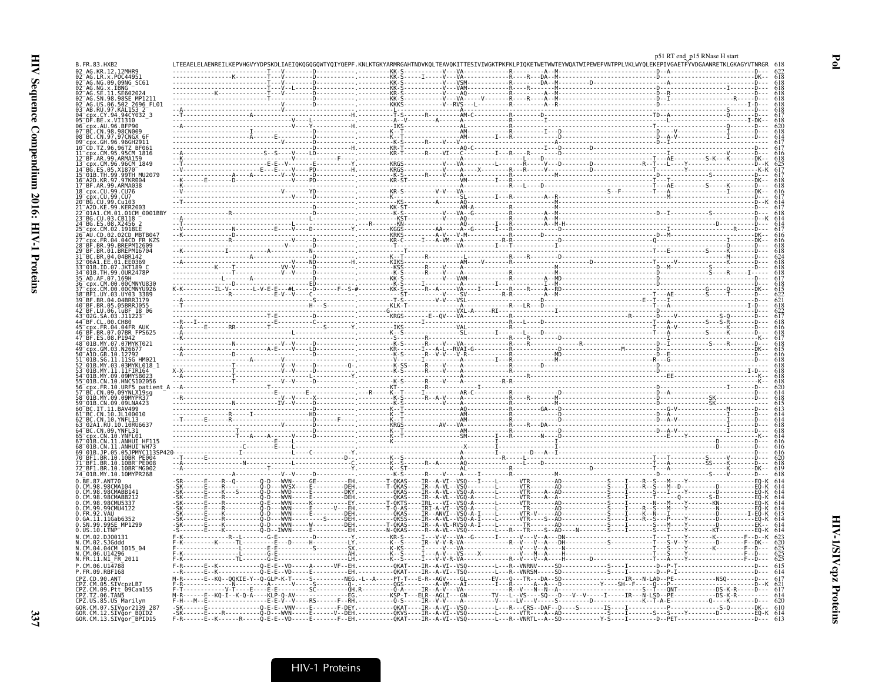p51 RT end p15 RNase H start

```
B.FR.83.HXB2                 LTEEAELELAENREILKEPVHGVYYDPSKDLIAEIQKQGQGQWTYQIYQEPF.KNLKTGKYARMRGAHTNDVKQLTEAVQKITTESIVIWGKTPKFKLPIQKETWETWWTEYWQATWIPEWEFVNTPPLVKLWYQLEKEPIVGAETFYVDGAANRETKLGKAGYVTNRGR 618
02_AG.KR.12.12MHR9           622
02_AG.LR.x.POC44951          618
02_AG.NG.09.09NG_SC61        618
02_AG.NG.x.IBNG              618
02_AG.SE.11.SE602024         618
02_AG.SN.98.98SE_MP1211      618
02_AG.US.06.502_2696_FL01    618
03_AB.RU.97.KAL153_2         618
04_cpx.CY.94.94CY032_3       618
05_DF.BE.x.VI1310            618
06_cpx.AU.96.BFP90           620
07_BC.CN.98.98CN009          618
08_BC.CN.97.97CNGX_6F        614
09_cpx.GH.96.96GH2911        617
10_CD.TZ.96.96TZ_BF061       617
11_cpx.CM.95.95CM_1816       616
12_BF.AR.99.ARMA159          618
13_cpx.CM.96.96CM_1849       625
14_BG.ES.05.X1870            617
15_01B.TH.99.99TH_MU2079     617
16_A2D.KR.97.97KR004         618
17_BF.AR.99.ARMA038          618
18_cpx.CU.99.CU76            616
19_cpx.CU.99.CU7             617
20_BG.CU.99.Cu103            614
21_A2D.KE.99.KER2003         617
22_01A1.CM.01.01CM_0001BBY   618
23_BG.CU.03.CB118            614
24_BG.ES.08.X2456_2          614
25_cpx.CM.02.1918EE          617
26_AU.CD.02.02CD_MBTB047     616
27_cpx.FR.04.04CD_FR_KZS     616
28_BF.BR.99.BREPM12609       618
29_BF.BR.01.BREPM16704       618
31_BC.BR.04.04BR142          624
32_06A1.EE.01.EE0369         618
33_01B.ID.07.JKT189_C        618
34_01B.TH.99.OUR2478P        618
35_AD.AF.07.169H             617
36_cpx.CM.00.00CMNYU830      618
37_cpx.CM.00.00CMNYU926      615
38_BF1.UY.03.UY03_3389       622
39_BF.BR.04.04BRRJ179        621
40_BF.BR.05.05BRRJ055        618
42_BF.LU.06.luBF_18_06       622
43_02G.SA.03.J11223          617
44_BF.CL.00.CH80             618
45_cpx.FR.04.04FR_AUK        618
46_BF.BR.07.07BR_FPS625      618
47_BF.ES.08.P1942            617
48_01B.MY.07.07MYKT021       618
49_cpx.GM.03.N26677          615
50_A1D.GB.10.12792           616
51_01B.SG.11.11SG_HM021      618
52_01B.MY.03.03MYKL018_1     618
53_01B.MY.11.11FIR164        618
54_01B.MY.09.09MYSB023       618
55_01B.CN.10.HNCS102056      618
56_cpx.FR.10.URF5_patient_A  620
57_BC.CN.09.09YNLX19sg       614
58_01B.MY.09.09MYPR37        618
59_01B.CN.09.09LNA423        615
60_BC.IT.11.BAV499           613
61_BC.CN.10.JL100010         614
62_BC.CN.10.YNFL13           614
63_02A1.RU.10.10RU6637       618
64_BC.CN.09.YNFL31           614
65_cpx.CN.10.YNFL01          614
67_01B.CN.11.ANHUI_HF115     616
68_01B.CN.11.ANHUI_WH73      616
69_01B.JP.05.05JPMYC113SP420 616
70_BF1.BR.10.10BR_PE004      620
71_BF1.BR.10.10BR_PE008      618
72_BF1.BR.10.10BR_MG002      619
74_01B.MY.10.10MYPR268       618
O.BE.87.ANT70                614
O.CM.98.98CMA104             614
O.CM.98.98CMABB141           614
O.CM.98.98CMABB212           614
O.CM.98.98CMU5337            614
O.CM.99.99CMU4122            614
O.FR.92.VAU                  615
O.GA.11.11Gab6352            614
O.SN.99.99SE_MP1299          614
O.US.10.LTNP                 614
N.CM.02.DJO0131              623
N.CM.02.SJGddd               625
N.CM.04.04CM_1015_04         625
N.CM.06.U14296               625
N.FR.11.N1_FR_2011           625
P.CM.06.U14788               615
P.FR.09.RBF168               614
CPZ.CD.90.ANT                617
CPZ.CM.05.SIVcpzLB7          621
CPZ.CM.09.Ptt_09Cam155       617
CPZ.TZ.06.TAN5               614
CPZ.US.85.US_Marilyn         620
GOR.CM.07.SIVgor2139_287     610
GOR.CM.12.SIVgor_BQID2       614
GOR.CM.13.SIVgor_BPID15      613
```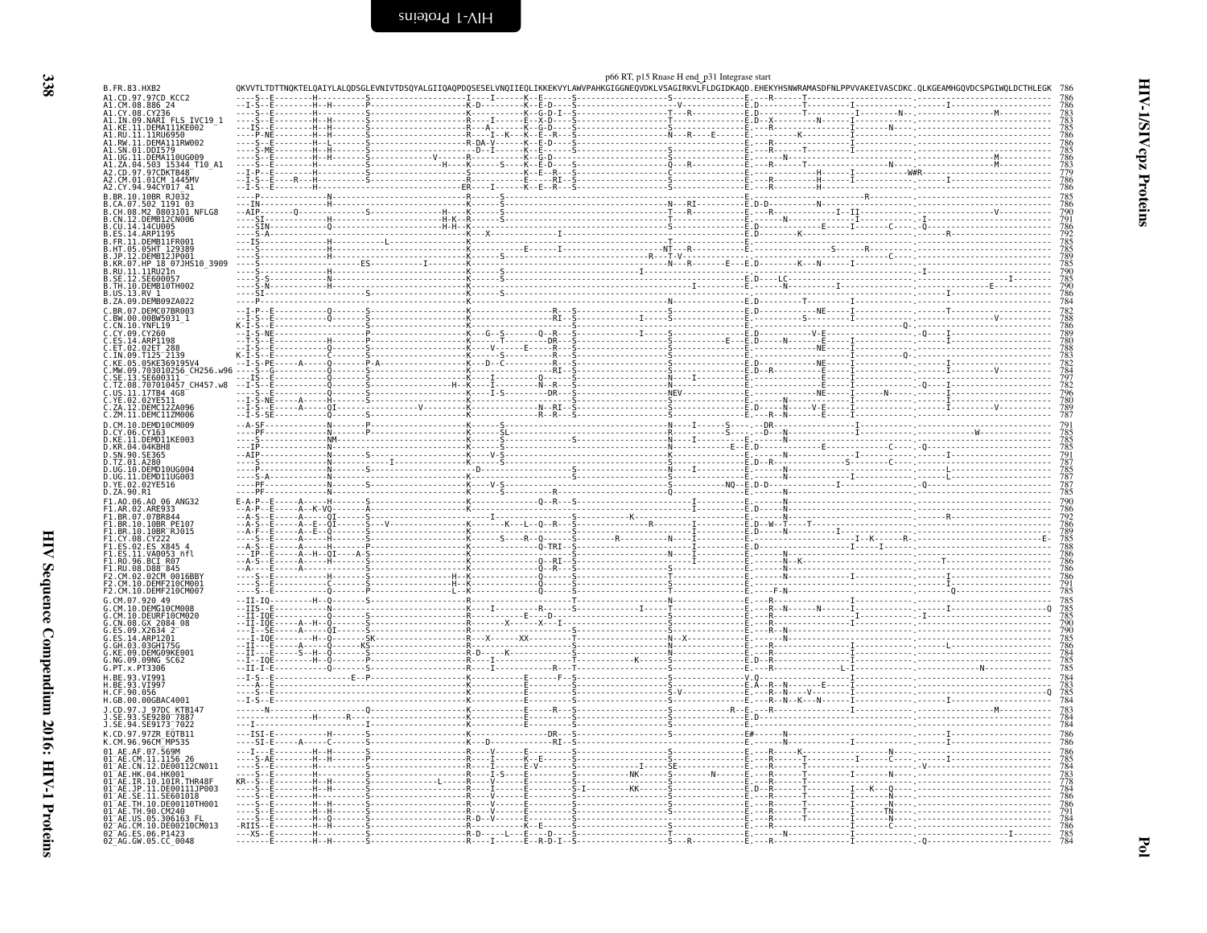p66 RT, p15 Rnase H end_p31 Integrase start

```
B.FR.83.HXB2                 QKVVTLTDTTNQKTELQAIYLALQDSGLEVNIVTDSQYALGIIQAQPDQSESELVNQIIEQLIKKEKVYLAWVPAHKGIGGNEQVDKLVSAGIRKVLFLDGIDKAQD.EHEKYHSNWRAMASDFNLPPVVAKEIVASCDKC.QLKGEAMHGQVDCSPGIWQLDCTHLEGK 786
A1.CD.97.97CD_KCC2          786
A1.CM.08.886_24             786
A1.CY.08.CY236              783
A1.IN.09.NARI_FLS_IVC19_1   783
A1.KE.11.DEMA111KE002       785
A1.RU.11.11RU6950           786
A1.RW.11.DEMA111RW002       786
A1.SN.01.DDI579             785
A1.UG.11.DEMA110UG009       786
A1.ZA.04.503_15344_T10_A1   783
A2.CD.97.97CDKTB48          779
A2.CM.01.01CM_1445MV        786
A2.CY.94.94CY017_41         786
B.BR.10.10BR_RJ032          785
B.CA.07.502_1191_03         786
B.CH.08.M2_0803101_NFLG8    790
B.CN.12.DEMB12CN006         791
B.CU.14.14CU005             786
B.ES.14.ARP1195             792
B.FR.11.DEMB11FR001         785
B.HT.05.05HT_129389         785
B.JP.12.DEMB12JP001         789
B.KR.07.HP_18_07JHS10_3909  785
B.RU.11.11RU21n             790
B.SE.12.SE600057            785
B.TH.10.DEMB10TH002         790
B.US.13.RV_1                786
B.ZA.09.DEMB09ZA022         784
C.BR.07.DEMC07BR003         782
C.BW.00.00BW5031_1          788
C.CN.10.YNFL19              786
C.CY.09.CY260               789
C.ES.14.ARP1198             780
C.ET.02.02ET_288            788
C.IN.09.T125_2139           783
C.KE.05.05KE369195V4        782
C.MW.09.703010256_CH256.w96 784
C.SE.13.SE600311            797
C.TZ.08.707010457_CH457.w8  782
C.US.11.17TB4_4G8           796
C.YE.02.02YE511             780
C.ZA.12.DEMC12ZA096         789
C.ZM.11.DEMC11ZM006         787
D.CM.10.DEMD10CM009         791
D.CY.06.CY163               785
D.KE.11.DEMD11KE003         785
D.KR.04.04KBH8              785
D.SN.90.SE365               791
D.TZ.01.A280                787
D.UG.10.DEMD10UG004         785
D.UG.11.DEMD11UG003         787
D.YE.02.02YE516             787
D.ZA.90.R1                  785
F1.AO.06.AO_06_ANG32        790
F1.AR.02.ARE933             786
F1.BR.07.07BR844            792
F1.BR.10.10BR_PE107         786
F1.BR.10.10BR_RJ015         789
F1.CY.08.CY222              785
F1.ES.02.ES_X845_4          788
F1.ES.11.VA0053_nfl         786
F1.RO.96.BCI_R07            786
F1.RU.08.D88_845            786
F2.CM.02.02CM_0016BBY       786
F2.CM.10.DEMF210CM001       791
F2.CM.10.DEMF210CM007       785
G.CM.07.920_49              785
G.CM.10.DEMG10CM008         785
G.CM.10.DEURF10CM020        785
G.CN.08.GX_2084_08          790
G.ES.09.X2634_2             790
G.ES.14.ARP1201             785
G.GH.03.03GH175G            786
G.KE.09.DEMG09KE001         784
G.NG.09.09NG_SC62           785
G.PT.x.PT3306               785
H.BE.93.VI991               784
H.BE.93.VI997               783
H.CF.90.056                 785
H.GB.00.00GBAC4001          784
J.CD.97.J_97DC_KTB147       783
J.SE.93.SE9280_7887         784
J.SE.94.SE9173_7022         784
K.CD.97.97ZR_EQTB11         786
K.CM.96.96CM_MP535          786
01_AE.AF.07.569M            786
01_AE.CM.11.1156_26         785
01_AE.CN.12.DE00112CN011    784
01_AE.HK.04.HK001           783
01_AE.IR.10.10IR.THR48F     778
01_AE.JP.11.DE00111JP003    784
01_AE.SE.11.SE601018        786
01_AE.TH.10.DE00110TH001    786
01_AE.TH.90.CM240           791
01_AE.US.05.306163_FL       784
02_AG.CM.10.DE00210CM013    786
02_AG.ES.06.P1423           785
02_AG.GW.05.CC_0048         784
```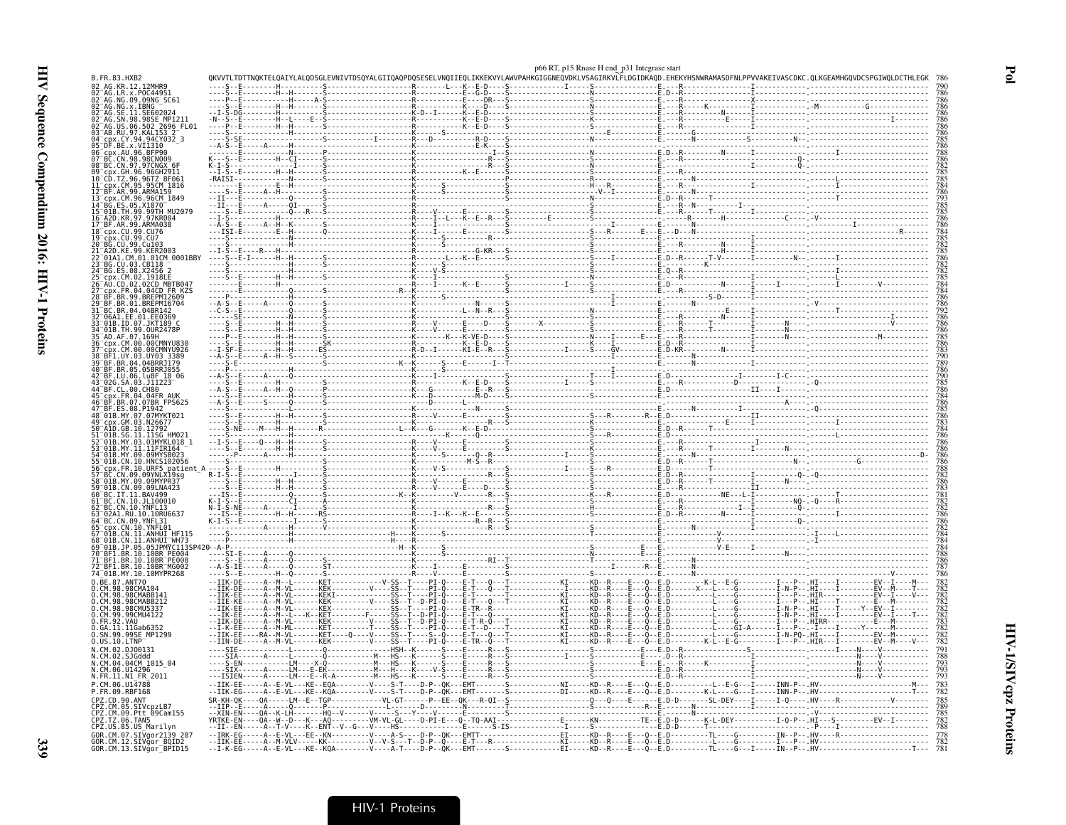```
                                                                                      p66 RT, p15 Rnase H end_p31 Integrase start
B.FR.83.HXB2                   QKVVTLTDTTNQKTELQAIYLALQDSGLEVNIVTDSQYALGIIQAPDQSESELVNQIIEQLIKKEKVYLAWVPAHKGIGGNEQVDKLVSAGIRKVLFLDGIDKAQD.EHEKYHSNWRAMASDFNLPPVVAKEIVASCDKC.QLKGEAMHGQVDCSPGIWQLDCTHLEGK 786
02_AG.KR.12.12MHR9                  790
02_AG.LR.x.POC44951                 786
02_AG.NG.09.09NG_SC61               786
02_AG.NG.x.IBNG                     786
02_AG.SE.11.SE602024                786
02_AG.SN.98.98SE_MP1211             786
02_AG.US.06.502_2696_FL01           786
03_AB.RU.97.KAL153_2                786
04_cpx.CY.94.94CY032_3              785
05_DF.BE.x.VI1310                   786
06_cpx.AU.96.BFP90                  788
07_BC.CN.98.98CN009                 786
08_BC.CN.97.97CNGX_6F               782
09_cpx.GH.96.96GH2911               785
10_CD.TZ.96.96TZ_BF061              785
11_cpx.CM.95.95CM_1816              784
12_BF.AR.99.ARMA159                 786
13_cpx.CM.96.96CM_1849              793
14_BG.ES.05.X1870                   786
15_01B.TH.99.99TH_MU2079            785
16_A2D.KR.97.97KR004                786
17_BF.AR.99.ARMA038                 786
18_cpx.CU.99.CU76                   784
19_cpx.CU.99.CU7                    785
20_BG.CU.99.Cu103                   782
21_A2D.KE.99.KER2003                785
22_01A1.CM.01.01CM_0001BBY          786
23_BG.CU.03.CB118                   782
24_BG.ES.08.X2456_2                 782
25_cpx.CM.02.1918LE                 786
26_AU.CD.02.02CD_MBTB047            784
27_cpx.FR.04.04CD_FR_KZS            784
28_BF.BR.99.BREPM12609              786
29_BF.BR.01.BREPM16704              786
31_BC.BR.04.04BR142                 792
32_06A1.EE.01.EE0369                786
33_01B.ID.07.JKT189_C               786
34_01B.TH.99.OUR2478P               786
35_AD.AF.07.169H                    785
36_cpx.CM.00.00CMNYU830             786
37_cpx.CM.00.00CMNYU926             783
38_BF1.UY.03.UY03_3389              790
39_BF.BR.04.04BRRJ179               789
40_BF.BR.05.05BRRJ055               786
42_BF.LU.06.luBF_18_06              790
43_02G.SA.03.J11223                 785
44_BF.CL.00.CH80                    786
45_cpx.FR.04.04FR_AUK               784
46_BF.BR.07.07BR_FPS625             786
47_BF.ES.08.P1942                   785
48_01B.MY.07.07MYKT021              786
49_cpx.GM.03.N26677                 783
50_A1D.GB.10.12792                  784
51_01B.SG.11.11SG_HM021             786
52_01B.MY.03.03MYKL018_1            786
53_01B.MY.11.11FIR164               786
54_01B.MY.09.09MYSB023              786
55_01B.CN.10.HNCS102056             786
56_cpx.FR.10.URF5_patient_A         788
57_BC.CN.09.09YNLX19sg              782
58_01B.MY.09.09MYPR37               786
59_01B.CN.09.09LNA423               783
60_BC.IT.11.BAV499                  781
61_BC.CN.10.JL100010                782
62_BC.CN.10.YNFL13                  782
63_02A1.RU.10.10RU6637              786
64_BC.CN.09.YNFL31                  786
65_cpx.CN.10.YNFL01                 782
67_01B.CN.11.ANHUI_HF115            784
68_01B.CN.11.ANHUI_WH73             784
69_01B.JP.05.05JPMYC113SP420        784
70_BF1.BR.10.10BR_PE004             788
71_BF1.BR.10.10BR_PE008             786
72_BF1.BR.10.10BR_MG002             787
74_01B.MY.10.10MYPR268              786
O.BE.87.ANT70                       782
O.CM.98.98CMA104                    782
O.CM.98.98CMABB141                  782
O.CM.98.98CMABB212                  782
O.CM.98.98CMU5337                   782
O.CM.99.99CMU4122                   782
O.FR.92.VAU                         783
O.GA.11.11Gab6352                   782
O.SN.99.99SE_MP1299                 782
O.US.10.LTNP                        782
N.CM.02.DJO0131                     791
N.CM.02.SJGddd                      788
N.CM.04.04CM_1015_04                793
N.CM.06.U14296                      793
N.FR.11.N1_FR_2011                  793
P.CM.06.U14788                      783
P.FR.09.RBF168                      782
CPZ.CD.90.ANT                       785
CPZ.CM.05.SIVcpzLB7                 789
CPZ.CM.09.Ptt_09Cam155              785
CPZ.TZ.06.TAN5                      782
CPZ.US.85.US_Marilyn                788
GOR.CM.07.SIVgor2139_287            778
GOR.CM.12.SIVgor_BQID2              782
GOR.CM.13.SIVgor_BPID15             781
```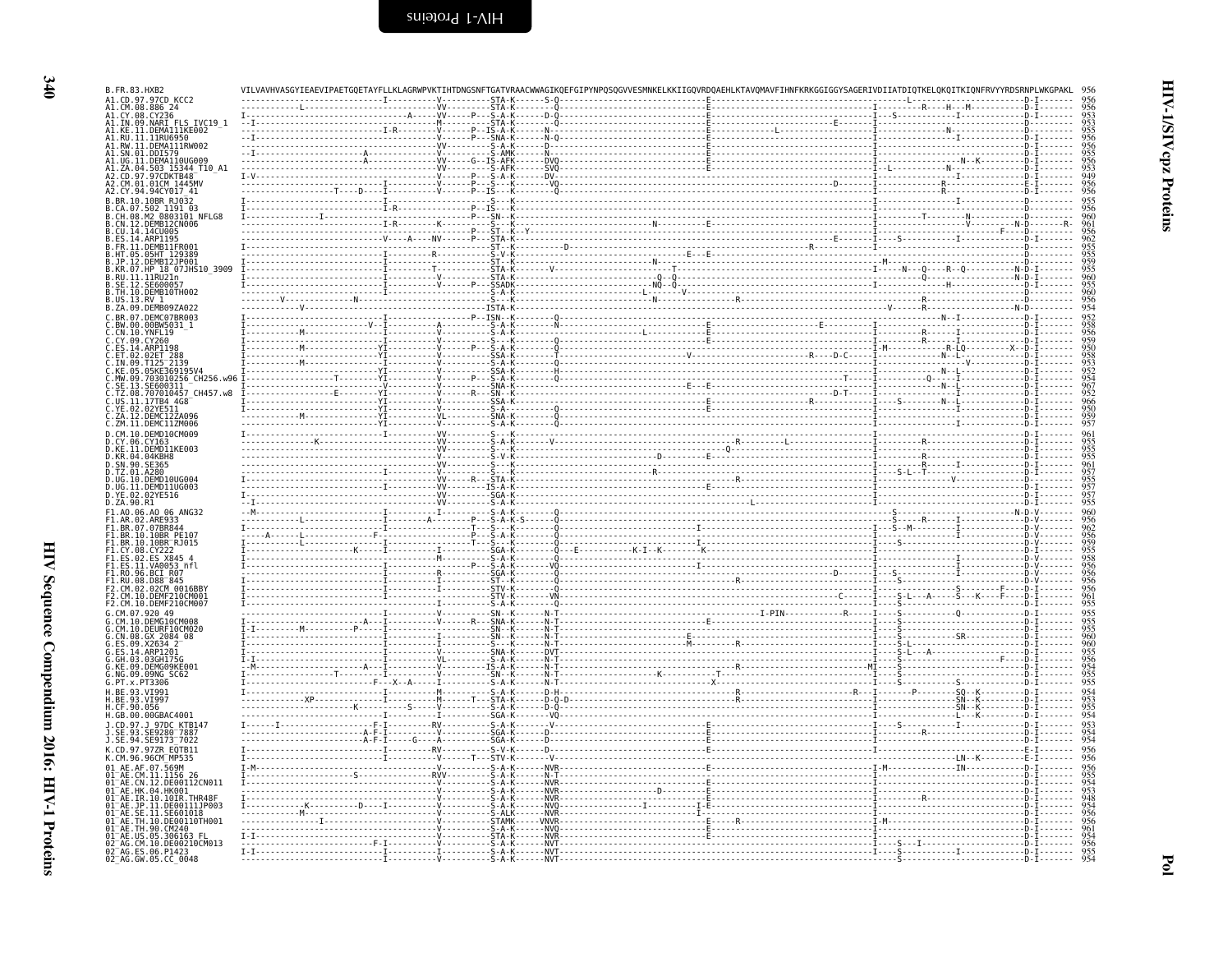```
B.FR.83.HXB2                  VILVAVHVASGYIEAEVIPAETGQETAYFLLKLAGRWPVKTIHTDNGSNFTGATVRAACWWAGIKQEFGIPYNPQSQGVVESMNKELKKIIGQVRDQAEHLKTAVQMAVFIHNFKRKGGIGGYSAGERIVDIIATDIQTKELQKQITKIQNFRVYYRSDNPLWKGPAKL 956
A1.CD.97.97CD_KCC2           ------------------------------I----------------V------STA-K----S-Q----------------------------------E---------------------------------I---------------L----------D-I------- 956
A1.CM.08.886_24              -------------L-------------------------------------------VV-------STA-K------Q----------------------------------E---------------------------------I----------R--H--M---------D-I------- 956
A1.CY.08.CY236               I---------------------------------------A-----VV-P---S-A-K-----D-Q----------------------------------E---------------------------------I----S----------------I----D-I------- 953
A1.IN.09.NARI_FLS_IVC19_1    --I---------------------------------------------------------STA-K------Q----------------------------------E---------------------E-------I-----------------------------D-I------- 953
A1.KE.11.DEMA111KE002        -I----------------------------I-R----------------P--IS-A-K-----N-Q----------------------------------E-------------L---------------------I---------------N----------D-I------- 955
A1.RU.11.11RU6950            --I---------------------------------------------------SNA-K------N-Q----------------------------------E---------------------------------I----------------I---------D-I------- 956
A1.RW.11.DEMA111RW002        ---------------------------------------------VV-------S-A-K----D-----------------------------------E---------------------------------I-----------------------------D-I------- 956
A1.SN.01.DDI579              --I--------------------A-----------------------V------S-AMK----N-----------------------------------E---------------------------------I-----------------------------D-I------- 955
A1.UG.11.DEMA110UG009        -----------------------A---------------------VV---G--IS-AFK----DVQ---------------------------------E---------------------------------I------------N--K---------D-I------- 956
A1.ZA.04.503_15344_T10_A1    ---------------------------------------------VV-------S-AFK----SVQ---------------------------------E---------------------------------I--L----------N------------D-I------- 953
A2.CD.97.97CDKTB48           I-V------------------------------------------------V---P---S-A-K---DV----------------------------------E---------------------------------I-------------I------------D-I------- 949
A2.CM.01.01CM_1445MV         -----------------------------------------------V---P---S-A-K---VQ-----------------------------------E-----------------------D-------I-------------R------------D-I------- 956
A2.CY.94.94CY017_41          --------------------T----D----I----------------V---P--IS---K-----Q----------------------------------E---------------------------------I-------------R------------D-I------- 956
B.BR.10.10BR_RJ032           I-----------------------------I----------------------S---K-----------------------------------------E---------------------------------I---------------I-------------------- 955
B.CA.07.502_1191_03          I-----------------------------I-R--------------P-IS--K-----------------------------------------------E---------------------------------I------------------------------------- 956
B.CH.08.M2_0803101_NFLG8     I----------------I-----------------------------P--SN--K-----------------------------------------------E---------------------------------I----------T------------N------------- 960
B.CN.12.DEMB12CN006          ------------------------------I-R--------K----------S---K-----------------------------N------E---------------------------------I------------------------V-------N-D------R 961
B.CU.14.14CU005              -----------------------------------------------P---ST-K----------Y-------------------------------------E---------------------------------I-------------------------------F---D------ 956
B.ES.14.ARP1195              -------------------------V------A----NV-------P---STA-K-----------------------------------------------E---------------------E-------I----S---------------------D-I------- 962
B.FR.11.DEMB11FR001          I-----------------------------------------------------ST-K------------D--------------------------------------------------------R-----------I--------------------------------------- 955
B.HT.05.05HT_129389          ------------------------------I---------R-----------S-V-K-------------------------------------E----E------------------------------------I------------------------------------- 955
B.JP.12.DEMB12JP001          I-----------------------------I--------------------ST--K----------------------------N-----------------------------------------------------M-------------------------------------- 959
B.KR.07.HP_18_07JHS10_3909   I-----------------------------I---------T-----------STA-K-------V-----------------------T-------E---------------------------------I-----N--Q---R---Q---------N-D-I----- 955
B.RU.11.11RU21n              I-----------------------------I-----------------------STA-K------------------------------------Q-Q-------------------------------------------I----------Q----------------N-D-I----- 960
B.SE.12.SE600057             I-----------------------------I----------------V--P--SSADK-----------------------------------NQ--Q-------------------------------------------I------------H--------------D-I------- 955
B.TH.10.DEMB10TH002          I-----------------------------I---------------------S-A-K-------------------------------L--V-------E---------------------------------I------------------------------------- 960
B.US.13.RV_1                 ----------V------------N----------------------------S---K----------------------------N-----------------R---------------------------------I----------R-----------------D-I------- 956
B.ZA.09.DEMB09ZA022          -------------V---------------------------------------ISTA-K------------------------------------------------------------------------------------V--R-----------------N-D-I----- 954
C.BR.07.DEMC07BR003          I-----------------------------I-------------------P--ISN--K------Q----------------------------------E---------------------------------I---------------N-I--------D-I------- 952
C.BW.00.00BW5031_1           I--------------------------V-I-----------A------------S-A-K------N----------------------------------E---------------------E-----------I------------------------------D-I------- 958
C.CN.10.YNFL19               I------------M----------------I---------------------S-A-K---------------------------L---------------E---------------------------------I----------R-----I--------------D-I------- 956
C.CY.09.CY260                I-----------------------------I----------------V------S---K------Q----------------------------------E---------------------------------I----------R-----I--------------D-I------- 959
C.ES.14.ARP1198              I------------M--------------YI----------------V---P--S-A-K-------Q----------------------------------E---------------------------------I-M-----------R-LQ--X------D-I------- 950
C.ET.02.ET_288               I---------------------------YI---------------V------SSA-K-------Q-------------------------------V-------------------------R---D-C-----I---------N-L--------------D-I------- 958
C.IN.09.T125_2139            I------------M---------------I-----------------V------S-A-K------Q----------------------------------E---------------------------------I-----------------------V-------D-I------- 953
C.KE.05.05KE369195V4         I---------------------------YI-----------------V------SSA-K------H-----------------------------------E---------------------------------I-------------N-L-------------D-I------- 952
C.MW.09.703010256_CH256.w96  I-------------------T-------YI----------------V---P--S-A-K-------Q----------------------------------E---------------------T-----I----------Q-----I----------D-I------- 954
C.SE.13.SE600311             I---------------------------YI-----------------V------SNA-K-----------------------------------------E----E---------------------------------I-------------N-L-------------D-I------- 967
C.TZ.08.707010457_CH457.w8   I-------------------E-------YI----------------V--R---SN--K-------Q----------------------------------E---------------------D-T-----I------------I-------------D-I------- 952
C.US.11.17TB4_4G8            I---------------------------YI-----------------V------SSA-K------Q----------------------------------E---------------------R-----------I----S------N-L------------D-I------- 966
C.YE.02.02YE511              I---------------------------YI-----------------V------S-A--------Q----------------------------------E---------------------------------I-----------------------------D-I------- 950
C.ZA.12.DEMC12ZA096          -------------M--------------YI----------------VL------SNA-K------Q----------------------------------E---------------------------------I-----------------------------D-I------- 959
C.ZM.11.DEMC11ZM006          ----------------------------YI-----------------V------S-A-K------Q----------------------------------E---------------------------------I-----------------------------D-I------- 957
D.CM.10.DEMD10CM009          I-----------------------------I--------------VV-------S---K-----------------------------------------E---------------------------------I-----------------------------D-I------- 961
D.CY.06.CY163                ---------------K-------------------------------VV-------S--K-------V-------------------------------------R---------L-------------------I-----------------------------D-I------- 955
D.KE.11.DEMD11KE003          ---------------------------------------------VV-------S--K-----------------------------------------------Q--------------------------------------I-----------------------------D-I------- 955
D.KR.04.04KBH8               ---------------------------------------------V--------S-V-K---------------------------D----------E---------------------------------I----------R------------------D-I------- 955
D.SN.90.SE365                ---------------------------------------------VV-------S---K-----------------------------------------E---------------------------------I----------R----I---------------D-I------- 961
D.TZ.01.A280                 I-----------------------------I--------------VV-------S---K---------------------------R---------------------------------------------------I--S-L--T--------------------D-I------- 957
D.UG.10.DEMD10UG004          I-----------------------------I--------------VV---R---STA-K----------------------------------------------R-------------------------------I----------------V-----------D-I------- 955
D.UG.11.DEMD11UG003          ------------------------------I--------------VV------IS-A-K-----------------------------------------E---------------------------------I-----------------------------D-I------- 957
D.YE.02.02YE516              I--------------------------------------------VV-------SGA-K-----------------------------------------E---------------------------------I-----------------------------D-I------- 957
D.ZA.90.R1                   -I-------------------------------------------VV-------S-A-K------------------------------------------------L---------------------------I-----------------------------D-I------- 955
F1.AO.06.AO_06_ANG32         --M---------------------------I----------I-----------S-A-K-------Q-------------------------------------------------------------------------I----S-------------------N-D-V----- 960
F1.AR.02.ARE933              -------------L----------------I------------A-----P---S-A-K-S----Q-------------------------------------------------------------------------I----S----R-----I-----------D-V------- 956
F1.BR.07.07BR844             I-----------------------------I------------------T---S-A-K-------Q-----------------------------I--------------------------------------I--S--M---------I------------D-V------- 962
F1.BR.10.10BR_PE107          -----A-------L---------F-----------------------------P---S-A-K------Q----------------------------------E---------------------------------I----------------I------------D-V------- 956
F1.BR.10.10BR_RJ015          I------------L----------------I------------------T---S-A-K-------Q-----------------------------I--------------------------------------I--S--------------------------D-V------- 959
F1.CY.08.CY222               I----------------------K------I-----------I-----------SGA-K-----Q-E--------------K-I--K--------K-----------------------------------I-----------------------------D-V------- 955
F1.ES.02.ES_X845_4           I-----------------------------I-----------M----------S-A-K-------Q-----------------------------------------------------------------------------I------------------I-------D-V------- 958
F1.ES.11.VA0053_nfl          I-----------------------------I--------------------P-S-A-K-------VQ----------------------------I--------------------------------------I----------------I------------D-V------- 956
F1.RO.96.BCI_R07             I-----------------------------I----------R-----------SGA-K-------Q-----------------------------------------------------------D-------I--S--------------I-------D-V------- 956
F1.RU.08.D88_845             I-----------------------------I----------I-----------ST--K-------Q------------------------------------------------------------------------I--S--------------------------D-V------- 956
F2.CM.02.02CM_0016BBY        I-----------------------------I----------I-----------STV-K-------Q--------------------------------------------------------------------------I----------S----------F----D-I------- 956
F2.CM.10.DEMF210CM001        I-----------------------------I----------I-----------STV-K-------Q----------------------------------------------------------C-----I--S-L--A---S--K------F----D-I------- 961
F2.CM.10.DEMF210CM007        I-----------------------------I----------I-----------S-A-K-------Q--------------------------------------------------------------------------I-----------------------------D-I------- 955
G.CM.07.920_49               ------------------------------I----------------V-----SN--K--------N-T----------------------------------------I-PIN------------R-----I--S--------Q--------------D-I------- 955
G.CM.10.DEMG10CM008          --------------------------A--I----------------V---R---SNA-K-------N-T----------------------------------E---------------------------------I--S--------------------------D-I------- 955
G.CM.10.DEURF10CM020         I-I----------M---------P-----I-----------I-----V-----SN--K-------N-T----------------------------------E---------------------------------I--S--------------------------D-I------- 955
G.CN.08.GX_2084_08           ------------------------------I----------I-----------SN--K-------N-T---------------------------E-----------------------------------I--S---------SR-----------------D-I------- 960
G.ES.09.X2634_2              ------------------------------I-----------I-----------SN--K------N-T--------------------------M---------R------------------------------I--S-L--------------------------D-I------- 960
G.ES.14.ARP1201              ------------------------------I-----------V----------SNA-K-------DVT----------------------------------E---------------------------------I--S-L--A-----------------------D-I------- 955
G.GH.03.03GH175G             I-I---------------------------I-----------VL----------S-A-K-------N-T----------------------------------E---------------------------------I--S------------------------F-D-I------ 956
G.KE.09.DEMG09KE001          --M-----------------------A--I-----------I----------IS-A-K-------N-T-------------------------------------------R--------------------------MI--S--------------------------D-I------- 955
G.NG.09.09NG_SC62            --------------------T--------I-----------V-----------SN--K-------N-T------------------K------------T------------------------------------I--S--------------------------D-I------- 955
G.PT.x.PT3306                -------------------------F---X--A-------I------------S-A-K-------N-T--------------------------------X--------------------------------------I--S-------------S-----------D-I------- 955
H.BE.93.VI991                I-----------------------------I---------------M-------S-A-K-------D-H----------------------------------------R-----------------------R---I-------P-------------SQ--K-D-I------ 954
H.BE.93.VI997                --------------XP--------------I---------------M---T---STA-K-------D-Q-D-----------------------------------------R----------------------------------I----------------S-N--K-----D-I------- 953
H.CF.90.056                  -----------------------K---------S-----V-------------S-A-K-------D-Q----------------------------------E---------------------------------I---------------------------------SN--K-D-I------ 955
H.GB.00.00GBAC4001           I---------------------------------------------------SGA-K-----------VQ----------------------------------E---------------------------------I----------------------------------L---K-D-I------ 954
J.CD.97.J_97DC_KTB147        I-------I-------------------F-I------------RV--------S-A-K-------V-----------------------------------E---------------------------------I--S-------------I-------D-I------- 953
J.SE.93.SE9280_7887          -------------------------A-F-I----------------V-------SGA-K-----------------------------------------E---------------------------------I-------R------------------------D-I------- 954
J.SE.94.SE9173_7022          -------------------------A-F-I---G---A---------------SGA-K-----------------------------------------E---------------------------------I-----------------------------D-I------- 954
K.CD.97.97ZR_EQTB11          I-----------------------------I--------RV------------S-V-K--------D--------------------------------E---------------------------------I-----------------------------E-I------- 956
K.CM.96.96CM_MP535           I-----------------------------I---------------V--T---STV-K--------V-----------------------------------E---------------------------------I----------------------------LN--K--E-I----- 956
01_AE.AF.07.569M             I-M---------------------------I---------------V-------S-A-K-------NVR----------------------------------E---------------------------------I-M---------IN------------------D-I------- 956
01_AE.CM.11.1156_26          -----------------------S------I-----------RVV--------S-A-K-------N-T----------------------------------E---------------------------------I-----------------------------D-I------- 955
01_AE.CN.12.DE00112CN011     I-----------------------------I---------------V-------S-A-K-------NVR----------------------------------E---------------------------------I-----------------------------D-I------- 954
01_AE.HK.04.HK001            ------------------------------I---------------V-------S-A-K-------NVR------------------D---------E---------------------------------I-----------------------------D-I------- 953
01_AE.IR.10.10IR.THR48F      I-----------------------------I---------------V-------S-A-K-------NVR----------------------------------E---------------------------------I---------R-------------------D-I------- 948
01_AE.JP.11.DE00111JP003     I-------------K------D---I----I---------------V-------S-A-K-------NVQ---------------------I-----I-E---------------------------------I-----------------------------D-I------- 954
01_AE.SE.11.SE601018         -------------M----------------I---------------V-------S-ALK-------NVR------------------------------I---------------------------------I--S-L--------------------------D-I------- 956
01_AE.TH.10.DE00110TH001     -----------------I----------------------------V-------STAMK-------VNVR---------------------------------E-----R---------------------------I-M----------------------------D-I------- 956
01_AE.TH.90.CM240            ----------------------------------------------V-------S-A-K-------NVQ----------------------------------E---------------------------------I-----------------------------D-I------- 961
01_AE.US.05.306163_FL        I-I---------------------------I---------------V-------S-A-K-------NVR----------------------------------E---------------------------------I-----------------------------D-I------- 954
02_AG.CM.10.DE00210CM013     -------------------------F-I------------------V-------S-A-K-------NVT----------------------------------E---------------------------------I--S---I-----------------------D-I------- 956
02_AG.ES.06.P1423            I-I---------------------------I---------------V-------S-A-K-------NVT----------------------------------E---------------------------------I--S-------I-------------------D-I------- 955
02_AG.GW.05.CC_0048          ------------------------------I---------------V-------S-A-K-------NVT----------------------------------E---------------------------------I--S--------------------------D-I------- 954
```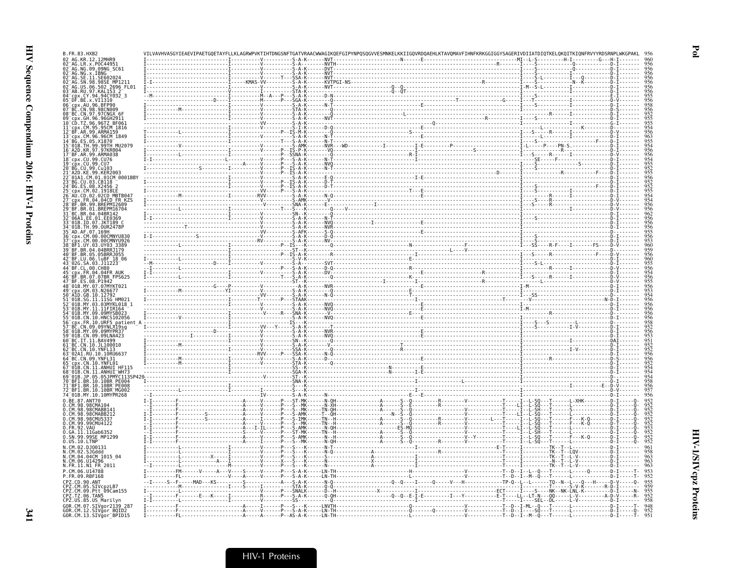```
B.FR.83.HXB2                VILVAVHVASGYIEAEVIPAETGQETAYFLLKLAGRWPVKTIHTDNGSNFTGATVRAACWWAGIKQEFGIPYNPQSQGVVESMNKELKKIIGQVRDQAEHLKTAVQMAVFIHNFKRKGGIGGYSAGERIVDIIATDIQTKELQKQITKIQNFRVYYRDSRNPLWKGPAKL 956
02_AG.KR.12.12MHR9          I----------------------------I---------------V---------S-A-K-----NVT--------------------N------E-----------------MI--L-S--------H-I----------G----H-I------- 960
02_AG.LR.x.POC44951         I----------------------------I---------------V---------S-A------NVTH------------------------------------R------I----S-------------Q---------D-I------- 956
02_AG.NG.09.09NG_SC61       I----------------------------I---------------V---------S-A-K-----DVT---------------------------------------------I----S-------------Q---------D-I------- 956
02_AG.NG.x.IBNG             I----------------------------I---------------V---------S-A-K-----NVT---------------------------------------------I----S----------I-------------D-I------- 956
02_AG.SE.11.SE602024        I----------------------------I---------------V-----T---SSA-K-----NVT---------------------------------------------I----S-L--------I---Q---------D-I------- 956
02_AG.SN.98.98SE_MP1211     I-I--------------------------I-----KMAS-VV---------S-A-K-----KVTPGI-NS---------------------------R---------------I----S-----------N--K---------D-I------- 956
02_AG.US.06.502_2696_FL01   I----------------------------I---------------V---------S-A-K-----NVT--------------Q--Q---------------------------I-M--S-L----------I-------------D-I------- 956
03_AB.RU.97.KAL153_2        -----------------------------V-----------I---------STA-K------------------------Q--QT--------------------------I----S----------I-------------D-I------- 956
04_cpx.CY.94.94CY032_3      --M--------------------------I-----------M--A---P---S-A-K-----D-N---------------------------------------------I---------------I-------------D-I------- 956
05_DF.BE.x.VI1310           ----------------D---I--------I-----------M-----P---SGA-K---------------------------------T-----------G-------I---T-----------I-------------D-V------- 956
06_cpx.AU.96.BFP90          I----------------------------I---------------V---------S-A-K-----N-T---------------------------------------------I----S----------I-------------D-I------- 958
07_BC.CN.98.98CN009         I----------M-----------------I---------------V---------STA-K-----N-T---------------------------------------------I-------------------------------D-I------- 956
08_BC.CN.97.97CNGX_6F       I----------------------------I---------------V---------S-A-K-----Q---------------L-------------------------------I---------------R-----I-------D-I------- 952
09_cpx.GH.96.96GH2911       I----------------------------I---------------V---------S-A-K-----NVT------------------------------------R--------I----S--------------------------D-I------- 955
10_CD.TZ.96.96TZ_BF061      -----------------------------I---------------VV--------S-A-K-----------------------------Q-------------------------------------------------------D-I------- 955
11_cpx.CM.95.95CM_1816      -----------------------------I---------------V---------S-I-K-----D-Q-------------------------------------------------------L---------K----------G-I------- 954
12_BF.AR.99.ARMA159         I----------L-----------------I---------------V-----P--IS-M-K-----Q-----------S-------------------------------I----S----R------I-------------D-V------- 956
13_cpx.CM.96.96CM_1849      I----------------------------I---------------V---------S-A-K-----N-T-----------------------------------------I--------L---------I-------------D-I------- 963
14_BG.ES.05.X1870           I----------------------------I---------------V-----T--S-A-K-----N-T---------------------------------------------I----------------------F----------D-I------- 955
15_01B.TH.99.99TH_MU2079    -----------V-----------------I---------------V---------S-AMK-----NVR---WD-----------I---------I-E--------P--------I-L-----P----PN-S-----------D-I------- 954
16_A2D.KR.97.97KR004        I----------------------------I---------------V-----P--IS-P-K-----VQ---------------------I---------------S------I----------R--------------------D-I------- 956
17_BF.AR.99.ARMA038         I----------L-----------------I---------------V-----P--SSNA-K-----Q------------------R-I-----------------------I---S-----R-----I-------------D-V------- 956
18_cpx.CU.99.CU76           I-I-------------------L------V---------------V-----P--S-A-K-----N-T------------------I--------------------------SE-------F---------------------D-I------- 954
19_cpx.CU.99.CU7            I----------------------------I---------A-----V-----P--S-A-K-----NVQ---------------------------------------------I----------------------S--------D-I------- 955
20_BG.CU.99.Cu103           I-----------------S----------I---------------V-----P--IS-A-K-----N-T---------------------------------------------I----------------------------------D-I------- 952
21_A2D.KE.99.KER2003        -----------------------------I---------------V-----P--IS-A-K-------------------------------------------D-------I-------------R-------F--------D-I------- 955
22_01A1.CM.01.01CM_0001BBY  -----------------------------I---------------V-----P--S-A-K-----E-Q-------------------I-E----------------------I-----------------------------------D-I------- 956
23_BG.CU.03.CB118           I----------------------------I---------------V-----P--IS-A-K-----D-T---------------------------------------------I----------------------------------D-I------- 952
24_BG.ES.08.X2456_2         I----------------------------I---------------V-----P--IS-A-K-----D-T---------------------------------------------I---S------------------F------D-I------- 953
25_cpx.CM.02.1918EE         -----------------------------I---------------VV----P--S-A-K-------------------------T--E-----------------------I---S---------------------------D-I------- 955
26_AU.CD.02.02CD_MBTB047    -----------M-----------------I--------------RVV--------S-A-K-----N-Q---------------------------------------------I-------------R------I---------D-I------- 954
27_cpx.FR.04.04CD_FR_KZS    I----------------------------I---------------V---------S-AMK-----V--------------------------------------------------I-----------------------------D-V------- 954
28_BF.BR.99.BREPM12609      I----------------------------I---------------V---------SNA-K-----E---------I------------------------------------I---S-----R--------------------D-V------- 956
29_BF.BR.01.BREPM16704      -----------L-----------------I---------------V---T-----S-A-K------Q----V--------------------------------------I-------------------I----------D-I------- 956
31_BC.BR.04.04BR142         I----------------------------I---------------V---------SN--K-----Q---------------------------------------------I---------------------------------D-I------- 962
32_06A1.EE.01.EE0369        I-I--------------------------I---------------V---------S-A-K-----N-T---------------------------------------------I----S------------------------D-I------- 956
33_01B.ID.07.JKT189_C       -----------------------------I---------------V---------S-A-K-----NVQ---------I--------------E----------------I---------------------------------D-I------- 956
34_01B.TH.99.OUR2478P       --------------T--------------I---------------V---------S-A-K-----NVR---------------------------------------------I---------------------------------D-I------- 956
35_AD.AF.07.169H            -----------------------------I---------------VV--------S-AFK-----S-Q---------------------------------------------I---------------------------------D-I------- 955
36_cpx.CM.00.00CMNYU830     I-I--------------S-----------I---------------V---------S-A-K-----D-Q---------------------------------------------I----S----------------------------D-I------- 956
37_cpx.CM.00.00CMNYU926     -----------------------------I---------------RV--------S-A-K-----NV----------------------------------------------I----S----------------------------D-I------- 953
38_BF1.UY.03.UY03_3389      I----------L-----------------I---------------V-----P--IS--K-----Q-----------N-------------F-------------------I----SS----R-F-----I-------FS----D-V------- 960
39_BF.BR.04.04BRRJ179       -----------------------------I---------------V---------ST--K----------------------------------------L-----V------I---------------------------------D-------- 959
40_BF.BR.05.05BRRJ055       -----------------------------I---------------V-----P--IS-A-K-----R----------------I------------------------I---S-------R---------------F-------D-V------- 956
42_BF.LU.06.luBF_18_06      I----------L-----------------I---------------V---------S-V-K------------------E------------------------------I---------------------------------D-I------- 960
43_02G.SA.03.J11223         --M--------------------------I---------------V---------S-A-------SVT---------------------------------------------I----S-L-------------------------D-I------- 955
44_BF.CL.00.CH80            --I--------------------------I---------------V-----P--S-A-K-----D-Q---------------------R---------------------I-------------R-----I-------------D-V------- 956
45_cpx.FR.04.04FR_AUK       I-I--------------------------I---------------V---------S-A-K-----DV---------------------------------R------I---------------------------------D-I------- 954
46_BF.BR.07.07BR_FPS625     I----------L-----------------I---------------V-----T--S-A-K---------------------K-------------------------------I----S-----R-----I-------------D-V------- 956
47_BF.ES.08.P1942           -----------------------------I---------------------ST--K----------------I---------------------R-----------------I---------L--------------------D-I------- 955
48_01B.MY.07.07MYKT021      -----------------G---P-------I---------------------A-K-----NVR---------------------------------------------I-M-----------------------------D-I------- 956
49_cpx.GM.03.N26677         I----------M-----------YI----I---------------V---------S-A-K-----Q---------------E------------------------------I---------------------------------D-I------- 953
50_A1D.GB.10.12792          -----------------------------I---------------VV--------S-A-K-----N-Q---------------E----------------------------I---SS-------------------------D-I------- 954
51_01B.SG.11.11SG_HM021     I----------------------------I-----------T---------P--STAAK------------------I-------------------------T--------V--------------------------N-D-I------- 955
52_01B.MY.03.03MYKL018_1    -----------------------------I---------------V---------S-A-K-----NVQ-------------E------------------------------I---------------------------------D-I------- 956
53_01B.MY.11.11FIR164       -----------------------------I---------------V---------S-A-K-----NVQ-------------E------------------------------I-M-------------------------------D-I------- 956
54_01B.MY.09.09MYSB023      -----------------------------I---------------V-----R---SNA-K-----V---------------E------------------------------I-----------R-------------------D-I------- 956
55_01B.CN.10.HNCS102056     I----------V-----------------I---------------V---------S-A-K-----NVQ---------------------------------------------I---------------------------------D-I------- 956
56_cpx.FR.10.URF5_patient_A -----------------------------I---------------------IS--K-----------------------------------------------------I----S---S---------L-------------D-I------- 958
57_BC.CN.09.09YNLX19sg      I----------------------------I---------------VV---Y----S-A-K-----T-------------------------------------------------I----S------------I-V------------D-I------- 952
58_01B.MY.09.09MYPR37       -----------------D-----------I---------------V---------S-A-K-----NVR-------------E------------------------------I---------------------------------D-I------- 956
59_01B.CN.09.09LNA423       --------------I--------------I---------------V---------S-A-K-----NVR-------------E------------------------------I---------------------------------D-I------- 953
60_BC.IT.11.BAV499          I----------------------------I---------------V---------SN--K-----Q----------------------------------------------I--------------I---------------DAI------- 951
61_BC.CN.10.JL100010        I----------M-----------------I---------------V---------S-A-K-----V--------------T-------------------------------I---------------------------------D-I------- 952
62_BC.CN.10.YNFL13          I----------------------------I---------------V---------SSA-K-----Q--------------R-------------------------------I---------------I-V---------------D-I------- 952
63_02A1.RU.10.10RU6637      I----------------------------I---------------RVV-----P--SSA-K-----N-Q-----------------------------------------------I---------------------------------D-I------- 956
64_BC.CN.09.YNFL31          I----------M-----------------I---------------V---------S-A-K-----D-------------------E--------------------------I-----------R-------------------D-S------- 956
65_cpx.CN.10.YNFL01         I----------M-----------------I---------------V---------STA-K-----Q--------------------------------------------I---------------------------------D-I------- 952
67_01B.CN.11.ANHUI_HF115    -----------------------------I---------------------SS--K----------------N-------E-------------------------------I---------------------------------D-I------- 954
68_01B.CN.11.ANHUI_WH73     -----------------------------I---------------------SGA-K----------------N-------I-E-----------------------------I---------------------------------D-I------- 954
69_01B.JP.05.05JPMYC113SP420-----------------------------I-------V-------------ST--K-------------------------------------------------------I---------------------------------D-I------- 954
70_BF1.BR.10.10BR_PE004     I----------------------------I---------------------SNA-K------------------------I---------------------------------I---------------------------------D-I------- 958
71_BF1.BR.10.10BR_PE008     -----------------------------I---------------------S--K------------------------I------------------------------I-------------------I-------E--D-V------- 956
72_BF1.BR.10.10BR_MG002     -----------L-----------------I---------------V---------S--K-------------------------------------------L--------I-------------------------------D-I------- 957
74_01B.MY.10.10MYPR268      --I--------------------------I---------------IV--------S-A-K-----N-------------E---E------------------------------I---------------------------------D-I------- 956
O.BE.87.ANT70               I-I--------F-----------------A-----V-----P---ST-MK-----N-QH-----------A------S--Q--------R-------V-----------T----I--L-SQ---T------L-XHK-----D-I-----Q- 952
O.CM.98.98CMA104            --I--------F-----------------A-----V-----P---S--MK-----N-XH-----------A------S--E--------R-------V-----------T----LI--L-SQ---T------------------D-I-----Q- 953
O.CM.98.98CMABB141          --I--------F-----------------A-----V-----P---S--MK-----TN-QH-----------A------S--Q----------------V-----------T----I--L-SQ---T------------------D-I-----Q- 952
O.CM.98.98CMABB212          I-I--------F--------S--------A-----V-----P---S-AMK-----T--QH-----------N--S--Q----------------V-----------T----LI--L-SQ---T------------------D-I-----Q- 952
O.CM.98.98CMU5337           I-I--------F--------S--------A-----I-----P---S-IMK-----TN--H-----------A------S--Q--------R-------V-------L---T----I--L-SQ---T------F---K-Q------D-I-----Q- 952
O.CM.99.99CMU4122           I-I--------F-----------------A-----V-----P---S--MK-----TN--H-----------A------S--Q--------R-------V-----------T----I--L-SQ---T------F---K-Q------D-I-----Q- 952
O.FR.92.VAU                 I-I--------F-----------------A---I-IL----P---S-AMK-----N-QH-----------------ES-MQ-------------V-----------T----LI--L-SQ---T------------------D-I-----Q- 953
O.GA.11.11Gab6352           --I--------F-----------------S-----V-----P---ST-MK-----TN--H-----------A------S--Q----------------V-----------T----I--L-SH---T------------------D-I-----Q- 952
O.SN.99.99SE_MP1299         I-I--------F-----------------A-----V-----P---S-AMK-----N--H-----------A------S--Q----------------V--Y-----------T----I--L-SQ---T------F---K-Q------D-I-----Q- 952
O.US.10.LTNP                I-I--------F-----------------A-----I-----P---S--MK-----N-QH-----------A------S--Q--------R-------V-----------T----I--L-SQ---T------------------D-I-----Q- 952
N.CM.02.DJO0131             I----------L-----------------I-----------V-----P---S---K-----N-T-----------------------I-----------------E-T------I-----------TK--T--L-------------D-I------- 961
N.CM.02.SJGddd              I----------L-----------------I-----------V-----P---S---K-----N-Q-----------A------------------R-------------T------I-----------TK--T--LQV-----------D-I------- 958
N.CM.04.04CM_1015_04        I----------L---------X-------I-----------V-----P---S---K-----S-------------A-----------------I-----------------T------I-----------TK--T--L-V-----------D-I------- 963
N.CM.06.U14296              I----------L-----------A--I--I-----------X-----X---S---K-----N-------------X-----------------I-----------------T------I-----------N--T--L-V-----------D-I------- 963
N.FR.11.N1_FR_2011          --I--------L-----------------M-----------V-----P---S---K-----N-------------A-----------------I-----------------T------I-----------TK--T--L-V-----------D-I------- 963
P.CM.06.U14788              I----------FM-------V-----A--V---S-------V-----P---S-A-K-----LN-TH--------------------------H--------------V-----------T--D--I--L--Q---T-------Q---------D-I-----T- 953
P.FR.09.RBF168              I----------FL----------------V---A-------V-----P---S-A-K-----LN-TH--------------------------L--------------V-----------T--D--I--M--Q---T------------------D-I-----T- 952
CPZ.CD.90.ANT               --I----S--F------MAD---KS----------S--------------A---S-A-K-----N-Q----------------Q--Q-----I-----Q----V---H-----------TP-Q--L--L-------TQ--N--L---Q---H-----D-V-----Q- 955
CPZ.CM.05.SIVcpzLB7         -----------M-----------------I-----S-------------STA-K-----Q-Q----------------------------------------------T------I-----------T---------S-V-K-------R-D-I------- 959
CPZ.CM.09.Ptt_09Cam155      I----------L-----------------------------V-----P---SNALK-----D--H--------------X---------------------------ECT------I----S----NK--NK-LNL-K--------D-I-----N- 955
CPZ.TZ.06.TAN5              --I--------F-------E---K-----I-----------R-----P---S-A-K-----Q-QH--------------Q--Q--E-I-E-------I---Y-----------E-T-----LL--LT-N---QQ------L-V--------A-D-V-----R- 952
CPZ.US.85.US_Marilyn        I-I--------L-----------------------------V-----------SS------------------------I-----------------------------T------I-----SEL--DL-----L-V-----------D-I------- 958
GOR.CM.07.SIVgor2139_287    I----------F-----------------A-----I-----P---S---K-----LNVTH---------------------------Q--------------V-----------T--D--I-ML--Q---T------------------D-I-----T- 948
GOR.CM.12.SIVgor_BQID2      I----------F-----------------A-----V-----P---S-A-K-----LN-TH---------------------------Q-------Q--------V-----------T--D--I---SQ---T------------------D-I-----T- 952
GOR.CM.13.SIVgor_BPID15     I----------FL----------------A-----A-----P---AS-A-K-----LN-TH---------------------------L--------------V-----------T--D--I--M--Q---T------------------D-I-----T- 951
```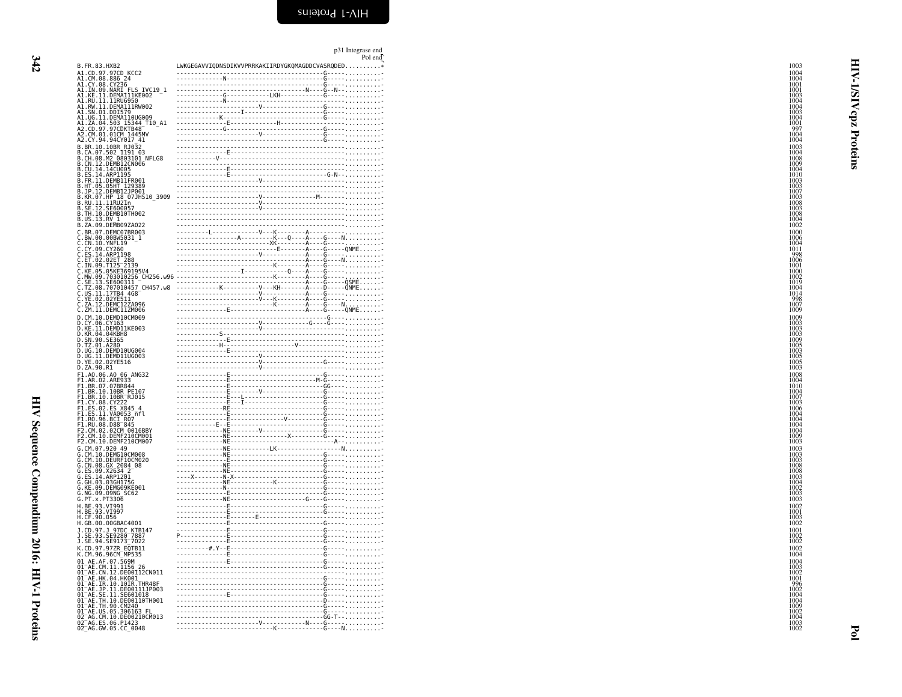p31 Integrase end
Pol end

```
B.FR.83.HXB2                LWKGEGAVVIQDNSDIKVVPRRKAKIIRDYGKQMAGDDCVASRQDED.........*   1003
A1.CD.97.97CD_KCC2          ------------------------------------------G--------------   1004
A1.CM.08.886_24             -------------N----------------------------G--------------   1004
A1.CY.08.CY236              ------------------------------------------G--------------   1001
A1.IN.09.NARI_FLS_IVC19_1   -------------------------------------N----G--N-----------   1001
A1.KE.11.DEMA111KE002       -------------G------------LKH-------------G--------------   1003
A1.RU.11.11RU6950           -------------N-------------------------------------------   1004
A1.RW.11.DEMA111RW002       -----------------------V------------------G--------------   1004
A1.SN.01.DDI579             -----------------I------------------------G--------------   1003
A1.UG.11.DEMA110UG009       -------------K----------------------------G--------------   1004
A1.ZA.04.503_15344_T10_A1   --------------E-------------H----------------------------   1001
A2.CD.97.97CDKTB48          -------------G----------------------------G--------------    997
A2.CM.01.01CM_1445MV        -----------------------V------------------G--------------   1004
A2.CY.94.94CY017_41         ------------------------------------------G--------------   1004
B.BR.10.10BR_RJ032          ---------------------------------------------------------   1003
B.CA.07.502_1191_03         --------------E------------------------------------------   1004
B.CH.08.M2_0803101_NFLG8    ------------V--------------------------------------------   1008
B.CN.12.DEMB12CN006         ---------------------------------------------------------   1009
B.CU.14.14CU005             --------------E------------------------------------------   1004
B.ES.14.ARP1195             --------------E---------------------------G-N------------   1010
B.FR.11.DEMB11FR001         -----------------------V---------------------------------   1003
B.HT.05.05HT_129389         ---------------------------------------------------------   1003
B.JP.12.DEMB12JP001         ---------------------------------------------------------   1007
B.KR.07.HP_18_07JHS10_3909  -----------------------V--------------M------------------   1003
B.RU.11.11RU21n             -----------------------V---------------------------------   1008
B.SE.12.SE600057            -----------------------V---------------------------------   1003
B.TH.10.DEMB10TH002         ---------------------------------------------------------   1008
B.US.13.RV_1                ---------------------------------------------------------   1004
B.ZA.09.DEMB09ZA022         ---------------------------------------------------------   1002
C.BR.07.DEMC07BR003         ---------L-------------V---K--------A--------------------   1000
C.BW.00.00BW5031_1          -----------------A---------K---Q----A----G----N----------   1006
C.CN.10.YNFL19              ---------------------------XK-------A----G---------------   1004
C.CY.09.CY260               ---------------------------E--------A----G-----QNME------   1011
C.ES.14.ARP1198             -----------------------V------------A----G---------------    998
C.ET.02.02ET_288            ------------------------------------A----G----N----------   1006
C.IN.09.T125_2139           ---------------------------K--------A----G---------------   1001
C.KE.05.05KE369195V4        -----------------I-------------Q----A----G---------------   1000
C.MW.09.703010256_CH256.w96 ---------------------------K--------A----G---------------   1002
C.SE.13.SE600311            ------------------------------------A----G-----QSME------   1019
C.TZ.08.707010457_CH457.w8  ------------K----------V---KH-------A----D-----QNME------   1004
C.US.11.17TB4_4G8           -----------------------V------------A----G---------------   1014
C.YE.02.02YE511             -----------------------V---K--------A----G---------------    998
C.ZA.12.DEMC12ZA096         ---------------------------K--------A----G----N----------   1007
C.ZM.11.DEMC11ZM006         --------------E---------------------A----G-----QNME------   1009
D.CM.10.DEMD10CM009         ------------------------------------------G--------------   1009
D.CY.06.CY163               -----------------------V------------G----G---------------   1003
D.KE.11.DEMD11KE003         -----------------------V---------------------------------   1003
D.KR.04.04KBH8              -------------S-------------------------------------------   1003
D.SN.90.SE365               --------------E------------------------------------------   1009
D.TZ.01.A280                ------------H-------------------V------------------------   1005
D.UG.10.DEMD10UG004         --------------E------------------------------------------   1003
D.UG.11.DEMD11UG003         -----------------------V---------------------------------   1005
D.YE.02.02YE516             -----------------------V------------------G--------------   1005
D.ZA.90.R1                  -----------------------V---------------------------------   1003
F1.AO.06.AO_06_ANG32        --------------E---------------------------G--------------   1008
F1.AR.02.ARE933             --------------E--------------------------M-G-------------   1004
F1.BR.07.07BR844            --------------E---------------------------GG-------------   1010
F1.BR.10.10BR_PE107         --------------E--------V------------------G--------------   1004
F1.BR.10.10BR_RJ015         --------------E---L-----------------------G--------------   1007
F1.CY.08.CY222              --------------E---I-----------------------G--------------   1003
F1.ES.02.ES_X845_4          -------------RE---------------------------G--------------   1006
F1.ES.11.VA0053_nfl         --------------E---------------------------G--------------   1004
F1.RO.96.BCI_R07            --------------E-------------V-------------G--------------   1004
F1.RU.08.D88_845            -----------E--E---------------------------G--------------   1004
F2.CM.02.02CM_0016BBY       -------------NE--------V------------------G--------------   1004
F2.CM.10.DEMF210CM001       -------------NE-------------X-------------G--------------   1009
F2.CM.10.DEMF210CM007       -------------NE-----------------------------A------------   1003
G.CM.07.920_49              -------------NE-----------LK------------------N----------   1003
G.CM.10.DEMG10CM008         -------------NE---------------------------G--------------   1003
G.CM.10.DEURF10CM020        --------------E---------------------------G--------------   1003
G.CN.08.GX_2084_08          -------------NE---------------------------G--------------   1008
G.ES.09.X2634_2             -------------NE---------------------------G--------------   1003
G.ES.14.ARP1201             ----X--------N-X--------------------------G--------------   1003
G.GH.03.03GH175G            -------------NE------------K--------------G--------------   1004
G.KE.09.DEMG09KE001         -------------N----------------------------G--------------   1002
G.NG.09.09NG_SC62           --------------E---------------------------G--------------   1003
G.PT.x.PT3306               -------------NE---------------------G-----G--------------   1003
H.BE.93.VI991               --------------E---------------------------G--------------   1002
H.BE.93.VI997               --------------E---------------------------G--------------   1001
H.CF.90.056                 --------------E-------E----------------------------------   1003
H.GB.00.00GBAC4001          --------------E---------------------------G--------------   1002
J.CD.97.J_97DC_KTB147       --------------E---------------------------G--------------   1001
J.SE.93.SE9280_7887         P-------------E---------------------------G--------------   1002
J.SE.94.SE9173_7022         --------------E---------------------------G--------------   1002
K.CD.97.97ZR_EQTB11         ---------#.Y--E---------------------------G--------------   1002
K.CM.96.96CM_MP535          --------------E---------------------------G--------------   1004
01_AE.AF.07.569M            --------------E---------------------------G--------------   1004
01_AE.CM.11.1156_26         ------------------------------------------G--------------   1003
01_AE.CN.12.DE00112CN011    ------------------------------------------G--------------   1002
01_AE.HK.04.HK001           ------------------------------------------G--------------   1001
01_AE.IR.10.10IR.THR48F     ------------------------------------------G--------------    996
01_AE.JP.11.DE00111JP003    ------------------------------------------G--------------   1002
01_AE.SE.11.SE601018        --------------E---------------------------G--------------   1004
01_AE.TH.10.DE00110TH001    ------------------------------------------D--------------   1004
01_AE.TH.90.CM240           ------------------------------------------G--------------   1009
01_AE.US.05.306163_FL       ------------------------------------------G--------------   1002
02_AG.CM.10.DE00210CM013    ------------------------------------------GG-T-----------   1004
02_AG.ES.06.P1423           -----------------------V------------N-----G--------------   1003
02_AG.GW.05.CC_0048         ---------------------------K--------------G----N---------   1002
```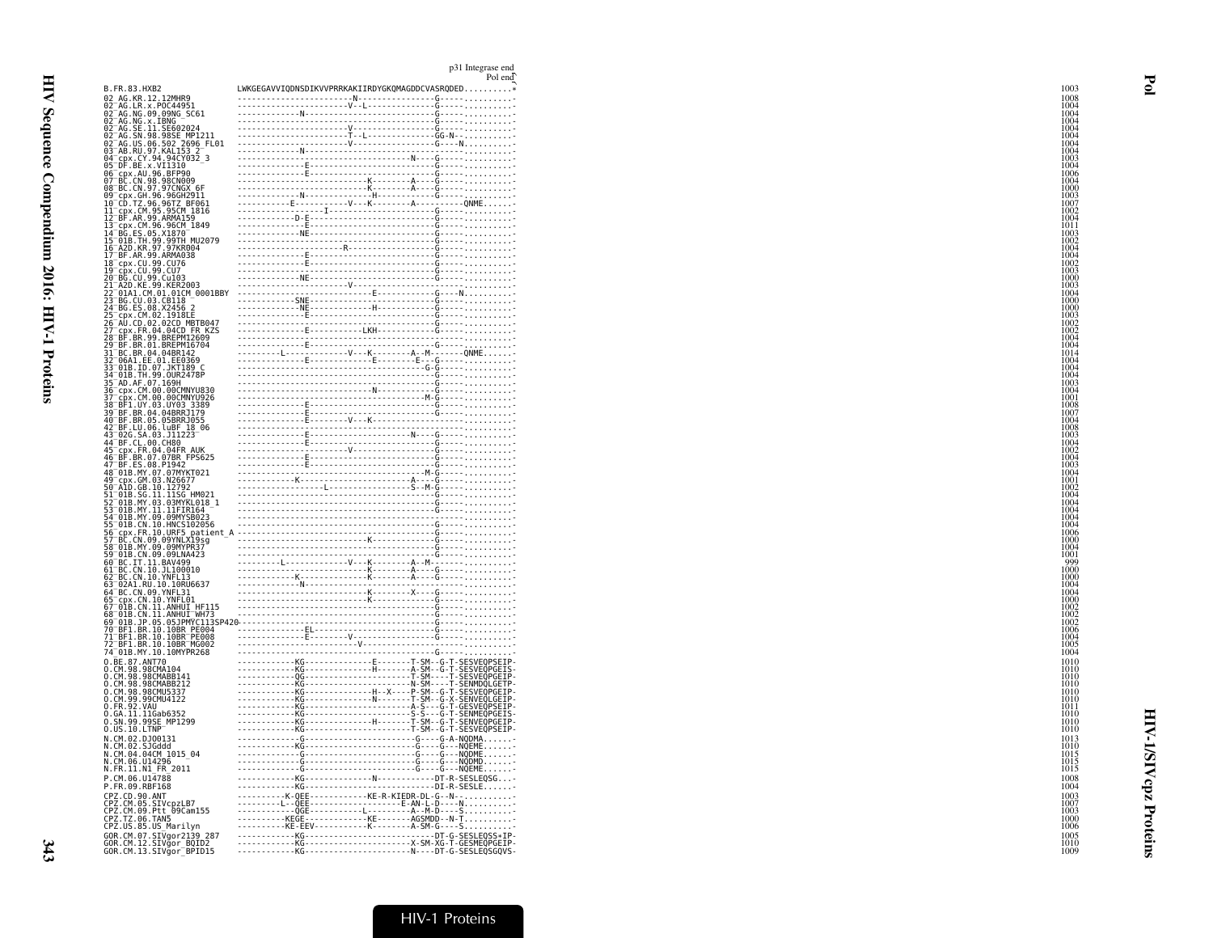p31 Integrase end
Pol end

```
B.FR.83.HXB2                 LWKGEGAVVIQDNSDIKVVPRRKAKIIRDYGKQMAGDDCVASRQDED..........*   1003
02_AG.KR.12.12MHR9           ------------------------N-----------------G---------------   1008
02_AG.LR.x.POC44951          -----------------------V--L---------------G---------------   1004
02_AG.NG.09.09NG_SC61        ------------N-----------------------------G---------------   1004
02_AG.NG.x.IBNG              ------------------------------------------G---------------   1004
02_AG.SE.11.SE602024         -----------------------V------------------G---------------   1004
02_AG.SN.98.98SE_MP1211      -----------------------T--L---------------GG-N------------   1004
02_AG.US.06.502_2696_FL01    -----------------------V------------------G----N----------   1004
03_AB.RU.97.KAL153_2         ------------N-----------------------------G---------------   1004
04_cpx.CY.94.94CY032_3       -------------------------------------N----G---------------   1003
05_DF.BE.x.VI1310            -------------E----------------------------G---------------   1004
06_cpx.AU.96.BFP90           -------------E----------------------------G---------------   1006
07_BC.CN.98.98CN009          --------------------------K--------A------G---------------   1004
08_BC.CN.97.97CNGX_6F        --------------------------K--------A------G---------------   1000
09_cpx.GH.96.96GH2911        ------------N--------------H--------------G---------------   1003
10_CD.TZ.96.96TZ_BF061       -----------E----------V---K--------A----------QNME--------   1007
11_cpx.CM.95.95CM_1816       ------------------I-----------------------G---------------   1002
12_BF.AR.99.ARMA159          ------------D-E---------------------------G---------------   1004
13_cpx.CM.96.96CM_1849       ------------NE----------------------------G---------------   1011
14_BG.ES.05.X1870            -------------E----------------------------G---------------   1003
15_01B.TH.99.99TH_MU2079     ------------------------------------------G---------------   1002
16_A2D.KR.97.97KR004         -------------------R----------------------G---------------   1004
17_BF.AR.99.ARMA038          -------------E----------------------------G---------------   1004
18_cpx.CU.99.CU76            -------------E----------------------------G---------------   1002
19_cpx.CU.99.CU7             -------------E----------------------------G---------------   1003
20_BG.CU.99.Cu103            ------------NE----------------------------G---------------   1000
21_A2D.KE.99.KER2003         -----------------------V------------------G---------------   1003
22_01A1.CM.01.01CM_0001BBY   ------------------------------E-----------G----N----------   1004
23_BG.CU.03.CB118            ------------SNE---------------------------G---------------   1000
24_BG.ES.08.X2456_2          ------------NE----------------H-----------G---------------   1000
25_cpx.CM.02.1918LE          -------------E----------------------------G---------------   1003
26_AU.CD.02.02CD_MBTB047     ------------------------------------------G---------------   1002
27_cpx.FR.04.04CD_FR_KZS     -------------E-----------LKH--------------G---------------   1002
28_BF.BR.99.BREPM12609       ------------------------------------------G---------------   1004
29_BF.BR.01.BREPM16704       -------------E----------------------------G---------------   1004
31_BC.BR.04.04BR142          ---------L-------------V---K--------A--M-------QNME-------   1014
32_06A1.EE.01.EE0369         -------------E----------------E-----------E--G------------   1004
33_01B.ID.07.JKT189_C        -----------------------------------------G-G--------------   1004
34_01B.TH.99.OUR2478P        ------------------------------------------G---------------   1004
35_AD.AF.07.169H             ------------------------------------------G---------------   1003
36_cpx.CM.00.00CMNYU830      -----------------------------N------------G---------------   1004
37_cpx.CM.00.00CMNYU926      -----------------------------------------M-G--------------   1001
38_BF1.UY.03.UY03_3389       -------------E----------------------------G---------------   1008
39_BF.BR.04.04BRRJ179        -------------E----------------------------G---------------   1007
40_BF.BR.05.05BRRJ055        -------------E--------V---K---------------G---------------   1004
42_BF.LU.06.luBF_18_06       ------------------------------------------G---------------   1008
43_02G.SA.03.J11223          -------------E----------------------N-----G---------------   1003
44_BF.CL.00.CH80             -------------E----------------------------G---------------   1004
45_cpx.FR.04.04FR_AUK        -----------------------V------------------G---------------   1002
46_BF.BR.07.07BR_FPS625      -------------E----------------------------G---------------   1004
47_BF.ES.08.P1942            -------------E----------------------------G---------------   1003
48_01B.MY.07.07MYKT021       -----------------------------------------M-G--------------   1004
49_cpx.GM.03.N26677          -----------K-----------------------A------G---------------   1001
50_A1D.GB.10.12792           -------------------L---------------------S--M-G-----------   1002
51_01B.SG.11.11SG_HM021      ------------------------------------------G---------------   1004
52_01B.MY.03.03MYKL018_1     ------------------------------------------G---------------   1004
53_01B.MY.11.11FIR164        ------------------------------------------G---------------   1004
54_01B.MY.09.09MYSB023       ------------------------------------------G---------------   1004
55_01B.CN.10.HNCS102056      ------------------------------------------G---------------   1004
56_cpx.FR.10.URF5_patient_A  ------------------------------------------G---------------   1006
57_BC.CN.09.09YNLX19sg       --------------------------K---------------G---------------   1000
58_01B.MY.09.09MYPR37        ------------------------------------------G---------------   1004
59_01B.CN.09.09LNA423        ------------------------------------------G---------------   1001
60_BC.IT.11.BAV499           ---------L-------------V---K--------A--M------------------   999
61_BC.CN.10.JL100010         --------------------------K--------A------G---------------   1000
62_BC.CN.10.YNFL13           -----------K--------------K--------A------G---------------   1000
63_02A1.RU.10.10RU6637       ------------N-----------------------------G---------------   1004
64_BC.CN.09.YNFL31           --------------------------K--------X------G---------------   1004
65_cpx.CN.10.YNFL01          --------------------------K---------------G---------------   1000
67_01B.CN.11.ANHUI_HF115     ------------------------------------------G---------------   1002
68_01B.CN.11.ANHUI_WH73      ------------------------------------------G---------------   1002
69_01B.JP.05.05JPMYC113SP420 ------------------------------------------G---------------   1002
70_BF1.BR.10.10BR_PE004      -------------EL---------------------------G---------------   1006
71_BF1.BR.10.10BR_PE008      -------------E----------V-----------------G---------------   1004
72_BF1.BR.10.10BR_MG002      --------------------------V---------------G---------------   1005
74_01B.MY.10.10MYPR268       ------------------------------------------G---------------   1004
O.BE.87.ANT70                -----------KG-------------E-------T-SM--G-T-SESVEQPSEIP-   1010
O.CM.98.98CMA104             -----------KG-------------H-------A-SM--G-T-SESVEQPGEIS-   1010
O.CM.98.98CMABB141           -----------QG---------------------T-SM----T-SESVEQPGEIP-   1010
O.CM.98.98CMABB212           -----------KG---------------------N-SM----T-SENMDQLGETP-   1010
O.CM.98.98CMU5337            -----------KG-------------H--X----P-SM--G-T-SESVEQPGEIP-   1010
O.CM.99.99CMU4122            -----------KG-------------N-------T-SM--G-X-SENVEQLGEIP-   1010
O.FR.92.VAU                  -----------KG---------------------A-S---G-T-GESVEQPSEIP-   1011
O.GA.11.11Gab6352            -----------KG---------------------S-S---G-T-SENMEQPGEIS-   1010
O.SN.99.99SE_MP1299          -----------KG-------------H-------T-SM--G-T-SENVEQPGEIP-   1010
O.US.10.LTNP                 -----------KG---------------------T-SM--G-T-SESVEQPSEIP-   1010
N.CM.02.DJO0131              ------------G--------------------G-----G-A-NQDMA-------   1013
N.CM.02.SJGddd               -----------KG--------------------G-----G---NQEME-------   1010
N.CM.04.04CM_1015_04         ------------G--------------------G-----G---NQDME-------   1015
N.CM.06.U14296               ------------G--------------------G-----G---NQDMD-------   1015
N.FR.11.N1_FR_2011           ------------G--------------------G-----G---NQEME-------   1015
P.CM.06.U14788               -----------KG-------------N-------------DT-R-SESLEQSG---   1008
P.FR.09.RBF168               -----------KG---------------------------DI-R-SESLE------   1004
CPZ.CD.90.ANT                ---------K-QEE------------KE-R-KIEDR-DL-G--N-----------   1003
CPZ.CM.05.SIVcpzLB7          ---------L--QEE----------------------E-AN-L-D----N-----   1007
CPZ.CM.09.Ptt_09Cam155       -----------QGE-----------L--------A--M-D----S----------   1003
CPZ.TZ.06.TAN5               ----------KEGE------------KE-------AGSMDD--N-T---------   1000
CPZ.US.85.US_Marilyn         ----------KE-EEV----------K--------A-SM-G----S---------   1006
GOR.CM.07.SIVgor2139_287     -----------KG---------------------------DT-G-SESLEQSS*IP-  1005
GOR.CM.12.SIVgor_BQID2       -----------KG---------------------X-SM-XG-T-GESMEQPGEIP-  1010
GOR.CM.13.SIVgor_BPID15      -----------KG---------------------N----DT-G-SESLEQSGQVS-  1009
```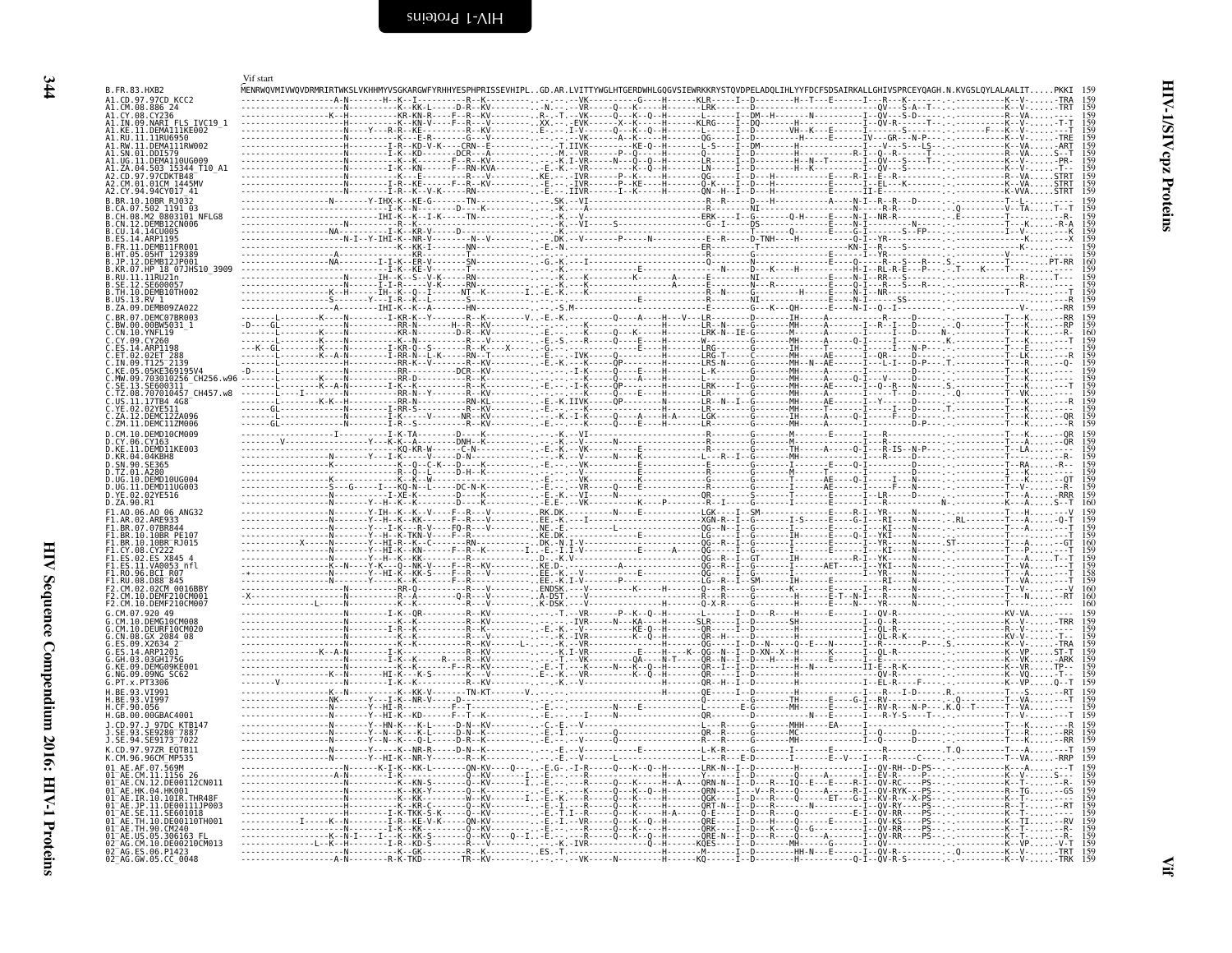Vif start

```
B.FR.83.HXB2                    MENRWQVMIVWQVDRMRIRTWKSLVKHHMYVSGKARGWFYRHHYESPHPRISSEVHIPL..GD.AR.LVITTYWGLHTGERDWHLGQGVSIEWRKKRYSTQVDPELADQLIHLYYFDCFSDSAIRKALLGHIVSPRCEYQAGH.N.KVGSLQYLALAALIT.....PKKI 159
A1.CD.97.97CD_KCC2
A1.CM.08.886_24
A1.CY.08.CY236
A1.IN.09.NARI_FLS_IVC19_1
A1.KE.11.DEMA111KE002
A1.RU.11.11RU6950
A1.RW.11.DEMA111RW002
A1.SN.01.DDI579
A1.UG.11.DEMA110UG009
A1.ZA.04.503_15344_T10_A1
A2.CD.97.97CDKTB48
A2.CM.01.01CM_1445MV
A2.CY.94.94CY017_41
B.BR.10.10BR_RJ032
B.CA.07.502_1191_03
B.CH.08.M2_0803101_NFLG8
B.CN.12.DEMB12CN006
B.CU.14.14CU005
B.ES.14.ARP1195
B.FR.11.DEMB11FR001
B.HT.05.05HT_129389
B.JP.12.DEMB12JP001
B.KR.07.HP_18_07JHS10_3909
B.RU.11.11RU21n
B.SE.12.SE600057
B.TH.10.DEMB10TH002
B.US.13.RV_1
B.ZA.09.DEMB09ZA022
C.BR.07.DEMC07BR003
C.BW.00.00BW5031_1
C.CN.10.YNFL19
C.CY.09.CY260
C.ES.14.ARP1198
C.ET.02.02ET_288
C.IN.09.T125_2139
C.KE.05.05KE369195V4
C.MW.09.703010256_CH256.w96
C.SE.13.SE600311
C.TZ.08.707010457_CH457.w8
C.US.11.17TB4_4G8
C.YE.02.02YE511
C.ZA.12.DEMC12ZA096
C.ZM.11.DEMC11ZM006
D.CM.10.DEMD10CM009
D.CY.06.CY163
D.KE.11.DEMD11KE003
D.KR.04.04KBH8
D.SN.90.SE365
D.TZ.01.A280
D.UG.10.DEMD10UG004
D.UG.11.DEMD11UG003
D.YE.02.02YE516
D.ZA.90.R1
F1.AO.06.AO_06_ANG32
F1.AR.02.ARE933
F1.BR.07.07BR844
F1.BR.10.10BR_PE107
F1.BR.10.10BR_RJ015
F1.CY.08.CY222
F1.ES.02.ES_X845_4
F1.ES.11.VA0053_nfl
F1.RO.96.BCI_R07
F1.RU.08.D88_845
F2.CM.02.02CM_0016BBY
F2.CM.10.DEMF210CM001
F2.CM.10.DEMF210CM007
G.CM.07.920_49
G.CM.10.DEMG10CM008
G.CM.10.DEURF10CM020
G.CN.08.GX_2084_08
G.ES.09.X2634_2
G.ES.14.ARP1201
G.GH.03.03GH175G
G.KE.09.DEMG09KE001
G.NG.09.09NG_SC62
G.PT.x.PT3306
H.BE.93.VI991
H.BE.93.VI997
H.CF.90.056
H.GB.00.00GBAC4001
J.CD.97.J_97DC_KTB147
J.SE.93.SE9280_7887
J.SE.94.SE9173_7022
K.CD.97.97ZR_EQTB11
K.CM.96.96CM_MP535
01_AE.AF.07.569M
01_AE.CM.11.1156_26
01_AE.CN.12.DE00112CN011
01_AE.HK.04.HK001
01_AE.IR.10.10IR.THR48F
01_AE.JP.11.DE00111JP003
01_AE.SE.11.SE601018
01_AE.TH.10.DE00110TH001
01_AE.TH.90.CM240
01_AE.US.05.306163_FL
02_AG.CM.10.DE00210CM013
02_AG.ES.06.P1423
02_AG.GW.05.CC_0048
```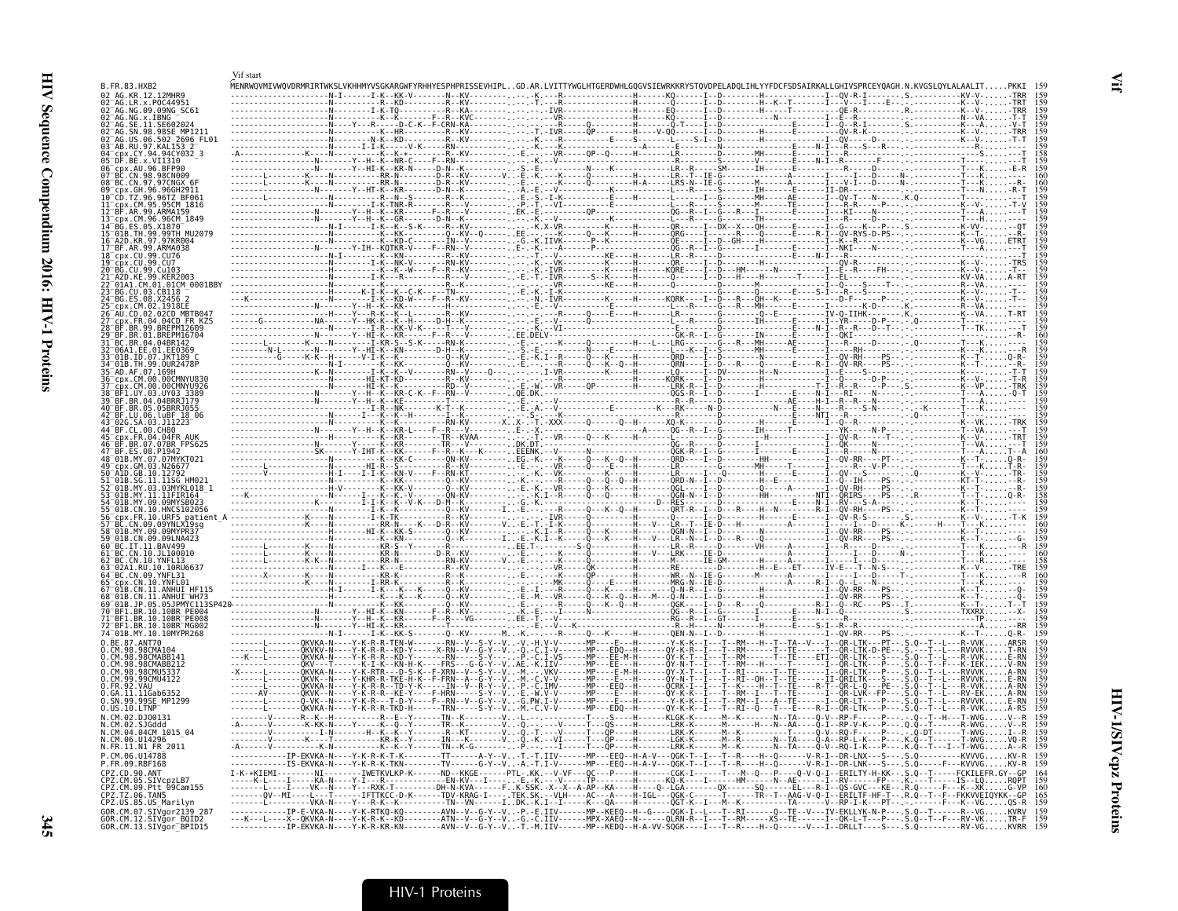Vif start

```
B.FR.83.HXB2                 MENRWQVMIVWQVDRMRIRTWKSLVKHHMYVSGKARGWFYRHHYESPHPRISSEVHIPL.GD.AR.LVITTYWGLHTGERDWHLGQGVSIEWRKKRYSTQVDPELADQLIHLYYFDCFSDSAIRKALLGHIVSPRCEYQAGH.N.KVGSLQYLALAALIT.....PKKI  159
02_AG.KR.12.12MHR9           159
02_AG.LR.x.POC44951          159
02_AG.NG.09.09NG_SC61        159
02_AG.NG.x.IBNG              159
02_AG.SE.11.SE602024         159
02_AG.SN.98.98SE_MP1211      159
02_AG.US.06.502_2696_FL01    159
03_AB.RU.97.KAL153_2         159
04_cpx.CY.94.94CY032_3       158
05_DF.BE.x.VI1310            159
06_cpx.AU.96.BFP90           159
07_BC.CN.98.98CN009          160
08_BC.CN.97.97CNGX_6F        160
09_cpx.GH.96.96GH2911        159
10_CD.TZ.96.96TZ_BF061       159
11_cpx.CM.95.95CM_1816       159
12_BF.AR.99.ARMA159          159
13_cpx.CM.96.96CM_1849       159
14_BG.ES.05.X1870            159
15_01B.TH.99.99TH_MU2079     159
16_A2D.KR.97.97KR004         159
17_BF.AR.99.ARMA038          159
18_cpx.CU.99.CU76            159
19_cpx.CU.99.CU7             159
20_BG.CU.99.Cu103            159
21_A2D.KE.99.KER2003         159
22_01A1.CM.01.01CM_0001BBY   159
23_BG.CU.03.CB118            159
24_BG.ES.08.X2456_2          159
25_cpx.CM.02.1918LE          159
26_AU.CD.02.02CD_MBTB047     159
27_cpx.FR.04.04CD_FR_KZS     159
28_BF.BR.99.BREPM12609       159
29_BF.BR.01.BREPM16704       160
31_BC.BR.04.04BR142          159
32_06A1.EE.01.EE0369         159
33_01B.ID.07.JKT189_C        159
34_01B.TH.99.OUR2478P        159
35_AD.AF.07.169H             159
36_cpx.CM.00.00CMNYU830      159
37_cpx.CM.00.00CMNYU926      159
38_BF1.UY.03.UY03_3389       159
39_BF.BR.04.04BRRJ179        159
40_BF.BR.05.05BRRJ055        159
42_BF.LU.06.luBF_18_06       159
43_02G.SA.03.J11223          159
44_BF.CL.00.CH80             159
45_cpx.FR.04.04FR_AUK        159
46_BF.BR.07.07BR_FPS625      159
47_BF.ES.08.P1942            160
48_01B.MY.07.07MYKT021       159
49_cpx.GM.03.N26677          159
50_A1D.GB.10.12792           159
51_01B.SG.11.11SG_HM021      159
52_01B.MY.03.03MYKL018_1     159
53_01B.MY.11.11FIR164        158
54_01B.MY.09.09MYSB023       159
55_01B.CN.10.HNCS102056      159
56_cpx.FR.10.URF5_patient_A  159
57_BC.CN.09.09YNLX19sg       160
58_01B.MY.09.09MYPR37        159
59_01B.CN.09.09LNA423        159
60_BC.IT.11.BAV499           159
61_BC.CN.10.JL100010         160
62_BC.CN.10.YNFL13           159
63_02A1.RU.10.10RU6637       159
64_BC.CN.09.YNFL31           160
65_cpx.CN.10.YNFL01          159
67_01B.CN.11.ANHUI_HF115     159
68_01B.CN.11.ANHUI_WH73      159
69_01B.JP.05.05JPMYC113SP420 159
70_BF1.BR.10.10BR_PE004      159
71_BF1.BR.10.10BR_PE008      159
72_BF1.BR.10.10BR_MG002      159
74_01B.MY.10.10MYPR268       159
O.BE.87.ANT70                159
O.CM.98.98CMA104             159
O.CM.98.98CMABB141           159
O.CM.98.98CMABB212           159
O.CM.98.98CMU5337            159
O.CM.99.99CMU4122            159
O.FR.92.VAU                  159
O.GA.11.11Gab6352            159
O.SN.99.99SE_MP1299          159
O.US.10.LTNP                 159
N.CM.02.DJO0131              159
N.CM.02.SJGddd               159
N.CM.04.04CM_1015_04         159
N.CM.06.U14296               159
N.FR.11.N1_FR_2011           159
P.CM.06.U14788               159
P.FR.09.RBF168               159
CPZ.CD.90.ANT                164
CPZ.CM.05.SIVcpzLB7          159
CPZ.CM.09.Ptt_09Cam155       159
CPZ.TZ.06.TAN5               165
CPZ.US.85.US_Marilyn         159
GOR.CM.07.SIVgor2139_287     159
GOR.CM.12.SIVgor_BQID2       159
GOR.CM.13.SIVgor_BPID15      159
```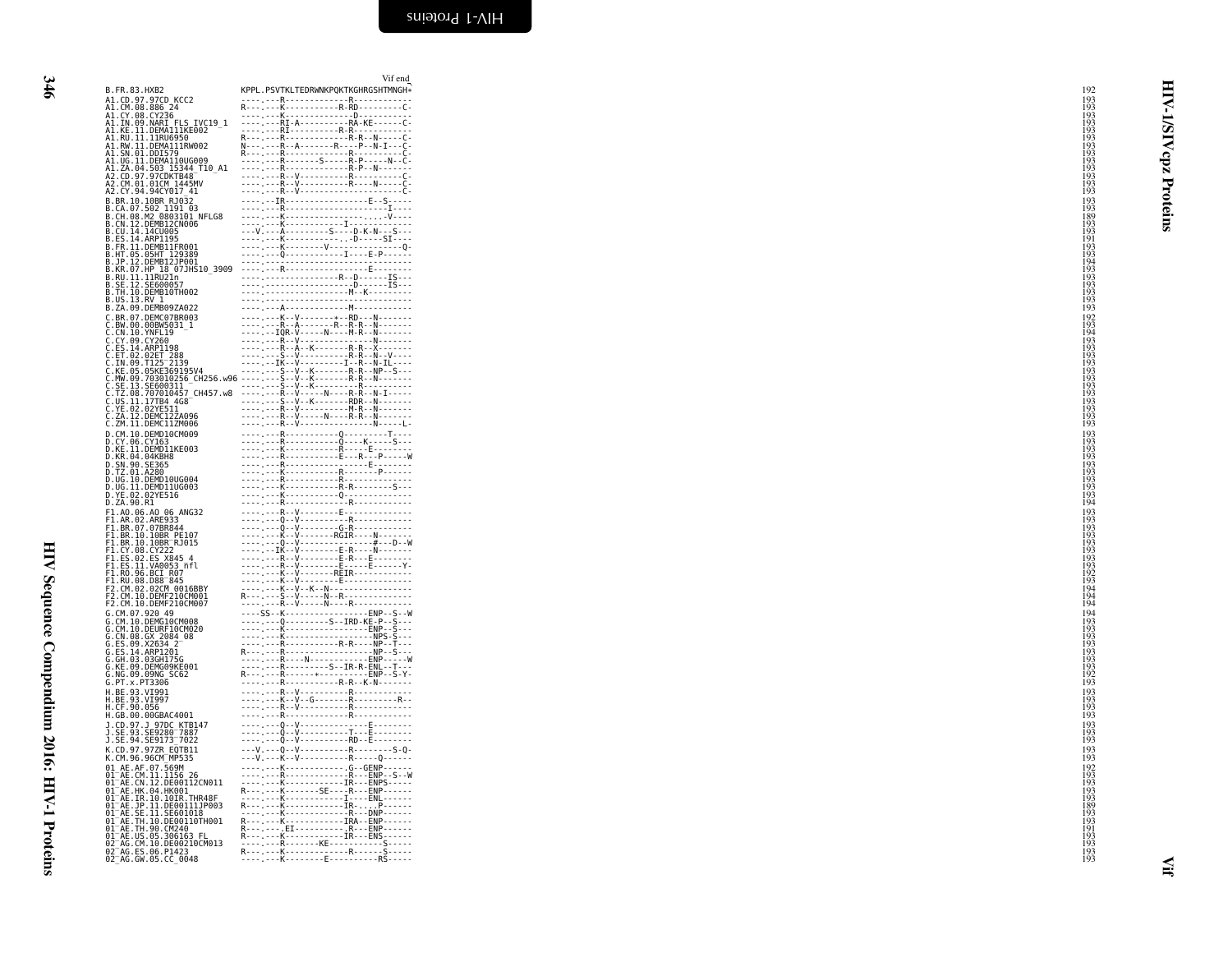Vif end

```
B.FR.83.HXB2                 KPPL.PSVTKLTEDRWNKPQKTKGHRGSHTMNGH*    192
A1.CD.97.97CD_KCC2           ----.---R-------------R-----------    193
A1.CM.08.886_24              R---.---K-----------R-RD---------C-    193
A1.CY.08.CY236               ----.---K-----------------D--------    193
A1.IN.09.NARI_FLS_IVC19_1    ----.---RI-A---------RA-KE------C-    193
A1.KE.11.DEMA111KE002        ----.---RI----------R-R-----------    193
A1.RU.11.11RU6950            R---.---R-------------R-R--N-----C-    193
A1.RW.11.DEMA111RW002        N---.---R--A-------R----P--N-I---C-    193
A1.SN.01.DDI579              R---.---R-------------R----------C-    193
A1.UG.11.DEMA110UG009        ----.---R-------S-----R-P-----N--C-    193
A1.ZA.04.503_15344_T10_A1    ----.---R-------------R-P--N-------    193
A2.CD.97.97CDKTB48           ----.---R--V----------R----------C-    193
A2.CM.01.01CM_1445MV         ----.---R--V----------R----N-----C-    193
A2.CY.94.94CY017_41          ----.---R--V---------------------C-    193
B.BR.10.10BR_RJ032           ----.--IR-----------------E--S-----    193
B.CA.07.502_1191_03          ----.---R--------------------I-----    193
B.CH.08.M2_0803101_NFLG8     ----.---K--------------------V-----    189
B.CN.12.DEMB12CN006          ----.---K------------I-------------    193
B.CU.14.14CU005              ---V.---A---------S----D-K-N---S---    193
B.ES.14.ARP1195              ----.---K------------.--D-----SI---    191
B.FR.11.DEMB11FR001          ----.---K--------V----------------Q-    193
B.HT.05.05HT_129389          ----.---Q-----------I----E-P-------    193
B.JP.12.DEMB12JP001          ----.------------------------------    194
B.KR.07.HP_18_07JHS10_3909   ----.---R-----------------E--------    193
B.RU.11.11RU21n              ----.--------------R--D------IS----    193
B.SE.12.SE600057             ----.------------------D------IS---    193
B.TH.10.DEMB10TH002          ----.-----------------M--K---------    193
B.US.13.RV_1                 ----.------------------------------    193
B.ZA.09.DEMB09ZA022          ----.---A-------------M------------    193
C.BR.07.DEMC07BR003          ----.---K--V-------*--RD---N-------    192
C.BW.00.00BW5031_1           ----.---R--A-------R--R-R--N-------    193
C.CN.10.YNFL19               ----.--IQR-V------N----M-R--N------    194
C.CY.09.CY260                ----.---R--V---------------N-------    193
C.ES.14.ARP1198              ----.---R--A--K-------R-R--X-------    193
C.ET.02.02ET_288             ----.---S--V----------R-R--N--V----    193
C.IN.09.T125_2139            ----.--IK--V---------I--R--N-IL----    193
C.KE.05.05KE369195V4         ----.---S--V--K-------R-R--NP--S---    193
C.MW.09.703010256_CH256.w96  ----.---S--V--K-------R-R--N-------    193
C.SE.13.SE600311             ----.---S--V--K-------R-R-------    193
C.TZ.08.707010457_CH457.w8   ----.---R--V------N----R-R--N-I----    193
C.US.11.17TB4_4G8            ----.---S--V--K-------RDR--N-------    193
C.YE.02.02YE511              ----.---R--V----------M-R--N-------    193
C.ZA.12.DEMC12ZA096          ----.---R--V------N----R-R--N------    193
C.ZM.11.DEMC11ZM006          ----.---R--V-----------------N----L-    193
D.CM.10.DEMD10CM009          ----.---R-----------Q----------T---    193
D.CY.06.CY163                ----.---R-----------Q----K-----S---    193
D.KE.11.DEMD11KE003          ----.---K-----------R------E-------    193
D.KR.04.04KBH8               ----.---R-----------E----R---P-----W    193
D.SN.90.SE365                ----.---R------------------E-------    193
D.TZ.01.A280                 ----.---K-----------R--------P-----    193
D.UG.10.DEMD10UG004          ----.---R-----------R--------------    193
D.UG.11.DEMD11UG003          ----.---K-----------R-R---------S---    193
D.YE.02.02YE516              ----.---K-----------Q--------------    193
D.ZA.90.R1                   ----.---R-----------R--------------    194
F1.AO.06.AO_06_ANG32         ----.---R--V--------E--------------    193
F1.AR.02.ARE933              ----.---Q--V----------R------------    193
F1.BR.07.07BR844             ----.---Q--V---------G-R-----------    193
F1.BR.10.10BR_PE107          ----.---K--V-------RGIR----N-------    193
F1.BR.10.10BR_RJ015          ----.---Q--V----------------#---D--W    193
F1.CY.08.CY222               ----.--IK--V--------E-R----N-------    193
F1.ES.02.ES_X845_4           ----.---R--V--------E-R----E-------    193
F1.ES.11.VA0053_nfl          ----.---R--V--------E-----E------Y-    193
F1.RO.96.BCI_R07             ----.---K--V-------REIR------------    192
F1.RU.08.D88_845             ----.---K--V--------E--------------    193
F2.CM.02.02CM_0016BBY        ----.---K--V--K--N-----------------    194
F2.CM.10.DEMF210CM001        R---.---S--V-----N--R--------------    194
F2.CM.10.DEMF210CM007        ----.---R--V-----N-----R-----------    194
G.CM.07.920_49               ----SS--K-----------------ENP--S--W    194
G.CM.10.DEMG10CM008          ----.---Q---------S--IRD-KE-P--S---    193
G.CM.10.DEURF10CM020         ----.---K-----------------ENP--S---    193
G.CN.08.GX_2084_08           ----.---K-----------------NPS-S----    193
G.ES.09.X2634_2              ----.---R-------------R-R---NP--T---    193
G.ES.14.ARP1201              R---.---R-----------------NP--S----    193
G.GH.03.03GH175G             ----.---R----N------------ENP-----W    193
G.KE.09.DEMG09KE001          ----.---R----------S--IR-R-ENL--T---    193
G.NG.09.09NG_SC62            R---.---R------*----------ENP--S-Y-    192
G.PT.x.PT3306                ----.---R-----------R-R--K-N-------    193
H.BE.93.VI991                ----.---R--V----------R------------    193
H.BE.93.VI997                ----.---K--V--G-------R----------R-    193
H.CF.90.056                  ----.---R--V----------R------------    193
H.GB.00.00GBAC4001           ----.---R-------------R------------    193
J.CD.97.J_97DC_KTB147        ----.---Q--V---------------E-------    193
J.SE.93.SE9280_7887          ----.---Q--V----------T---E--------    193
J.SE.94.SE9173_7022          ----.---Q--V----------RD--E--------    193
K.CD.97.97ZR_EQTB11          ---V.---Q--V----------R---------S-Q-    193
K.CM.96.96CM_MP535           ---V.---K--V----------R------Q-----    193
01_AE.AF.07.569M             ----.---K-------------.G--GENP-----    192
01_AE.CM.11.1156_26          ----.---R-------------R---ENP--S--W    193
01_AE.CN.12.DE00112CN011     ----.---K-------------IR---ENPS----    193
01_AE.HK.04.HK001            R---.---K---------SE----R---ENP----    193
01_AE.IR.10.10IR.THR48F      ----.---K-------------I----ENL-----    193
01_AE.JP.11.DE00111JP003     R---.---K-------------IR-.....P----    189
01_AE.SE.11.SE601018         ----.---K-------------R----DNP-----    193
01_AE.TH.10.DE00110TH001     R---.---K-------------IRA--ENP-----    193
01_AE.TH.90.CM240            R---.----.EI-----------R----ENP----    191
01_AE.US.05.306163_FL        R---.---K--------------IR---ENS----    193
02_AG.CM.10.DE00210CM013     ----.---R-------KE-----------S-----    193
02_AG.ES.06.P1423            R---.---K-------------R-------S----    193
02_AG.GW.05.CC_0048          ----.---K--------E-----------RS----    193
```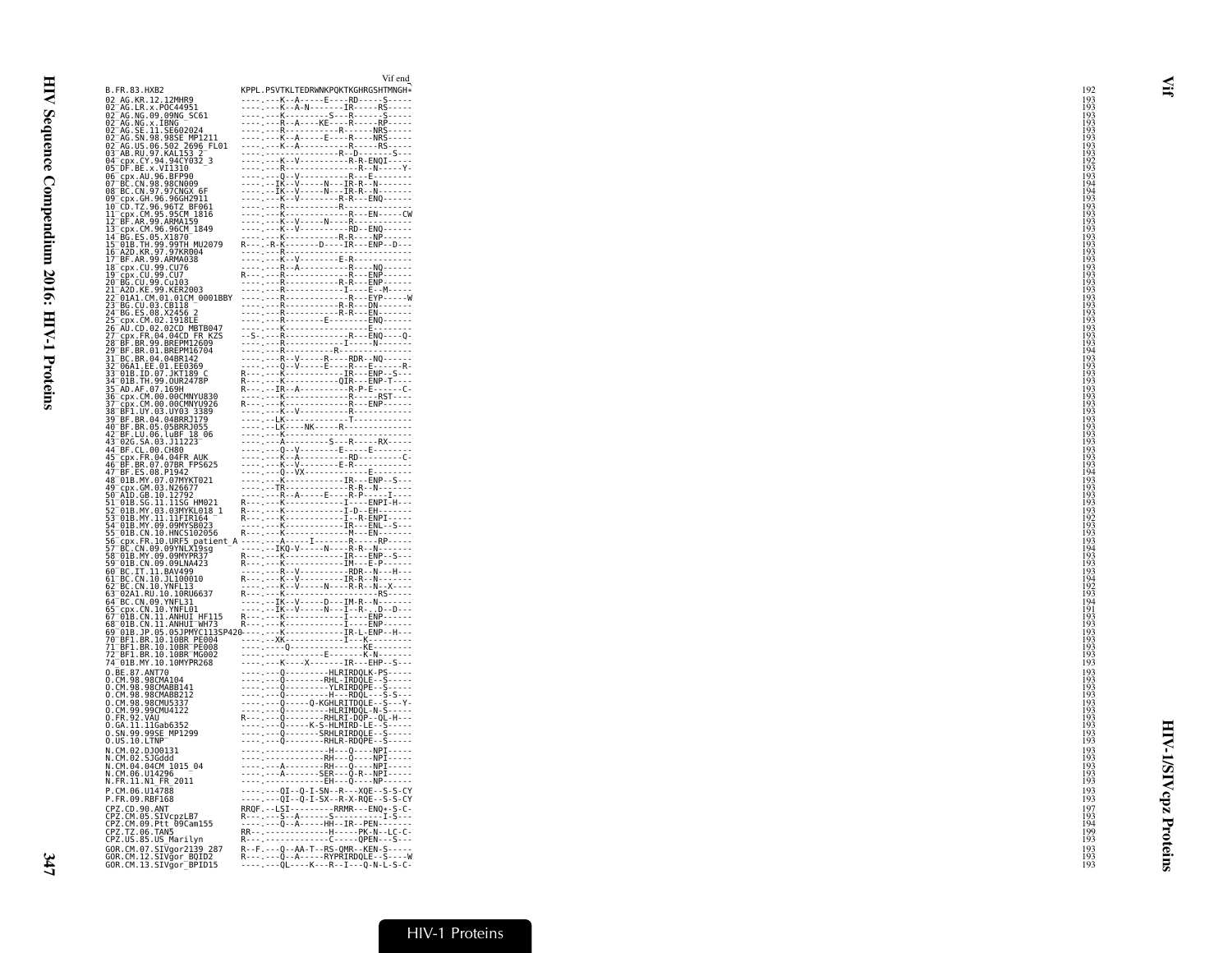Vif end

```
B.FR.83.HXB2                KPPL.PSVTKLTEDRWNKPQKTKGHRGSHTMNGH*        192
02_AG.KR.12.12MHR9          ----.---K--A-----E----RD-----S-----        193
02_AG.LR.x.POC44951         ----.---K--A-N-------IR-----RS-----        193
02_AG.NG.09.09NG_SC61       ----.---K---------S---R------S-----        193
02_AG.NG.x.IBNG             ----.---R--A----KE----R-----RP-----        193
02_AG.SE.11.SE602024        ----.---R-----------R------NRS-----        193
02_AG.SN.98.98SE_MP1211     ----.---K--A-----E----R-----NRS-----       193
02_AG.US.06.502_2696_FL01   ----.---K--A----------R-----RS-----        193
03_AB.RU.97.KAL153_2        ----.---------------R--D-------S---        193
04_cpx.CY.94.94CY032_3      ----.---K--V-----------R-R-ENQI----        192
05_DF.BE.x.VI1310           ----.---R--------------R--N-----Y-         193
06_cpx.AU.96.BFP90          ----.---Q--V----------R---E--------        193
07_BC.CN.98.98CN009         ----.---IK--V-----N---IR-R--N------        193
08_BC.CN.97.97CNGX_6F       ----.---IK--V-----N---IR-R--N------        194
09_cpx.GH.96.96GH2911       ----.---K--V--------R-R---ENQ------        193
10_CD.TZ.96.96TZ_BF061      ----.---R-------------R------------        193
11_cpx.CM.95.95CM_1816      ----.---K-------------R---EN-----CW        193
12_BF.AR.99.ARMA159         ----.---K--V-----N----R------------        193
13_cpx.CM.96.96CM_1849      ----.---K--V----------RD--ENQ------        193
14_BG.ES.05.X1870           ----.---K------------R-R----NP-----        193
15_01B.TH.99.99TH_MU2079    R---.-R-K-------D----IR---ENP--D---        193
16_A2D.KR.97.97KR004        ----.---R-------------------------         193
17_BF.AR.99.ARMA038         ----.---K--V--------E-R-----------         193
18_cpx.CU.99.CU76           ----.---R--A----------R----NQ------        193
19_cpx.CU.99.CU7            R---.---R-------------R---ENP------        193
20_BG.CU.99.Cu103           ----.---R-------------R-R---ENP-----       193
21_A2D.KE.99.KER2003        ----.---R--------------I----E--M----       193
22_01A1.CM.01.01CM_0001BBY  ----.---R-------------R---EYP-----W        193
23_BG.CU.03.CB118           ----.---R------------R-R---DN------        193
24_BG.ES.08.X2456_2         ----.---R------------R-R---EN------        193
25_cpx.CM.02.1918LE         ----.---R----------E-------ENQ-----        193
26_AU.CD.02.02CD_MBTB047    ----.---K-----------------E--------        193
27_cpx.FR.04.04CD_FR_KZS    --S-.---R-------------R---ENQ----Q-        193
28_BF.BR.99.BREPM12609      ----.---R-------------I-----N------        193
29_BF.BR.01.BREPM16704      ----.---R-----------R--------------        194
31_BC.BR.04.04BR142         ----.---R--V-----R----RDR--NQ------        193
32_06A1.EE.01.EE0369        ----.---Q--V-----E----R---E------R-        193
33_01B.ID.07.JKT189_C       R---.---K-------------IR---ENP--S--        193
34_01B.TH.99.OUR2478P       R---.---K-------------QIR---ENP-T--        193
35_AD.AF.07.169H            R---.---IR--A---------R-P-E------C-        193
36_cpx.CM.00.00CMNYU830     ----.---K-------------R-----RST----        193
37_cpx.CM.00.00CMNYU926     R---.---K-------------R---ENP------        193
38_BF1.UY.03.UY03_3389      ----.---K--V----------R------------        193
39_BF.BR.04.04BRRJ179       ----.---LK--------------T----------        193
40_BF.BR.05.05BRRJ055       ----.---LK-----NK-----R------------        193
42_BF.LU.06.luBF_18_06      ----.---K---------------------------       193
43_02G.SA.03.J11223         ----.---A---------S---R-----RX-----        193
44_BF.CL.00.CH80            ----.---Q--V---------E-----E-------        193
45_cpx.FR.04.04FR_AUK       ----.---K--A----------RD---------C-        193
46_BF.BR.07.07BR_FPS625     ----.---K--V--------E-R------------        193
47_BF.ES.08.P1942           ----.---Q--VX--------------E-------        194
48_01B.MY.07.07MYKT021      ----.---K-------------IR---ENP--S--        193
49_cpx.GM.03.N26677         ----.---TR------------R-R--N-------        193
50_A1D.GB.10.12792          ----.---R--A-----E----R-P-----I----        193
51_01B.SG.11.11SG_HM021     R---.---K--------------I----ENPI-H--       193
52_01B.MY.03.03MYKL018_1    R---.---K--------------I-D--EH------       193
53_01B.MY.11.11FIR164       R---.---K--------------I--R-ENPI---        192
54_01B.MY.09.09MYSB023      ----.---K-------------IR---ENL--S--        193
55_01B.CN.10.HNCS102056     R---.---K-------------M---EN-------        193
56_cpx.FR.10.URF5_patient_A ----.---A-----I-------R-----RP-----        193
57_BC.CN.09.09YNLX19sg      ----.---IKQ-V-----N---R-R--N------         194
58_01B.MY.09.09MYPR37       R---.---K-------------IR---ENP--S--        193
59_01B.CN.09.09LNA423       R---.---K-------------IM---E-P-----        193
60_BC.IT.11.BAV499          ----.---R--V----------RDR--N---H---        193
61_BC.CN.10.JL100010        R---.---K--V----------IR-R--N------        194
62_BC.CN.10.YNFL13          ----.---K--V-----N----R-R--N--X----        192
63_02A1.RU.10.10RU6637      R---.---K-------------------RS-----        193
64_BC.CN.09.YNFL31          ----.---IK--V-----D---IM-R--N------        194
65_cpx.CN.10.YNFL01         ----.---IK--V-----N---I--R-.D--D---        191
67_01B.CN.11.ANHUI_HF115    R---.---K--------------I----ENP-----       193
68_01B.CN.11.ANHUI_WH73     R---.---K--------------I----ENP-----       193
69_01B.JP.05.05JPMYC113SP420----.---K-------------IR-L-ENP--H---       193
70_BF1.BR.10.10BR_PE004     ----.---XK-------------I----K-------       193
71_BF1.BR.10.10BR_PE008     ----.---Q------------------KE------        193
72_BF1.BR.10.10BR_MG002     ----.---------------E-------K-N----        193
74_01B.MY.10.10MYPR268      ----.---K----X--------IR---EHP--S--        193
O.BE.87.ANT70               ----.---Q---------HLRIRDQLK-PS-----        193
O.CM.98.98CMA104            ----.---Q---------RHL-IRDQLE--S----        193
O.CM.98.98CMABB141          ----.---Q---------YLRIRDQPE--S-----        193
O.CM.98.98CMABB212          ----.---Q----------H---RDQL---S-S--        193
O.CM.98.98CMU5337           ----.---Q-----Q-KGHLRITDQLE--S---Y-        193
O.CM.99.99CMU4122           ----.---Q---------HLRIMDQL-N-S-----        193
O.FR.92.VAU                 R---.---Q---------RHLRI-DQP--QL-H--        193
O.GA.11.11Gab6352           ----.---Q-----K-S-HLMIRD-LE--S-----        193
O.SN.99.99SE_MP1299         ----.---Q---------SRHLRIRDQLE--S---        193
O.US.10.LTNP                ----.---Q---------RHLR-RDQPE--S----        193
N.CM.02.DJO0131             ----.---------------H---Q----NPI---        193
N.CM.02.SJGddd              ----.---------------RH---Q----NPI--        193
N.CM.04.04CM_1015_04        ----.---A---------RH---Q----NPI----        193
N.CM.06.U14296              ----.---A--------SER---Q-R--NPI----        193
N.FR.11.N1_FR_2011          ----.---------------EH---Q----NP---        193
P.CM.06.U14788              ----.---QI--Q-I-SN--R---XQE--S-S-CY        193
P.FR.09.RBF168              ----.---QI--Q-I-SX--R-X-RQE--S-S-CY        193
CPZ.CD.90.ANT               RRQF.---LSI---------RRMR---ENQ*-S-C-       197
CPZ.CM.05.SIVcpzLB7         R---.---S--A-------S----------I-S--        193
CPZ.CM.09.Ptt_09Cam155      ----.---Q--A-----HH--IR--PEN-------        194
CPZ.TZ.06.TAN5              RR--.---------------H-----PK-N--LC-C-      199
CPZ.US.85.US_Marilyn        R---.---------------C-----QPEN---S--       193
GOR.CM.07.SIVgor2139_287    R--F.---Q--AA-T--RS-QMR--KEN-S-----        193
GOR.CM.12.SIVgor_BQID2      R---.---Q--A-----RYPRIRDQLE--S----W        193
GOR.CM.13.SIVgor_BPID15     ----.---QL----K---R--I---Q-N-L-S-C-        193
```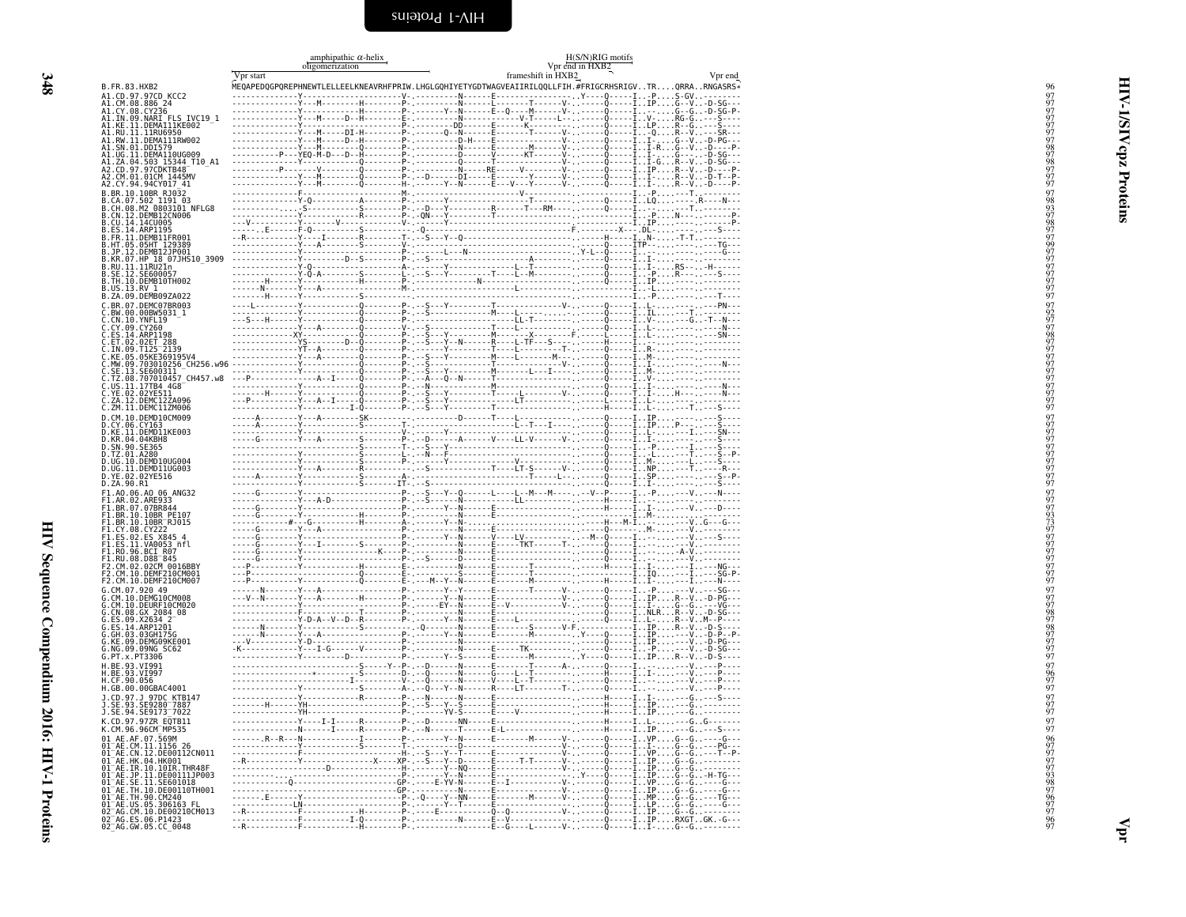```
                            amphipathic α-helix                              H(S/N)RIG motifs
                            oligomerization                                  Vpr end in HXB2
                        Vpr start                                   frameshift in HXB2                Vpr end
B.FR.83.HXB2            MEQAPEDQGPQREPHNEWTLELLEELKNEAVRHFPRIW.LHGLGQHIYETYGDTWAGVEAIIRILQQLLFIH.#FRIGCRHSRIGV..TR....QRRA..RNGASRS*   96
```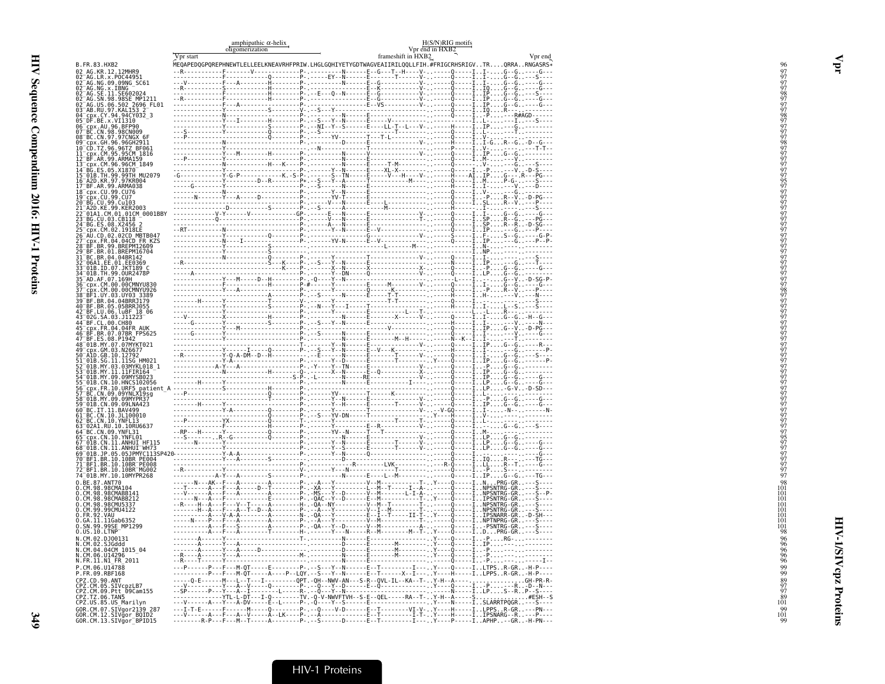## Vpr

## HIV-1/SIVcpz Proteins

```
                    amphipathic α-helix                         H(S/N)RIG motifs
                    oligomerization                           Vpr end in HXB2
Vpr start                                      frameshift in HXB2                        Vpr end
B.FR.83.HXB2   MEQAPEDQGPQREPHNEWTLELLEELKNEAVRHFPRIW.LHGLGQHIYETYGDTWAGVEAIIRILQQLLFIH.#FRIGCRHSRIGV..TR....QRRA..RNGASRS*   96
```

| Sequence | Length |
|---|---|
| B.FR.83.HXB2 | 96 |
| 02_AG.KR.12.12MHR9 | 97 |
| 02_AG.LR.x.POC44951 | 97 |
| 02_AG.NG.09.09NG_SC61 | 97 |
| 02_AG.NG.x.IBNG | 97 |
| 02_AG.SE.11.SE602024 | 98 |
| 02_AG.SN.98.98SE_MP1211 | 97 |
| 02_AG.US.06.502_2696_FL01 | 97 |
| 03_AB.RU.97.KAL153_2 | 97 |
| 04_cpx.CY.94.94CY032_3 | 98 |
| 05_DF.BE.x.VI1310 | 97 |
| 06_cpx.AU.96.BFP90 | 97 |
| 07_BC.CN.98.98CN009 | 97 |
| 08_BC.CN.97.97CNGX_6F | 97 |
| 09_cpx.GH.96.96GH2911 | 98 |
| 10_CD.TZ.96.96TZ_BF061 | 97 |
| 11_cpx.CM.95.95CM_1816 | 97 |
| 12_BF.AR.99.ARMA159 | 97 |
| 13_cpx.CM.96.96CM_1849 | 97 |
| 14_BG.ES.05.X1870 | 97 |
| 15_01B.TH.99.99TH_MU2079 | 97 |
| 16_A2D.KR.97.97KR004 | 95 |
| 17_BF.AR.99.ARMA038 | 97 |
| 18_cpx.CU.99.CU76 | 97 |
| 19_cpx.CU.99.CU7 | 97 |
| 20_BG.CU.99.Cu103 | 97 |
| 21_A2D.KE.99.KER2003 | 97 |
| 22_01A1.CM.01.01CM_0001BBY | 97 |
| 23_BG.CU.03.CB118 | 97 |
| 24_BG.ES.08.X2456_2 | 97 |
| 25_cpx.CM.02.1918LE | 97 |
| 26_AU.CD.02.02CD_MBTB047 | 97 |
| 27_cpx.FR.04.04CD_FR_KZS | 97 |
| 28_BF.BR.99.BREPM12609 | 97 |
| 29_BF.BR.01.BREPM16704 | 97 |
| 31_BC.BR.04.04BR142 | 97 |
| 32_06A1.EE.01.EE0369 | 97 |
| 33_01B.ID.07.JKT189_C | 97 |
| 34_01B.TH.99.OUR2478P | 97 |
| 35_AD.AF.07.169H | 97 |
| 36_cpx.CM.00.00CMNYU830 | 97 |
| 37_cpx.CM.00.00CMNYU926 | 98 |
| 38_BF1.UY.03.UY03_3389 | 97 |
| 39_BF.BR.04.04BRRJ179 | 97 |
| 40_BF.BR.05.05BRRJ055 | 97 |
| 42_BF.LU.06.luBF_18_06 | 97 |
| 43_02G.SA.03.J11223 | 97 |
| 44_BF.CL.00.CH80 | 97 |
| 45_cpx.FR.04.04FR_AUK | 97 |
| 46_BF.BR.07.07BR_FPS625 | 97 |
| 47_BF.ES.08.P1942 | 97 |
| 48_01B.MY.07.07MYKT021 | 97 |
| 49_cpx.GM.03.N26677 | 97 |
| 50_A1D.GB.10.12792 | 97 |
| 51_01B.SG.11.11SG_HM021 | 97 |
| 52_01B.MY.03.03MYKL018_1 | 97 |
| 53_01B.MY.11.11FIR164 | 97 |
| 54_01B.MY.09.09MYSB023 | 97 |
| 55_01B.CN.10.HNCS102056 | 97 |
| 56_cpx.FR.10.URF5_patient_A | 97 |
| 57_BC.CN.09.09YNLX19sg | 97 |
| 58_01B.MY.09.09MYPR37 | 97 |
| 59_01B.CN.09.09LNA423 | 97 |
| 60_BC.IT.11.BAV499 | 97 |
| 61_BC.CN.10.JL100010 | 97 |
| 62_BC.CN.10.YNFL13 | 97 |
| 63_02A1.RU.10.10RU6637 | 97 |
| 64_BC.CN.09.YNFL31 | 97 |
| 65_cpx.CN.10.YNFL01 | 95 |
| 67_01B.CN.11.ANHUI_HF115 | 97 |
| 68_01B.CN.11.ANHUI_WH73 | 97 |
| 69_01B.JP.05.05JPMYC113SP420 | 97 |
| 70_BF1.BR.10.10BR_PE004 | 97 |
| 71_BF1.BR.10.10BR_PE008 | 97 |
| 72_BF1.BR.10.10BR_MG002 | 97 |
| 74_01B.MY.10.10MYPR268 | 97 |
| O.BE.87.ANT70 | 98 |
| O.CM.98.98CMA104 | 101 |
| O.CM.98.98CMABB141 | 101 |
| O.CM.98.98CMABB212 | 101 |
| O.CM.98.98CMU5337 | 101 |
| O.CM.99.99CMU4122 | 101 |
| O.FR.92.VAU | 101 |
| O.GA.11.11Gab6352 | 101 |
| O.SN.99.99SE_MP1299 | 101 |
| O.US.10.LTNP | 98 |
| N.CM.02.DJO0131 | 96 |
| N.CM.02.SJGddd | 96 |
| N.CM.04.04CM_1015_04 | 96 |
| N.CM.06.U14296 | 96 |
| N.FR.11.N1_FR_2011 | 96 |
| P.CM.06.U14788 | 99 |
| P.FR.09.RBF168 | 99 |
| CPZ.CD.90.ANT | 89 |
| CPZ.CM.05.SIVcpzLB7 | 97 |
| CPZ.CM.09.Ptt_09Cam155 | 97 |
| CPZ.TZ.06.TAN5 | 89 |
| CPZ.US.85.US_Marilyn | 101 |
| GOR.CM.07.SIVgor2139_287 | 99 |
| GOR.CM.12.SIVgor_BQID2 | 101 |
| GOR.CM.13.SIVgor_BPID15 | 99 |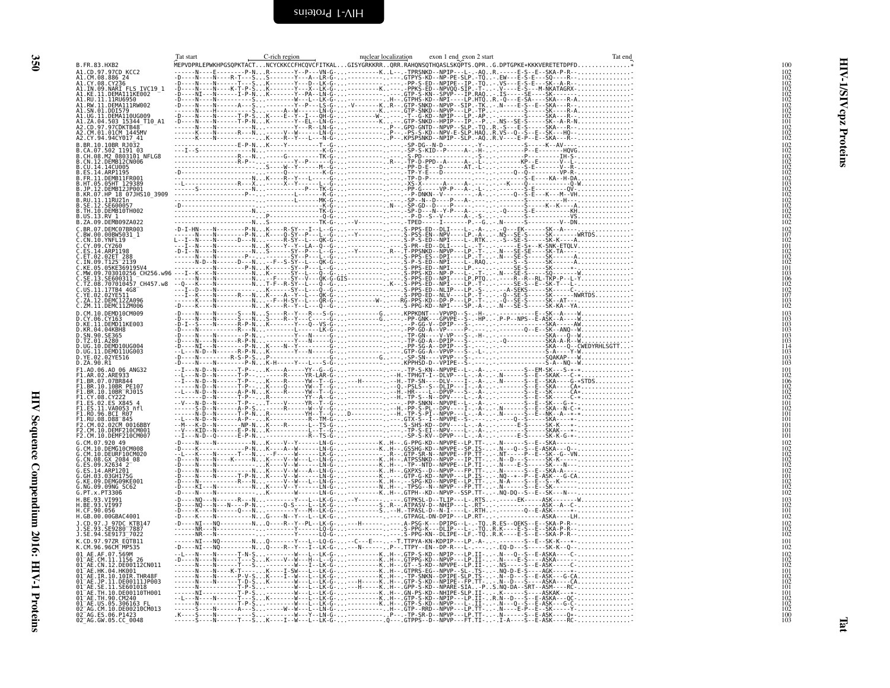# HIV-1/SIVcpz Proteins

## Tat

Tat start — C-rich region — nuclear localization — exon 1 end_exon 2 start — Tat end

```
B.FR.83.HXB2      MEPVDPRLEPWKHPGSQPKTACT...NCYCKKCCFHCQVCFITKAL...GISYGRKKRR..QRR.RAHQNSQTHQASLSKQPTS.QPR..G.DPTGPKE*KKKVERETETDPFD...............*   100
```

| Sequence | Length |
|---|---|
| A1.CD.97.97CD_KCC2 | 102 |
| A1.CM.08.886_24 | 102 |
| A1.CY.07.CY236 | 102 |
| A1.IN.09.NARI_FLS_IVC19_1 | 102 |
| A1.KE.11.DEMA111KE002 | 102 |
| A1.RU.11.11RU6950 | 102 |
| A1.RW.11.DEMA111RW002 | 102 |
| A1.SN.01.DDI579 | 102 |
| A1.UG.11.DEMA110UG009 | 102 |
| A1.ZA.04.503_15344_T10_A1 | 101 |
| A2.CD.97.97CDKTB48 | 102 |
| A2.CM.01.01CM_1445MV | 102 |
| A2.CY.94.94CY017_41 | 102 |
| B.BR.10.10BR_RJ032 | 102 |
| B.CA.07.502_1191_03 | 102 |
| B.CH.08.M2_0803101_NFLG8 | 102 |
| B.CN.12.DEMB12CN006 | 102 |
| B.CU.14.14CU005 | 102 |
| B.ES.14.ARP1195 | 102 |
| B.FR.11.DEMB11FR001 | 102 |
| B.HT.05.05HT_129389 | 103 |
| B.JP.12.DEMB12JP001 | 102 |
| B.KR.07.HP_18_07JHS10_3909 | 102 |
| B.RU.11.11RU21n | 102 |
| B.SE.12.SE600057 | 102 |
| B.TH.10.DEMB10TH002 | 102 |
| B.US.13.RV_1 | 102 |
| B.ZA.09.DEMB09ZA022 | 102 |
| C.BR.07.DEMC07BR003 | 102 |
| C.BW.00.00BW5031_1 | 107 |
| C.CN.10.YNFL19 | 102 |
| C.CY.09.CY260 | 101 |
| C.ES.14.ARP1198 | 102 |
| C.ET.02.02ET_288 | 102 |
| C.IN.09.T125_2139 | 102 |
| C.KE.05.05KE369195V4 | 101 |
| C.MW.09.703010256_CH256.w96 | 103 |
| C.SE.13.SE600311 | 106 |
| C.TZ.08.707010457_CH457.w8 | 102 |
| C.US.11.17TB4_4G8 | 102 |
| C.YE.02.02YE511 | 107 |
| C.ZA.12.DEMC12ZA096 | 103 |
| C.ZM.11.DEMC11ZM006 | 102 |
| D.CM.10.DEMD10CM009 | 103 |
| D.CY.06.CY163 | 103 |
| D.KE.11.DEMD11KE003 | 103 |
| D.KR.04.04KBH8 | 103 |
| D.SN.90.SE365 | 103 |
| D.TZ.01.A280 | 103 |
| D.UG.10.DEMD10UG004 | 114 |
| D.UG.11.DEMD11UG003 | 103 |
| D.YE.02.02YE516 | 103 |
| D.ZA.90.R1 | 103 |
| F1.AO.06.AO_06_ANG32 | 101 |
| F1.AR.02.ARE933 | 102 |
| F1.BR.07.07BR844 | 106 |
| F1.BR.10.10BR_PE107 | 102 |
| F1.BR.10.10BR_RJ015 | 102 |
| F1.CY.08.CY222 | 102 |
| F1.ES.02.ES_X845_4 | 101 |
| F1.ES.11.VA0053_nfl | 102 |
| F1.RO.96.BCI_R07 | 101 |
| F1.RU.08.D88_845 | 101 |
| F2.CM.02.02CM_0016BBY | 101 |
| F2.CM.10.DEMF210CM001 | 101 |
| F2.CM.10.DEMF210CM007 | 101 |
| G.CM.07.920_49 | 102 |
| G.CM.10.DEMG10CM008 | 102 |
| G.CN.10.DEURF10CM020 | 102 |
| G.CN.08.GX_2084_08 | 102 |
| G.ES.09.X2634_2 | 102 |
| G.ES.14.ARP1201 | 102 |
| G.GH.03.03GH175G | 101 |
| G.KE.09.DEMG09KE001 | 102 |
| G.NG.09.09NG_SC62 | 102 |
| G.PT.x.PT3306 | 102 |
| H.BE.93.VI991 | 103 |
| H.BE.93.VI997 | 102 |
| H.CF.90.056 | 101 |
| H.GB.00.00GBAC4001 | 102 |
| J.CD.97.J_97DC_KTB147 | 102 |
| J.SE.93.SE9280_7887 | 102 |
| J.SE.94.SE9173_7022 | 102 |
| K.CD.97.97ZR_EQTB11 | 101 |
| K.CM.96.96CM_MP535 | 102 |
| 01_AE.AF.07.569M | 102 |
| 01_AE.CM.11.1156_26 | 102 |
| 01_AE.CN.12.DE00112CN011 | 102 |
| 01_AE.HK.04.HK001 | 101 |
| 01_AE.IR.10.10IR.THR48F | 102 |
| 01_AE.JP.11.DE00111JP003 | 102 |
| 01_AE.SE.11.SE601018 | 101 |
| 01_AE.TH.10.DE00110TH001 | 101 |
| 01_AE.TH.90.CM240 | 102 |
| 01_AE.US.05.306163_FL | 102 |
| 02_AG.CM.10.DE00210CM013 | 102 |
| 02_AG.ES.05.P1423 | 100 |
| 02_AG.GW.05.CC_0048 | 103 |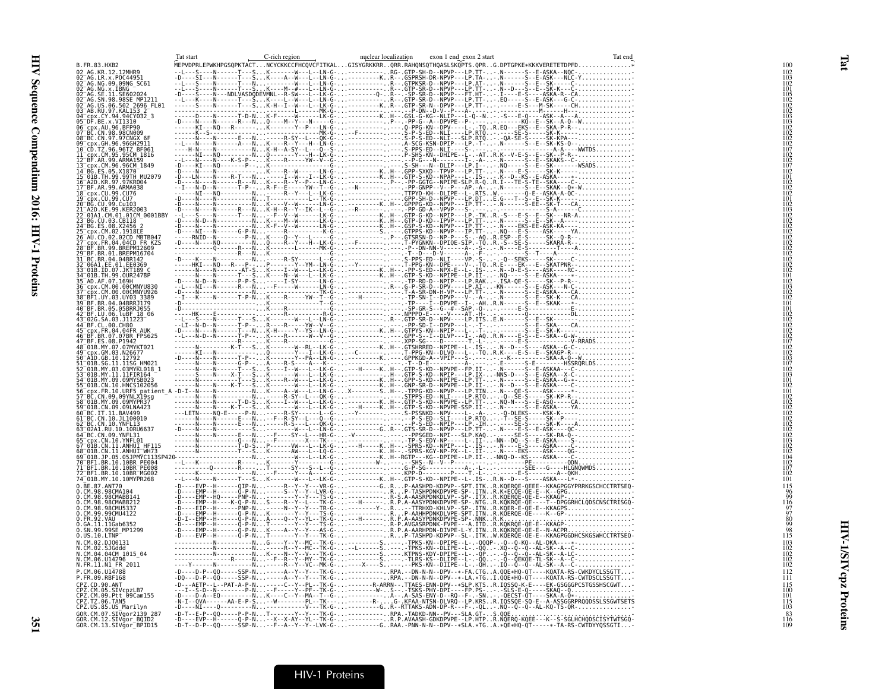```
                           Tat start          C-rich region                 nuclear localization     exon 1 end  exon 2 start                     Tat end
B.FR.83.HXB2               MEPVDPRLEPWKHPGSQPKTACT...NCYCKKCCFHCQVCFITKAL...GISYGRKKRR..QRR.RAHQNSQTHQASLSKQPTS.QPR..G.DPTGPKE*KKKVERETETDPFD...............*    100
02_AG.KR.12.12MHR9         --L---S----N------T---S...K--------W---L--LN-G-...----------..RG-.GTP-SH-D--NPVP---LP.TT-..-.N------S--E-ASKA--NQC-.................  102
02_AG.LR.x.POC44951        -D----SI---N------T---S...K-----A--W---L--LN-G-...----------K..R-.GSPRSH-DR-NPVP---LP.TA-..-.N------S--E-ASK---NLC-Y..............  103
02_AG.NG.09.09NG_SC61      --L---S----N------T---N...---------W---L--LN-G-...----------..R--.GTPKSR-D--NPVP---LP.AT-..-.N------S--E--SK-----C-.................  102
02_AG.NG.x.IBNG            --L---S----N------T---S...K-----M--#---L--LN-G-...----------..R--.GTP-SR-D--NPVP---LP.TT-..-.N--D---S--E--SK-K---C-................  101
02_AG.SE.11.SE602024       -D----S----N---NDLVASDQDEVMNL--R-SW---L--LK-G-...---------Q-..R--.-SP-SR-D--NPVP---FT.HT-..-.I----E-S----ASKA-R--CA...............  105
02_AG.SN.98.98SE_MP1211    --L---K----N------T---S...K-----L--W---L--LN-G-...----------..R--.GTP-SR-D--NPVP---LP.TT-..-.EQ----S--E-ASK---G-C-................  102
02_AG.US.06.502_2696_FL01  ------S----N------T---S...K-H--I--W---L--LK-G-...----------K..R--.GTP-SR-N--DPVP---LP.TT-..-.------E-S---M-SK-----CH..............  102
03_AB.RU.97.KAL153_2       ----------------------------------L-------MK-G-...----------..---.--P-DN--D-V--P---A-..-.-----------------M-------H-.............  102
04_cpx.CY.94.94CY032_3     ------D----N------T-D-N...K-F-----W---LK-G-...----------K..H--.GSL-G-KG--NLIP---L-.Q--N.-..-S---E-Q----ASK--A---A.............  102
05_DF.BE.x.VI1310          -D----N----N-------R---N...Q----M--Y---N------G-...----------..P--.-PP-G--A--DPVPE--P-..-.----------KQ--E--SK--A-Q--W..........  103
06_cpx.AU.96.BFP90         ------KI---NQ--R---------...K--------Y--P----LN-G-...----------..---.Q-PPG-KN--DPV----L-.-TQ..R.EQ---EKS--E--SKA-P-R--...........  102
07_BC.CN.98.98CN009        -------K--S----------------...-------------------MK-G-...--F-------..---.S-P-S-ED--NLI----LP.RTQ.-..-.----SE-S----SK-K---..........  102
08_BC.CN.97.97CNGX_6F      -------N----N-----E---N...------R-SY--L---QK-G-...----------..---.S-P-S-ED--NLI---SLP.RTQ.-..-.QA-SE-S----SK-KPA---...........  102
09_cpx.GH.96.96GH2911      --L---N----N-------A---N...K-----R--Y---H--LN-G-...----------..---.A-SCG-KSN-DPIP---LP.-T-..-.N------S--E--SK-KS-Q-.............  102
10_CD.TZ.96.96TZ_BF061     ------H----N------------N...K-H--A-SY---L--Q--G-...----------..---.S-PPS-ED--NLI-----S-..-.-------------------A-A-----WWTDS.....  107
11_cpx.CM.95.95CM_1816     ------NI---NQ----------N...Q-------Y---H--LK-G-...----------..---.P-SHS-KN--DHIPE--L-..AT..R.K--V-E-S--E--SK--P-R-.............  102
12_BF.AR.99.ARMA159        --L---N----N-----K-S-P---...K-----R----YW--V--G-...----------..---.--P-G----N--------I-.-A-..-.N------S--E--SKAKS--C-...........  102
13_cpx.CM.96.96CM_1849     -D----KI---NQ-----------...K-------------LK-G-...----------..---.S-SH---N--DLIP---LP.I-..-.NQ-----S--E--SK--------WSADS........  102
14_BG.ES.05.X1870          -D----N----N-----------N...K-----R--W-------LN-G-...----------K..H--.GPP-SXKD--TPVP---LP.TT-..-.N------E-S----SK-K-----.........  102
15_01B.TH.99.99TH_MU2079   -D----LN---N-----R-T---N...-----I--W---I--LK-G-...----------K..H--.GTP-S-KD--NPAP---L-.IS-..-.K--D--KS--E-ASKA-----+-........  101
16_A2D.KR.97.97KR004       -D----N----N------R---N...K-----R--Y--P---LN-G-...----------..P--.-PP-GGTG--NPIPE-SLP.R-Q..R.I---TE-S-TE--SKA----C-...........  102
17_BF.AR.99.ARMA038        --I---N-D--N------T-P---...R-F--E-----YW--T--G-...----N-----..P--.-PP-GNPP--V--P---AP.-A-..-.N------S--E--SKAK--Q-*-W.........  102
18_cpx.CU.99.CU76          -------NI---NQ----------N...------R--Y---L--LK-G-...----------..---.TTPYD-KH--DLIPE--L-.RTS..W.-------Q-E--ASKA-A-QC-..........  102
19_cpx.CU.99.CU7           -D----N----N-----------N...T-------------LK-G-...----------..---.GPP-SH-D--NPVP---LP.DT-..E.G----T--S--E--SK-K-----...........  102
20_BG.CU.99.Cu103          -D----N----N-----------N...K-----V--W-----LN-G-...----------K..H--.GPPPG-KD--NPVP---IP.TT-..-.N------S-EE--SK-T---CA.........  102
21_A2D.KE.99.KER2003       -D----N----N-----R----N...K-H--R--Y--IK--L--G-...--R-------..---.--PP-GD-A--VPVP---S-..-.------------------S-A-------C..........  103
22_01A1.CM.01.01CM_0001BBY --L---S----N------T---N...--F-----W---LN-G-...----------K..H--.GTP-G-KD--NPIP---LP.-TK..R.-S---E-S--E--SK---NR-A............  102
23_BG.CU.03.CB118          -D----N-D--N-----------N...K---M--W-----LN-G-...----------K..H--.GTP-D-KD--IPVP---LP.TT-..-.N------S--E--SK--A-----.............  102
24_BG.ES.08.X2456_2        -D----N----N-----------N...K-F--V--W-----LN-G-...----------K..H--.GSP-S-KD--NPVP---IP.TT-..-.N----EKS-EE-ASK-KA--------..........  102
25_cpx.CM.02.1918EE        -D----NI---N-----G-P---N...-------R-----K-G-...----------S..---.GTPPS-KD--NPVP---IP.TT-..-.NQ---E-S----ASK-----YA..............  102
26_AU.CD.02.02CD_MBTB047   -----RNID--N------P-N...K-----Q--Y---L----G-...----------..P--.GTSRSN-D--NP-P---S-.-AQ..R.ESP--E-S-----SK--Q-R--............  102
27_cpx.FR.04.04CD_FR_KZS   -D----N----NQ----------N...Q-----R--Y---H--LK-G-...--F-------..---.T-PYGNKN--DPIQE-SIP.-TQ..R.-S--SE-S-----SKARA-R-.............  102
28_BF.BR.99.BREPM12609     -----------------R---N...K-------L----------MK-G-...----------..---.-P--DN-NN-V------A-.-S-..-.N-----E-S--------T-----A............  102
29_BF.BR.01.BREPM16704     -----------------------N...K----------------------G-...----------..---.-T--D---D-V--P---A-.-F-..-.-------S--T-----A--------.........  102
31_BC.BR.04.04BR142        -D----K----N-----------N...------R-SY------LN-G-...----------..---.S-PPS-ED--NLI----VP.-S-..-.Q--SEKS-----SK------C-............  102
32_06A1.EE.01.EE0369       -----HKI---NQ---R---P---...----------Y--YM--LN-G-...--Y-------..---.T-PPG-KN--DPE----V-.-TQ..R.E----EK--E-SKATPNR--.............  102
33_01B.ID.07.JKT189_C      ------N----N------AT-S...K-----I--W---L--LK-G-...----------K..H--.-PP-S-ED--NPX-E---L-.IS-..-.N--D-E-S----ASK---RC-.............  102
34_01B.TH.99.OUR2478P      ------N----N------T---S...K-----N--W---L--LK-G-...----------K..H--.GTP-S-KD--NPIPE--LP.II-..-.NQ-----S--E-ASKA----+-.............  101
35_AD.AF.07.169H           -D----N-D--N------P-P---...K-----I-SY-------LN-G-...----------..---.-TP-RD-D--NPIP---LP.RAK..-.ISA-QE-S----SK--P-R-............  102
36_cpx.CM.00.00CMNYU830    --L---NI---N-----R---N...--F---------W------LN-G-...----------..R--.G-P-SR-D--DPV----LP.AI-..-.KN-----S--E-ASK---N-C-............  102
37_cpx.CM.00.00CMNYU926    -D----N----------------N...---------------------TK-G-...----------..---.T-A-SR-DN-H-VP---LP.TT-..-.N------S--E-SKA----CA...........  102
38_BF1.UY.03.UY03_3389     --I---K----N------T-P-N...K-----R--Y---YW--T--G-...----H-----..---.--TP-SN-I--DPVP---V-.-A-..-.N------S--E--SK-K---CA...........  102
39_BF.BR.04.04BRRJ179      -D----------------------------------------T--G-...----------..---.-TP----I--DPVPE--I-.-AH..R.N------S--E--SKAK---*-............  102
40_BF.BR.05.05BRRJ055      -D---------------------------...K-----R---------------G-...----------..---.-SP-GR-S--G-#-SAP.-Q-..-.------E-S---------------E-.........  101
42_BF.LU.06.luBF_18_06     -----HK---E-----------------...K------R-------------T--G-...----------..---.NPPPD-E----V-----AT.-H-..-.--------Q-----------DL..............  101
43_02G.SA.03.J11223        --L---S----N------T---N...K---------W---L--LN-G-...----------..R--.GTP-SR-D--NPV----LP.ITS..E.N------S--E--SK--------............  102
44_BF.CL.00.CH80           --LI--N-D--N------T-P----...R-----R----YW--V--G-...----------..---.--PP-SD-I--DPVP---L-.-T-..-.------S--E--SKA-----CA..........  102
45_cpx.FR.04.04FR_AUK      -D----N----N------T---N...K-H-----Y--YS--LN-G-...----------..---.GTPYS-KN--NPIP---L-.-T-..-.------S--E--SK-K-..................  102
46_BF.BR.07.07BR_FPS625    --L---N-D--N------T-P----...K-----R-----W--V--G-...----------..---.GPP-S--I--DLVP---I-.-AQ..R.N------S--E--SKA--G-W-............  102
47_BF.ES.08.P1942          ------------------R-----...K------R------------------G-...----------..---.XPP-SG----D------T.-L-..-.------E-S-------------V-RRADS......  107
48_01B.MY.07.07MYKT021     -------N-------K-T---S...K-------W--RL--LK-G-...----------K..H--.GTSHRRED--NPIPE---L-.IS-..-.N--D---S----ASKA--G-C-...........  102
49_cpx.GM.03.N26677        ------KI---N-------------...Q---------Y---I--LK-G-...--C-------..---.T-PPG-KN--DLVQ---L-.-TQ..R.K----E-S--E-SKAGP-R--...........  102
50_A1D.GB.10.12792         -D----N----N------T-P---N...K-----Y--PA--LN-G-...----------K..---.GPPKGD-A--VPIP---S-..---.-N-----------SKA-A-Q--W..........  103
51_01B.SG.11.11SG_HM021    -------N----N-----G-P----...A-----R-S----A---K-..--...----------..---.-T--D-E-------------A-..-K..--..---E-----------S--E------------HSSRQRLDS...  107
52_01B.MY.03.03MYKL018_1   ------N----N------T---S...S-----I--W---L--LK-G-...------H-----K..H--.GTP-S-KD--NPVPE--FP.II-..-.N------S--E-ASKAA---C-...........  102
53_01B.MY.11.11FIR164      ------S----N-----X-T---S...K-----W---L--LK-G-...----------K..H--.GTP-S-KD--NPIP---LP.IX-..-.NNS-D---S--E-ASKA--X-C-...........  103
54_01B.MY.09.09MYSB023     ------N----N------T---S...K-----R--W---L--LK-G-...----------K..H--.GPP-S-KD--NPIPE--LP.TT-..-.N------S--E-ASKA--G-*-..........  101
55_01B.CN.10.HNCS102056    ------N----N-----K-T---S...K-----W---L--LK-G-...----------K..H--.GNP-SR-D--NPVPE--LP.II-..-.N------S--E-ASKA----C-...........  102
56_cpx.FR.10.URF5_patient_A -D-I--N----N----------N...K-----A--W---L--LN-G-...--X-------S..H--.-TPPG-KD--NPVP---LP.TIN..-.N---QE-S-----ASK-----*-..........  101
57_BC.CN.09.09YNLX19sg     ------N----N----------N...------R-SY---L---QK-G-...----------..---.STPPS-ED--NLI----LP.RTQ.-..-.Q--SE-S-----SK-KP-R-..........  102
58_01B.MY.09.09MYPR37      ------N----N-----T-D-S...K-----I--W---L--LK-G-...----------K..H--.GTP-S-KD--NPVPE--LP.TT-..-.NQ-N---S--E-ASQ-----CA..........  102
59_01B.CN.09.09LNA423      ------N----N-----K-T---S...K-----L--W---L--LK-G-...----------K..H--.GTP-S-KD--NPVPE-SSP.II-..-.N------S--E-ASKA----YA..........  102
60_BC.IT.11.BAV499         ---LETN----NQ-E------P-N...------R-SY------L--G-...--Y-------..---.S-PSSNKD--NPV----L-.-A-..-.Q-DLEKS-----KSK-K------............  102
61_BC.CN.10.JL100010       ------N----N-----E---N...--F--R-SY--L---Q--G-...----------..---.--P-S-ED--SLI----LP.RTQ.-..-.T--SE-S-----SK--P-----.............  102
62_BC.CN.11.YNFL13         ------N----N-----E---N...--------R-S---L---QK-G-...----------..---.--P-S-ED--NPIP---LP.-IH.-..-.----SE-S-----SK-K----A..........  102
63_02A1.RU.10.10RU6637     -D----N----N----------S...------W---L--LN-G-...----------G..R--.GTS-SR-D--NPVP---LP.TT-..-.N------S--E-ASK----QC-............  102
64_BC.CN.09.YNFL31         ------N----N-----E---N...----F--SY--L---HR-G-...--V-------..---.-PPSGED--NPI---SLP.KAQ.-..-.----SE-S----SK-RA-Q-.............  102
65_cpx.CN.10.YNFL01        ------N----N-----Q---N...-------F-------X--TK-G-...----------W..---.-TP-S-EDY-NP----L-.II-..-.NN--DQ--S--E-ASKA----S-..........  103
67_01B.CN.11.ANHUI_HF115   ------N----N-----T-D-S...P-----W---L--LK-G-...------H-----K..H--.-SPRS-KD--NPIP---L-.IS-..-.N------E-S----ASKA----C-..........  102
68_01B.CN.11.ANHUI_WH73    ------N----N-----T---S...K-----AW---L--LQ-G-...----------K..H--.-SPRS-KGY-NP-PX--L-.II-..-.N----EKS----ASK----QG-............  102
69_01B.JP.05.05JPMYC113SP420 ---------------N-----------...----------W---L--LK-G-...----------K..H--.-RGTP---KG--DPIPE--LP.II-..-.NNQ-D---S----ASKA----C-....  104
70_BF1.BR.10.10BR_PE004    --L---K----------R-----N...K-------Y-------------G-...----------W..---.--SHS--N--V--P---T-..-.-------------PE-----------QDN.........  102
71_BF1.BR.10.10BR_PE008    --------Q-------R-----N...T-------SY---S--L--G-...----------..---.G-P-SG-------------A-.-L-..-.----SEE---G----HLGNQWMDS.........  107
72_BF1.BR.10.10BR_MG002    ------K----------R----N...K-------Y-------------G-...----------..---.KPP-D-----------P----T.-L-..-.------E-S--------A-QKH...........  102
74_01B.MY.10.10MYPR268     --L---N----N------T---S...K-----W---L--LK-G-...----------K..H--.GTP-S-KD--NPIPE--L-.IS-..-.R.N--D---S----ASKA---L*-.............  101
O.BE.87.ANT70              -D----EVP--H------QIP-N...------R--Y--Y---VR-G-...----------G..R..P-AASHPD-KDPVP--SPT.ITK..R.KQERQE-QEEE--KKAGPGYPRRKGSCHCCTRTSEQ-  115
O.CM.98.98CMA104           -D----EMP--H------Q-P-N...------S--Y--Y---LVR-G-...----------..R..P-TASHPDNKDPVPE-SP-.ITN..R.K+ECQE-QE-E--K--GPG..................   96
O.CM.98.98CMABB141         -D----EMP--HQ------PNP-N...------Y--Y---TS-G-...----------..R..A-AASRPDNKDLVP--SP-.TTX..R.KQERQE-QE-E--K-GAGP...................   99
O.CM.98.98CMABB212         -D----EMP--H---K-Q-P-N...S-----R--Y--L---TK-G-...------H-----..R.P.A-AASYPDNKDPVPE-SP-.NTG..R.KQERQE-QE----T--DPGGRHCLQDSCNSCTRISGQ-  116
O.CM.98.98CMU5337          -D----EIP--H------PNP-N...-------N--Y--Y---TR-G-...---------Y-..R..-.-TTRHXD-KHLVP--SP-.ITN..R.KQER-E-QE-E--KKAGPS..................   97
O.CM.99.99CMU4122          -D----EMP--H------Q-P-N...K-----R--Y--Y---TS-G-...----------..R..P-AAHHPDNKDLVPE-SPT.ITN..R.KQERQE-QE-E---K--GP-..................   97
O.FR.92.VAU                -D-I--EMP--H------Q-P-N...A-----Q--Y--YL--TK-G-...--H-----..R.P.A-AASYPDNKDPVPE-SP-.NNK..R.K.................................   80
O.GA.11.11Gab6352          -D----EMP--H------Q-P-N...I-----Y--Y--Y---TS-G-...----------..R-P.AVGASRPDNK-FVPE---A.ITD..R.KQKRQE-QE-E--KKAGP....................   99
O.SN.99.99SE_MP1299        -D----EMP--H------Q-P-N...K-----A--Y--Y---AS-G-...----------..R-P.A-AARHPDN-DIVPE-L-Y.ITN..R.KQERQE-QE-E--N-ACPR..................   98
O.US.10.LTNP               -D----EVP--H------Q-P-N...T------------Y---TR-G-...----------..R..P-TASHPD-KDPVP--SL-.ITK..W.KQERQE-QE-E--KKAGPGGDHCSKGSWHCCTRTSEQ-  115
N.CM.02.DJO0131            ------------N----------N...G-----Y--Y--MC--TK-G-...----------S..---.-TPKS-KN--DPIPE--L-..-QQQP-.-Q--Q-KQ--AL-DKA------+-..........  103
N.CM.02.SJGddd             ------------N----------N...------R--Y--MC--TK-G-...--L-------S..---.-TPKS-KN--DLIPE--L-..QQ..-.XQ--Q--Q--AL-SK--A---C-...........  102
N.CM.04.04CM_1015_04       ------------N----------N...K-----N--Y--V---TK-G-...----------S..---.KTPNS-KDY-DPIPE--L-..QP..-.-Q--Q--Q--AL-SK--A-LC-...........  102
N.CM.06.U14296             ---------------R--------N...--F--R--Y--MY--TK-G-...----------S..---.-TLRS-KS--DLIPE--L-..QQ..-.-Q--QEKQE-TL-SK--A---C-..........  102
N.FR.11.N1_FR_2011         -----Y-----------------N...A-----Y--Y--VC--MK-G-...--X-------S..---.-PKS-KN--DIIPE--L-..QH..-.IQ--Q--Q--AL-SK--A---C-..........  102
P.CM.06.U14788             -D----D-P--QQ-----SSP-N...--------A--Y--Y---TK-G-...----------..RPA.--DN-N-N--DPV--*-FA.CTG..A.QQE*HQ-QT----KQATA-RS-CWKDYCLSSGTT....  112
P.FR.09.RBF168             -DQ---D-P--QQ-----SSP-N...--------A--Y--Y---TK-G-...----------..RPA.--DN-N-N--DPV--*-LA.*TG..I.QQE*HQ-QT----KQATA-RS-CWTDSCLSSGTT....  111
CPZ.CD.90.ANT              -D---AETP--L--PAT-A-P-N...-------C--Y--PL--TK-G-...---------R-ARRN-.-TTAES-ENN-DPV--*SLP.KTS..R.IQSSQ-K-E-----EK-GSGGGPCSTGSHSCGWT....  115
CPZ.CM.05.SIVcpzLB7        ---I--S-D--N------P-P-N...-------Y--Y--PF--TK-G-...----------W..S--.-TSKS-PHY-DPI----FP.PS-..-.--SLS-E-Q-----SKAQ--Q-.............  100
CPZ.CM.09.Ptt_09Cam155     -D----D-A--EQ----------N...K-----C--Y--MA--T--G-...----------A..-.A-SAS-ENY-D--RQ--F-.-SN..-.QECST-QT----SKA-A-Q*-............  101
CPZ.TZ.06.TAN5             -N-I--QVA-------AA-E-P-S...--W---------PL--TK---...---------R-..G-.KFAA-NTSN-DLVRQ--LP.KRS..R.IQSSQE-SQ-E--A-ASSGGRPRQQDSSLSSGWTSETS  116
CPZ.US.85.US_Marilyn       -D----NI---Q-------------...Q-----Q--I---LK-G-...----------..G.R-RTTAKS-ADN-DP-R---F-..QL..-.NQ--Q--Q--AL-KQ-TS-QR-..............  103
GOR.CM.07.SIVgor2139_287   -D-T--E-P--QQ-----P-P-N...T-------Y--Y---TK-G-...----------..RPA.-TADKD-NN--PV---SLA.GT-..S.QQE..................................   83
GOR.CM.12.SIVgor_BQID2     -D----EVP--H------Q-P-N...--X--X-AY--YL--TK-G-...----------..R.P.AVAASH-GDKDPVPE--LP.HTP..R.NQERQ-KQEE---K--S-SGLHCHQDSCISYTWTSGQ-  116
GOR.CM.13.SIVgor_BPID15    -D-T--D-P--QQ-----SSP-N...--F--A--Y--Y---LVK-G-...----------G..RAA.-PNN-N-N--DPV--*SLA.*TG..A.*QE*HQ-QT-----*-TA-RS-CWTDYYQSSGTI....  109
```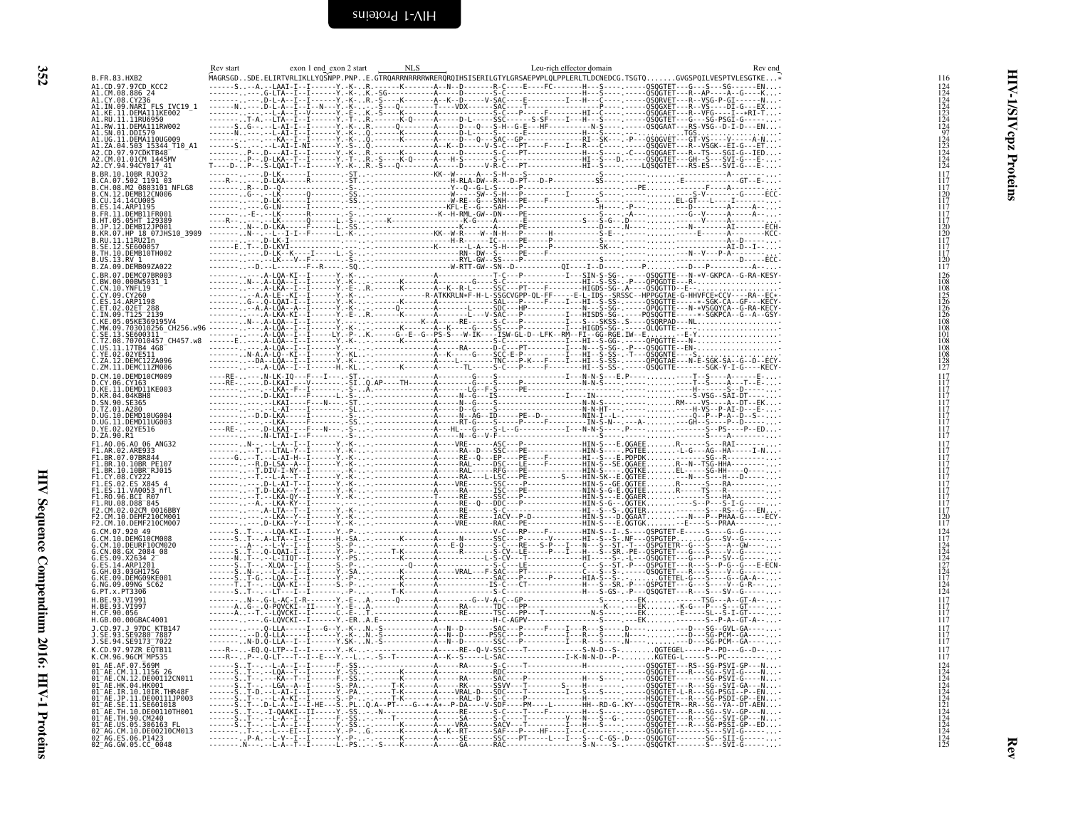# HIV-1/SIVcpz Proteins

## Rev

```
                        Rev start          exon 1 end_exon 2 start    NLS                     Leu-rich effector domain                       Rev end
B.FR.83.HXB2            MAGRSGD..SDE.ELIRTVRLIKLLYQSNPP.PNP..E.GTRQARRNRRRRWRERQRQIHSISERILGTYLGRSAEPVPLQLPPLERLTLDCNEDCG.TSGTQ.......GVGSPQILVESPTVLESGTKE...*   116
A1.CD.97.97CD_KCC2                                                                                                                                         124
A1.CM.08.886_24                                                                                                                                             124
A1.CY.08.CY236                                                                                                                                              124
A1.IN.09.NARI_FLS_IVC19_1                                                                                                                                   124
A1.KE.11.DEMA111KE002                                                                                                                                       123
A1.RU.11.11RU6950                                                                                                                                           124
A1.RW.11.DEMA111RW002                                                                                                                                       124
A1.SN.01.DDI579                                                                                                                                             97
A1.UG.11.DEMA110UG009                                                                                                                                       124
A1.ZA.04.503_15344_T10_A1                                                                                                                                   123
A2.CD.97.97CDKTB48                                                                                                                                          124
A2.CM.01.01CM_1445MV                                                                                                                                        124
A2.CY.94.94CY017_41                                                                                                                                         124
B.BR.10.10BR_RJ032                                                                                                                                          117
B.CA.07.502_1191_03                                                                                                                                         117
B.CH.08.M2_0803101_NFLG8                                                                                                                                    117
B.CN.12.DEMB12CN006                                                                                                                                         120
B.CU.14.14CU005                                                                                                                                             117
B.ES.14.ARP1195                                                                                                                                             117
B.FR.11.DEMB11FR001                                                                                                                                         117
B.HT.05.05HT_129389                                                                                                                                         117
B.JP.12.DEMB12JP001                                                                                                                                         120
B.KR.07.HP_18_07JHS10_3909                                                                                                                                  120
B.RU.11.11RU21n                                                                                                                                             117
B.SE.12.SE600057                                                                                                                                            117
B.TH.10.DEMB10TH002                                                                                                                                         117
B.US.13.RV_1                                                                                                                                                120
B.ZA.09.DEMB09ZA022                                                                                                                                         117
C.BR.07.DEMC07BR003                                                                                                                                         126
C.BW.00.00BW5031_1                                                                                                                                          108
C.CN.10.YNFL19                                                                                                                                              108
C.CY.09.CY260                                                                                                                                               125
C.ES.14.ARP1198                                                                                                                                             126
C.ET.02.02ET_288                                                                                                                                            126
C.IN.09.T125_2139                                                                                                                                           126
C.KE.05.05KE369195V4                                                                                                                                        108
C.MW.09.703010256_CH256.w96                                                                                                                                 108
C.SE.13.SE600311                                                                                                                                            101
C.TZ.08.707010457_CH457.w8                                                                                                                                  108
C.US.11.17TB4_4G8                                                                                                                                           108
C.YE.02.02YE511                                                                                                                                             108
C.ZA.12.DEMC12ZA096                                                                                                                                         128
C.ZM.11.DEMC11ZM006                                                                                                                                         127
D.CM.10.DEMD10CM009                                                                                                                                         117
D.CY.06.CY163                                                                                                                                               117
D.KE.11.DEMD11KE003                                                                                                                                         117
D.KR.04.04KBH8                                                                                                                                              117
D.SN.90.SE365                                                                                                                                               117
D.TZ.01.A280                                                                                                                                                117
D.UG.10.DEMD10UG004                                                                                                                                         117
D.UG.11.DEMD11UG003                                                                                                                                         117
D.YE.02.02YE516                                                                                                                                             117
D.ZA.90.R1                                                                                                                                                  117
F1.AO.06.AO_06_ANG32                                                                                                                                        117
F1.AR.02.ARE933                                                                                                                                             117
F1.BR.07.07BR844                                                                                                                                            117
F1.BR.10.10BR_PE107                                                                                                                                         117
F1.BR.10.10BR_RJ015                                                                                                                                         117
F1.CY.08.CY222                                                                                                                                              117
F1.ES.02.ES_X845_4                                                                                                                                          117
F1.ES.11.VA0053_nfl                                                                                                                                         117
F1.RO.96.BCI_R07                                                                                                                                            117
F1.RU.08.D88_845                                                                                                                                            117
F2.CM.02.02CM_0016BBY                                                                                                                                       117
F2.CM.10.DEMF210CM001                                                                                                                                       120
F2.CM.10.DEMF210CM007                                                                                                                                       117
G.CM.07.920_49                                                                                                                                              124
G.CM.10.DEMG10CM008                                                                                                                                         117
G.CM.10.DEURF10CM020                                                                                                                                        124
G.CN.08.GX_2084_08                                                                                                                                          124
G.ES.09.X2634_2                                                                                                                                             124
G.ES.14.ARP1201                                                                                                                                             127
G.GH.03.03GH175G                                                                                                                                            124
G.KE.09.DEMG09KE001                                                                                                                                         117
G.NG.09.09NG_SC62                                                                                                                                           124
G.PT.x.PT3306                                                                                                                                               124
H.BE.93.VI991                                                                                                                                               117
H.BE.93.VI997                                                                                                                                               117
H.CF.90.056                                                                                                                                                 117
H.GB.00.00GBAC4001                                                                                                                                          117
J.CD.97.J_97DC_KTB147                                                                                                                                       117
J.SE.93.SE9280_7887                                                                                                                                         117
J.SE.94.SE9173_7022                                                                                                                                         117
K.CD.97.97ZR_EQTB11                                                                                                                                         117
K.CM.96.96CM_MP535                                                                                                                                          117
01_AE.AF.07.569M                                                                                                                                            124
01_AE.CM.11.1156_26                                                                                                                                         124
01_AE.CN.12.DE00112CN011                                                                                                                                    124
01_AE.HK.04.HK001                                                                                                                                           124
01_AE.IR.10.10IR.THR48F                                                                                                                                     124
01_AE.JP.11.DE00111JP003                                                                                                                                    124
01_AE.SE.11.SE601018                                                                                                                                        121
01_AE.TH.10.DE00110TH001                                                                                                                                    124
01_AE.TH.90.CM240                                                                                                                                           124
01_AE.US.05.306163_FL                                                                                                                                       124
02_AG.CM.10.DE00210CM013                                                                                                                                    124
02_AG.ES.06.P1423                                                                                                                                           124
02_AG.GW.05.CC_0048                                                                                                                                         125
```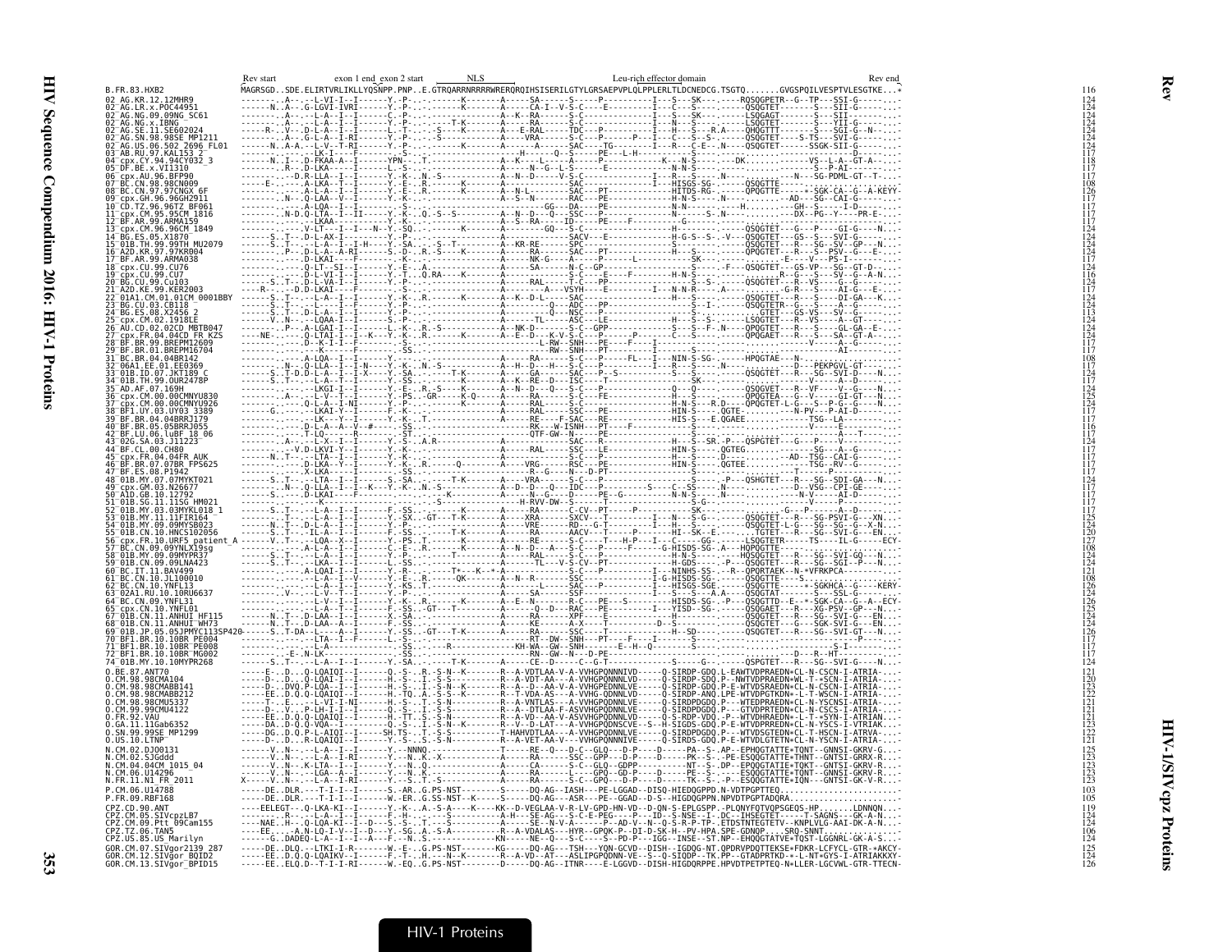# Rev

## HIV-1/SIVcpz Proteins

```
                              Rev start          exon 1 end_exon 2 start        NLS                  Leu-rich effector domain                   Rev end
B.FR.83.HXB2                  MAGRSGD..SDE.ELIRTVRLIKLLYQSNPP.PNP..E.GTRQARRNRRRRWRERQRQIHSIERILGTYLGRSAEPVPLQLPPLERLTLDCNEDCG.TSGTQ.......GVGSPQILVESPTVLESGTKE...*   116
02_AG.KR.12.12MHR9                                                                                                                                      124
02_AG.LR.x.POC44951                                                                                                                                     124
02_AG.NG.09.09NG_SC61                                                                                                                                   124
02_AG.NG.x.IBNG                                                                                                                                         124
02_AG.SE.11.SE602024                                                                                                                                    124
02_AG.SN.98.98SE_MP1211                                                                                                                                 124
02_AG.US.06.502_2696_FL01                                                                                                                               124
03_AB.RU.97.KAL153_2                                                                                                                                    117
04_cpx.CY.94.94CY032_3                                                                                                                                  118
05_DF.BE.x.VI1310                                                                                                                                       117
06_cpx.AU.96.BFP90                                                                                                                                      117
07_BC.CN.98.98CN009                                                                                                                                     108
08_BC.CN.97.97CNGX_6F                                                                                                                                   126
09_cpx.GH.96.96GH2911                                                                                                                                   117
10_CD.TZ.96.96TZ_BF061                                                                                                                                  117
11_cpx.CM.95.95CM_1816                                                                                                                                  117
12_BF.AR.99.ARMA159                                                                                                                                     117
13_cpx.CM.96.96CM_1849                                                                                                                                  124
14_BG.ES.05.X1870                                                                                                                                       124
15_01B.TH.99.99TH_MU2079                                                                                                                                124
16_A2D.KR.97.97KR004                                                                                                                                    124
17_BF.AR.99.ARMA038                                                                                                                                     117
18_cpx.CU.99.CU76                                                                                                                                       124
19_cpx.CU.99.CU7                                                                                                                                        116
20_BG.CU.99.Cu103                                                                                                                                       124
21_A2D.KE.99.KER2003                                                                                                                                    117
22_01A1.CM.01.01CM_0001BBY                                                                                                                              124
23_BG.CU.03.CB118                                                                                                                                       124
24_BG.ES.08.X2456_2                                                                                                                                     113
25_cpx.CM.02.1918EE                                                                                                                                     124
26_AU.CD.02.02CD_MBTB047                                                                                                                                124
27_cpx.FR.04.04CD_FR_KZS                                                                                                                                124
28_BF.BR.99.BREPM12609                                                                                                                                  117
29_BF.BR.01.BREPM16704                                                                                                                                  117
31_BC.BR.04.04BR142                                                                                                                                     108
32_06A1.EE.01.EE0369                                                                                                                                    117
33_01B.ID.07.JKT189_C                                                                                                                                   124
34_01B.TH.99.OUR2478P                                                                                                                                   117
35_AD.AF.07.169H                                                                                                                                        124
36_cpx.CM.00.00CMNYU830                                                                                                                                 125
37_cpx.CM.00.00CMNYU926                                                                                                                                 124
38_BF1.UY.03.UY03_3389                                                                                                                                  117
39_BF.BR.04.04BRRJ179                                                                                                                                   117
40_BF.BR.05.05BRRJ055                                                                                                                                   116
42_BF.LU.06.luBF_18_06                                                                                                                                  117
43_02G.SA.03.J11223                                                                                                                                     117
44_BF.CL.00.CH80                                                                                                                                        124
45_cpx.FR.04.04FR_AUK                                                                                                                                   117
46_BF.BR.07.07BR_FPS625                                                                                                                                 117
47_BF.ES.08.P1942                                                                                                                                       124
48_01B.MY.07.07MYKT021                                                                                                                                  117
49_cpx.GM.03.N26677                                                                                                                                     117
50_A1D.GB.10.12792                                                                                                                                      117
51_01B.SG.11.11SG_HM021                                                                                                                                 117
52_01B.MY.03.03MYKL018_1                                                                                                                                125
53_01B.MY.11.11FIR164                                                                                                                                   124
54_01B.MY.09.09MYSB023                                                                                                                                  120
55_01B.CN.10.HNCS102056                                                                                                                                 127
56_cpx.FR.10.URF5_patient_A                                                                                                                             108
57_BC.CN.09.09YNLX19sg                                                                                                                                  124
58_01B.MY.09.09MYPR37                                                                                                                                   121
59_01B.CN.09.09LNA423                                                                                                                                   108
60_BC.IT.11.BAV499                                                                                                                                      126
61_BC.CN.10.JL100010                                                                                                                                    124
62_BC.CN.10.YNFL13                                                                                                                                      126
63_02A1.RU.10.10RU6637                                                                                                                                  125
64_BC.CN.09.YNFL31                                                                                                                                      124
65_cpx.CN.10.YNFL01                                                                                                                                     124
67_01B.CN.11.ANHUI_HF115                                                                                                                                126
68_01B.CN.11.ANHUI_WH73                                                                                                                                 117
69_01B.JP.05.05JPMYC113SP420                                                                                                                            117
70_BF1.BR.10.10BR_PE004                                                                                                                                 117
71_BF1.BR.10.10BR_PE008                                                                                                                                 124
72_BF1.BR.10.10BR_MG002
74_01B.MY.10.10MYPR268
O.BE.87.ANT70                                                                                                                                           121
O.CM.98.98CMA104                                                                                                                                        120
O.CM.98.98CMABB141                                                                                                                                      123
O.CM.98.98CMABB212                                                                                                                                      122
O.CM.98.98CMU5337                                                                                                                                       121
O.CM.99.99CMU4122                                                                                                                                       121
O.FR.92.VAU                                                                                                                                             121
O.GA.11.11Gab6352                                                                                                                                       123
O.SN.99.99SE_MP1299                                                                                                                                     122
O.US.10.LTNP                                                                                                                                            121
N.CM.02.DJO0131                                                                                                                                         125
N.CM.02.SJGddd                                                                                                                                          123
N.CM.04.04CM_1015_04                                                                                                                                    123
N.CM.06.U14296                                                                                                                                          123
N.FR.11.N1_FR_2011                                                                                                                                      123
P.CM.06.U14788                                                                                                                                          103
P.FR.09.RBF168                                                                                                                                          105
CPZ.CD.90.ANT                                                                                                                                           119
CPZ.CM.05.SIVcpzLB7                                                                                                                                     124
CPZ.CM.09.Ptt_09Cam155                                                                                                                                  124
CPZ.TZ.06.TAN5                                                                                                                                          106
CPZ.US.85.US_Marilyn                                                                                                                                    124
GOR.CM.07.SIVgor2139_287                                                                                                                                125
GOR.CM.12.SIVgor_BQID2                                                                                                                                  124
GOR.CM.13.SIVgor_BPID15                                                                                                                                 126
```

HIV-1 Proteins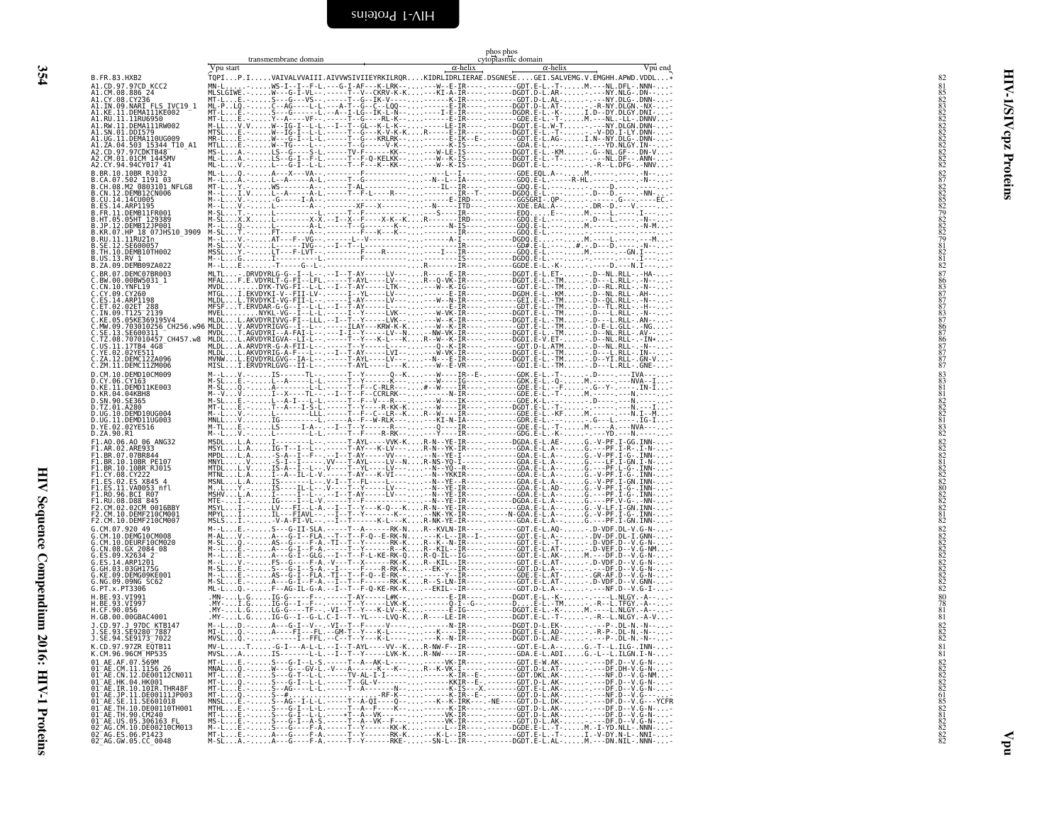```
                              transmembrane domain                         phos phos
                                                                       cytoplasmic domain
                     Vpu start                                         α-helix              α-helix       Vpu end
B.FR.83.HXB2                  TQPI...P.I.....VAIVALVVAIII.AIVVWSIVIIEYRKILRQR....KIDRLIDRLIERAE.DSGNESE....GEI.SALVEMG.V.EMGHH.APWD.VDDL...*   82
A1.CD.97.97CD_KCC2            MN-L......-.....WS-I--I--F-L.----G-I-AF---K-LRK-.....---W--E-IR----.-------GDT.E-L.-T-.....M.---NL.DFL-.NNN-....   81
A1.CM.08.886_24               MLSLGIWE.-.....W---G-I-VL-.-----T--V--CKRV-K-K....---KI-A-IR----.-------DGDT.D-L.AR-.....-.---NY.NLG-.DN-....-   85
A1.CY.08.CY236                MT-L....E.-.....S---G---VS-.-----T--G--IK-V-.........-K-IR----.-------GDT.D-L.AL-.....-.---NY.DLG-.DNN-....-   82
A1.IN.09.NARI_FLS_IVC19_1     ML-P..LQ.-.....C--AG----L-L.---A-T--G--C--LQQ-.....-----E-IR----.-------GDT.D-L.AT-.....-.-R-NY.DLGN-.NX-....   83
A1.KE.11.DEMA111KE002         MT-L....E.-.....S---G-----L.---A--I-LG--IK-L-N-....----I-E-IR----.-------DGDR.E-L.-K-.....I.D--DY.DLGY.DNI-....   82
A1.RU.11.11RU6950             MT-L....-.-.....Y--A----VF-.-----T--G----RL-K-.....-----E-IR----.-------GDE.E-L.-T-.....M.---NL.-LL-.DNNV....   82
A1.RW.11.DEMA111RW002         M-LL....V.V.....W--IG-I--L-L.---I--T--GL--K-L-K-.....----LE-IR----.-------DGDT.E-L.W-T.....-.---NY.DLGN.DNN-....   82
A1.SN.01.DDI579               MTSL....E.-.....W--IG-I--L-L.-----T--G---K-V-K-K....R-----E-IR----.-------DGDT.E-L.-T-.....-.-V-DD.I-LY.DNN-....   82
A1.UG.11.DEMA110UG009         MR-L....-.-.....S---G-----L.-----T--G---KRLRK-.....-----E-IK--E-.-------GDT.E-L.AG-.....I.N--NY.DLG-.DNN-....   82
A1.ZA.04.503_15344_T10_A1     MTLL....E.-.....W--TG----L-.-----T--G-----V-K-.......-K-IR----.-------GDA.E-L.-----.....-.---YD.NLGY.IN-....-   82
A2.CD.97.97CDKTB48            MS-L....A.-.....LS--G----S-L.------TV-F----KK-.....---W-LE-IS----.-------DGDT.E-L.-KM.....-.G--NL.GF--.DN-V....   82
A2.CM.01.01CM_1445MV          ML-L....A.-.....LS--G---S-L.-----T--F-Q-KELKK-.....---W--K-IS----.-------DGDT.E-L.-T-.....-.---NL.DF--.ANN-....   82
A2.CY.94.94CY017_41           ML-L....V.-.....S---G-I--L-L.-----T--F---K--KK-.....---W--K-IS----.-------DGDT.E-L.-T-.....-.-R--L.DFG--.NNV....   82
B.BR.10.10BR_RJ032            ML-L....Q.-.....A---X---VA-.---------F-----------........-L--I----.-------GDE.EQL.A---.....M.-------.-----N-....   82
B.CA.07.502_1191_03           M--L....-.-.....L--A-----A-L.-----T--G-----------.....--N--L--IR----.-------GDQ.E-L.------R-HL.-------.-----N-....   87
B.CH.08.M2_0803101_NFLG8      MT-L....Y.-.....WS-----A----.---T-AL--------.........IL--IR----.-------GDQ.E-L.-----.....-.---D.-----.-----N-....   82
B.CN.12.DEMB12CN006           M--L....I.V.....L--A-----A-L.-----T--F-L----R----.......---IR--T-.-------DGDQ.E-L.-----.....-.D---D.------NN-....   82
B.CU.14.14CU005               M--L....V.-.....-G----I-A-.-------------------.........E-IRD---.-------GGSGRI-.QP-.....-.-------G-.-----EC..   85
B.ES.14.ARP1195               M--L....V.-.....I--------A-.-------XF----X------.....-N-----ITD---.-------XDE.EAL.A-----.DR--D--V.-------....   82
B.FR.11.DEMB11FR001           M-SL....T.-.....L---------L.-----T--F---------.......--S----IR----.-------EDQ.-----E----.M.-----L.-----I-....   79
B.HT.05.05HT_129389           M-SL....X.X.....L----------X-X.--I--X--F---K--K....R------IRD---.-------GDQ.E-L.-----.....-.D---L.------N-....   82
B.JP.12.DEMB12JP001           M--L....Q.-.....L----------A-L.-----T--G--------K-.......---N-IS----.-------GDQ.E-L.-----.....M.------.-----N-M..   82
B.KR.07.HP_18_07JHS10_3909    M-SL....T.-.....FT--------A-.-------F---K---K-.......-------IR----.-------GDQ.E-L.-----.....-.------.-------....   82
B.RU.11.11RU21n               M--L....V.-.....AT---F--VG-.-------L--V----------......--A-I----.-------DGDQ.E-----.....M.-----.-------M.....   79
B.SE.12.SE600057              M-SL....V.-.....L-------IVG----I--T--L---------.......--IR----.-------GD#.E-L.-----#.--D--D.------N-....-   81
B.TH.10.DEMB10TH002           MSSL....Y.-.....LT---F-LVT-.---------F-----R-------......---I--IR----.-------GDQ.E-L.-----.M.-------.--GN.I-....   82
B.US.13.RV_1                  M--L....G.-.....I-----------L.---------F------------........IS----.-------DGDQ.E-L.-----.....-.-------.-----I-....   81
B.ZA.09.DEMB09ZA022           M--L....E.-.....-T-----G---L-.---------------------........IR----.-------GGDE.E-L.-K-.....-.---D.---N.I-....-   82
C.BR.07.DEMC07BR003           MLTL....DRVDYRLG-G--I--L-.--I--T-AY-----LV-----....R------E-IR----.-------DGDT.E-L.ET-.....-.D--NL.RLL-.-HA-....   87
C.BW.00.00BW5031_1            MFAL....F.E.VDYRLT-G-FI--LFL.----T-AYL-----LV-----...R--Q-VK-IR----.-------DGDT.E-L.-TM.....-.D---L.RLL-.-N-....   86
C.CN.10.YNFL19                MVDL.....DYK-TVG-FI--L-L.--I--T-AY-----LTK--........--W--K-IG----.-------GDT.E-L.-TM.....-.D--RL.RLL-.-N-....   83
C.CY.09.CY260                 MTGL....I.EKVDYKI-V--FII-LV-.------I--YL----LV--.........--E-IR----.-------DGDH.E-L.-KM.....-.D--NL.RLL-.-AH-....   87
C.ES.14.ARP1198               MLDL....L.TRVDYKI-VG-FII-L-.------I-AY-----LV----......---W--N-IR----.-------GEI.E-L.-TM.....-.D--QL.RLL-.-N-....   82
C.ET.02.02ET_288              MFSF....T.ERVDAR-G-G--L-.-----T--I-AY-----LV------.......-K-IR----.-------GDT.E-L.-TM.....-.D--TL.RLL-.-H-....   87
C.IN.09.T125_2139             MVEL.....NYKL-VG--I--L-L.----T--I--Y-----LVK--.......---W-VK-IR----.-------DGDT.E-L.-TM.....-.D---L.RLL-.-N-....   83
C.KE.05.05KE369195V4          MLDL....L.AKVDYRIVVG-FI--LLL.--I--T--Y-----LVK---......---W--K-IR----.-------DGDT.E-L.-TM.....-.D---L.RLL-.-AN-....   87
C.MW.09.703010256_CH256.w96   MLDL....V.AKVDYRIGVG--I--L-.-----ILAY--KRW-K-K...--W--K-IR----.-------DGDT.E-L.-TM.....-.D-E-L.GLL-.-NG-....   86
C.SE.13.SE600311              MVDL....T.AGVDYRI--A-FAI-L-.----I-I--Y-----LV--N....--NW-VK-IR----.-------DGDT.E-L.-TM.....-.D--NL.RLL-.-AV-....   87
C.TZ.08.707010457_CH457.w8    MLDL....L.AKVDYRIGVA--LI-L-.------T--Y-----K-L---K....R--W--K-IR----.-------DGDT.E-V.ET-.....-.D--NL.RLL-.-IN#...   86
C.US.11.17TB4_4G8             MLDL....A.ARVDYR-G-A-FII-L-.------T--Y-----L------......--Q--K-IR----.-------GDT.D-L.ATM.....-.D--NL.RLL-.-N-....   87
C.YE.02.02YE511               MLDL....L.AKVDYRIG-A-F---L-.--I--T-AY-----LVI----......---W-VK-IR----.-------DGDT.E-L.-TM.....-.D---L.RLL-.-IN-....   87
C.ZA.12.DEMC12ZA096           MVNW....L.EQVDYRLGVG--IA-L-.------T-AYL----LV----......--N--E-IR----.-------DGDT.E-L.-TM.....-.D--YI.RLL-.GN-V....   87
C.ZM.11.DEMC11ZM006           MISL....I.ERVDYRLGVG--II-L-.-----T-AYL----L---K......---W-E-VR----.-------GDI.E-L.ITM.....-.D---L.RLL-.GNE-....   87
D.CM.10.DEMD10CM009           M--L....V.-.....IS------TL-.------T--Y-----Q--K.......---W---IR--E-.-------GDK.E-L.-T-.....-.D-----.---IVA-....   83
D.CY.06.CY163                 M-SL....E.-.....L--A------L-L.-----T--Y-------K-........---W---IG----.-------GDK.E-L.-Q-.....M.-------.---NVA--I...   83
D.KE.11.DEMD11KE003           M-SL....Q.-.....A---------L-L.-----T--F--C-RLR-.....#--W---IR----.-------GDE.E-L.--F.....-.G--Y-.-----IN-I...   81
D.KR.04.04KBH8                M--V....V.-.....I--X----TL-.--I--T--F---CCRLRK-.......----N-IR----.-------GDE.E-L.-T-.....M.-------.-----N-....   81
D.SN.90.SE365                 M-SL....E.-.....L--A-I---L-L.-----T--F--V---R--.......---W---IK----.-------GDE.K-L.-----.....-.D-----.---N.-....   82
D.TZ.01.A280                  MT-L....E.-.....T--A---I-S-L.------T--Y---R-KK-K.......---W---IR----.-------DGDT.E-L.-T-.....-.-------.---N---I..   82
D.UG.10.DEMD10UG004           M--L....V.-.....L---------LLL.------T--F--C--LR--K....R---W---IR----.-------GDE.E-L.-KF.....M.-------.---N.I--M..   82
D.UG.11.DEMD11UG003           MNLL....V.-.....IG----------.--A--F--W-RLK-.......---KI-N-IA----.-------GDR.E-L.-----.....-.G---L.-----IG-I....   82
D.YE.02.02YE516               M-TL....E.-.....LS------I-A---L-.--I--T--Y-----R-.........Q----IR----.-------GDE.E-L.-T-.....M.----A.---NVA-....   83
D.ZA.90.R1                    M--L....V.-.....IS------L-L.---I--T--F-----R-RK-.......----W---IR----.-------GDG.E-L.-K-.....-.---YD.---N.-....   82
F1.AO.06.AO_06_ANG32          MSDL....L.A.....I---------L-.------T-AYL----VVK-K....R-N--YE-IR----.-------DGDA.E-L.AE-.....G.-V-PF.I-GG.INN-....   82
F1.AR.02.ARE933               MSYL....L.A.....IG-T--I--L-.------T-AY---K-LV-.......R-N--YK-IR----.-------GDA.E-L.A---.....G.---PF.I-R-.I-N-....   82
F1.BR.07.07BR844              MPDL....L.A.....-S-A--I--F-.--I--T-AY-----VV------......-N--YE-I----.-------GDA.E-L.A---.....G.-V-PF.I-G-.INN-....   82
F1.BR.10.10BR_PE107           MNYL.....V.....-S-I--I-----.VV---T-AYL----LV--N.....R-NS-YQ-I------.-------GDA.E-L.A---.....G.---LF.I-GN.I-N-....   81
F1.BR.10.10BR_RJ015           MTDL....L.V.....IS-A--I--L-.-V----T--YL----LV--......---N--YQ--R----.-------GDA.E-L.A---.....G.---PF.L-G-.INN-....   82
F1.CY.08.CY222                MTNL....L.A.....I--A--IL-L-.V-----T-AY---K-VI-.......---N--YKKIR----.-------GDA.E-L.A---.....G.-V-PF.I-G-.INN-....   82
F1.ES.02.ES_X845_4            MSNL....L.A.....IS-------L-.-V-I--T--FL----L------......-N--YE--R----.-------GDA.E-L.A---.....G.-V-PF.I-GN.INN-....   82
F1.ES.11.VA0053_nfl           M...L....Y.-.....IS----IL-L-.-V-----T--Y-----LV--......---N--YE-IR----.-------GDA.E-L.AD-.....G.-V-PF.I-G-.INN-....   80
F1.RO.96.BCI_R07              MSHV....A.A.....I----------L-.--I--T-AY-----LV--.......---N--YE-IR----.-------GDA.E-L.A---.....G.---PF.I-G-.INN-....   82
F1.RU.08.D88_845              MTE-....I.-.....IG----I--L-V-.------T--F--------........-N--YE-IR----.-------DGDA.E-L.A---.....G.---PF.V-G-.-NN-....   82
F2.CM.02.02CM_0016BBY         MSYL....I.-.....LV---FI--L-A.--I--T--Y---K-Q--K....R-N--YE-IR----.-------GDA.E-L.A---.....G.-V-LF.I-GN.INN-....   82
F2.CM.10.DEMF210CM001         MPYL....L.-.....IL---FIAVL-.--I--T--Y-----K-........--NK-YK-IR----.-------N-GDA.E-L.A---.....G.-V-PF.I-G-.INN-....   81
F2.CM.10.DEMF210CM007         MSLS....I.-.....-V-A-FI-VL-.--I--T-----K-L---K.......R--NK-YE-IR----.-------GDA.E-L.A---.....G.---PF.I-GN.INN-....   82
G.CM.07.920_49                M--L....E.-.....S---G-II-SLA.-----T--A-----RK-N....R--KVLN-IR----.-------GDT.E-L.AQ-.....-.D-VDF.DL-V.G-N-....   82
G.CM.10.DEMG10CM008           M-AL....V.-.....A---G-I--FLA.--T--T--F-Q--E-RK-N......---K-L--IR-I-.-------GDT.E-L.A---.....-.DV-DF.DL-I.GNN-....   82
G.CM.10.DEURF10CM020          M-SL....Q.-.....AS--G----F-A.-TI--T--Y-----K-.......---N--IR----.-------GDT.E-L.-T-.....-.D-VDF.D--V.G-N-....   82
G.CN.08.GX_2084_08            M--L....E.-.....A---G-I--F-A.------T--Y-------R--K......R--KIL--IR----.-------GDT.E-L.AT-.....-.D-VEF.D--V.G-NM...   82
G.ES.09.X2634_2               M--L....E.-.....A---G-I--GLG.--I--T--F-L-KE-RK-Q.....R-Q-IL--IR----.-------GDT.E-L.AK-.....M.---DF.D--V.G-N-....   82
G.ES.14.ARP1201               M--L....V.-.....FS--G----F-A.-V---T--X-----RK-K.......R--KIL--IR----.-------GDT.E-L.AT-.....-.D-VDF.D--V.G-N-....   82
G.GH.03.03GH175G              M-SL....E.-.....S---G-I--S-A.--I-----F-----R-RK-K.......--EK----IR----.-------GDT.D-L.A---.....-.---DF.D--V.G-N-....   82
G.KE.09.DEMG09KE001           M--L....E.-.....AS--G-I--FLA.-TI--T--F-Q--E-RK-.......--Y---IR----.-------GDE.E-L.AT-.....-.GR-AF.D--V.G-N-....   82
G.NG.09.09NG_SC62             M-SL....E.-.....A---G-I--F-A.--I--T--F-------RK-K.....R--S-LN-IR----.-------GDT.E-L.AT-.....-.D-VDF.D--V.GNN-....   82
G.PT.x.PT3306                 ML-L....Q.-.....F--AG-IL-G-A.--I--T--F-Q-KE-RK-K......--EKIL--IR----.-------GDT.D-L.A---.....-.---NF.D--V.G-I-....   82
H.BE.93.VI991                 .MN-....L.G.....IG-G----F--.------T-AY-----L#K-.........---E-IR----.-------DGDT.E-L.-K-.....-.---L.NLGY.-A-....   80
H.BE.93.VI997                 .MY-....I.G.....IG-G--I--F-L.--I--T--Y-----LVK-K.....----I--G--.-------D-----E-L.-TM.....-.R--L.TFGY.-A-....   78
H.CF.90.056                   .MY-....L.G.....LG-G----TF-.-VI--T--Y---K-LV--K.......------E-IG----.-------DGDT.E-L.-K-.....M.----L.NLGY.-A-....   81
H.GB.00.00GBAC4001            .MY-....L.G.....IG-G--I--G-L.C-I--T--YL----LVQ-K....R----LE-IR----.-------DGDT.E-L.-T-.....-.R--L.NLGY.-A-V....   81
J.CD.97.J_97DC_KTB147         M--L....D.-.....A---G-I--V-.--VI--T--F-----V-----.......----N-IR----.-------DGDT.D-L.EK-.....-.---P.DL-N.-N-....   82
J.SE.93.SE9280_7887           MI-L....Q.-.....A----FI---FL.---GM-T--Y---K-L-----.....----N-IR----.-------DGDT.E-L.AD-.....-.R-P-.DL-N.-N-....   82
J.SE.94.SE9173_7022           MVSL....Q.-.....-------I--FFL.--C--T--Y---K-L-----.......-K--N-IR----.-------DGDT.D-L.AE-.....-.---P.DL-N.-N-....   82
K.CD.97.97ZR_EQTB11           MV-L....T.....-G-I---A-L-L.--I--T-AYL----VV--K....R-NW-F--IR----.-------GDT.E-L.A---.....G.-T--L.ILG-.INN-....   81
K.CM.96.96CM_MP535            MVSL....A.......IS------I--L-L.--I--T--Y-----LVK-K.....R-NW---IR----.-------GDA.E-L.ADI.....G.-L--L.ILGN.I-N-....   81
01_AE.AF.07.569M              MT-L....E.-.....S---G-I--L-S.------T--A--AK-L.......------VK-IR----.-------GDT.E-W.AK-.....-.---DF.D--V.G-N-....   82
01_AE.CM.11.1156_26           MNAL....Q.-.....W---G---GV-L.-V---A-------K---K-.....R--K-VK-I------.-------GDT.D-L.AT-.....-.---DF.DH-V.G-N-....   82
01_AE.CN.12.DE00112CN011      MT-L....E.-.....S---G-T--L-L.------TV-AL-I-I------.......---K-IR--E-.-------GDT.DKL.AK-.....-.---NF.D--V.G-NM....   82
01_AE.HK.04.HK001             MT-L....Q.-.....S---G-I--L-L.------T--GL-V--------.......---KKIR--E-.-------GDT.D-L.AK-.....-.---DF.D--V.G-N-....   82
01_AE.IR.10.10IR.THR48F       MT-L....E.-.....S--AG----L-L.------T--A--------N-.......---K-IS---X.-------GDT.E-L.AK-.....-.---DF.D--V.G-N-....   82
01_AE.JP.11.DE00111JP003      MT-L....Q.-.....S--#-------.-------------RF-K-.......------K-IR--E-.-------GDT.D-L.AK-.....-.---NF.D--V.G-----.   61
01_AE.SE.11.SE601018          MNSL....E.-.....S--AG-I-L-L.-----T--A-QI----Q-.....-----K-K-IRK---NE---GDT.D-L.DK-.....-.---DF.D--V.G---YCFR   85
01_AE.TH.10.DE00110TH001      MTHL....E.-.....S---G-I--L-L.------T--A--F----K--......------K-IR----.-------GDT.D-L.AK-.....-.---DF.D--V.G-N-....   82
01_AE.TH.90.CM240             MT-L....E.-.....S---G-I--L-L.------*T--A--VK------.......----VK-IR----.-------GDT.D-L.AK-.....-.---DF.D--V.G-N-....   81
01_AE.US.05.306163_FL         MS-L....E.-.....S---G-I--A-S.------T--A--VK--F-----......----VK-IR----.-------GDT.D-L.AK-.....-.---DF.D--V.G-N-....   82
02_AG.CM.10.DE00210CM013      M--L....E.-.....S---G----F-A.------T--Y-----KK-K.......----L--IR----.-------DGDE.E-L.-T-.....M.-I-YD.NLL-.NNN-....   82
02_AG.ES.06.P1423             MT-L....E.-.....A---G----F-A.------T--Y-----RK-K.......---K-L--IR----.-------GDT.E-L.-T-.....I.-V-DY.N-L-.NNI-....   82
02_AG.GW.05.CC_0048           M-SL....A.-.....A---G----F-A.------T--Y-----RKE-.......--SN-L--IR----.-------DGDT.E-L.-TM.....M.---DN.NIL-.NNN-....   82
```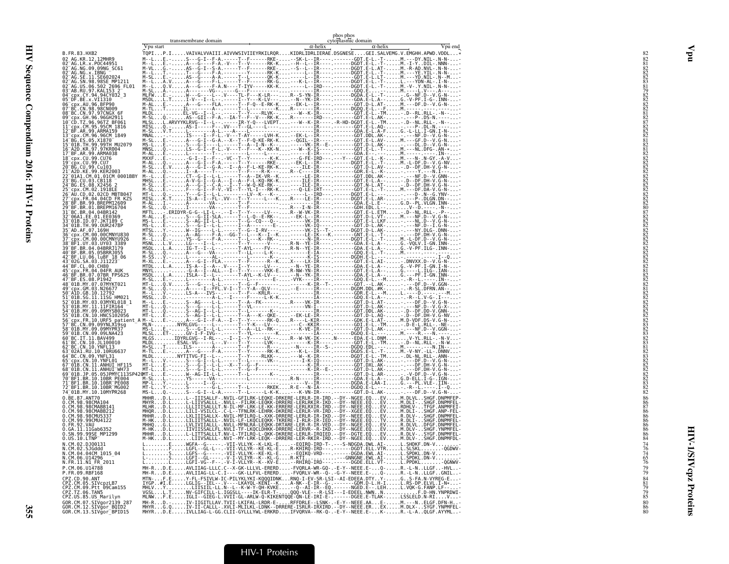```
                              transmembrane domain                    phos phos
                                                                  cytoplasmic domain
                          Vpu start                            α-helix          α-helix          Vpu end
B.FR.83.HXB2              TQPI...P.I.....VAIVALVVAIII.AIVVWSIVIIEYRKILRQR....KIDRLIDRLIERAE.DSGNESE....GEI.SALVEMG.V.EMGHH.APWD.VDDL...*   82
02_AG.KR.12.12MHR9        M--L...E.......S---G-I--F-A.------T--F------RKE-....--SK-L--IR----.-------GDT.E-L.-T-.....M.---DY.NIL-.-N-N-...-   82
02_AG.LR.x.POC44951       M--L...E.......A---G----F-A.-V---T--V------RK-K....--H--L--IR----.-------DGDT.E-L.-T-.....M.-I-Y.-DIL-.-NNN-...-   81
02_AG.NG.09.09NG_SC61     M-VL...G.......AS--G-I--S-A.------T--F------RKE-....--S--L--IR----.-------DGDT.E-L.AT-.....M.-R-AD.NVL-.-N-N-...-   82
02_AG.NG.x.IBNG           M--L...T.......S---G----F-A.------Y---------RK-K....-----L--IR----.-------DGDT.E-L.-T-.....M.---YE.YIL-.-N-N-...-   82
02_AG.SE.11.SE602024      M--SL..E.......AS--G----A-A.------T--L------QK-K....-----L--IR----.-------GDT.E-L.LT-.....M.---YD.NIL-.-N--M...-   82
02_AG.SN.98.98SE_MP1211   M--L...A.V.....A---G----F-L.------T--F------RK-G....-----L--IR----.-------DGDT.E-L.-T-.....L.---YDN-AL-.I-N-...-   83
02_AG.US.06.502_2696_FL01 M--L...Q.V.....A---G----F-A.N---T-IYV-----KK-K....-----L--IRD---.-------GDT.E-L.-T-.....M.-V-.Y.NIL-.-N-N-...-   81
03_AB.RU.97.KAL153_2      M-SL...A.......A----------VG--.------G---F---------....-----L--IR----.-------GDQ.E-----.-.....M.-----L.V---.-A-----   79
04_cpx.CY.94.94CY032_3    MLFW...E.......L---G----L-.V----T--F----K-LR----....R--S-YN-IR----.-------DGDA.E-L.-T-.....G.-NF.D--V.G-N-...-   82
05_DF.BE.x.VI1310         MSDL...L.T.....I-V---I--L---.------I--Y---K-LV-----....--N--YK-IR----.-------GDA.E-L.A---.....G.-V-PF.I-G-.INN-...-   82
06_cpx.AU.96.BFP90        M-AL...E.......A---G----FLA.------T--F-Q--E-RK-K....--EK-L--IR----.-------GDT.D-L.AT-.....M.---DF.D--V.G-N-...-   82
07_BC.CN.98.98CN009       M-TL...T.......L---G----A---.------T--L---------K....-----L--IR----.-------DGDQ.E-L.-F-.....M.----------.-------   82
08_BC.CN.97.97CNGX_6F     MLDL...........EL-VG--I--L---.------T--Y----RLVK---....---W--K-IR----.-------GDT.E-L.-TM.....D--RL.RLL-.-N-----   81
09_cpx.GH.96.96GH2911     M-SL...Q.......AS--GII--F-A.--IA-T--F--V---RK-K....R--------IRD---.-------GDT.E-L.AK-.....----P-.DS-N.-------   82
10_CD.TZ.96.96TZ_BF061    MLSL...L.ARVYYKLRVG--I--L---.------IR-Y-Q--LVEPT....---W--K-IR----.-R-HD-DGDT.E-L.-TM.....D--NL.RLL-.-N-----   87
11_cpx.CM.95.95CM_1816    MISL...Q.......AS-I-----F--.VV---T--GL----L------....------IR----.-------GDT.E-L.AQ-.....------P-.DL-N.-------   82
12_BF.AR.99.ARMA159       M-SL...V.T.....L----------A-L.---A----L-----------....--------IR----.-------GDA.E-L.A-F.....G.-L-LL.I-GN.I-N-...-   82
13_cpx.CM.96.96CM_1849    MNAL...........IS---G-I--F-L.-V---T-AY-----LVH-K....--EK-L--IR----.-------GDT.DDL.AK-.....----NF.D--V.G-N-...-   82
14_BG.ES.05.X1870         M-SL...E.......A---G-I--G-A.--X--T--F-Q-KE-RK-K....--QGIL--IR----.-------GDT.E-L.AV-.....M.---GF.D--V.G-N-...-   81
15_01B.TH.99.99TH_MU2079  MS-L...E.......S---G-I--L---.------T--A-I-N--K--....-----VK-IR--E-.-------GDT.D-L.AK-.....----DL.D--V.G-N-...-   82
16_A2D.KR.97.97KR004      MNSL...Q.......IS--G-I--F-L.-V---T--F----K--KK-N....---W--K-IS----.-------GDT.E-L.-T-.....M.---NL.DFG-.AN-+...-   81
17_BF.AR.99.ARMA038       M-AL...E.......L---------T-.------L-----L-------....-----E-IR----.-------GDA.E-----.-.....------------.IN-----   82
18_cpx.CU.99.CU76         MXXF...E.......-G-I--I-F--.-VC--T--Y-------K-K....--G-FE-IRD---.----Y---GDT.E-L.-K-.....M.----N-.N-GY.-A-V...-   82
19_cpx.CU.99.CU7          M-AL...Q.......A---G-I--F-A.-V---T--Y-------RKE-....-----L--IR----.-------DGDT.E-L.-T-.....M.-L-DF.D--V.G-NV...-   82
20_BG.CU.99.Cu103         M-SL...E.V.....A---G-I--G-A.--I--A--F-L-KE-RK-K....----ILE-IR----.-------GDT.D-L.AV-.....D--DF.DH-V.G-N-...-   82
21_A2D.KE.99.KER2003      M-AL...Q.......I--A----T---.------T-----R-K-----....R--C--IR----.-------GDR.E-L.-K-.....------Y.----N.I-----   82
22_01A1.CM.01.01CM_0001BBY M--L...E.......CT--G-I--L---.V---T--A--IK-VR--K....------LE-IR----.-------GDT.DDL.AK-.....------NF.D--V.GNN-...-   82
23_BG.CU.03.CB118         MHSL...E.......A-V-G-I--G-A.--I--A--F-L-KQ-RK-K....----ILE-IR----.-------GDT.E-L.A---.....D--DF.DH-V.G-N-...-   82
24_BG.ES.08.X2456_2       M-SL...E.......A---G-I--C-A.--I--T--W-Q-KE-RK-....----ILE-IR----.-------GDT.N-L.AT-.....D--DF.DH-V.G-N-...-   82
25_cpx.CM.02.1918LE       M-SL...E.......F---G-I--F-V.-VI--T--YL-I----RK-K....----LE-IRT---.-------GDT.E-L.-T-.....M.---DF.DA-V.G-N-...-   82
26_AU.CD.02.02CD_MBTB047  MT-L...Q.......Y---G-I--L-L.--------LV--K---K----....-----L--IRD---.-------DGDT.E-L.---.....------D-.N--G.YNV-...-   82
27_cpx.FR.04.04CD_FR_KZS  MISL...K.T.....IS-A--I--FL-.VV---T--Y------L---K....R-----LE-IR----.-------GDT.E-L.AR-.....-----P-.DLGN.DN-----   82
28_BF.BR.99.BREPM12609    M-AL...I.......A---------VA--.------T--F---------....-----------IR----.-------GDA.E-L.E---.....G.D--PL.VLGN.INN-...-   82
29_BF.BR.01.BREPM16704    M-SL...Q.......I-------VA--.------T--F-----------....R----I-N-IR----.-------GDH.EDL.L---.....--V--D.-------N-----   80
31_BC.BR.04.04BR142       MFTL.....ERIDYR-G-G--LI-L---.--I--T--Y-----LV----....R--W-VK-IR----.-------GDT.E-L.ETM.....D--NL.RLL-.--P-----   87
32_06A1.EE.01.EE0369      M-AL...E.......S---G-II-SLA.------T--Q-E-RK-----....--EK-L--IR----.-------GDT.D-L.VT-.....M.---NF.D--V.G-N-...-   82
33_01B.ID.07.JKT189_C     MS-L...E.......S--AG-II-L-L.------T--G--CQ---Q-...-----VK-IR----.-------GDT.E-L.LKF.....----NL.D--V.G-N-...-   82
34_01B.TH.99.OUR2478P     MS-L...E.......S---G-I--L-L.------I--A-------E--....-----VK-IQ----.-------GDT.D-L.AK-.....----NF.D--I.G-N-...-   82
35_AD.AF.07.169H          MTSL...Y.......W--IG--I--L---.------T--G--I-RV-----....-----VK-IS--T-.-------DGDT.D-L.AK-.....----NY.DLG-.DNN-...-   82
36_cpx.CM.00.00CMNYU830   M-SL...Q.......A--AG----F-A.--GG-T--L---K-I--K....-----LE-IK---K.-------GNT.E-L.-T-.....------DF.DH-V.G-N-...-   82
37_cpx.CM.00.00CMNYU926   M--L...E.......YS--G----F-A.------T--L---K-RK----....-----N-IR----.-------DGDT.E-L.-T-.....M.-L-DF.D--V.G-N-...-   82
38_BF1.UY.03.UY03_3389    MSNL...L.V.....LG---I--L---.------T--Y-----V-----....R-N--YE-IR----.-------GDA.E-L.A---.....G.-VQLV.I-GN.INN-...-   82
39_BF.BR.04.04BRRJ179     MSDL...L.A.....IG-T--I--L---.------T-AYL----FV----....R-N--YE-IR----.-------GDA.E-L.A---.....G.-V-PF.ILG-.INN-...-   82
40_BF.BR.05.05BRRJ055     M-SL...Q.......A---G----VA--.------T--LL----L-K----....-----------IR----.-------GDQ.E-L.-T-.....M.----------.-------   82
42_BF.LU.06.luBF_18_06    M-SS...V.......L------------AL--.------T---------......------K-IS----.-------GDGH.E-----.-.....-------------I--Q...-   82
43_02G.SA.03.J11223       M-XL...E.......A---G-I--FLA.------T--F-------R--K....X----LX-IR----.-------GDT.E-L.AI-.....DNVXX.D--V.G-N-...-   82
44_BF.CL.00.CH80          MTDL...L.A.....IS-A--I--A--.V---T--Y------LV----....--N--YE-IR----.-------GDA.E-L.A---.....G.-V-PF.I-GN.I-N-...-   82
45_cpx.FR.04.04FR_AUK     MNYL...........G-A--I--ALL.--I--T--Y-----VKK-E....R-NW-YN-IR----.-------GDT.E-L.A---.....G.----L.ILG-.IAN-...-   81
46_BF.BR.07.07BR_FPS625   MSDL...L.A.....ISLA--I--L---.------T-AYL--K-LV-----....--N--YK-IR----.-------GDA.E-L.A---.....G.---PF.I-GN.INN-...-   82
47_BF.ES.08.P1942         M-SL...E.......L----------A-L.------T-------------E....-VYK----IR----.-------GDQ.E-L.--M.....-.-R---L.------IN-----   82
48_01B.MY.07.07MYKT021    MT-L...Q.V.....S---G----L-L.------T--G--F-------....-----K-IR--T-.-------GDT.---L.AK-.....---DF.D--V.GGN-...-   82
49_cpx.GM.03.N26677       M-SL...Q.......A-----I--FFL.V-I--T--Y-A--QLV------....--E----IR----.-------DGDM.DDL.#K-.....-R-SL.DFRN.AN-...-   81
50_A1D.GB.10.12792        M--L...V.......LS-A---IVS-.------T--F---KRLR-------....---------IR----.-------GDR.E-L.--M.....L.----D-.----.---M...   82
51_01B.SG.11.11SG_HM021   MSSL...E.......-A-L.--I--------L-K-K.......-----------IA----.-------GDQ.E-L.A---.....-R--L.V-G-.I-----   82
52_01B.MY.03.03MYKL018_1  M--L...E.......S--AG----L-L.------T--A--FK-------....R----VK-IR----.-------GDT.D-L.AT-.....----DF.D--V.G-N-...-   82
53_01B.MY.11.11FIR164     MT-L...Q.......S---G----L-L.------T--VL-----------....-----VN-I-----.-------GDT.D-L.AK-.....----NF.D--V.G-X-...-   82
54_01B.MY.09.09MYSB023    MT-L...Q.......S--AG-I--L-L.------T--L------K-----....------K-IR----.-------GDT.DDL.AK-.....D--DF.DD-V.GNN-...-   82
55_01B.CN.10.HNCS102056   MT-L...E.......S--AG-I--L-L.------T--A---K-QKE-....--EK-LE-IR----.-------GDT.D-L.AQ-.....D--DF.DH-V.G-NV...-   82
56_cpx.FR.10.URF5_patient_A M--L...E.......A---G-I--F-A.--I--T--Y------RK-Q....R---L-KIR----.-------GDK.E-L.AT-.....M.D-VDF.DS-V.G-N-...-   82
57_BC.CN.09.09YNLX19sg    MLN-...-...NYRLGVG----L---.------T--Y-K---LV----....---C--KKIR----.-------GDI.E-L.-TM.....D-E-L.RLL-.-NE-...-   83
58_01B.MY.09.09MYPR37     MS-L...E.......S---G-I--L-L.------T--A--LL--RK----....---K-VE-IR----.-------GDT.D-L.AK-.....----NF.D--V.GGN-...-   83
59_01B.CN.09.09LNA423     MLSL...ET......GV-I-F-IVG--.------T--YL------K---....-----IA-IR----.-------DGDQ.E-L.---.....M.-----R.---N.-----   82
60_BC.IT.11.BAV499        MLGS.......IDYRLGVG-I-RL---.--I--T--Y-----LV----....R--W-VK-IR-----.N-------EDA.E-L.DNM.....-V-YL.RLL-.-N-V...-   82
61_BC.CN.10.JL100010      MLDL.......ESAL-VG----L--.V---T--Y------LVK-----....-----K-IR----.-------GDT.E-L.-TM.....D--NL.RLL-.-N-W...-   83
62_BC.CN.10.YNFL13        M*SL...T.......ILS--------A-----.--T--F--------R-----....-N-----IR--S-.-------DGDQ.EDL.---.....M.------N.IN-----   81
63_02A1.RU.10.10RU6637    M-TL...E.......A---G----F-A.------T--Y------RK-K....--K-L--IR----.-------DGDS.E-L.-T-.....M.-V-NY.-LL-.DNNV...-   82
64_BC.CN.09.YNFL31        MLDL.........NYTITVG-FI--L---.------T--Y-----RLKK-....----W--K-IR----.-------DGDT.E-L.-TM.....DL-NL.RLL-.ANN-...-   82
65_cpx.CN.10.YNFL01       M--L...V.......S---G-I--L-L.------T--L------VK-----....----I-K-IR----.-------GDT.D-L.AK-.....----DF.D--V.G-N-...-   83
67_01B.CN.11.ANHUI_HF115  MT-L...E.......S---G-I--L-L.--X--T--G--F-----------....-----K-IR----.-------GDT.DXL.AK-.....----DF.DH-V.G-N-...-   82
68_01B.CN.11.ANHUI_WH73   MT-L...E.......S---G-I--L-L.------T--G--F-----------....-----K-IR--E-.-------GDT.D-L.AK-.....----DF.DH-V.G-N-...-   82
69_01B.JP.05.05JPMYC113SP420 MT-L...E.......W--AG-II-L-L.------T--L--------------....-----K-IR----.-------GDT.D-L.AR-.....-V-DF.D--V.G-N-...-   82
70_BF1.BR.10.10BR_PE004   M-SL...V.......YS-------VA--.------T--L------K---....R-N----IR----.-------GDA.E-L.A---.....G.D-ELL.I-G-.IGN-...-   82
71_BF1.BR.10.10BR_PE008   MP-L...Y.......L-------I--G--.-----------------------....------V--IR----.-------DGDA.E-LAA-I.....G.---PL.VLE-.IIN-...-   82
72_BF1.BR.10.10BR_MG002   MT-L...V.......S---------G-L.------T--L----RKEK....R-E----N-IR----.-------DGDQ.E-L.-.....-R--L.-----I--Q...-   83
74_01B.MY.10.10MYPR268    MS-L...Q.......S---G-I--L-A.------T--L-----L-K-K....---K-VN-IR----.-------GDT.D-L.AK-.....----DF.D--V.G-N-...-   82
O.BE.87.ANT70             MHHR...D.L.....L--IIISALLF-.NVIL-GFILRK-LEQKE-DRKERE-LERLR-IR-IRD.--DY--NGEE.EQ...EV.....M.DLVL..SHGF.DNPMFEP-   86
O.CM.98.98CMA104          MHYR...D.L.....L-LIIVSALLL-.NVIL--FILRK-LEQKK-DRRERE-LERLRKIR-IKD.--DY--NGEE.EQ...EV.....M.DLI-..SHGF.DNPMFEL-   86
O.CM.98.98CMABB141        MLHR...D.L.....LLIIITSALLLT.N-IL-MF-LRK-LE-KK-DRRERE-LERLRKIR-IRD.--DY--NGEE.EQ...EV.....RDHLV-..TFGF.ANPMFEI-   87
O.CM.98.98CMABB212        MHQR...D.L.....LIII-VSILCL-.C-L--TFNLRK-LERHK-DRRERE-LERLVR-IRD.--DY--XGEE.EQ...EV.....M.DLI-..SHGF.ANP-FEL-   86
O.CM.98.98CMU5337         MHHR...D.L.....LXLIIITSALLX-.NVIL-MFILRQ-L-XXK-DRRERE-LERLR-IR-IRD.--DY--NGEE.EQ...EV.....R.DLV-..SHGF.DNPMFEL-   86
O.CM.99.99CMU4122         M-HK...D.L.....LLIITTSALLL-.NVIL-LF-LKQCLEQKK-TKRERE-I-RLR-IR-IED.--DY--NGEE.EQ...TV.....R.DLI-..SHGF.DNPMFEL-   86
O.FR.92.VAU               MHHQ...G.L.....LVLIVIIALLL-.NVIL-MFNLRA-LEQKK-DRTARE-LER-R-IR-VED.--DY--NGEE.EQ...EV.....R.DLVL..DFGF.DNPMFEL-   86
O.GA.11.11Gab6352         M-HK...D.L.....IIVIISSALLFL.NVLI-TF-LKQCLDHKK-DRRERE-LERVR--R-IKD.--DY--NGEE.EQ...EV.....M.DLV-..SHGF.YNPMFEL-   86
O.SN.99.99SE_MP1299       MHHR...D.L.....L-LITTSALLLT.NV-L-TFILRQ-L-QKK-DRRERE-LERLR-IRQIED.--DY--DGTE.EQ...EV.....R.DLV-..SYGF.DNPMFEL-   86
O.US.10.LTNP              M-HK...D.L.....LIIVSALLL-.NVI--MY-LRK-LEQK--DRRERE-LER-RKIR-IRD.--DY--NGEE.EQ...EV.....M.DLV-..SHGF.DNPMFDL-   84
N.CM.02.DJO0131           L........E.....WGFA--G-----.-VII-VLLYK--K-LKL-E....--EQIRQ-IRD-T-.----S-NDGDA.DWL.AI-.....L.SHDKF.DN-V........   74
N.CM.02.SJGddd            L........F.....LGFL--GL-L--.-VII-VLLYK--KE-KL-E....R-KHIRQ-IRD---.-------DGDT.ELL.VTR.....L.SLSKL.......QGDWV-   76
N.CM.04.04CM_1015_04      L........S.....LGFS--G-----.-VII-VLLYK--KE-KL-E....--EQIKQ-VRD---.-------DGDA.EWL.AI-.....L.SPDKL.DN-V........   74
N.CM.06.U14296            L........S.....LGFI--GL----.-V-I-VLIYR--K--KL-G....R-KTI..........-----GNNGNE.EWL.AI-.....L.SPDKL.DN-V........   65
N.FR.11.N1_FR_2011        L........L.....LGFI-VG--F--.-V-I-VLLYR--K--KV-E....--RHIRQ-IRD---.-------DGDE.ELL.VT-.....L.PPDKL.......QGNWV-   76
P.CM.06.U14788            MH-R...D.E.....AVLIIAG-LLLC.C--X-GK-LLLVL-ERERD....-FVQRLA-WR-GQ-.-E-Y--NEEE.E-...Q-.....R.-L-N..LLGF.-HVL..-   79
P.FR.09.RBF168            MH-R...D.E.....AVLIIAG-LL-C.I----GK-LLFVL-ERERD....-FVQRLV-WR--Q-.-G-Y--NEEE.E-...Q-.....R.-L-N..LLGF..GNIL..-   79
CPZ.CD.90.ANT             MTN-...F.E.....Y-FL-FSIVLW-IC-PILYKLYKI-KQQQIDNK....RNQ-I-EV-SR-LSI--AI-EDEEA.DTY..Y-.....G..S-FA.N-VYREG-E..-   84
CPZ.CM.05.SIVcpzLB7       IYGP..#I.E.....LGLIG--IEL--.V----LKAYQL-KENI--K....A-NK--E-IR--G-.-------GDM.D-L.H-I.....L.RS-DP.ELVL.I-N+...-   81
CPZ.CM.09.Ptt_09Cam155    MHLV...Y.......-LIISIIL-LL.N--L--K-W-Y-QH-KVKE....---Q--AI-IR--EQ.-------NGED.E--.LEH.....L.VQK-G.FANP.LF-....-   79
CPZ.TZ.06.TAN5            VGSL...L.T.....NV-GIFCILL-L.IGGSLL----IK-ELR-T-....QQQ-VLE---R-LSI---I-EDEEL.NWN..N.........F.D-HN.YNPRDWI-   79
CPZ.US.85.US_Marilyn      MLNW...F.E.....IGLI--GIEG-L.VVII-GL-ARLW-Q-KIKENTQQE-QK-E-IRI-E-.-------DGEE.E-TLAK-.....LSSLELD.N-RI...V...-   85
GOR.CM.07.SIVgor2139_287  MH-R...D.......IV-IIGITLLAV.TVII-LKIFAL-LRDR-E....RFFDRLE--LSNK-.-E-Y--NEEE.AA...E-.....M.---N..ELGF.DFN-H..-   80
GOR.CM.12.SIVgor_BQID2    MHYR...G.Q.....IV-II-CALLL-.XVII-MLILKL-LDNK--DRRERE-ISRLR-IRXIRD.--DY--NGEE.ER...EX.....M.DLX-..SYGF.YNPMFEL-   86
GOR.CM.13.SIVgor_BPID15   MHYR...D.E.....IVLLIAG-L-GG.CLII-GYLLLYWL-ERKRD....IFVQRVA--RK-Q-.-E-Y--NEEE.E-...K-.....R.-L-A..QLGF.AYYML..-   80
```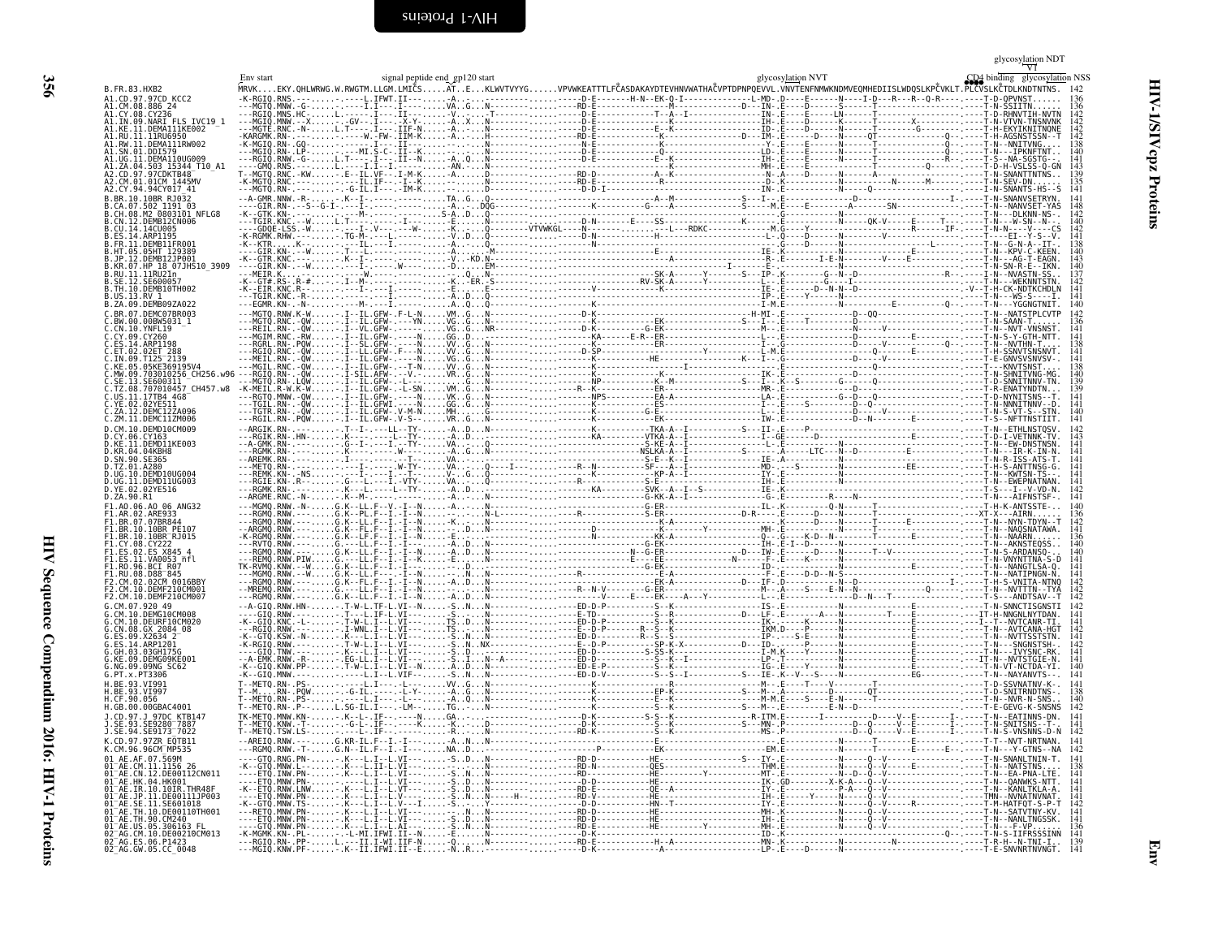glycosylation NDT

Env start | signal peptide end | gp120 start | glycosylation NVT | CD4 binding | glycosylation NSS

```
B.FR.83.HXB2   MRVK....EKY.QHLWRWG.W.RWGTM.LLGM.LMICS.....AT..E...KLWVTVYYG.......VPVWKEATTTLFCASDAKAYDTEVHNVWATHACVPTDPNPQEVVL.VNVTENFNMWKNDMVEQMHEDIISLWDQSLKPCVKLT.PLCVSLKCTDLKNDTNTNS.   142
```

| Sequence | Length |
|---|---|
| B.FR.83.HXB2 | 142 |
| A1.CD.97.97CD_KCC2 | 136 |
| A1.CM.08.886_24 | 136 |
| A1.CY.08.CY236 | 142 |
| A1.IN.09.NARI_FLS_IVC19_1 | 142 |
| A1.KE.11.DEMA111KE002 | 142 |
| A1.RU.11.11RU6950 | 142 |
| A1.RW.11.DEMA111RW002 | 138 |
| A1.SN.01.DDI579 | 140 |
| A1.UG.11.DEMA110UG009 | 141 |
| A1.ZA.04.503_15344_T10_A1 | 143 |
| A2.CD.97.97CDKTB48 | 139 |
| A2.CM.01.01CM_1445MV | 135 |
| A2.CY.94.94CY017_41 | 141 |
| B.BR.10.10BR_RJ032 | 141 |
| B.CA.07.502_1191_03 | 148 |
| B.CH.08.M2_0803101_NFLG8 | 142 |
| B.CN.12.DEMB12CN006 | 140 |
| B.CU.14.14CU005 | 142 |
| B.ES.14.ARP1195 | 141 |
| B.FR.11.DEMB11FR001 | 138 |
| B.HT.05.05HT_129389 | 140 |
| B.JP.12.DEMB12JP001 | 143 |
| B.KR.07.HP_18_07JHS10_3909 | 140 |
| B.RU.11.11RU21n | 137 |
| B.SE.12.SE600057 | 142 |
| B.TH.10.DEMB10TH002 | 141 |
| B.US.13.RV_1 | 141 |
| B.ZA.09.DEMB09ZA022 | 140 |
| C.BR.07.DEMC07BR003 | 142 |
| C.BW.00.00BW5031_1 | 136 |
| C.CN.10.YNFL19 | 141 |
| C.CY.09.CY260 | 141 |
| C.ES.14.ARP1198 | 138 |
| C.ET.02.02ET_288 | 141 |
| C.IN.09.T125_2139 | 141 |
| C.KE.05.05KE369195V4 | 141 |
| C.MW.09.703010256_CH256.w96 | 138 |
| C.SE.13.SE600311 | 139 |
| C.TZ.08.707010457_CH457.w8 | 139 |
| C.US.11.17TB4_4G8 | 141 |
| C.YE.02.02YE511 | 141 |
| C.ZA.12.DEMC12ZA096 | 140 |
| C.ZM.11.DEMC11ZM006 | 141 |
| D.CM.10.DEMD10CM009 | 142 |
| D.CY.06.CY163 | 143 |
| D.KE.11.DEMD11KE003 | 141 |
| D.KR.04.04KBH8 | 141 |
| D.SN.90.SE365 | 141 |
| D.TZ.01.A280 | 141 |
| D.UG.10.DEMD10UG004 | 141 |
| D.UG.11.DEMD11UG003 | 141 |
| D.YE.02.02YE516 | 142 |
| D.ZA.90.R1 | 141 |
| F1.AO.06.AO_06_ANG32 | 140 |
| F1.AR.02.ARE933 | 136 |
| F1.BR.07.07BR844 | 142 |
| F1.BR.10.10BR_PE107 | 141 |
| F1.BR.10.10BR_RJ015 | 136 |
| F1.CY.08.CY222 | 140 |
| F1.ES.02.ES_X845_4 | 140 |
| F1.ES.11.VA0053_nfl | 141 |
| F1.RO.96.BCI_R07 | 141 |
| F1.RU.08.D88_845 | 141 |
| F2.CM.02.02CM_0016BBY | 142 |
| F2.CM.10.DEMF210CM001 | 142 |
| F2.CM.10.DEMF210CM007 | 142 |
| G.CM.07.920_49 | 142 |
| G.CM.10.DEMG10CM008 | 141 |
| G.CN.10.DEURF10CM020 | 141 |
| G.CN.08.GX_2084_08 | 142 |
| G.ES.09.X2634_2 | 141 |
| G.ES.14.ARP1201 | 142 |
| G.GH.03.03GH175G | 141 |
| G.KE.09.DEMG09KE001 | 141 |
| G.NG.09.09NG_SC62 | 140 |
| G.PT.x.PT3306 | 141 |
| H.BE.93.VI991 | 141 |
| H.BE.93.VI997 | 138 |
| H.CF.90.056 | 140 |
| H.GB.00.00GBAC4001 | 142 |
| J.CD.97.J_97DC_KTB147 | 141 |
| J.SE.93.SE9280_7887 | 141 |
| J.SE.94.SE9173_7022 | 142 |
| K.CD.97.97ZR_EQTB11 | 141 |
| K.CM.96.96CM_MP535 | 142 |
| 01_AE.AF.07.569M | 141 |
| 01_AE.CM.11.1156_26 | 138 |
| 01_AE.CN.12.DE00112CN011 | 141 |
| 01_AE.HK.04.HK001 | 141 |
| 01_AE.IR.10.10IR.THR48F | 141 |
| 01_AE.JP.11.DE00111JP003 | 141 |
| 01_AE.SE.11.SE601018 | 142 |
| 01_AE.TH.10.DE00110TH001 | 141 |
| 01_AE.TH.90.CM240 | 141 |
| 01_AE.US.05.306163_FL | 136 |
| 02_AG.CM.10.DE00210CM013 | 141 |
| 02_AG.ES.06.P1423 | 139 |
| 02_AG.GW.05.CC_0048 | 141 |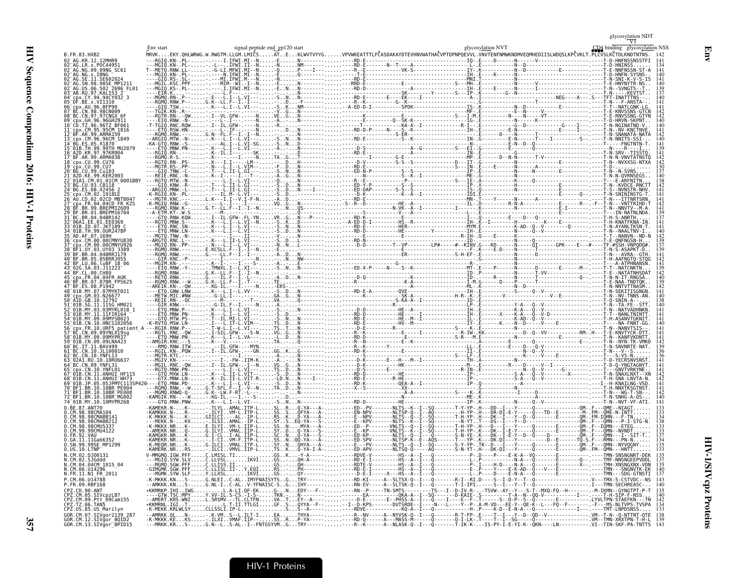Env start — signal peptide end gp120 start — glycosylation NVT — CD4 binding — glycosylation NDT — V1 — glycosylation NSS

```
B.FR.83.HXB2                  MRVK....EKY.QHLWRWG.W.RWGTM.LLGM.LLMICS.....AT..E...KLWVTVYYG......VPVWKEATTTLFCASDAKAYDTEVHNVWATHACVPTDPNPQEVVL.VNVTENFNMWKNDMVEQMHEDIISLWDQSLKPCVKLT.PLCVSLKCTDLKNDTNTNS.  142
02_AG.KR.12.12MHR9                141
02_AG.LR.x.POC44951               134
02_AG.NG.09.09NG_SC61             141
02_AG.NG.x.IBNG                   140
02_AG.SE.11.SE602024              141
02_AG.SN.98.98SE_MP1211           140
02_AG.US.06.502_2696_FL01         139
03_AB.RU.97.KAL153_2              137
04_cpx.CY.94.94CY032_3            140
05_DF.BE.x.VI1310                 141
06_cpx.AU.96.BFP90                141
07_BC.CN.98.98CN009               142
08_BC.CN.97.97CNGX_6F             141
09_cpx.GH.96.96GH2911             142
10_CD.TZ.96.96TZ_BF061            140
11_cpx.CM.95.95CM_1816            141
12_BF.AR.99.ARMA159               142
13_cpx.CM.96.96CM_1849            140
14_BG.ES.05.X1870                 141
15_01B.TH.99.99TH_MU2079          139
16_A2D.KR.97.97KR004              141
17_BF.AR.99.ARMA038               142
18_cpx.CU.99.CU76                 142
19_cpx.CU.99.CU7                  140
20_BG.CU.99.Cu103                 137
21_A2D.KE.99.KER2003              140
22_01A1.CM.01.01CM_0001BBY        138
23_BG.CU.03.CB118                 142
24_BG.ES.08.X2456_2               141
25_cpx.CM.02.1918EE               141
26_AU.CD.02.02CD_MBTB047          138
27_cpx.FR.04.04CD_FR_KZS          142
28_BF.BR.99.BREPM12609            141
29_BF.BR.01.BREPM16704            139
31_BC.BR.04.04BR142               137
32_06A1.EE.01.EE0369              141
33_01B.ID.07.JKT189_C             141
34_01B.TH.99.OUR2478P             140
35_AD.AF.07.169H                  142
36_cpx.CM.00.00CMNYU830           139
37_cpx.CM.00.00CMNYU926           137
38_BF1.UY.03.UY03_3389            139
39_BF.BR.04.04BRRJ179             141
40_BF.BR.05.BRRJ055               142
42_BF.LU.06.luBF_18_06            141
43_02G.SA.03.J11223               139
44_BF.CL.00.CH80                  142
45_cpx.FR.04.04FR_AUK             141
46_BF.BR.07.07BR_FPS625           139
47_BF.ES.08.P1942                 142
48_01B.MY.07.07MYKT021            141
49_cpx.GM.03.N26677               140
50_A1D.GB.10.12792                138
51_01B.SG.11.11SG_HM021           140
52_01B.MY.03.03MYKL018_1          141
53_01B.MY.11.11FIR164             141
54_01B.MY.09.09MYSB023            141
55_01B.CN.10.HNCS102056           140
56_cpx.FR.10.URF5_patient_A       141
57_BC.CN.09.09YNLX19sg            141
58_01B.MY.09.09MYPR37             141
59_01B.CN.09.09LNA423             142
60_BC.IT.11.BAV499                139
61_BC.CN.10.JL100010              136
62_BC.CN.10.YNFL13                136
63_02A1.RU.10.10RU6637            141
64_BC.CN.09.YNFL31                141
65_cpx.CN.10.YNFL01               141
67_01B.CN.11.ANHUI_HF115          142
68_01B.CN.11.ANHUI_WH73           142
69_01B.JP.05.05JPMYC113SP420      142
70_BF1.BR.10.10BR_PE004           140
71_BF1.BR.10.10BR_PE008           141
72_BF1.BR.10.10BR_MG002           142
74_01B.MY.10.10MYPR268            140
O.BE.87.ANT70                     133
O.CM.98.98CMA104                  133
O.CM.98.98CMABB141                134
O.CM.98.98CMABB212                138
O.CM.98.98CMU5337                 133
O.CM.99.99CMU4122                 133
O.FR.92.VAU                       134
O.GA.11.11Gab6352                 137
O.SN.99.99SE_MP1299               135
O.US.10.LTNP                      133
N.CM.02.DJO0131                   135
N.CM.02.SJGddd                    137
N.CM.04.04CM_1015_04              135
N.CM.06.U14296                    140
N.FR.11.N1_FR_2011                137
P.CM.06.U14788                    143
P.FR.09.RBF168                    140
CPZ.CD.90.ANT                     135
CPZ.CM.05.SIVcpzLB7               140
CPZ.CM.09.Ptt_09Cam155            142
CPZ.TZ.06.TAN5                    134
CPZ.US.85.US_Marilyn              134
GOR.CM.07.SIVgor2139_287          138
GOR.CM.12.SIVgor_BQID2            139
GOR.CM.13.SIVgor_BPID15           143
```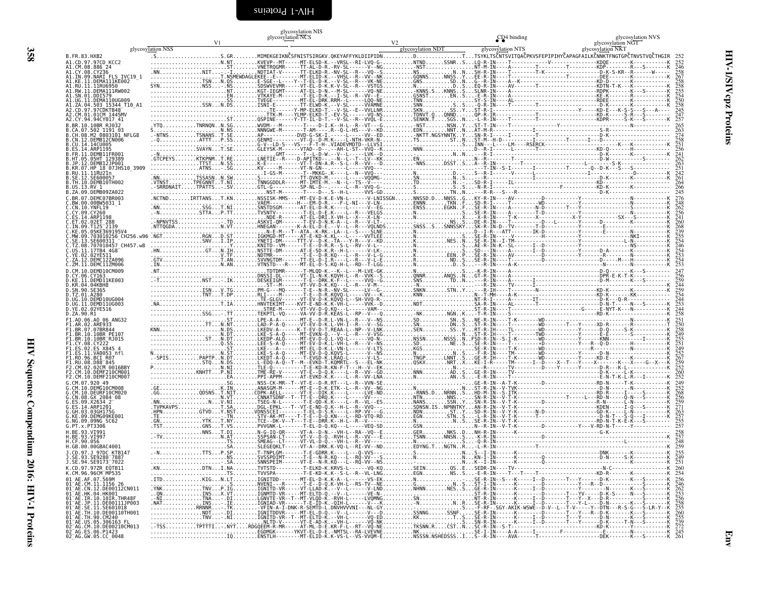HIV-1 Proteins

HIV-1/SIVcpz Proteins

Env

```
                                                     glycosylation NIS
                                                   glycosylation NCS
                              V1                                          V2                        CD4 binding
                  glycosylation NSS                                 glycosylation NDT          glycosylation NTS         glycosylation NVS
                                                                                                                      glycosylation NGT
                                                                                                                  glycosylation NKT
B.FR.83.HXB2                 .S...................S.GR........MIMEKGEIKNCSFNISTSIRGKV.QKEYAFFYKLDIIPIDN..........D...............T...TSYKLTSCNTSVITQACPKVSFEPIPIHYCAPAGFAILKCNNKTFNGTGPCTNVSTVQCTHGIR 252
A1.CD.97.97CD_KCC2          ......................N.NT.......KVEVP--MT-----MT-ELSD-K.--VRSL--RI-LVQ-G-..........NTND......SSNR..S...LQ-R-IN-----T-------------V---------------KDQE--------K----------K 252
A1.CM.08.886_24             ......................ST.........VNETRQGMR-----TT-AL-D-R.-RV-SL------V--NG..........-NST................NT-M-IN-----A--------T---------T---------KDP--------R---S-------K 246
A1.CY.08.CY236              .NN.............NIT....I.........NDTIAT-V-----TT-ELKD-R.-NV-SL--R---VQ--S..........NS.................N..NSH-R-IN-----T--------T-K--------------------D-K-S-KR--R-------W-----K 258
A1.IN.09.NARI_FLS_IVC19_1   .....................T.NSMEWDAGLEKEE--E-------VT-RLKD-K.--VHSL--R---VV--NK..........GQNNS.....NNSS..Y...EE-R-IN----------------------------T--------DEE--------K--------K 267
A1.KE.11.DEMA111KE002       ................TSN...N.QS.......E-SGE--L-----Y--T-EL-D-K.--V-SL--R---VK-NE..........GNS...........SD..N...G--R-IN-----A--K-------------------------KD-D--------K-----------K 258
A1.RU.11.11RU6950           SYN.............NSS....-.NS......SDSWVEVMR-----VT-EL-D-K.K-V-SL--R---VSTGS..........N.............D...S...EQ-R-IN-----AV-------T-------------------KDTN-T-K----K---------K 258
A1.RW.11.DEMA111RW002       .......................NT........KGT-IEGMT-----AT-EL-D-N.--M-SL------VQ-NE..........-KNNS.S...KNNS..S...SLNR-IN-----T--------------------------------RDPK-------K---S-------K 255
A1.SN.01.DDI579             .......................EN........VTKAYE-M------T-EL-D-K.--I-SL--R---VV--E-..........GSNST.......EN..S...E-R-IN-----A--------------------------------KE-K---------K-----------K 254
A1.UG.11.DEMA110UG009       .......................SS........TVEGE--------MT-EL-DRK.RRM--L------LQQ-NE..........TNN...........L...S...SY-S-IN-----AL------------------------------RDEE--------K----------K 250
A1.ZA.04.503_15344_T10_A1   ................SSN...N.DS.......ISNI-E-------TT-ELWD-K.---V-SL------VVAMNE..........SNN..........S..S...Q-R-IN-----T------T-----------------------D-K---------K-----------K 258
A2.CD.97.97CDKTB48          .............................TE-----Y-MP-ELKD-T.--V-SL--E--VVLLNR..........SKN.............SS..Y...ST-R-I----------------------------Y--------KD-E---K-S-S---S---A----K 245
A2.CM.01.01CM_1445MV        ...............................TTK-M----YLMP-ELKD-R.-T--EV-SL-------VQ-NS..........TDNVT.Q....QNNN..S...QP-R-IN-----T-----------------------------KD-E------S-R---S------K 254
A2.CY.94.94CY017_41         .......................ST........QSPINE-------Y-TT-IL-D-T.--V-SL--R---VVQL-E..........SENKN.T...SGS..N...L-R-IN-----T-----------------------------KDPR------S-K---S------K 257
B.BR.10.10BR_RJ032          .YTQ..........TNRNQN..N.SG.......WVDM---M------T-----D-I.K--H-L--R--VT---G..........-NST..........NSN..Y...ST-T-IN-----T--------------------------------------N------------K 265
B.CA.07.502_1191_03         S.......................N.NS.......NNNGWE-M------T--AM--.R--Q-L-HS---V--KD..........EDN..........NNT..N...AT-M-R---------------I--------------------S-R----------------K 263
B.CH.08.M2_0803101_NFLG8    .-NTNS..........TSNANS..T.SE.......AP---------DVD-G-SK-I.---Q------VV--ED..........-NKTT.NGSYNNTK..Y...SN-R-I---------I----------------------------S--------------------K 274
B.CN.12.DEMB12CN006         .-Q..............ATTT...P.SS.......GENMI-------VT-Q--D-M.K---L-NTH-VKR-N..........TS............ST..N...ST-M--H-D----------I---------T------I---D--------------------------K 258
B.CU.14.14CU005             ...............................G-V--LD-S---VS---F-T-H-.VIADEVMDTD--LLVSI...........................S...INN---L-----LM----RSERCK--------------------------K--K---------K 251
B.ES.14.ARP1195             ...................SVAYN...T.SE.......GLEYSK-M------VTAD--D---.AH-L-ST--VVQ--K..........NNN...................D--R-I-----L-------------T----------------KD-Q-------------------K 256
B.FR.11.DEMB11FR001         .-N..............................GMT-----T--L-D-W.--V--L-----LVK--D..........................N..N...R--R-I----------------------------------D-K------K-----------K 241
B.HT.05.05HT_129389         .GTCPEYS........KTKPNM..T.RE.......LNETIE--R----D-APITKD--.-N--L--T--LV--KK..........EN...............N--R-----------T--------------------------D-W-----------S-------K 262
B.JP.12.DEMB12JP001         ..............TTST..N.SS.......K-E---------VT-T-DN-A.R--S-L--R---VV---D..........-NNS......DSST..S...A--R-IN-----T-------T---------L----S-K----------------------K 263
B.KR.07.HP_18_07JHS10_3909  ..................ATNS....SG.......KV-----M------VT-N-GN--.-----L-----VVQ--..........................--T-IN--S-I----------I---------T--------Q--D-K----S---S----------K 251
B.RU.11.11RU21n             ...............................I-GS-M-------T--MKKG-.K----L--N---VVQ--..........N..............D..S...S--R-I-------V----L-----------------I----------------D--------K 242
B.SE.12.SE600057            .NN..............TSSASN..N.SW.......S-------------TT-DVKD-M.---L------VQQMG-..........SN.............N..S...Y--R-IN-----T------------------------D-K-------K-----------K 261
B.TH.10.DEMB10TH002         .VTNST........TPEGNNT...T.NI.......TNNGGDDLR-----MT-IMTE-M.--N--L--TS--V----..........TD..............N..S...SD-R-I------IL---------------------------KD--------------------K 264
B.US.13.RV_1                .-SRRDNAIT......TPATTS....SV.......GTL-G-------SP-NL-D-.----L--R---VVQ-G-..........S..............S..S...N-R-I-------------F--------------------KD-K-------S-----------K 266
B.ZA.09.DEMB09ZA022         ...............................NST-M-------T-----D-.S--H-L-----VVS-GD..........S..............TN..N...-R-R--S---R----------------------------D-K--------------------K 245
C.BR.07.DEMC07BR003         .NCTND..........IRTTANS...T.KN.......NSSISK-MMS----MT-EV-D-K.E-VN-L------V-LNISSGN..........NNSSD.D...NNSS..G...KY-R-IN-----AV---------D--------Y--------------N----------K 276
C.BW.00.00BW5031_1          ...............................VAEM--------H---EM-D-R.---F-L-NI---V-LN..........ENNN.........TKN..F...SD-R-I-----T----------WD--------Y---------------N----------K 248
C.CN.10.YNFL19              .NN.............SSG...T.NI.......SNSTDSGM-----AT-EL-D-R.K---L--V---V--EG..........ENSS.........EGKN..F...SE-R-IN-----T----------N-D------T---Y-------------S----------K 262
C.CY.09.CY260               .-N..............STTA...P.TT.......TVSNTV----------T-EL-D-E.K---L--R---VELGS..........N..............S...SE-R-IN-----A----------T-D--------Y--------------N----------K 256
C.ES.14.ARP1198             ...............................NDE-R-------AT-EL-DRI.X-VH-L--X---X-LN-..........N..............X..X...-X-R-IN-----T-K------X-------------X-Y-----------SX---S-------K 241
C.ET.02.02ET_288            .-NPNVTSS......................TD.......ASKVI-QM-------T-EV-D-N.X-A--L--R---V-LT-..........N..............S...DE-R-IN-----T----------D--L------Y-------D--------K----------K 260
C.IN.09.T125_2139           .NTTQGDA.......................N.VT.......HNEGAN--------K-A-EL-D-E.--V--L--R---VQLNDS..........SNSS..S...SNNSSKY...SK-R-IN-D--TV---------T-D--------Y---------E--------------K 268
C.KE.05.05KE369195V4        ...............................-N-E-M---T--ATA.-K-RK.-LA--L--S---SLNE..........N..............D--I-R---ATT--------IK-D-------------------------------------------K 239
C.MW.09.703010256_CH256.w96 .NGT............RGN....D.ST.......IGKMGD-MT----AT-E--KD-K.KL---L------VVTLEE..........K..............S...SE-R-IN-----V--------T-D--------Y-------NKI--------------K 255
C.SE.13.SE600311            ................SNV....I.IP.......YNETI-DM-----TTT-V--D-K.-TA---Y-R---V--KD..........K..............NES..N...SE-R-IN--I-TM-------------------------------L-N-------K 254
C.TZ.08.707010457_CH457.w8  ...............................Y.......KNITD--VM-----T-E--D-R.R--S-L--RV--V-L-G..........N..............S...AE-R-IN-K--SL-------I---D-----------Y----------NS------K 246
C.US.11.17TB4_4G8           .HN..............GT...N.IH.......NSTTE-DM-----AT-E-SD-K.R--H-L------V--LK..........N..............S...SE-R-IN-----A--------T-D--------Y-------D-A--------K 254
C.YE.02.02YE511             ...............................V.TF.......NDTMR--------T-E--D-R.KQ---L--R---V-L-G..........K..............EEN..P...SE-R-IN-----AV---------D--------Y--------R--------K 253
C.ZA.12.DEMC12ZA096         .GTV...........................T.AN.......SVVNGTDM-----TT-EL-D-R.I---L--R---V-LE-..........R..............ND..S...SE-R-IN-----T--------D-------------D----M---H--------K 254
C.ZM.11.DEMC11ZM006         .IN............................N.AN.......VTNSTD---R---MT-EL-D-S.KQ-H---RD--T-LGG..........N..............N...SE-R-IN-----A-K----------------------N-----------K 253
D.CM.10.DEMD10CM009         .NT..............................TDTDMR------T-MLQD-K.--K--L---M-LVE-GK..........N..............S...-K-R-IN-------------------------------D-Q-------K---S----K 247
D.CY.06.CY163               ...............................DNSSI-DL-----VT-IL-N-K.KQVH-L--R---VVK--S..........QNNR.......ANQS..N...GT-R-IN-----A-------------------------DPR-E-K-T-K-----------K 256
D.KE.11.DEMD11KE003         .-T.............NST....IK.......DESKEIGM------T-E--DRK.K-F-L----VVQ--G..........SNS.............TD..N...---R-IN-----A------I------------------D-M-------K---S----------K 259
D.KR.04.04KBH8              ...............................ST---M------VT-VV-D-K.--R---V-M-------..........N..............S...---R-IN-----TV-------I--------------------------------------K 244
D.SN.90.SE365               ................ISN....V.TG.......PM-G---MQ------T-E--N-R.-NV-SL-----LV--G-..........SNKN.......STN..Y...---R-IH-----T--------N---------------KD-K--------N-----------K 259
D.TZ.01.A280                ................TNT....T.DP.......RLI----M------T-E-D-R.KQVQ-L-----VV---K..........KNN...............N--T-MH-----A-K----------------------------KD-K--------KK---------K 254
D.UG.10.DEMD10UG004         ...............................TE-GLGV------VT-EV-D-K.KQVQ-L--SH-VVQ-R-..........N..............NT-R-I-----------IT---------------------D-K----Q-R--------------K 244
D.UG.11.DEMD11UG003         .NA..............................T.IA.......HNVTEKIMT----KVT-E-ND-K.K-VH-L-----VVK--D..........NDT..............SA-R-IN-----AL-------T--------------------D-N-T----N---S-----K 253
D.YE.02.02YE516             ...............................STRE-M------VT-VV-D-Q.KQ---L-----VAM-..........................ST-R-IN-----T----------------------G------E-NYT-K---N-------K 244
D.ZA.90.R1                  ................SSG....TT.......TEKPTL-VQ------VA-VV-D-R.KEAS-L--RP---V-S-..........-NK.............NGN..K...T-R-IN-----S-----------------------------RD-K--------------------K 258
F1.AO.06.AO_06_ANG32        ...............................ST.......LPE-A-A-------MT-E--D-R.L-VN-L--R---V--NS..........SD.............SN..S...NE-R-IN-----T-K-------WD------------------------N-----------K 251
F1.AR.02.ARE933             ................TT....N.NT.......LAD-P-A-Q-----VT-EV-D-K.L-VH-I--R---V--SG..........SN.............DN..S...ST-R-IN-----T---------WD-------T----Y-------XD-R------S--------K 250
F1.BR.07.07BR844            KNN.............................N.DS.......LKEDV-A------K--T-EV-D-T.REAA-L--NP--V-LNK..........SEN.............SS..Y...RT-R-IN-----TL--------WD------------------D-Q------S---------K 258
F1.BR.10.10BR_PE107         ...............................N.DT.......LKE-S-A-Q-----MT-EVKN-Q.--V--L--R---V-VSG..........N..............S...ST-R-IH-----T---------TWD------------Y------E-E------S---------K 249
F1.BR.10.10BR_RJ015         ................ST....N.DT.......LKEDP-ALQ-----MT-EV-D-Q.L-VQ-L------VQ-N-..........NSSN.......NSSS..N..FSD-R-IN--S-I-K-------WD------------------KNN-----------I-------K 255
F1.CY.08.CY222              ...............................Q.SS.......LEE-S-A-Q-----MT-EV-D-K.L-VH-L--R---V--NS..........SD.............NE..S...SE-R-IN-----T---------+D--------------Y--R--Q-D-----------H-------K 251
F1.ES.02.ES_X845_4          ...............................ST.......LKE---A-------MT-E--D-R.L-VN-L-----V-LTS..........KGS..............S...SE-R-IN-----T-K------WD------------------R-------------------K 249
F1.ES.11.VA0053_nfl         N..............................N.ST.......LKE-S-A-Q-----MT-EV-D-Q.KQVS-L-----V--NS..........N..............N..S...-F-R-IN-----TM--------WD----------Y-----D-N---------------------K 252
F1.RO.96.BCI_R07            ..SPIS...........PAPTP..N.DT.......LKEDT-A-Q-----T-EVKD-K.LRAQ-L-----V-LS..........TNGP.......LNNT..S...GE-R-IN-----T-K-------WD-------------Y-----KD-E-------------------K 257
F1.RU.08.D88_845            ................STQ...N.DS.......L-EDQ-A-Q--T--M-EVKD-T.KQMRTL--S---EL-NK..........QSKX........NRT..X...KE-I-R-----TM------I--D-----X--T---Y-----X------K---X----G--X---K 259
F2.CM.02.02CM_0016BBY       P...............................N.NI.......TLE-Q---------T-E-KD-R.KN-F-T---H--V--EK..........N..............-R-----------TV--------D-----Y------T-----D-R---K-L-----------K 252
F2.CM.10.DEMF210CM001       ................KNHTT...P.NI.......TME-RE-V------VT-E--D-R.-N---L--R---V--GD..........NNN.............AD..S...GE-R-IN-----TV------------------------D-K-----------L-K--------K 260
F2.CM.10.DEMF210CM007       ...............................EA.......PPI-APPM------AT-EVKD-K.K----L--R---VV-LNA..........N..............AN..S...-E-R-IN-----T-------------------------E-N-T-K-L--R---I------K 252
G.CM.07.920_49              ...............................SG.......NSS-CK-MR--T--VT-E--D-R.RT---L--R---VVN-SE..........................GE-R-IN--A-T-K-------------D---------------RD-N-----T-K---------K 249
G.CM.10.DEMG10CM008         .GE..............................K.IN.......ANASGM-M------MT-E--D-K.ETK--L--R---VV--NG..........N..............N...ST-R-IN--V-TVK--------------------------D-N------N-----------K 252
G.CM.10.DEURF10CM020        .GG.............QDSNS...T.NIT.......CDPK-AEL-------T-DIK-K.----L--R---LVE-HD..........-RNNS.D...NRNN..S...HD-R-IN--S-ITK-------------------------D-K----R----------------K 268
G.CN.08.GX_2084_08          ...............................N.VT.......CNNATSDNF--T--TT-E--DRQ.K-----L--R---VV-----..........NTN..............NNS..S...SN-R-IN--V-T-K-------------T-------L---RD-N------Q-N---S------K 256
G.ES.09.X2634_2             .NN..............................N.I.......TSEG-N-L-----MT-E--QD-K.K---L--R---VL-ES..........NANS.........SSN..Y...SE-R-IN--V-T-K-------------------------R-N--------L-N---S------K 259
G.ES.14.ARP1201             .TVPKAVPS...........T.SA.......DGL-EPKL----T--VT-E-ND-Q.K-V-H-L--R---VVQ--..........SDNSN.IS..NPNTKY...AN-R-IN--V-T-K-------------------------KDEN------I-Q---S-------K 271
G.GH.03.03GH175G            .HPN............GTVD....Y.NST.......VDNSSCEI-------T-EL-D-S.K---L--RP-VV---G..........NDN..............ST..Y...SD-R-IN--V-T-K-------N-D-------------------GD-K------L-N-------K 263
G.KE.09.DEMG09KE001         .TE..............................TN.......STV-AK-MT----T--E--D-Q.KN---L--RD-VTQ-RD..........EGN.............STN..S...SE-R-IN--V-T-K------T----------------------D-N-T------S---------K 257
G.NG.09.09NG_SC62           .GN..............YTK...T.NY.......TCE--DK-V--T--E--DRR.K--H-L--R---VV-N-..........N..............S...SN-R-IN--V-T-K-------------------------RD-N-T-K-E-----------K 255
G.PT.x.PT3306               .TST.............GNS...T.VS.......PVVGNK-L-------T-EL-D-Q.KQ---L-----VEQ-SD..........GSN...................N--R-IN--V-T-K-------------------Y---V-RD-N-T------Y------------ 257
H.BE.93.VI991               ................NNS...T.DI.......N-G-IQ-QR-----VT-A--D-N.--VH-L--RA--VQ--E..........GER.............NKS..D...NH-R-IN-------------------------------------G-K---------------K 258
H.BE.93.VI997               .-TV.............................N.AI.......SSPSAN-LT-----VT-V--D-K.-RVH-L--RV---VV--E..........TSNN.......NNSN..S...-R-R-IN-----------------------------------------------------------K 257
H.CF.90.056                 ...............................TS.......SMEAG--LT-----VT-VL-D-Q.--VH-L--R---VV-----..........N..............S...-Q-R-IN----------------------------------------------L-------------K 248
H.GB.00.00GBAC4001          ...............................SA.......SLEGEQKLT-----VT-A--DRK.K-VQ-L--RI-VV--ND..........EDYNG.T...NGTN..R...-N-R-IN-----------------------------------------------------------K 259
J.CD.97.J_97DC_KTB147       .-N..............TTS...P.SP.......T-TNPLGM-------T-E-GDRR.K----L----Q-VVS-.........................S..............N..S...S--I-IN--------K-------------------------DNK--------K-----------K 255
J.SE.93.SE9280_7887         ...............................NS.......SVSSPDIMT-----T-E--N-R.KQ---L--RQ-VV--S..........N..............N..N...KN-I-IN-----K-------------------------D-N-----S-K----------K 249
J.SE.94.SE9173_7022         ...............................SA.......SNNSPEIM------VT-E--N-R.KQ---L--RQ-VV--NS..........N..............N..K...-I-IN-----K-------Q------------------D-N-------------------K 251
K.CD.97.97ZR_EQTB11         .KN..............DTN...I.NA.......TVTSTD-------T-ELKD-K.KRVS-L------VQ-KQ..........SEIN............QS..E...SEDR-IN----TV---------------------------------N-C-------------------K 260
K.CM.96.96CM_MP535          ...............................TS.......TVVSPA------T-E-KD-K.K-S-L--R---VL-LNG..........EGN..............NS..S...-E-R-IN-----T-------T-----------------KD-R-----K---S-------K 254
01_AE.AF.07.569M            .ITD.............KIG...N.LT.......IGNITDD-------MT-EL-D-K.K-A--L-----VS-EK..........N..............S...SE-R-IN--S---K-----I--D------T----Y-----D-K-----K---S-------K 256
01_AE.CM.11.1156_26         ...............................S.......NVENI---R-----T-E--D-Q.K-VH-L--RS-TV--NE..........G..............N..S...ST-I-IN-----K-------T-----------Y---R--D----------S-------K 246
01_AE.CN.12.DE00112CN011    .YNK.............TNV...P.IG.......IGNITD-VR-----VT-LLAD-K.--V--L------V-LND..........NHNN.........NES..S...GE-R-IN-----K-----I--D------------Y--------N-------K---S-------K 262
01_AE.HK.04.HK001           ..QN.............INS...X.VT.......IGNMTD-VR-----MT-ELTD-Q.--V--L------VE-N-..........N..............S...ST-R-IN-----K-----I--D------T---YV------D-K-S-Q--N----S-------K 253
01_AE.IR.10.10IR.THR48F     .-NI.............TNA....DI.......LGNVTE-VR--T--MT-VLQD-K.-RVH-L------LVQMNG..........SN..............N..S...NT-R-IN-----K-----I--D--------T---Y--X---D-R-------S-------K 256
01_AE.JP.11.DE00111JP003    .NAT.............INS....IE.......IGNIAD-VR-----T-E-ID-K.-QIH-L------V--K..........-N..............N..R...SE-R-IN-----K-----I--D------T---Y-L-----D-N-------S-------K 258
01_AE.SE.11.SE601018        ...............RRNNR....TK.......-VFIN-A-I-DNK-R-SEMTD-L.DNVHVVVNI--NL-GY..........................S...-F-RF-.SGY-AKIK-WSWE--D-V--L---T-V------V--DTN---R-S-G---S-LR-Y--K 255
01_AE.TH.10.DE00110TH001    ................NDT....DI.......IGNITDDVR-----MT-EL-D-Q.--V--L------V---D..........SSNNG.......SSNF..S...SE-R-IN-----K-------I--D------T---Y---R--D-K-------K---S-------K 260
01_AE.TH.90.CM240           ................TNV....NI.......IGNITD-VR--T--MT-ELTD-K.--VH-L------VQ-ED..........KK..............T..S...SE-R-IN-----K-----I--D------T---Y-----D-N-----K-----S-------K 255
01_AE.US.05.306163_FL       ...............................NLTD-V-----T-E-AD-K.--VH-L--R---VQ-DK..........N..............S...SN-R-IN-----K-----I--D------T---Y-----D-N-----T-N---S-------K 239
02_AG.CM.10.DE00210CM013    .-TSS............TPTTTI...NYT.......RDGQEEM-R-MR-----AT-ML-D-E.KR-F-L--RT--VQ-NE..........TKSNN.R.....CST..N...SC-R-IN--S-T----------------------KD-K-----------Y------------K 272
02_AG.ES.06.P1423           ...............................EGDMGK-------YKVT-EL-D-E.-NMTSL--RA-LVEVNE..........NK..............S...SE-I-IN-----A-A-----I-------F-----------------N----------K 245
02_AG.GW.05.CC_0048         ...............................IQ.......ENSTLH-------MT-ELID-K.K-VS-L--VS-VVQM-E..........NSSSN.NSHEDSSS..I...S--R-IN-----AVA-------T--------------------DEK-------K---S-------K 261
```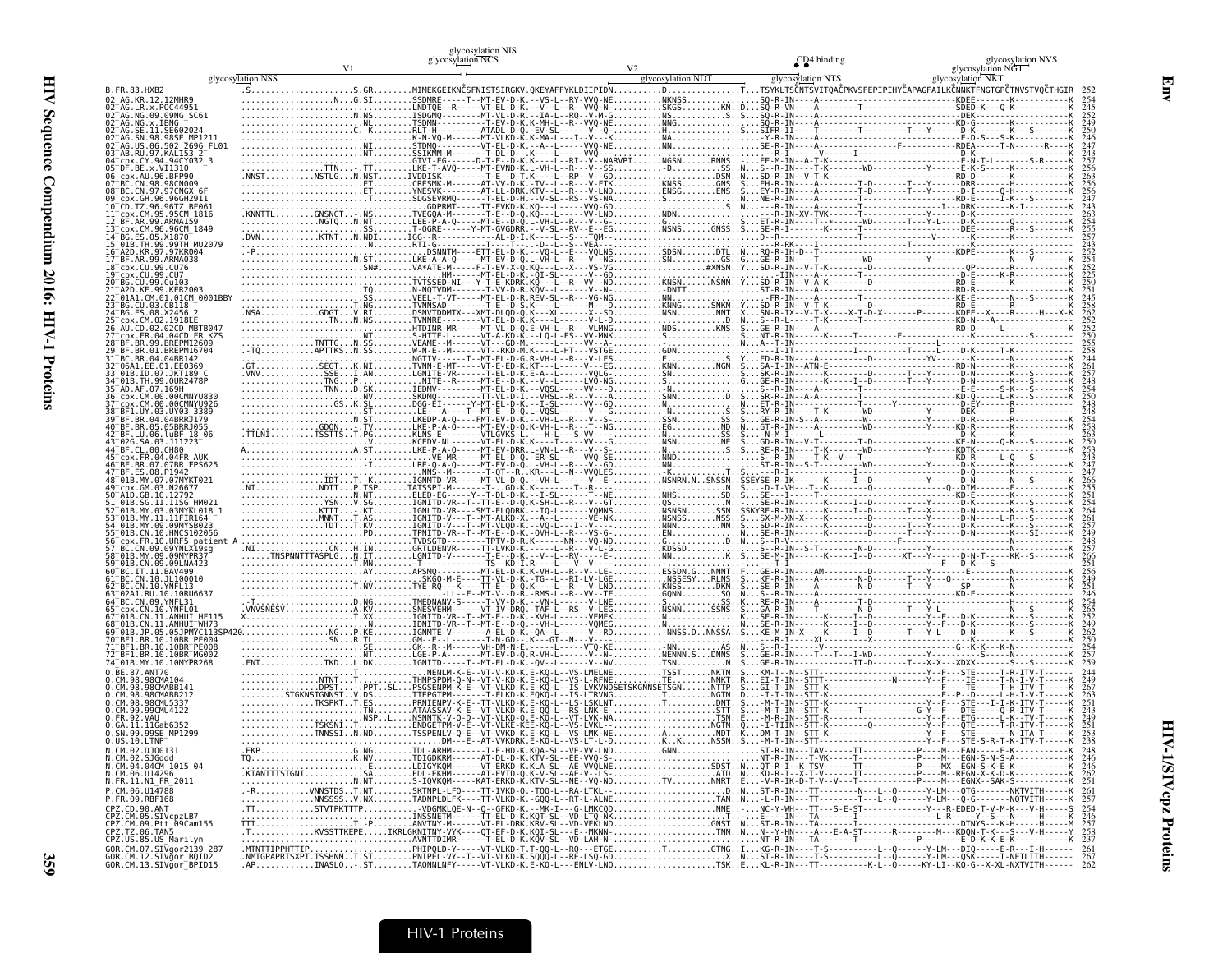```
                                                    glycosylation NIS
                                                    glycosylation NCS
                                    V1                                          V2                          CD4 binding                          glycosylation NVS
                  glycosylation NSS                                                       glycosylation NDT      glycosylation NTS      glycosylation NGT
                                                                                                                                           glycosylation NKT
B.FR.83.HXB2                  .S...................S.GR........MIMEKGEIKNCSFNISTSIRGKV.QKEYAFFYKLDIIPIDN..........D..............T...TSYKLTSCNTSVITQACPKVSFEPIPIHYCAPAGFAILKCNNKTFNGTGPCTNVSTVQCTHGIR  252
02_AG.KR.12.12MHR9            ...................N...G.SI........SSDMRE-----T--MT-EV-D-K--VS-L--RY-VVQ-NE..........NKNSS...........SQ-R-IN----A-------------------------------------KDEE--------K-----------K  254
02_AG.LR.x.POC44951           ......................................LNDTQE--R-----VT-EL-D-K---V--L--R--VVQ-N-..........SKGS.......KN..D...SQ-R-VN----A-------------T--------------------SDED-K----Q-K-----------K  245
02_AG.NG.09.09NG_SC61         .....................N.NS.........ISDGMQ--------MT-VL-D-R---IA-L--RQ--V-M-G..........NS..........S..S...SQ-R-IN----A------------------------------------DEK----------------------K  252
02_AG.NG.x.IBNG               .....................NL...........TSDMN---------I-EV-D-K-K-MH-L--R--VVQ-NE..........NNG...........SQ-R-IN----A------------------------------------KD-G--------K-----------K  249
02_AG.SE.11.SE602024          .....................C.-K.........RLT-H---------ATADL-D-Q.-EV-SL-----V--Q---..........H...............S...SIFR-II-----T--------T--------T---Y-------D-K--------K----S-------K  250
02_AG.SN.98.98SE_MP1211       ..................................K-N-VQ-M-------MT-VLKD-K-K-MA-L---I--V---K..........NA..............-Y-R-IN----A-------------------------------------E-D-S---S-K-----------K  246
02_AG.US.06.502_2696_FL01     .....................NI...........STDMQ---------VT-EL-D-K---A--L-----VVQ-NE..........NN..............SE-R-IN----A----------------------F-----------RDEA-----T-N------R----K  247
03_AB.RU.97.KAL153_2          .....................NT...........SSIKMM-M-------T-DL-D-K--VQ-------VVQ--..........................-R-I------V-------I-----------------------------D-K------------------K  243
04_cpx.CY.94.94CY032_3        ..................................GTVI-EG--------D-IT-D-K--TV--L--RI--V--NARVPI.........NGSN......RNNS......EE-R-IN---A-T-K------------------------------E-N-T-L--------S-R-----K  257
05_DF.BE.x.VI1310             .................TTN....TT........LKE-T-AVQ------MT-EVND-K-L-VH-L--R---V--SS..........-D...........SS..N...S--R-IN----T-K------WD-------------Y-------E-K-S-------K-----------K  256
06_cpx.AU.96.BFP90            .NNST...........NSTLG...N.NST.....IVDDISK--------T-E--D-T.K-----L--RP--V--GD..........................DSN..N...SD-R-IN---V-T-K-------------------------------RD-D--------K-----------K  263
07_BC.CN.98.98CN009           .....................ET...........CRESMK-M-------VT-EV-D-K---TV--L--FTK..........KNSS...............GNS..S...EH-R-IN----A-------------T-D-------T---Y----------DRR---------K-----------K  263
08_BC.CN.97.97CNGX_6F         .....................ET...........YNESVK---------AT-LL-DRK.KTV--L--R--V-LND.........ENSG...........ENS..S...EY-R-IN----A------------T-D-------T---Y----------D-I--------Q-H---------K  256
09_cpx.GH.96.96GH2911         .....................T............SDGSEVRMQ------T-EL-D-H---V-SL--RS--VS-NA..........S....................N...NE-R-IN----A-----------T------------------------RD-E--------I-K---S-----K  247
10_CD.TZ.96.96TZ_BF061        ..................................GDPRMT----------E-D-K-KQ---L----VVQ-GD.........................S..N...........N------V-------T------------------------I---DRK-------K-I-----------K  243
11_cpx.CM.95.95CM_1816        .KNNTTL.........GNSNCT...NS.......TVEGQA-M-------T-E---D-Q.KQ---L----VV-LND..........NDN........................SQ-R-IN-XV-TVK-------T----------------------Y-------D-K---------------K  263
12_BF.AR.99.ARMA159           .....................NGTQ...N.NT..LEE-P-A-Q------MT-EV-D-Q.L-VH-L--R--V--G..........G..............S...ET-R-IN-----T--+-------WD---------T---Y-L------D-K--------Q-----------K  254
13_cpx.CM.96.96CM_1849        .......................SS.........T-GGRE---------Y-MT-GVGDRR---V-SL--RV--E--EG.........NSNS.........GNSS..S...SE-R-I-----------K------------T---------------DEE--------R---S--------K  255
14_BG.ES.05.X1870             .DVN.............KTNT....N.NDI....IGG--R----------AL-D-I.K---L--S---TQM-............................................D--R-------------------T------------------V-------K-----------K  257
15_01B.TH.99.99TH_MU2079      ......................................RTI-G---------T---T----D---L--S--VEA-..........................................R-RK-----I------------T---------------------K-----------------K  243
16_A2D.KR.97.97KR004          ..P.......................DSNNTM------ETT-EL-D-K---VQ--L--E---VQLNS.........SDSN......DTL..N...RQ-R-IN-D----T-------------------------------KDPE--------K----S--------K  253
17_BF.AR.99.ARMA038           .....................N.ST.........LKE-A-A-Q------MT-EV-D-Q.L-VH-L--R---V--NG..........SN..........GS..G...GE-R-IN----T---------WD-------------Y-------------------N----V------K  254
18_cpx.CU.99.CU76             ......................SN#.........VA+ATE-M-------F-T-EV-X-Q.KQ---L--X---VS-VG..........#XNSN...Y...SD-R-IN---V-T-K-------D----------------------QP-------R---------------K  252
19_cpx.CU.99.CU7              ......................HN..........MT-EL-D-K---QI-SL-----VV--GD..........-IIN............N...SQ-R-IN-----A-----------T---------------------D-E--------K------------K  225
20_BG.CU.99.Cu103             ..................................TVTSSED-NI----Y-T-E-KDRK.KQ---L--R---VV--ND..........KNSN.......NSNN..Y...SD-R-IN---V-A-K----------D----------------------RD-E---------K-----------K  250
21_A2D.KE.99.KER2003          ......................TQ..........N-NQTVDM-------T-VV-D-R.KQV-------V--N-...........-DNTT.................ST-R-IN----A----------------------------------RD-R--------------------K  251
22_01A1.CM.01.01CM_0001BBY    ......................SS..........VEEL-T-VT------MT-EL-D-R.REV-SL--R---VG-NG..........NN..............-FR-IN----A-------------------------------------KE-E--------N----S--------K  245
23_BG.CU.03.CB118             ......................T.NG........TVNNSAD-------T-E-D-S.K---L------M---D..........KNNG.......SNKN..Y...SD-R-IN---V-T-K-------D----------------------RD-E---------K-----------K  258
24_BG.ES.08.X2456_2           .NSA............GDGT...V.RI.......DSNVTDDMTX---XMT-DLQD-Q.K---XL---X--SD..........NSN........NNT..X...SN-R-IX--V-T-X-----X-T-D-X--------P--------KDEE--X----R-----H---X-K  262
25_cpx.CM.02.1918LE           .....................TN...N.NS....TVNNRE---------VT-EL-D-K---V-------V-L-D..........-..........ND.........SQ-R-IN----A--------------------------------------KD-N---A--------------K  252
26_AU.CD.02.02CD_MBTB047      ..................................HTDINR-MR------MT-VL-D-Q.K---V--LR---VLMNG.........NDS........KNS..S...GE-R-IN----A-------------------------------------RD-D-------L------------K  252
27_cpx.FR.04.04CD_FR_KZS      ......................NT..........S-HTTE-L-------VT-A-KD-K---LQ-L-ES--VV-MNK..........S..................NT-R-IN-----K-------T--------F-------------------K--------------S--------K  250
28_BF.BR.99.BREPM12609        ....................TNTTG...N.SS.......VEAME--M------VT---GD-M--------L-----VV--A-.........................NA--I-IN------------------------------------------------------------K  255
29_BF.BR.01.BREPM16704        .-TQ............APTTKS...N.SS.....W-N-E--M-------VT--RKD-M.K-----L-HT---VSTGE..........GDN..........................A---I-IT------------I-------------T---Y----L--D-K-------T-K-------K  258
31_BC.BR.04.04BR142           .....................NGTIV-----T--MT-EL-D-R.G-VH-L---R--V-LES..........E.........S..Y...ED-R-IN----A----------------------YV--------K----------N--------K  244
32_06A1.EE.01.EE0369          .GT..............SEGT....K.NI.....TVNN-E-MT------T-E-ED-K.KT--L-----V---EG..........KNN..........NGG..S...SK-R-IN----ATN-E-------------------------------RD-N-------------------K  263
33_01B.ID.07.JKT189_C         .VNV.............SSE.....I.AN.....LGNITE-VR------T-EL-D-K.E-A--L-----VQLG..........SN.............S...SK-R-IN----A-------------T-D-------T---Y----------D-N-----K-S---------K  257
34_01B.TH.99.OUR2478P         ................TNG.......P.......NITE--R-------MT-E--D-K---V--------LVQ-NG..........S.............G...GE-R-IN----K-------I--D-------T---Y-----------D-N-------K-S--------K  248
35_AD.AF.07.169H              ....................TNN.....D.SK..IEDMV-----------MT-EL-D-K---VQSL-----VV---G-..........................S-R-IN----A-----------------------------------------E-E-------S-K-----K  254
36_cpx.CM.00.00CMNYU830       .....................NV...........SKDMQ----------TT-VL-D-I---VHSL--R--V--A..........SNN..........D..S...SR-R-IN---A-A-------T------------------------KD-Q-------L-K---S-----K  263
37_cpx.CM.00.00CMNYU926       .....................GS..K.SL.....DGG-EI---------Y-MT-EL-D-K---I-SL-------VV--GD..........N...............N...ET-R-IN----A--------------T------Y-----------D-EY--------R------------K  250
38_BF1.UY.03.UY03_3389        .....................ST...........LE---A-------T--MT-E-D-Q.L-VQSL---------..........................SS...SD-R-IN-----T-K------WD-----------------Y--------DEK-------R------------K  248
39_BF.BR.04.04BRRJ179         .....................N.ST.........LKEDP-A-Q-----FMT-EV-D-K---VH-L--R---V--S..........SSN.........SS..S...GE-R-IN-S--A-------W------------------Y-------D-E---------------------K  254
40_BF.BR.05.05BRRJ055         ...............GDQN....TV.........LKE-P-A-Q------MT-EV-D-Q.K-VH-L--R---T--NG..........EG...........ND..N...GT-R-IN----A--------W-----------------Y-------KD-R--------K-----------K  258
42_BF.LU.06.luBF_18_06        .TTLNI..........TSSTTS..T.PG......KLNS-E---------VTLGVKS-----V--L--H---S-VV-DN..........N.............SS...S...N-M-I-----------L--------------------------E--------N-----------K  263
43_02G.SA.03.J11223           ........................V.........KCEDV-NL-------VT-EL-D-K-K--------I-----VV---G..........NSN..........NE..S...GD-R-IN--V-T-------T-----------------------KE-N--------Q-K---S------K  250
44_BF.CL.00.CH80              A.......................A.ST......LKE-P-A-Q------MT-EV-DRK.L-VN-L--R---V--S..........S..................RE-R-IN----T-K------WD--------------Y----------KDTK-------K-----------K  253
45_cpx.FR.04.04FR_AUK         .....................................VE-MR-------MT-EL-D-Q.-ER-SL------VVQ-SE..........NND..................SE-R-IN---T-K--V---T----------------------------KD-R---------L-Q---S-----K  243
46_BF.BR.07.07BR_FPS625       ......................-I..........LRE-Q-A-Q------MT-EV-D-Q.L-VH-L--R---V--SE..........NN...............K...SE-R-IN---S-T-------WD-------------Y-------KD-R--------------------K  247
47_BF.ES.08.P1942             ..................................NNS--M--------T-QT--R..KR---L---N--VVQLES..........N.............T............R-R-I-------------I--------------------------D-Q--------K-----------K  247
48_01B.MY.07.07MYKT021        ..................IDT...T.-K......IGNMTD-VR------MT-VL-D-Q.-VH-L----V--QLND..........NSNRN.N..SNSSN..SSEYSE-R-IK-------K-----I--D-------T---Y-----------D-N-------N---S-------K  266
49_cpx.GM.03.N26677           .NT..............NDTT....P.TSP....TATSSPI-M-------T--GD-K.K--------T--R--..........................N....S...-D-I-VH---T--K-------D-----------------------KD-DIM--------E----------K  255
50_A1D.GB.10.12792            .....................N.NT.........ELED-EG--------Y--T-DL-D-K---I-SL-------T--NE..........NHS...............SD..S...SE--I-IN----T-------------------------------KD-E--------K------------K  251
51_01B.SG.11.11SG_HM021       .....................YSN...V.SG...IGNITD-VR--T---T-E--D-Q.K-SH-L--R--V--GT..........GS...............N...SE-R-IN----K------I--D-------T---Y-----------D-K-------K---S-------K  254
52_01B.MY.03.03MYKL018_1      .....................KTIT...-.KT..IGNLTD-VR---SMT-ELQDRK.--IQ-L------VQMNS..........NSNSN......SSN..SSKYRE-R-IN-----K-----I--D-------T---X-----------D-N-------K---S-------K  264
53_01B.MY.11.11FIR164         .....................MNNT...T.AS..IGNITD-V---T--MT-ALKD-X.--A--L-------VE-NK..........NSNSS......NSS..S...SX-M-XN-X-----K-----I--D-------T---Y-----------D-N-----L-R---S-------K  261
54_01B.MY.09.09MYSB023        .....................TDT...T.KV...IGNITD-V---T--MT-VLQD-K.--VQ-L-----I---V-..........NNN...........NN..S...SD-R-IN-----K-----I--D-------T---Y-----------D-K-------K---S-------K  257
55_01B.CN.10.HNCS102056       ......................PD..........TPNITD-VR--T---MT-E--D-K.-QVH-L--R---VS-G-..........EN..............N...SE-R-IN-----K-----I--D-------T---Y-----------D-N-------K---SI-------K  249
56_cpx.FR.10.URF5_patient_A   .....................................TVDSGTD-------TPTV-D-R.K------NN----VQ-ND..........G.............D..N...S--R-V---------------------F----------------------------------------K  248
57_BC.CN.09.09YNLX19sg        .NI.....................CN...H.IN.GRTLDENVR-----T-LVKD-K.---L---R---V-L-G..........KDSSD................N...S--R-IN--S-T---------N-D-----------------Y---------N--------------K  257
58_01B.MY.09.09MYPR37         .....TNSPNNTTASPLG...N.IT.........LGNITD-V-------T-E---D-K.-V--L-------RV----E-..........NN..........K...S...SE-M-IN------K-----I--D-------XT---Y-----------D-N-T-------KK--S-------K  266
59_01B.CN.09.09LNA423         .......................................TS--KD-I-R----V--L----V--V-.......................T--I-----------------------------------------F---D-K----S-----------K  251
60_BC.IT.11.BAV499            ......................AY..........APSMQ----------MT-EL-D-K.K-VH-L--R---V--LE-..........ESSDN.G....NNNT..F...GE-R-IN-----AM---------D----------Y-------E----------N--------K  256
61_BC.CN.10.JL100010          ..................................SKGQ-M-E-------TT-VL-D-K.-T--L--RI-LV-LGE..........NSSESY......RLNS..S...KF-R-IN-----A-------N-D-------T---Y---Q-----D-K-------K------------K  249
62_BC.CN.10.YNFL13            .....................T.NV.........TYE-RQ---K-----TT-EV-D-Q.K----L--R---V-LND..........KNSS..........DKN..S...SE-R-IN-----A-------N-D-------T---Y----SP--------K-----------K  251
63_02A1.RU.10.10RU6637        ............................................-LL--F--MT-V--D-R.-RMS-L--R--VV--TE..........GQNN...............SQ..N...S--R-IN-----A--------------------------KD-E--------K------------K  246
64_BC.CN.09.YNFL31            .-T......................D.NG.....TMEDNANV-S-----T-VV-D-K.--VN-L--------V-LNE..........S.............SS..K...RE-R-IN------A--------T-D--------------------------H------------K  254
65_cpx.CN.10.YNFL01           .VNVSNESV................A.KV.....SNESVEHM-------TT-IV-DRQ.-TAF-L--RS--LEG..........NSNN.........SSNS..S...GE-R-IN-----T----------N-D--------T---Y-L-----------------------------K  265
67_01B.CN.11.ANHUI_HF115      X........................T.XX.....IGNITD-VR--T---MT-E--D-K.-XVH-L-------VEMEK..........N...............N...SE-R-IN-----K-----I--D-------T---Y---F---D-K-------K---S-------K  252
68_01B.CN.11.ANHUI_WH73       ......................ND..........IDNITD-VR--T---MT-E--D-Q.---VH-L-------VQMEG..........N...............N...SE-R-IN-----K-----I--D-------T---Y---F---D-K-------K---S-------K  249
69_01B.JP.05.05JPMYC113SP420.................NG....P.KE.......IGNMTE-V-------A-EL-D-K.-QA--L-------V-RD..........-NNSS.D..NNSSA..S...KE-M-IN-X-----K-----I--D-------T---Y-L-----D-N-------K---S-------K  262
70_BF1.BR.10.10BR_PE004       ......................SN...R.TL...GM--E-------T-N-GD---K---GI--N---V-...........................S...-R---XL-----------------------------------K----------------------K  250
71_BF1.BR.10.10BR_PE008       ......................SE..........GK--R--M-------VH-DM-N-K----L-------VTQ-KE..........NN...............AS..N...S--R-I-------V----------------------------G--K-K-----K-N--------K  254
72_BF1.BR.10.10BR_MG002       ......................E...........LGE-P-A--------MT-EV-D-Q.R-VH-L---------V----..........NENNN.S..DNNS..S...SD-R-IN-----T--T---T-WD-------------Y-----S-----N---------------K  257
74_01B.MY.10.10MYPR268        .FNT.............TKD...L.DK.......IGNITD-----T---MT-EL-D-K.-QV--L-------V--NV..........TSN...............N...S...GE-R-IN-----------IT-D----------T---X-X---XDXX----------S---S-------K  259
O.BE.87.ANT70                 .....................T............NENLM-K-E--VT-V-KD-K.E-KQ-L--VS-LMELNE..........TSST.......NKTN..S...KM-T--N--STT-------------------------------Y---F---STE------T-R-ITV-T-----  244
O.CM.98.98CMA104              .....................NTNT...T.....THNPSPDM-Q-N--VT-V-KD-K.E-KQ-L--VS-L-RFNE..........TE..........NNKT..R...EI-T-IN---STTT-------------------N------Y---F---IE-------T-N-I-V-T-----  249
O.CM.98.98CMABB141            .....................DPST......PPT..SL..PSGSENPM-K-E---VT-VLKD-K.E-KQ-L--VS-LVKVNDSETSKGNNSETSGN......NTTP..S...GI-T-IN---STT-K-------------------------Y---F---STE-------H-N-ITV-T-----  267
O.CM.98.98CMABB212            ......STGKNSTGNNST..V.DS..........TTEPGTPM------T-FLKD-K.EQKQ-L--IS-LTRVNG..........T...............NGTN..D...I-T-IN---STT-K----------------------------F---P--D-------L-H-I-V-T-----  263
O.CM.98.98CMU5337             .....................TKSPKT...T.ES........PRNIENPV-K-E--TT-VLKD-K.E-KQ-L--LS-LSKLNT..........T...............DNT..S...-M-T-IN---STT-K---------------------Y---F---STE-----I-I-K-ITV-T-----  251
O.CM.99.99CMU4122             ......................TN..........ATAASSAV-K-E--VT-V-KD-K.EQKQ-L--RS-LNK-E..........................NTT..S...-M-T-IN---STT-K----------T----------G-Y---F---DTE-------Q-R-ITV-T-----  243
O.FR.92.VAU                   .....................NSP..L.......NSNNTK-V-Q-D--VT-VLKD-Q.E-KQ-L--VT-LVK-KA..........................TSN..E...-M-R-IN---STT-K-------------------------Y---F---ETG-------L-K-ITV-T-----  249
O.GA.11.11Gab6352             ..................TSKSNI..T.......ENDGETPM-V-E--VT-VLKE-KEE-KQ-L--VS-LVKL-...........................NGTN..Q...-I-TIIN---STT-K--------Q-------------Y---F---QTE-------T-R-ITV-T-----  251
O.SN.99.99SE_MP1299           ..................TNNSSI...N.ND...........TSSPENLV-Q-E--VT-VVKD-K.E-KQ-L--VS-LMK-NE..........A...............NDT..K...DM-T-IN---STT-K--------------------Y---F---STE-------N-ITA-T-----  253
O.US.10.LTNP                  ..................................DM---E--AT-VVKDRK.E-KQ-L--VS-LT-L-S..........K..K..............NSSN..S...-M-T-IN---STT-------------------------------Y---F---STE-S-R-T-ITV-T-----  238
N.CM.02.DJO0131               .EKP.....................G.NG.....TDL-ARHM-------T-E-HD-K.KQA-SL--VE-VV-LND..........GNN...........................ST-R-IN---TAV-------TT----------P-----M---EAN--------E-K--------K  248
N.CM.02.SJGddd                TQ........................K.NV....TDIGDKRM-------AT-DL-D-K.KTV-SL--EE-VVQ-S-.....................................NT-R-IN---T-VK-------T-----------P-----M---EGN-S-N-S-A--------K  246
N.CM.04.04CM_1015_04          ..........................-E......LDIGYKQM-------VT-ERKD-K.KLA-SL--AE-VVQLNE..........................SDST..N...QT-R-I--K-TSV------TT-----------P-----MX--EGN-S-K-E-K--------K  246
N.CM.06.U14296                .KTANTTTSTGNI..............SA.....EDL-EKHM-------AT-EVTD-Q.K-V-SL--AE-V--LS-..........................ATD..N...KD-R-I--X-T-V-------IT-----------P-----M--REGN-X-K-D-K--------K  262
N.FR.11.N1_FR_2011            ...............................S-IQVKQM------KAT-ERKD-K.KTV-SL--NE-VVQ-ND..........TV.............NNRT..E...-V-R-IK-D-T-V--V-----T-----------P-----M---EGNX--SAK-S---------K  251
P.CM.06.U14788                ..-R.............VNNSTDS...T.NT...SKTNPL-LFQ----TT-IVKD-Q.-TQQ-L--RA-LTKL-..........................D..N...ST-R-IN---TT-------N---L--Q------Y-LM---QTG---------NKTVTIH-----K  261
P.FR.09.RBF168                ..................NNSSSS..V.NX....TADNPLDLFK----TT-VLKD-K.-GDQ-L--RT-L-ALNE..........................TAN..N...-L-R-IN---TT-------T---L--Q------Y-LM---Q-G--------NQTVTIH-----K  257
CPZ.CD.90.ANT                 .TT..............STVTPKTTTP...........VDGMKLQE-N--Q--GFKD-K.--MK-I---G-LMKCQD..........................NNE..-....NC-Y-WH---TT--S-E-ST-----------Y---R-EDED-T-V-M-K---V-H-----S  254
CPZ.CM.05.SIVcpzLB7           ...................................INSSNETM------TT-EL-D-K.KQT-SL--VD-LTQ-NK..........................................-E---IN---T-----I---------------------------L-R-----Y--S----N------H-----K  246
CPZ.CM.09.Ptt_09Cam155        TTT.......................T.-P....ANVTNY-M-------VT-EL-DRK.KRV-SL--VD-VEKLND..........................GNST..N...ST-R-IN---TA----------I----------------------DTNYS---K-H------H-----M  257
CPZ.TZ.06.TAN5                .T...............KVSSTTKEPE......IKRLGKNITNY-VYK---QT-EF-D-K.KQI-SL---E--MKNN-..........................TNN..N...N--Y-HN---A---E-A-ST-------R-------M---KDQN-T-K---S---V-H------Y  258
CPZ.US.85.US_Marilyn          ..................................AVNTTDIMR------VT-EL-D-K.KQV-SL--VD-LAH-N..........................NT-R-IN---TA-------T-----------P-------E-D-K-E-K------------K  237
GOR.CM.07.SIVgor2139_287      .MTNTTIPPHTTIP.........................PHIPQLD-Y-----VT-VLKD-T.T-QQ-L--RQ--ETGE.........T..........GTNG..I...KG-R-IN---T-S----------L--Q------Y-LM---DIQ-------E-R---I-H------  261
GOR.CM.12.SIVgor_BQID2        .NMTGPAPRTSXPT.TSSHNM...T.ST......PNIPEL-VY--T--VT-VLKD-K.SQQQ-L--RE-LSQ-GD.........X..........N...ST-R-IN---T-S----------L--Q------Y-LM---QSK------T-NETLITH------  267
GOR.CM.13.SIVgor_BPID15       .AP..............INASLQ..-ST......TAQNNLNFY------VT-VLKD-K.E-KQ-L---ENLV-LNQ..........................TSK..E...KL-R-IN---TT----------K-L--Q------KY-LI--KQ-G--X-XL-NXTVITH------  262
```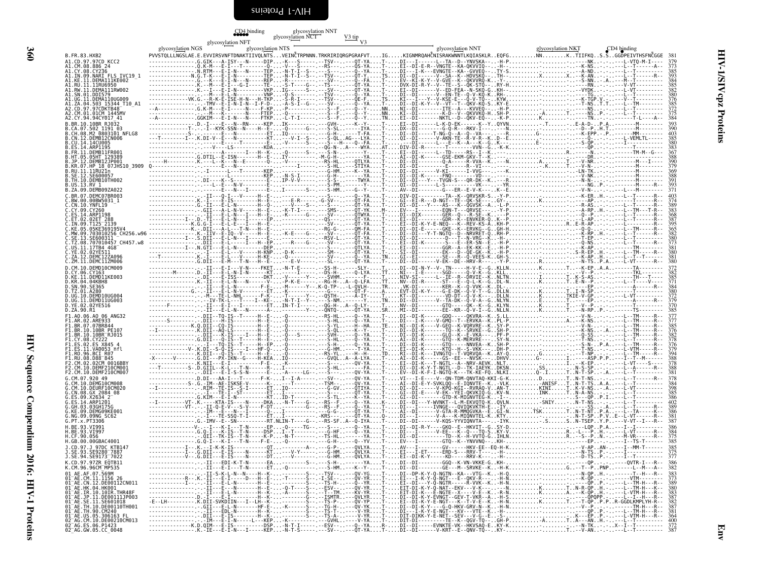```
                                  CD4 binding        glycosylation NNT
                                        glycosylation NCT    V3 tip
                   glycosylation NFT                              V3
glycosylation NGS              glycosylation NTS                            glycosylation NNT                    glycosylation NKT    CD4 binding

B.FR.83.HXB2     PVVSTQLLLNGSLAE.E.EVVIRSVNFTDNAKTIIVQLNTS...VEINCTRPNNN.TRKRIRIQRGPGRAFVT....IG.....KIGNMRQAHCNISRAKWNNTLKQIASKLR..EQFG.........NN.........K..TIIFKQ..S.S..GGDPEIVTHSFNCGGE  381
A1.CD.97.97CD_KCC2                      379
A1.CM.08.886_24                         373
A1.CY.08.CY236                          385
A1.IN.09.NARI_FLS_IVC19_1               393
A1.KE.11.DEMA111KE002                   384
A1.RU.11.11RU6950                       385
A1.RW.11.DEMA111RW002                   382
A1.SN.01.DDI579                         380
A1.UG.11.DEMA110UG009                   376
A1.ZA.04.503_15344_T10_A1               385
A2.CD.97.97CDKTB48                      372
A2.CM.01.01CM_1445MV                    373
A2.CY.94.94CY017_41                     384
B.BR.10.10BR_RJ032                      393
B.CA.07.502_1191_03                     390
B.CH.08.M2_0803101_NFLG8                403
B.CN.12.DEMB12CN006                     385
B.CU.14.14CU005                         380
B.ES.14.ARP1195                         383
B.FR.11.DEMB11FR001                     367
B.HT.05.05HT_129389                     388
B.JP.12.DEMB12JP001                     390
B.KR.07.HP_18_07JHS10_3909              379
B.RU.11.11RU21n                         369
B.SE.12.SE600057                        388
B.TH.10.DEMB10TH002                     391
B.US.13.RV_1                            393
B.ZA.09.DEMB09ZA022                     371
C.BR.07.DEMC07BR003                     403
C.BW.00.00BW5031_1                      374
C.CN.10.YNFL19                          389
C.CY.09.CY260                           383
C.ES.14.ARP1198                         368
C.ET.02.02ET_288                        387
C.IN.09.T125_2139                       395
C.KE.05.05KE369195V4                    365
C.MW.09.703010256_CH256.w96             382
C.SE.13.SE600311                        380
C.TZ.08.707010457_CH457.w8              373
C.US.11.17TB4_4G8                       381
C.YE.02.02YE511                         380
C.ZA.12.DEMC12ZA096                     381
C.ZM.11.DEMC11ZM006                     380
D.CM.10.DEMD10CM009                     372
D.CY.06.CY163                           382
D.KE.11.DEMD11KE003                     385
D.KR.04.04KBH8                          371
D.SN.90.SE365                           384
D.TZ.01.A280                            380
D.UG.10.DEMD10UG004                     372
D.UG.11.DEMD11UG003                     379
D.YE.02.02YE516                         370
D.ZA.90.R1                              385
F1.AO.06.AO_06_ANG32                    377
F1.AR.02.ARE933                         377
F1.BR.07.07BR844                        385
F1.BR.10.10BR_PE107                     376
F1.BR.10.10BR_RJ015                     382
F1.CY.08.CY222                          378
F1.ES.02.ES_X845_4                      376
F1.ES.11.VA0053_nfl                     379
F1.RO.96.BCI_R07                        394
F1.RU.08.D88_845                        388
F2.CM.02.02CM_0016BBY                   378
F2.CM.10.DEMF210CM001                   388
F2.CM.10.DEMF210CM007                   381
G.CM.07.920_49                          378
G.CM.10.DEMG10CM008                     384
G.CN.10.DEURF10CM020                    398
G.CN.08.GX_2084_08                      385
G.ES.09.X2634_2                         386
G.ES.14.ARP1201                         402
G.GH.03.03GH175G                        389
G.KE.09.DEMG09KE001                     386
G.NG.09.09NG_SC62                       381
G.PT.x.PT3306                           387
H.BE.93.VI991                           386
H.BE.93.VI997                           384
H.CF.90.056                             375
H.GB.00.00GBAC4001                      385
J.CD.97.J_97DC_KTB147                   385
J.SE.93.SE9280_7887                     375
J.SE.94.SE9173_7022                     377
K.CD.97.97ZR_EQTB11                     386
K.CM.96.96CM_MP535                      382
01_AE.AF.07.569M                        383
01_AE.CM.11.1156_26                     373
01_AE.CN.12.DE00112CN011                389
01_AE.HK.04.HK001                       380
01_AE.IR.10.10IR.THR48F                 383
01_AE.JP.11.DE00111JP003                387
01_AE.SE.11.SE601018                    382
01_AE.TH.10.DE00110TH001                387
01_AE.TH.90.CM240                       381
01_AE.US.05.306163_FL                   394
02_AG.CM.10.DE00210CM013                400
02_AG.ES.06.P1423                       372
02_AG.GW.05.CC_0048                     387
```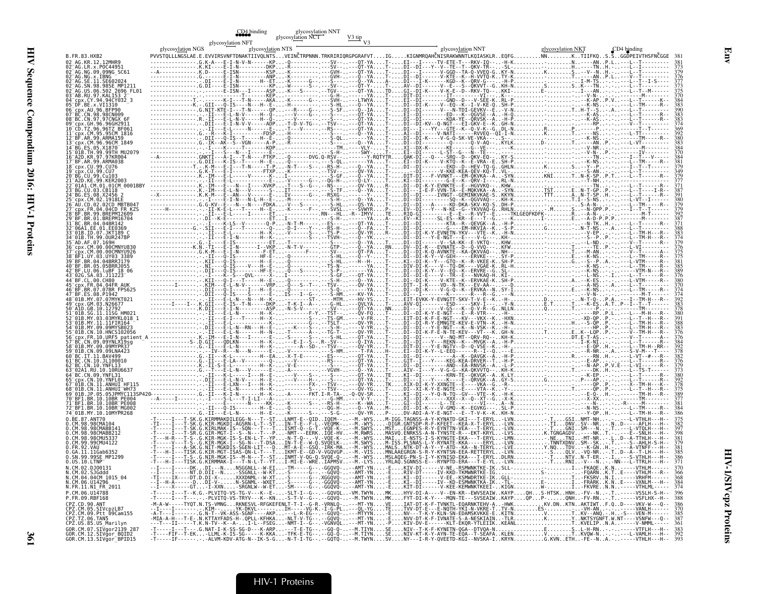```
                                        CD4 binding       glycosylation NNT
                                                   glycosylation NCT          V3 tip
                              glycosylation NFT                             V3
        glycosylation NGS          glycosylation NTS                                                          glycosylation NNT                    glycosylation NKT      CD4 binding

B.FR.83.HXB2                  PVVSTQLLLNGSLAE.E.EVVIRSVNFTDNAKTIIVQLNTS...VEINCTRPNNN.TRKRIRIQRGPGRAFVT....IG.....KIGNMRQAHCNISRAKWNNTLKQIASKLR..EQFG.........NN.........K..TIIFKQ..S.S..GGDPEIVTHSFNCGGE  381
02_AG.KR.12.12MHR9            ----------------.G.K-A----E-I-N-V-N-------KP...-Q----------SV--.---QT-YA....T-....EI---I------TV-ETE-T---RKV-IQ----H-K...........N.......AN..P.L..----L--T---------  381
02_AG.LR.x.POC44951           ----------------.K.KI----E-I-N---------DKP...-R---------SV--.---QT-YA....T-....DI--DI---Y--V--TE--T--QKV-TR---SL-.............H.......TN..H.-.---L--T---------  373
02_AG.NG.09.09NG_SC61         --A-------------.K.D-----E-ISN--------KSP...-K---------GVH-.---QT-YA....T-....DI---I------V-GGD--TA-Q-VVEQ-G..KY-N.............K.......S....-V--N..H.-.---L--T---------  379
02_AG.NG.x.IBNG               ----------------.K.-----E-I-N--------ANP...-K---------GWH-.---QT-YA....T-....DI---I-------V-KTE--K--H-VVTQ-K..TY-K.............-.......T.....AN..P.L..---V--T---------  376
02_AG.SE.11.SE602024          ----------------.-DI----E-I-N-----H--ET...-K-------G---S---.---Q--YA....A-....DI---I-K-------KGD--K--QRV-G----H-P..........................I-M-TS..-.-.---L--T--I-S----  377
02_AG.SN.98.98SE_MP1211       ----------------.G.DI----E-I-N---------ESP...-K-----------TSV--.---QT-Y-....T-....AV--DI----V--E---S--QKVVT--G..KH-N.............S.......S..K---TN..-.-.---L--T---------  373
02_AG.US.06.502_2696_FL01     ----------------.------E-ISN--I------ASP...-K---S-------TGV--.---QT-YA....TD....GI--DI-K-----V-K-E--D--RKV-TQ----KKI-.........E.............I----AN..-.-.---L--T--M------  375
03_AB.RU.97.KAL153_2          ----------------.------------T-----KEP...-------------G-H-.-----YA....T-....DIT-DI-----------IT--------VI-----K-...........................V-N..-.-.-----------M--------  370
04_cpx.CY.94.94CY032_3        ----------------T.-----K-I---T-N------AKA...-K---------G---G-----LTWYA....T-....DI--DI-----------GND--D---V-SEE-K..RL-P.............................K-AP..P.V..---L--T---------K-  384
05_DF.BE.x.VI1310             ----------------K.-GII---Q-IS----N---H--E...-H------------S-HL.---Q--YA....T-....DI--DI-K-----V--EQ--K--I-V-KE-Q..SH-P.............................K-NS..-.-.---L--TM-----R-  383
06_cpx.AU.96.BFP90            ----------------.G.NIT-KTE-I---T-N-------QP...-R-----G-----S-SF.---Q--IA....T-....DI--DI---------V----N-TDI-GEVKV--E..-V-N.............T..H-T--S..-..A..---L--T---------  390
07_BC.CN.98.98CN009           ----------------.--II----E-I-N--------A-P...-K---------S---.---QT-YA....T-....DI--DI-------------EE--QGVSE----K-Q.............................K-AS..-.-.---L--T---------  383
08_BC.CN.97.97CNGX_6F         ----------------.R.-II----E-L-N-V------H--Q...-V-----------S---.---QT-YA....T-....DI--DI------------KDA-YE--QRVSK--A..-H-P.............................K-AS..-.-.---L--T---------  383
09_cpx.GH.96.96GH2911         ----------------.-DII----E-I-N-V-V-----ADP...-T-D-V-TG---TSV--.---QT-YA....T-....DI--DI-KV--Q-NGT---EI-GKV-E--K..GH-N.............................RP..-.-.---V--T---------  374
10_CD.TZ.96.96TZ_BF061        ----------------.-II----E-I-------N------A-P...-T--V-------RS---.---QT-YA....T-....DI--I----YY---GTE--K--Q-V-K--G..DL-N..........R.......P......-G--R..-.-.---L--T---------  369
11_cpx.CM.95.95CM_1816        ----------------.G.--R---K-I---------FDSP...-H-------------S---.---Q--YA....T-....AI--DI-------V-NATI-------RVVEQ--QI-I-N...........K.......T......NS..-.-.---L-TT---------  392
12_BF.AR.99.ARMA159           ----------------.-DII----Q-IS--T---H--E...-Q-----------S-QL.-----YA....T-....DI--DI-K-----V-G-Q-SK-VE-VKA----S--.............................K-NS..-.-.-----TM-----R-  380
13_cpx.CM.96.96CM_1849        ----------------.G.-IK--AK--S--VGN-------A-P...-R---------S---.---Q--YA....T-....DI--DI---------Q------Q-V-AQ---KYLK.........D.......T......AN..P.-.---L-VT---------  383
14_BG.ES.05.X1870             ----------------.-I----K------T-----KDP...----------------TM.-----VLY....T-....XI--DX-K------KE------G--VE-----K-...........................V-NR..-.-.-----------M--------  384
15_01B.TH.99.99TH_MU2079      ----------------.--S----N---I-------E....-----------------S-H-.-----SWY-....T-....EI--DI-------L-ST--G---N--TE-..............................V-N-..P.-.------IV--------  370
16_A2D.KR.97.97KR004          --A-------------.GNKTI---A-I---T-N---FTKP...-Q-------DVG.Q-RSV--.-----Y-RQTYTR....QAK-DI----Q---SRQ--D--QKV-EQ----KY-S.............................TN..-.-.---L--T---V---  384
17_BF.AR.99.ARMA038           ----------------.G.DII---K-IS--T-----H--E...-Q---------------S-QL.-----YA....T-....EI--DI-K-----V-KTQ--K--E-VRA--E..SH-P.............................K-NS..-.-.---L--TM-----R-  381
18_cpx.CU.99.CU76             ----------------.T.-K-M---E-I---T-N-----T-P...-N-T-----S---RS-H-.---Q--YA....T-....DI--DI---------EKD--D--HEV-TQ-G..GHLN...........K.......S.....Y--P..-.-.---I--T--T------  379
19_cpx.CU.99.CU7              ----------------.G.K-I----E-I-------FTXP...-K---------TSV--.---QV-YA....T-....DI--DI-----V-KKE-KEA-DEV-KQ-T..VL-..........................S-AN..-.-.---L--T---------  379
20_BG.CU.99.Cu103             ----------------.K.-IM----E-L------V-----K...I----------S-GF.---Q--YA....T-....DIT-DI----F-VVNKT---EM-QKVKA--A..-SYN..........KNI.......T..N-K-SP..P.T..---L--T------R-  379
21_A2D.KE.99.KER2003          ----------------.--II----E-L--------E....-V--------G---QG-H-.---Q-LY-....T-....KI--DI----------G-E--K--QRV-I-----RL-N...........................T-NH..-.-.-----------------  377
22_01A1.CM.01.01CM_0001BBY    ----------------.K.-II---E---N---I---XVKP...-T---S--G----NS---.---QV-YA....R-....DI--DI-K-Y-EVNETT--E--HGVVKQ---KHW-.............................TN..-.-.---L--T---------R-  371
23_BG.CU.03.CB118             ----------------.K.-IM----E-L-N---V-----S...IT-----------S-TF.---Q--YA....T-....DI--DI---I-E-F-VVN-TA--E-GMINKVKAE-S..KKYN.........TTT.......A..N-T-SP..H..-.-.---L--T---------R-  387
24_BG.ES.08.X2456_2           --X-------------.K.K-M----E-AN---V-----E...IV---------G---RSXG-.-----Y-....T-....DI--DI--------IVNGT--GEMINKVKAE-S..KKYN.........TTT.......A..N-T-SP..H..-.-.---L--T---------  391
25_cpx.CM.02.1918EE           ----------------.-I----E---N--L-H---E....-----------S-----H-.---Q--YA....T-....DI--DI-------SQ--K--QGVVAQ---KH-K..........................T.I.-S-NS..-.-.---L--T---------  380
26_AU.CD.02.02CD_MBTB047      ----------------.G.G-KV---E---N---N----FDKA...-V---S------S-HL.---QS-YA....T-....DI--DI----A------KD-DKA-SKV-KQ-S..DH-P.............................S-A-N..-.-.---L--TM-----R-  379
27_cpx.FR.04.04CD_FR_KZS      -------H--------.-II-K-E-L---T------H--E...-K-------F----SVSL.---SVWYR....P-....EV--DI--Y---N-KE--G--YKVVAQ-G..RHLN..........M.......S.....N-QPP.P.-.---I--T--T------  379
28_BF.BR.99.BREPM12609        ----------------.--I-----E-I-------I----ET...-------------RN---HL.--R--IMYV....TE....RIQ-GI------V-T-E--E--R-VVT-E-..TKLGEQFKDFK.........R.......K-N..-.-.-----------M--------  392
29_BF.BR.01.BREPM16704        ----------------.-DI--K-E---------------ET...I--------------------YA....A-....EV--KI------SL-ES--KR--E--T--G-..............................E...A-D-P.P.P..-.-.-----------M--------  387
31_BC.BR.04.04BR142           ----------------.--I-----K-LS--V---------Q-P...-N-T-M------ES---.---QT-YA....T-....DI--DI---------KTA--R--QEVGK--A..-H-P.............................N-TK..H..-.-.---L--T---------  371
32_06A1.EE.01.EE0369          ----------------.G--STI---E-I-N-----FA---I--Q...-Q-I-----Y----RS-H-.---Q--YA....T-....DI--DI-------EM-RKVIA--K..-S-P.............G.................N-T-NS..-.-.A..---L--T-----A---  388
33_01B.ID.07.JKT189_C         ----------------.K.-II----E-L-------H--K...-V-------S----TS-P-.---QV-YR....R-....DI--DI-K-Y-EVNETN-YKV---VTE--K..-H-N.............................V-EP..-.-.---L-TM-H---R-  383
34_01B.TH.99.OUR2478P         ----------------.--II----E-I-N-----H--K...-------------S-----TSVH-.---Q--YK....T-....DI--DI---Y-E-NGT---E--V-G----KH-..........................S---P..P.-.---L-TM-H---R-  374
35_AD.AF.07.169H              ----------------.G.--I-----E-IS--------ET...-T--------------S---.---Q--YA....T-....DI--DI---------S--AK--E-VKTQ---KHW-............................L-ND..-.-.---L--T---------  376
36_cpx.CM.00.00CMNYU830       ----------------.K.N.-TI---E-I-N-----I--VKP...-N-T-V-------GTP-.---Q--YA....RN....DV--DI-K-----EVNATE--D--Q-VVQ----KFW.............................TE..P..-.-.---L-VI--------  379
37_cpx.CM.00.00CMNYU926       ----------------.G.K-M----E-L-N---------F-ET...-------F---------SV-.---QT-FA....T-....DI--DI-K-Q-AVNKTE--KA-QKVVAQ---NH-..........................T.......M-AN..-.-.---V--T---------  375
38_BF1.UY.03.UY03_3389        ----------------.--II----Q-IS---------HF-E...-Q--------------S-HL.---Q--YA....T-....DI--DI-K-Y-V-GEH---ERVKE--K..SY-P...........................E.......K-NS..-.-.---L-TM-----R-  375
39_BF.BR.04.04BRRJ179         ----------------.KII-----Q-IS---------H--E...-Q------------S-HL.--H--H-....T-....KI--DI-K--Y--V-GTQ--K--R-VKEE-K..SH-P..........................G.......S--P..A..-.-.---L-VTM-----R-  381
40_BF.BR.05.05BRRJ055         ----------------.-NI----Q-IS---V---H--E...-Q-------------TS-N-.-----YA....T-....DIV-DI-K--Y-V--TQ-DK----VGAE-K..RL-H..........................K-NS..-.-.---L-VTM-----R-  385
42_BF.LU.06.luBF_18_06        ----------------.-DII----Q-IS------H--E...-Q---S----------S-P-.-----YA....T-....DI--DI-K--Y-V-EQ--K--ERVRE---G..KL-N..........................K-NS..-.-.---V-TM-N---R-  389
43_02G.SA.03.J11223           ----------------.-I----K--S--QVL--------X...I------------------S-GF.---QT-YA....T-....DI--DI-E---V--TR--E--NVKAQ-H..KI-.........................T.....L-NS..-.I.-.---L--T-----R-  376
44_BF.CL.00.CH80              ----------------.-KII----Q-I---T-N-----H-E...-Q------------S-H-.-----YA....T-....DI--DI---------V-KTE--K--ERVKAE-K..SH-P..........................A...K-ES..-.-.---L-VTM-----R-  380
45_cpx.FR.04.04FR_AUK         --------I-------.-KIM----E-L-N-V----VRP...-Q---S--T-----TSV--.---QV-YA....T-....DIT--I-K--V--TK---EV-AA--K..-I-N..........................A-NS..-.-.A..---L--T---------  370
46_BF.BR.07.07BR_FPS625       ----------------.-DII----Q-I---------I--H-E...-Q------------S-Q-.-----YA....T-....DI--DI-------V-G-Q--K--ERVKA--N..SY-I...........................K-NS..-.-.---L-TM-----R-  374
47_BF.ES.08.P1942             ----------------.-DII----Q-IS--------H--E...-------------IS---I-G-HM.-----KV-YA....T-....DI---I------V--R---G------K-...........................V-N-..-.-.-----------M--------  374
48_01B.MY.07.07MYKT021        ----------------.--II----E-L-N-N---H--K...-------------ST------MTM.----HV-YS....T-....EIT-EVKK-Y-EVNGTT-SKV-T-V-E--K..-H-.........D......N-T-Q..P.A..-.-.I--TM-H---R-  392
49_cpx.GM.03.N26677           -------I----I--.K.GII----E-IS--T-N----DKP...-T-K-I--A-----G-HL.---QVLYA....T-....AVV-QI------ESD----SKV-I-----Y-N..........E.T.......T..-K-ES..A.T..P--I--T--T------  383
50_A1D.GB.10.12792            ----------------.K.DII----E-I-N--------ASP...-N-S-V---------SV--.---QT-YA....NN....DI--DI---------V-GS---K--Q-V-R--G..NLLN..........Q.............T.......P..-.-.-----------TM--------  378
51_01B.SG.11.11SG_HM021       ----------------.-II-----E-L-------H--K...-----------------F-Y.--TST-.---Q-FQ....T-....DI--DI-K-Y-E-NQV--E--R-VTR-----K-..........................-.RP..P..L..-.---L-M-H---R-  380
52_01B.MY.03.03MYKL018_1      ----------------.-II-----E-I---T------H--X...-------------S---.--TS-GM.-----V-FR....T-....EIT-DI-K-F-E-NGT--KV---VKX--K..-HXN...........................XD-QP..P..-.-.---L--T--H---R-  391
52_01B.MY.11.11FIR164         ----------------.-II-----E-L-------H--K...----------------S-H-.--TSLT-.---QV-YR....T-....DI--DI-R-Y-EMNGTE-KEV-E-VTN--K..-H-N...................H.......S-QP..P..-.-.---L-TM-H---R-  388
54_01B.MY.09.09MYSB023        ----------------.-DII----E-L-N---RN---H--E...-K-----------S---.--S-H-.---QV-YR....T-....DI--DI-K-F-E-NGT---K--N-VSK--K..-H-...........................-HP..P..-.-.---L-TM-H---R-  383
55_01B.CN.10.HNCS102056       ----------------.--II----E-L-N-----H--N...-T--------------A------TG-T-.---QV-YR....T-....DI--DI-K-F-E-N-TE--KEV---VT--K..GH-N..........T.......E..K--LQP..P..-.-.---V--TM-H---R-  376
56_cpx.FR.10.URF5_patient_A   ----------------.-K.--I-N---I------H--X...-S-----S-----S-HL.---QT-YA....T-....DI--DI---------V--NQ-MT--QRV-RQ----KH-K..........................DT.E-T-AS..-.-.---V--T---------A-  376
57_BC.CN.09.09YNLX19sg        --------------S-.D.GII---QDLKN-------H--E...-------E-I--S-..R-SV--.---Q-TYA....T-....DI--DI------V---REKN--K---MVGK---H-P.............................I-K-NI..-.-.---L--T---------R-  384
58_01B.MY.09.09MYPR37         ----------------.G.-II-----E-L-N-----H--K...----------A--SD----TSV--.---QV-YR....T-....DITT-DI---Y-E-NGTD--Q-VSE--K..-H-..........................E-QP..H..-.-.---L-TM-H--RR-  392
59_01B.CN.09.09LNA423         ----------------.--IV-----K-----N----H-E...-----------------S-HM.-----T-FA....H-....EI--DI-K-Y--L-EEQ-----R--I-----Q.............................R-NR..-.-.---S-V-M---T----  378
60_BC.IT.11.BAV499            ----------------.G.-II----K-L--------H--EA...-X-T-E---------ES---.---QT-YA....T-....DI--DI-----------A--K--QAVGK---H-P..........................R.......RN..H..-.-.---L-VT--#--R-  382
61_BC.CN.10.JL100010          ----------------.G.-II----E-LA--V-------Q...-----------------RS---.---QT-YA....T-....GIT--I----KEG-KEA-DRVER--T..-H-P.............................E-AP..-.-.-.---L--T---------R-  376
62_BC.CN.10.YNFL13            ----------------.K.-IT-S---E-I------H--E...-V-E---------S-----S---.---QT-YA....T-....DI--DI-------AND--EA-RNVSK---A..-I-P.............................N-AP..P.V.E.---L-VI-------R-  379
63_02A1.RU.10.10RU6637        ----------------.G.--T----E-L-N---V------K...-----------------VGVH-.---QT-YA....T-....AIV--I----Y---V-G-G---KA-QKVVTQ---KH-K..........................T.......DK..H..-.-.---TS-T-------  373
64_BC.CN.09.YNFL31            ----------------.--II----K-L-------H--E...-K-------------------S---.---QT-YA....TE....KI--DI-------KRN-TE--QKVGK--A..K.LY.............................-K-EP..-.-.---L--T---------  380
65_cpx.CN.10.YNFL01           ----------------.-DII----L-N-V--------K...-V-----S-----S---.---QT-YA....T-....DI--I---Y--E---QRVGK--A..GY-S..........G.......P.--AP..-.-.---L--T---------R-  392
67_01B.CN.11.ANHUI_HF115      ----------------.--II----E-LXN---I---H--K...------------FX---TSV--.---QV-YR....TK....XIX-DI-K-Y-XXNGTE--E----VKA--G..-R-..........................-QP..P..-.-.---X--TM-H---K-  378
68_01B.CN.11.ANHUI_WH73       ----------------.--II----E-L-N---------H--K...-------------S-----TSV--.---QV-YG....T-....DI--XI-K-Y-E-NGTE--E---VTA--K..-Y-..........................T.......QP..P..-.-.---L--T--H---R-  375
69_01B.JP.05.05JPMYC113SP420  ----------------.G.-II----K-L-N-------H--K...-A-------FKT.I.R-TA-.-Q-QV-SR....T-....DI--DI----Y-Q-N-TQ--GV---VTE--K..-H-N...........................E-Q..H..-.-.---------TM-H---R-  389
70_BF1.BR.10.10BR_PE004       --A-----I-------.--I---S-L---T-I-LI---A...-------------G-HM.-----V-Y-....T-....XI--DI-X--------XXX--X--Q--XT--G...X-K..............................-XX..-.-.-----------------  377
71_BF1.BR.10.10BR_PE008       ----------------.-------------N-----KK...-K--------S------RS-H-.---K--WA....T-....KI--DI-------L--TE-------VI-----A--N.............................----..-.-.--R---M--------  381
72_BF1.BR.10.10BR_MG002       ----------------.--II---Q-IS-------H--E...-Q-----------QG-H-.---Q--YA....M-....DI--DI-K-----V-GNQ--K--EGVKG----SL-P..........................N-NS..-.-.---L-TM-----R-  384
74_01B.MY.10.10MYPR268        ----------------.G.-II----E-L-N-------H--E...-K-------S------QV-YR....P-....DV-ADI-A-Y-E-NGT--E--T-V-K--K..KH-N..........................Y-QP..H..-.-.---L-TM-H---R-  386
O.BE.87.ANT70                 -T-----I---T-SK.G.KIRMMAKDILEGG-N---T--ST...LNMT-E--QID..IQEM-.---M.-WYS....M-IGG.TAGNSS-A-Y-KYNATD-GKI---T-ERYL...LVN...........T....GSI..NMT-NH..-.-.---L-VTHLH---H--  375
O.CM.98.98CMA104              -TI----I---T-SK.G.KIR-MGKDI-AGSRN-L--T--ST...IN-T-E--F-L-VEQMK-.---M.-WYS....-DIGR.GNTSDP-R-F-KFEET--KEA-X-T-ERYL...LVN...........TI....DNV..SV--NR..-.N..D----AFLH---H--  382
O.CM.98.98CMABB141            -T-----I---T-SK.G.KIRLMAK-IS---SQN----T--ST...I--SQN--G-T--VQE-K-.---M.-WYSS....MST......EGNPES-R-Y-EYNTN-VEA---T-ERYL...LVN...........T....GNI..SM---N..-.T..---L-VTQLH---H--  397
O.CM.98.98CMABB212            -T-----I---T-SR.G.GIR-MGT-I-S--N---T---P...-NMT---EERK..IQE-HV.---M.RWRS....MASVQ.ENRKSS-A-N-TYNSTE-R---EKT-KRYL...LVS..........K.TGNGAGDV......NK..T..-.-.---E--SNLH---H--  393
O.CM.98.98CMU5337             -T---H-R---T-S-.G.KIR-MGK-IS-S-EN-L-T--YP...IN-T-Q---V.-VQE-K-.---M.-WYS....MAI......E-NSTS-I-S-KYNGTE-KEA---T-ERYL...LMN..........NE.....TNI..MT-NR..-.-.L..D--A-TTHLH---H--  381
O.CM.99.99CMU4122             -T-----I---T-S-.G.KIR-MGK-IS--S-N---T-DSA...IN-T-E--W-Q-SVQEEK-.---M.-WYSS....M-ISS.PLSNAS-L-Y-KYNGTE-EKA----T-ERYL...LVN..........TNNTXDNV...SM---SK..-.T..-.---S-VNLH-S-H--  397
O.FR.92.VAU                   -T-----I---A-SK.G.NIT-MGKDIS-SGEN-LIT---D...-MT-A-E--GSQ.-IRK-MA.---M.-WYS....MALS...NTK-DT-A-Y--Y-ATD--KA--N-TERYL...LVE..........Y.NQ....TDV...--K-GN..H.-.-.---A-VTNFF---H-  391
O.GA.11.11Gab6352             -T---H-I---TISK.G.KIR-MGT-ISAS-QN-L-T--T...IKMT-E---GD-V-VGQVGP.---M.-VIS....MNLAAEGRGN-S-R-Y-KYNTSN-EEA-RETTERYL...LVN..........S......QLV...VQ-NR..-.T..D--A--T-LH---H--  385
O.SN.99.99SE_MP1299           -T-----I---T-S-.G.KIR-MGK-IS---M-N---T--ST...INMT-V-QG-Q.SVQE-Q-.---M.-WYS....MSLAQEG-PN-S-I-Y-KYNISD-EKA---T-DLRN...LVN...........T.......NTV..N-T-ER..-.I..-.--S-VTHLH---H--  386
O.US.10.LTNP                  -T---H-I---TISK.G.KIRMMAK-I---T-N-L-T--YT...I-MI-E-WRE.IAPMSV.---M.-LYS....YRLAQ.SGNNSS-E---RYNPTD-ERA---T-E-YL...LVN..........T.......RNI..-V--N..-.-.NN---L-TTRLH---H--  371
N.CM.02.DJO0131               --I-----I-----DK...DI---N....NSGGNLL--W-EI...-TM-----G--.-GGQVQ-.---AMT-YN....-E....KIV-DI-------V-NE.-RSMWNKTKE-IK..SLL-.............-.........I...-FKAQE..K.N..-.-.---VTHLM---H--  370
N.CM.02.SJGddd                --I-----I-----NT.D.DII--N....-SSGNLL--W-KT...-S------G--.-GGQVQ-.---AMT-YN....-E....RIV-DI-------IV-KKD-TKMWNRTK-IG..---......S................I...-FQARN..K.T..E---VTHLM---H-  366
N.CM.04.04CM_1015_04          -TI----IX-----DT.D.DI-X....XXXDNML--W-XT...-S------G--.-XGGQVQ-.---AMT-YN....-E....KI--DI-----V-EE.-KSMWDRTKE-IG..GLL-.............-.........T...-FKSRV..N.I..-.-.---VRHFM---H--  368
N.CM.06.U14296                --I--H-A------D..DI-V-.....N-SGNML--WXET...-S------G--.-GGQVQ-.---AMT-YN....-E....KI--DI-------IV--KD-ESMWNKTK-IK..-TL-.........E-...........I...-FRARK..K.N..E----VXNLM---H--  384
N.FR.11.N1_FR_2011            --I-----X-----GT....I-XXN.....SRGNLW--W-ET...SM------G--.-GGQVQ-.---AMT-YN....-E....KIT-DI-------V-KEE-KEMWNKTKEEI-.KIGN..........W-.............I...-FKVRE..N.N..-.-.---VTHLML---H--  374
P.CM.06.U14788                -T-----I---T-K.G.-PLVITQ-VS-TG-V---K--E....-SLT-I--G--.-GQVQL.--VM.TWYN....MK....HYV-DI-A-----V--EN-KR--EWVSEAIW..KAYP....QH...S-HTSK..HNH.-FV--N..-.T..-.-.---VSSLH-S-H--  396
P.FR.09.RBF168                -T-----I---T----.-.PLVITQ-VS-TRYV---K--KN...-S-T-V--G--.-GQVQ-.---M.TWYN....MK....FYT-DI-K-Y----MQN-TE---SVSEAIW..KAYP....QP...P-.......QNH.-FV-RN..-.T..-.-.---VSFLHX--H--  388
CPZ.CD.90.ANT                 -M-A-W-----TYQT.N.TS-VMNG....RKNESVL-RFGKEFENLT-T-I--G-R.-VRNLQ-.---MT-YN....VE....IAT-DT-K-F-TVNKTL-EQARNKTEHV-A..-HWK..........KV.DN..KTN..AKTIWT..F.Q..D-----VKV-W---Q-  386
CPZ.CM.05.SIVcpzLB7           --I-----I-------.-KIM------.YK-DKVL-----------IH-----VG-K.-I-G-PL.---QL-YG....TE....TVV-DT-E----E-NQTH-YKI-N-VKRE-T..TV-N.........ES.............-.-VH-AN..-.-.-.---VNMLH---H--  370
CPZ.CM.09.Ptt_09Cam155        -A-T---I-------.G.N-T--VK-ASS-SGNF-----AKP...----L-R-EG-----.-GQVQ-.---MTYYN....-E....NV---T-K-Y-KLN-SN-EDAMSKVKKE-E..KITN..........-V.......T..KV--ANQ..-H..-S---VEN-M--------  385
CPZ.TZ.06.TAN5                -MIA-A-H--T-E..N.QPLL-KFHKA...-NLT-V-TG---.-GQVQ-.---MT-YN....-E....NVV-DT-K-F-TVNISTE-S-A-NESKIAIN...TLR.........K.........Y..NKTSYGNFT.W.NT-----VSNFW---Q-  387
CPZ.US.85.US_Marilyn          ---T---II----T-K.N.TV--K--A...-I-L---FSEG...-NMT-S---V---VGNVQL.---MT-YN....-P....KV-DVT-E----KLT-EKQR-YTLEIIK..KEANL..........T.......K..KVELIP..N.A..-.-.---V-NMML---H--  393
GOR.CM.07.SIVgor2139_287      -T-----I---T---.G.NAT-I-K-SS-SG-----K-ARP...---T-E-TG---.--GQ-Q-.---M.TIYN....SE....NIV--T-K-F-KYNETN-QGA--DTVQA-N..............E........S..L-H-RN..-.-.-----VTFLH---H--  383
GOR.CM.12.SIVgor_BQID2        -T-----FIF--T-EK...-LLML-K-IS-SG-----K-KKA...-TFK-E-TG---.--GQ-Q-.---M.TIYN....SE....NIV-KT-K-Y-AYN-TE-EQA--T-SEAFA.KLEN...........V.......T..KVQW-N..-.-.-.---L-VAMLH---H--  382
GOR.CM.13.SIVgor_BPID15       -T-----IF-------.-.ALVM-KDV-ATG-N--IK-S-G...-N-T-I-TG---.--GQTQ-.---M.TWYN....SV....NY---I-R-Y-QVEETD-KGI--NVSKA-I..KRYN..........G.KVN..ETH.-FE--N..A..-.-.-----VTHLH---H--  393
```

HIV-1/SIVcpz Proteins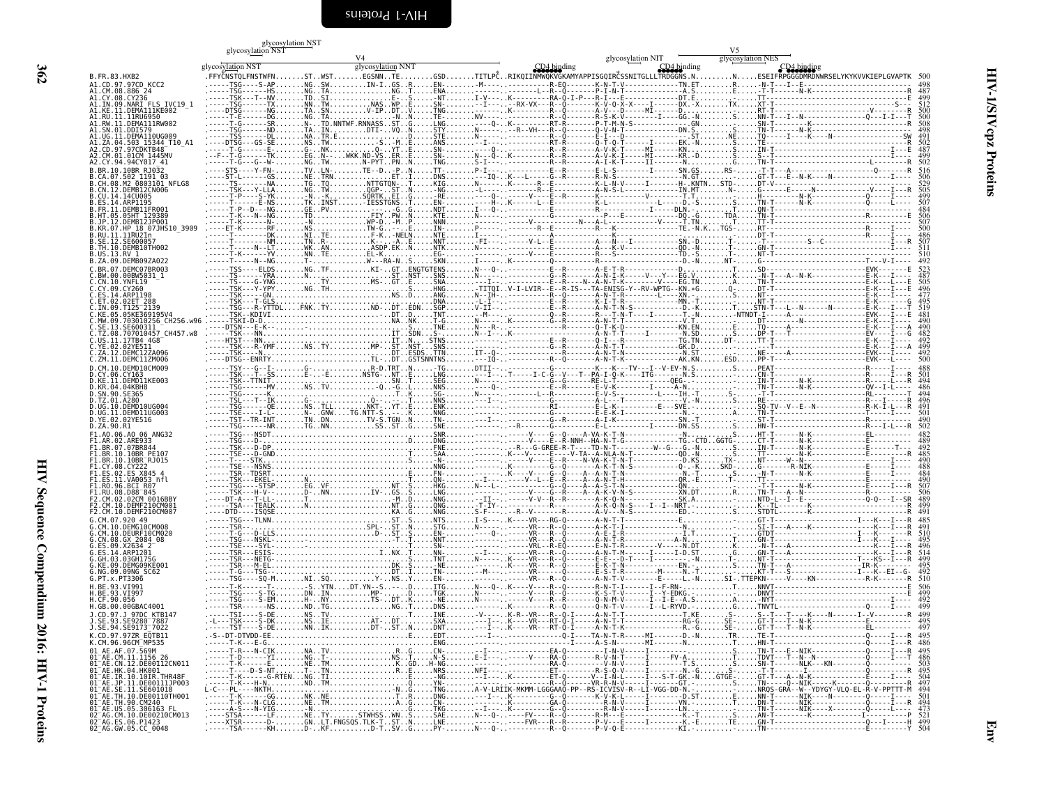```
                         glycosylation NST
                    glycosylation NST
                                              V4                                          glycosylation NIT              V5
glycosylation NST                     glycosylation NNT              CD4 binding                                   glycosylation NES
                                                                                                                                CD4 binding

B.FR.83.HXB2                 .FFYCNSTQLFNSTWFN.......ST..WST.......EGSNN..TE.......GSD.......TITLPC..RIKQIINMWQKVGKAMYAPPISGQIRCSSNITGLLLTRDGGNS.N.........N......ESEIFRPGGGDMRDNWRSELYKYKVVKIEPLGVAPTK 500
A1.CD.97.97CD_KCC2                 498
A1.CM.08.886_24                    487
A1.CY.08.CY236                     499
A1.IN.09.NARI_FLS_IVC19_1          512
A1.KE.11.DEMA111KE002              500
A1.RU.11.11RU6950                  500
A1.RW.11.DEMA111RW002              508
A1.SN.01.DDI579                    498
A1.UG.11.DEMA110UG009              491
A1.ZA.04.503_15344_T10_A1          502
A2.CD.97.97CDKTB48                 487
A2.CM.01.01CM_1445MV               499
A2.CY.94.94CY017_41                502
B.BR.10.10BR_RJ032                 516
B.CA.07.502_1191_03                506
B.CH.08.M2_0803101_NFLG8           529
B.CN.12.DEMB12CN006                505
B.CU.14.14CU005                    499
B.ES.14.ARP1195                    507
B.FR.11.DEMB11FR001                484
B.HT.05.05HT_129389                506
B.JP.12.DEMB12JP001                507
B.KR.07.HP_18_07JHS10_3909         500
B.RU.11.11RU21n                    486
B.SE.12.SE600057                   507
B.TH.10.DEMB10TH002                511
B.US.13.RV_1                       510
B.ZA.09.DEMB09ZA022                492
C.BR.07.DEMC07BR003                523
C.BW.00.00BW5031_1                 487
C.CN.10.YNFL19                     505
C.CY.09.CY260                      496
C.ES.14.ARP1198                    477
C.ET.02.02ET_288                   495
C.IN.09.T125_2139                  519
C.KE.05.05KE369195V4               481
C.MW.09.703010256_CH256.w96        490
C.SE.13.SE600311                   490
C.TZ.08.707010457_CH457.w8         482
C.US.11.17TB4_4G8                  492
C.YE.02.02YE511                    499
C.ZA.12.DEMC12ZA096                492
C.ZM.11.DEMC11ZM006                506
D.CM.10.DEMD10CM009                488
D.CY.06.CY163                      501
D.KE.11.DEMD11KE003                494
D.KR.04.04KBH8                     486
D.SN.90.SE365                      494
D.TZ.01.A280                       496
D.UG.10.DEMD10UG004                491
D.UG.11.DEMD11UG003                501
D.YE.02.02YE516                    490
D.ZA.90.R1                         502
F1.AO.06.AO_06_ANG32               482
F1.AR.02.ARE933                    489
F1.BR.07.07BR844                   492
F1.BR.10.10BR_PE107                485
F1.BR.10.10BR_RJ015                490
F1.CY.08.CY222                     488
F1.ES.02.ES_X845_4                 484
F1.ES.11.VA0053_nfl                490
F1.RO.96.BCI_R07                   507
F1.RU.08.D88_845                   506
F2.CM.02.02CM_0016BBY              489
F2.CM.10.DEMF210CM001              499
F2.CM.10.DEMF210CM007              491
G.CM.07.920_49                     485
G.CM.10.DEMG10CM008                491
G.CN.10.DEURF10CM020               510
G.CN.08.GX_2084_08                 495
G.ES.09.X2634_2                    496
G.ES.14.ARP1201                    514
G.GH.03.03GH175G                   499
G.KE.09.DEMG09KE001                495
G.NG.09.09NG_SC62                  492
G.PT.x.PT3306                      510
H.BE.93.VI991                      506
H.BE.93.VI997                      499
H.CF.90.056                        496
H.GB.00.00GBAC4001                 499
J.CD.97.J_97DC_KTB147              499
J.SE.93.SE9280_7887                495
J.SE.94.SE9173_7022                497
K.CD.97.97ZR_EQTB11                495
K.CM.96.96CM_MP535                 486
01_AE.AF.07.569M                   495
01_AE.CM.11.1156_26                486
01_AE.CN.12.DE00112CN011           503
01_AE.HK.04.HK001                  495
01_AE.IR.10.10IR.THR48F            504
01_AE.JP.11.DE00111JP003           497
01_AE.SE.11.SE601018               494
01_AE.TH.10.DE00110TH001           501
01_AE.TH.90.CM240                  494
01_AE.US.05.306163_FL              473
02_AG.CM.10.DE00210CM013           521
02_AG.ES.06.P1423                  499
02_AG.GW.05.CC_0048                504
```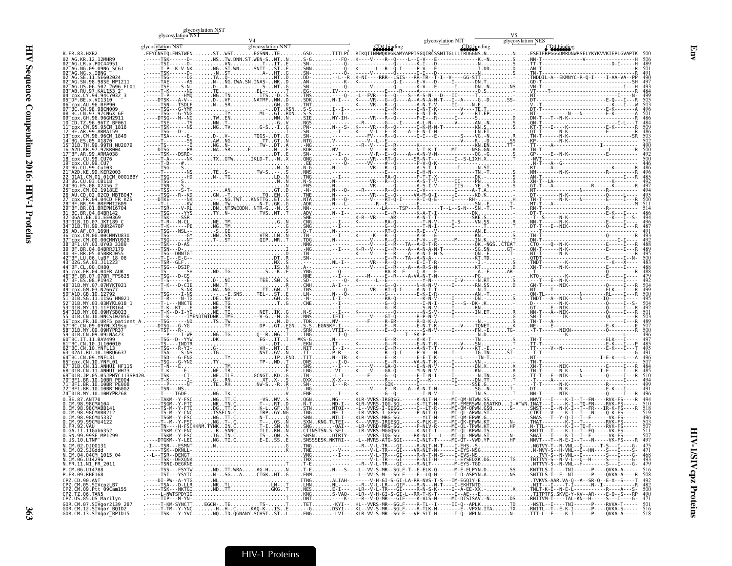Env

HIV-1/SIVcpz Proteins

```
                         glycosylation NST
                      glycosylation NST
                                        V4                                                                    V5
                  glycosylation NST              glycosylation NNT               glycosylation NIT      glycosylation NES
                                                            CD4 binding                                   CD4 binding
B.FR.83.HXB2              .FFYCNSTQLFNSTWFN.......ST..WST.......EGSNN..TE........GSD.......TITLPC..RIKQIINMWQKVGKAMYAPPISGQIRCSSNITGLLLTRDGGNS.N.........N......ESEIFRPGGGDMRDNWRSELYKYKVVKIEPLGVAPTK  500
02_AG.KR.12.12MHR9                                                                                                                                                    506
02_AG.LR.x.POC44951                                                                                                                                                   489
02_AG.NG.09.09NG_SC61                                                                                                                                                 501
02_AG.NG.x.IBNG                                                                                                                                                       491
02_AG.SE.11.SE602024                                                                                                                                                  490
02_AG.SN.98.98SE_MP1211                                                                                                                                               497
02_AG.US.06.502_2696_FL01                                                                                                                                             493
03_AB.RU.97.KAL153_2                                                                                                                                                  484
04_cpx.CY.94.94CY032_3                                                                                                                                                499
05_DF.BE.x.VI1310                                                                                                                                                     505
06_cpx.AU.96.BFP90                                                                                                                                                    503
07_BC.CN.98.98CN009                                                                                                                                                   496
08_BC.CN.97.97CNGX_6F                                                                                                                                                 501
09_cpx.GH.96.96GH2911                                                                                                                                                 486
10_CD.TZ.96.96TZ_BF061                                                                                                                                                484
11_cpx.CM.95.95CM_1816                                                                                                                                                509
12_BF.AR.99.ARMA159                                                                                                                                                   486
13_cpx.CM.96.96CM_1849                                                                                                                                                503
14_BG.ES.05.X1870                                                                                                                                                     502
15_01B.TH.99.99TH_MU2079                                                                                                                                              490
16_A2D.KR.97.97KR004                                                                                                                                                  500
17_BF.AR.99.ARMA038                                                                                                                                                   492
18_cpx.CU.99.CU76                                                                                                                                                     500
19_cpx.CU.99.CU7                                                                                                                                                      486
20_BG.CU.99.Cu103                                                                                                                                                     486
21_A2D.KE.99.KER2003                                                                                                                                                  496
22_01A1.CM.01.01CM_0001BBY                                                                                                                                            488
23_BG.CU.03.CB118                                                                                                                                                     492
24_BG.ES.08.X2456_2                                                                                                                                                   497
25_cpx.CM.02.1918EE                                                                                                                                                   494
26_AU.CD.02.02CD_MBTB047                                                                                                                                              495
27_cpx.FR.04.04CD_FR_KZS                                                                                                                                              500
28_BF.BR.99.BREPM12609                                                                                                                                                511
29_BF.BR.01.BREPM16704                                                                                                                                                514
31_BC.BR.04.04BR142                                                                                                                                                   486
32_06A1.EE.01.EE0369                                                                                                                                                  494
33_01B.ID.07.JKT189_C                                                                                                                                                 496
34_01B.TH.99.OUR2478P                                                                                                                                                 487
35_AD.AF.07.169H                                                                                                                                                      491
36_cpx.CM.00.00CMNYU830                                                                                                                                               493
37_cpx.CM.00.00CMNYU926                                                                                                                                               492
38_BF1.UY.03.UY03_3389                                                                                                                                                488
39_BF.BR.04.04BRRJ179                                                                                                                                                 489
40_BF.BR.05.05BRRJ055                                                                                                                                                 495
42_BF.LU.06.luBF_18_06                                                                                                                                                500
43_02G.SA.03.J11223                                                                                                                                                   483
44_BF.CL.00.CH80                                                                                                                                                      488
45_cpx.FR.04.04FR_AUK                                                                                                                                                 488
46_BF.BR.07.07BR_FPS625                                                                                                                                               479
47_BF.ES.08.P1942                                                                                                                                                     492
48_01B.MY.07.07MYKT021                                                                                                                                                504
49_cpx.GM.03.N26677                                                                                                                                                   499
50_A1D.GB.10.12792                                                                                                                                                    500
51_01B.SG.11.11SG_HM021                                                                                                                                               495
52_01B.MY.03.03MYKL018_1                                                                                                                                              504
53_01B.MY.11.11FIR164                                                                                                                                                 492
54_01B.MY.09.09MYSB023                                                                                                                                                501
55_01B.CN.10.HNCS102056                                                                                                                                               503
56_cpx.FR.10.URF5_patient_A                                                                                                                                           489
57_BC.CN.09.09YNLX19sg                                                                                                                                                507
58_01B.MY.09.09MYPR37                                                                                                                                                 500
59_01B.CN.09.09LNA423                                                                                                                                                 496
60_BC.IT.11.BAV499                                                                                                                                                    497
61_BC.CN.10.JL100010                                                                                                                                                  485
62_BC.CN.10.YNFL13                                                                                                                                                    495
63_02A1.RU.10.10RU6637                                                                                                                                                491
64_BC.CN.09.YNFL31                                                                                                                                                    496
65_cpx.CN.10.YNFL01                                                                                                                                                   507
67_01B.CN.11.ANHUI_HF115                                                                                                                                              484
68_01B.CN.11.ANHUI_WH73                                                                                                                                               485
69_01B.JP.05.05JPMYC113SP420                                                                                                                                          510
70_BF1.BR.10.10BR_PE004                                                                                                                                               494
71_BF1.BR.10.10BR_PE008                                                                                                                                               499
72_BF1.BR.10.10BR_MG002                                                                                                                                               491
74_01B.MY.10.10MYPR268                                                                                                                                                496
O.BE.87.ANT70                                                                                                                                                         494
O.CM.98.98CMA104                                                                                                                                                      510
O.CM.98.98CMABB141                                                                                                                                                    518
O.CM.98.98CMABB212                                                                                                                                                    519
O.CM.98.98CMU5337                                                                                                                                                     496
O.CM.99.99CMU4122                                                                                                                                                     503
O.FR.92.VAU                                                                                                                                                           505
O.GA.11.11Gab6352                                                                                                                                                     511
O.SN.99.99SE_MP1299                                                                                                                                                   507
O.US.10.LTNP                                                                                                                                                          497
N.CM.02.DJO0131                                                                                                                                                       475
N.CM.02.SJGddd                                                                                                                                                        471
N.CM.04.04CM_1015_04                                                                                                                                                  468
N.CM.06.U14296                                                                                                                                                        493
N.FR.11.N1_FR_2011                                                                                                                                                    479
P.CM.06.U14788                                                                                                                                                        516
P.FR.09.RBF168                                                                                                                                                        508
CPZ.CD.90.ANT                                                                                                                                                         492
CPZ.CM.05.SIVcpzLB7                                                                                                                                                   482
CPZ.CM.09.Ptt_09Cam155                                                                                                                                                500
CPZ.TZ.06.TAN5                                                                                                                                                        490
CPZ.US.85.US_Marilyn                                                                                                                                                  471
GOR.CM.07.SIVgor2139_287                                                                                                                                              501
GOR.CM.12.SIVgor_BQID2                                                                                                                                                516
GOR.CM.13.SIVgor_BPID15                                                                                                                                               518
```

HIV-1 Proteins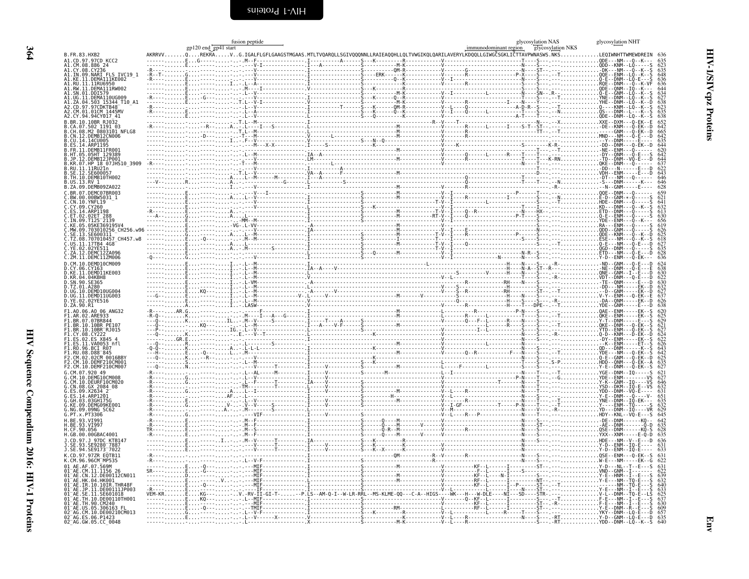# HIV-1/SIVcpz Proteins

## Env

```
                      gp120 end  gp41 start     fusion peptide                                                                 immunodominant region   glycosylation NAS   glycosylation NKS   glycosylation NHT

B.FR.83.HXB2                 AKRRVV.......Q....REKRA.....V..G.IGALFLGFLGAAGSTMGAAS.MTLTVQARQLLSGIVQQQNNLLRAIEAQQHLLQLTVWGIKQLQARILAVERYLKDQQLLGIWGCSGKLICTTAVPWNASWS.NKS.............LEQIWNHTTWMEWDREIN  636
A1.CD.97.97CD_KCC2          635
A1.CM.08.886_24             623
A1.CY.08.CY236              635
A1.IN.09.NARI_FLS_IVC19_1   648
A1.KE.11.DEMA111KE002       636
A1.RU.11.11RU6950           636
A1.RW.11.DEMA111RW002       644
A1.SN.01.DDI579             634
A1.UG.11.DEMA110UG009       627
A1.ZA.04.503_15344_T10_A1   638
A2.CD.97.97CDKTB48          623
A2.CM.01.01CM_1445MV        635
A2.CY.94.94CY017_41         638
B.BR.10.10BR_RJ032          652
B.CA.07.502_1191_03         642
B.CH.08.M2_0803101_NFLG8    665
B.CN.12.DEMB12CN006         642
B.CU.14.14CU005             635
B.ES.14.ARP1195             644
B.FR.11.DEMB11FR001         620
B.HT.05.05HT_129389         642
B.JP.12.DEMB12JP001         644
B.KR.07.HP_18_07JHS10_3909  637
B.RU.11.11RU21n             622
B.SE.12.SE600057            643
B.TH.10.DEMB10TH002         646
B.US.13.RV_1                646
B.ZA.09.DEMB09ZA022         628
C.BR.07.DEMC07BR003         659
C.BW.00.00BW5031_1          621
C.CN.10.YNFL19              641
C.CY.09.CY260               632
C.ES.14.ARP1198             613
C.ET.02.02ET_288            630
C.IN.09.T125_2139           656
C.KE.05.05KE369195V4        619
C.MW.09.703010256_CH256.w96 626
C.SE.13.SE600311            625
C.TZ.08.707010457_CH457.w8  618
C.US.11.17TB4_4G8           627
C.YE.02.02YE511             635
C.ZA.12.DEMC12ZA096         628
C.ZM.11.DEMC11ZM006         636
D.CM.10.DEMD10CM009         624
D.CY.06.CY163               638
D.KE.11.DEMD11KE003         630
D.KR.04.04KBH8              622
D.SN.90.SE365               630
D.TZ.01.A280                632
D.UG.10.DEMD10UG004         627
D.UG.11.DEMD11UG003         637
D.YE.02.02YE516             626
D.ZA.90.R1                  638
F1.AO.06.AO_06_ANG32        620
F1.AR.02.ARE933             625
F1.BR.07.07BR844            629
F1.BR.10.10BR_PE107         621
F1.BR.10.10BR_RJ015         627
F1.CY.08.CY222              624
F1.ES.02.ES_X845_4          622
F1.ES.11.VA0053_nfl         626
F1.RO.96.BCI_R07            643
F1.RU.08.D88_845            642
F2.CM.02.02CM_0016BBY       625
F2.CM.10.DEMF210CM001       635
F2.CM.10.DEMF210CM007       627
G.CM.07.920_49              621
G.CM.10.DEMG10CM008         627
G.CM.10.DEURF10CM020        646
G.CN.08.GX_2084_08          632
G.ES.09.X2634_2             631
G.ES.14.ARP1201             651
G.GH.03.03GH175G            635
G.KE.09.DEMG09KE001         632
G.NG.09.09NG_SC62           629
G.PT.x.PT3306               645
H.BE.93.VI991               642
H.BE.93.VI997               635
H.CF.90.056                 628
H.GB.00.00GBAC4001          635
J.CD.97.J_97DC_KTB147       636
J.SE.93.SE9280_7887         631
J.SE.94.SE9173_7022         633
K.CD.97.97ZR_EQTB11         631
K.CM.96.96CM_MP535          622
01_AE.AF.07.569M            631
01_AE.CM.11.1156_26         622
01_AE.CN.12.DE00112CN011    639
01_AE.HK.04.HK001           632
01_AE.IR.10.10IR.THR48F     640
01_AE.JP.11.DE00111JP003    633
01_AE.SE.11.SE601018        625
01_AE.TH.10.DE00110TH001    637
01_AE.TH.90.CM240           630
01_AE.US.05.306163_FL       649
02_AG.CM.10.DE00210CM013    657
02_AG.ES.06.P1423           635
02_AG.GW.05.CC_0048         640
```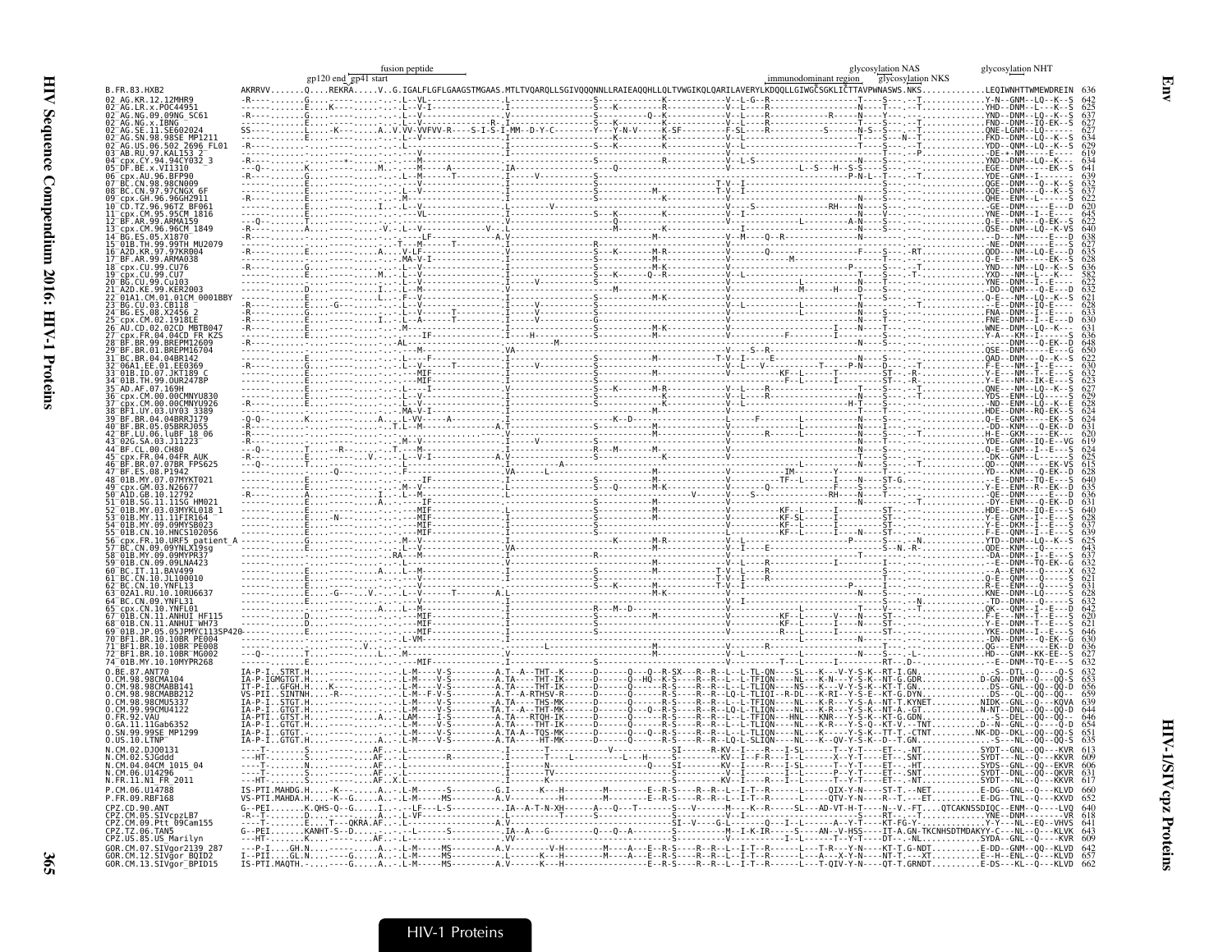Env

HIV-1/SIVcpz Proteins

```
                         fusion peptide                                                                   glycosylation NAS           glycosylation NHT
              gp120 end  gp41 start                                                 immunodominant region     glycosylation NKS

B.FR.83.HXB2                  AKRRVV.......Q....REKRA.....V..G.IGALFLGFLGAAGSTMGAAS.MTLTVQARQLLSGIVQQQNNLLRAIEAQQHLLQLTVWGIKQLQARILAVERYLKDQQLLGIWGCSGKLICTTAVPWNASWS.NKS.............LEQIWNHTTWMEWDREIN  636
02_AG.KR.12.12MHR9                                                                                                                                                                         642
02_AG.LR.x.POC44951                                                                                                                                                                        625
02_AG.NG.09.09NG_SC61                                                                                                                                                                      632
02_AG.NG.x.IBNG                                                                                                                                                                            627
02_AG.SE.11.SE602024                                                                                                                                                                       627
02_AG.SN.98.98SE_MP1211                                                                                                                                                                    634
02_AG.US.06.502_2696_FL01                                                                                                                                                                  629
03_AB.RU.97.KAL153_2                                                                                                                                                                       619
04_cpx.CY.94.94CY032_3                                                                                                                                                                     634
05_DF.BE.x.VI1310                                                                                                                                                                          641
06_cpx.AU.96.BFP90                                                                                                                                                                         639
07_BC.CN.98.98CN009                                                                                                                                                                        632
08_BC.CN.97.97CNGX_6F                                                                                                                                                                      637
09_cpx.GH.96.96GH2911                                                                                                                                                                      622
10_CD.TZ.96.96TZ_BF061                                                                                                                                                                     620
11_cpx.CM.95.95CM_1816                                                                                                                                                                     645
12_BF.AR.99.ARMA159                                                                                                                                                                        622
13_cpx.CM.96.96CM_1849                                                                                                                                                                     640
14_BG.ES.05.X1870                                                                                                                                                                          638
15_01B.TH.99.99TH_MU2079                                                                                                                                                                   627
16_A2D.KR.97.97KR004                                                                                                                                                                       635
17_BF.AR.99.ARMA038                                                                                                                                                                        628
18_cpx.CU.99.CU76                                                                                                                                                                          636
19_cpx.CU.99.CU7                                                                                                                                                                           582
20_BG.CU.99.Cu103                                                                                                                                                                          622
21_A2D.KE.99.KER2003                                                                                                                                                                       632
22_01A1.CM.01.01CM_0001BBY                                                                                                                                                                 621
23_BG.CU.03.CB118                                                                                                                                                                          628
24_BG.ES.08.X2456_2                                                                                                                                                                        633
25_cpx.CM.02.1918LE                                                                                                                                                                        630
26_AU.CD.02.02CD_MBTB047                                                                                                                                                                   631
27_cpx.FR.04.04CD_FR_KZS                                                                                                                                                                   636
28_BF.BR.99.BREPM12609                                                                                                                                                                     648
29_BF.BR.01.BREPM16704                                                                                                                                                                     650
31_BC.BR.04.04BR142                                                                                                                                                                        622
32_06A1.EE.01.EE0369                                                                                                                                                                       630
33_01B.ID.07.JKT189_C                                                                                                                                                                      632
34_01B.TH.99.OUR2478P                                                                                                                                                                      623
35_AD.AF.07.169H                                                                                                                                                                           627
36_cpx.CM.00.00CMNYU830                                                                                                                                                                    629
37_cpx.CM.00.00CMNYU926                                                                                                                                                                    626
38_BF1.UY.03.UY03_3389                                                                                                                                                                     624
39_BF.BR.04.04BRRJ179                                                                                                                                                                      624
40_BF.BR.05.05BRRJ055                                                                                                                                                                      631
42_BF.LU.06.luBF_18_06                                                                                                                                                                     620
43_02G.SA.03.J11223                                                                                                                                                                        619
44_BF.CL.00.CH80                                                                                                                                                                           624
45_cpx.FR.04.04FR_AUK                                                                                                                                                                      625
46_BF.BR.07.07BR_FPS625                                                                                                                                                                    615
47_BF.ES.08.P1942                                                                                                                                                                          628
48_01B.MY.07.07MYKT021                                                                                                                                                                     640
49_cpx.GM.03.N26677                                                                                                                                                                        635
50_A1D.GB.10.12792                                                                                                                                                                         636
51_01B.SG.11.11SG_HM021                                                                                                                                                                    631
52_01B.MY.03.03MYKL018_1                                                                                                                                                                   640
53_01B.MY.11.11FIR164                                                                                                                                                                      628
54_01B.MY.09.09MYSB023                                                                                                                                                                     637
55_01B.CN.10.HNCS102056                                                                                                                                                                    639
56_cpx.FR.10.URF5_patient_A                                                                                                                                                                625
57_BC.CN.09.09YNLX19sg                                                                                                                                                                     643
58_01B.MY.09.09MYPR37                                                                                                                                                                      637
59_01B.CN.09.09LNA423                                                                                                                                                                      632
60_BC.IT.11.BAV499                                                                                                                                                                         632
61_BC.CN.10.JL100010                                                                                                                                                                       621
62_BC.CN.10.YNFL13                                                                                                                                                                         631
63_02A1.RU.10.10RU6637                                                                                                                                                                     628
64_BC.CN.09.YNFL31                                                                                                                                                                         632
65_cpx.CN.10.YNFL01                                                                                                                                                                        642
67_01B.CN.11.ANHUI_HF115                                                                                                                                                                   620
68_01B.CN.11.ANHUI_WH73                                                                                                                                                                    621
69_01B.JP.05.05JPMYC113SP420                                                                                                                                                               646
70_BF1.BR.10.10BR_PE004                                                                                                                                                                    630
71_BF1.BR.10.10BR_PE008                                                                                                                                                                    636
72_BF1.BR.10.10BR_MG002                                                                                                                                                                    627
74_01B.MY.10.10MYPR268                                                                                                                                                                     632
O.BE.87.ANT70                                                                                                                                                                              632
O.CM.98.98CMA104                                                                                                                                                                           653
O.CM.98.98CMABB141                                                                                                                                                                         656
O.CM.98.98CMABB212                                                                                                                                                                         659
O.CM.98.98CMU5337                                                                                                                                                                          639
O.CM.99.99CMU4122                                                                                                                                                                          644
O.FR.92.VAU                                                                                                                                                                                646
O.GA.11.11Gab6352                                                                                                                                                                          654
O.SN.99.99SE_MP1299                                                                                                                                                                        644
O.US.10.LTNP                                                                                                                                                                               635
N.CM.02.DJO0131                                                                                                                                                                            613
N.CM.02.SJGddd                                                                                                                                                                             609
N.CM.04.04CM_1015_04                                                                                                                                                                       606
N.CM.06.U14296                                                                                                                                                                             631
N.FR.11.N1_FR_2011                                                                                                                                                                         617
P.CM.06.U14788                                                                                                                                                                             660
P.FR.09.RBF168                                                                                                                                                                             652
CPZ.CD.90.ANT                                                                                                                                                                              640
CPZ.CM.05.SIVcpzLB7                                                                                                                                                                        618
CPZ.CM.09.Ptt_09Cam155                                                                                                                                                                     641
CPZ.TZ.06.TAN5                                                                                                                                                                             643
CPZ.US.85.US_Marilyn                                                                                                                                                                       609
GOR.CM.07.SIVgor2139_287                                                                                                                                                                   642
GOR.CM.12.SIVgor_BQID2                                                                                                                                                                     657
GOR.CM.13.SIVgor_BPID15                                                                                                                                                                    662
```

HIV-1 Proteins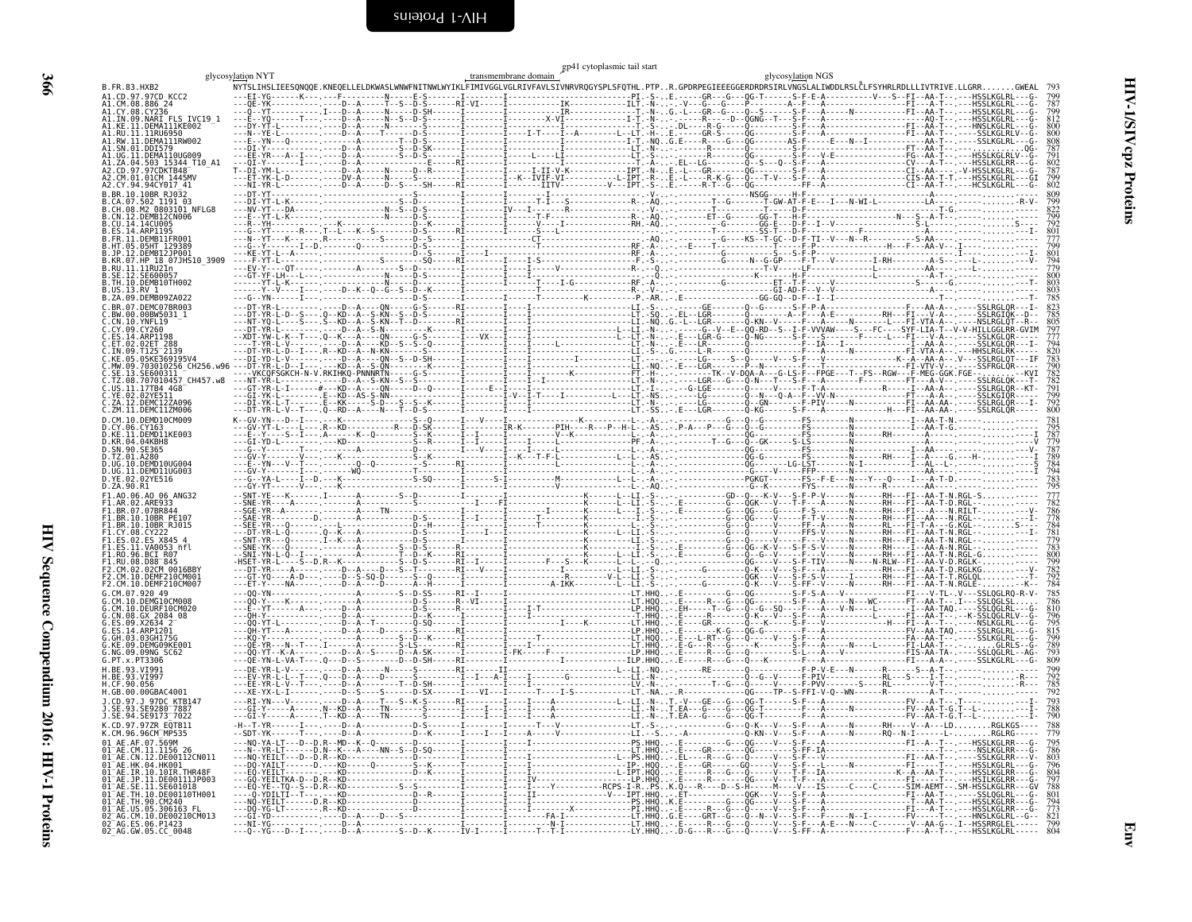# HIV-1/SIVcpz Proteins

## Env

```
                    glycosylation NYT                                    gp41 cytoplasmic tail start
                                                                   transmembrane domain                          glycosylation NGS
B.FR.83.HXB2                  NYTSLIHSLIEESQNQQE.KNEQELLELDKWASLWNWFNITNWLWYIKLFIMIVGGLVGLRIVFAVLSIVNRVRQGYSPLSFQTHL.PTP..R.GPDRPEGIEEEGGERDRDRSIRLVNGSLALIWDDLRSLCLFSYHRLRDLLLIVTRIVE.LLGRR.......GWEAL  793
A1.CD.97.97CD_KCC2                                                                                                                                                                          799
A1.CM.08.886_24                                                                                                                                                                             787
A1.CY.08.CY236                                                                                                                                                                              799
A1.IN.09.NARI_FLS_IVC19_1                                                                                                                                                                   812
A1.KE.11.DEMA111KE002                                                                                                                                                                       800
A1.RU.11.11RU6950                                                                                                                                                                           800
A1.RW.11.DEMA111RW002                                                                                                                                                                       808
A1.SN.01.DDI579                                                                                                                                                                             787
A1.UG.11.DEMA110UG009                                                                                                                                                                       791
A1.ZA.04.503_15344_T10_A1                                                                                                                                                                   802
A2.CD.97.97CDKTB48                                                                                                                                                                          787
A2.CM.01.01CM_1445MV                                                                                                                                                                        799
A2.CY.94.94CY017_41                                                                                                                                                                         802
B.BR.10.10BR_RJ032                                                                                                                                                                          809
B.CA.07.502_1191_03                                                                                                                                                                         799
B.CH.08.M2_0803101_NFLG8                                                                                                                                                                    822
B.CN.12.DEMB12CN006                                                                                                                                                                         799
B.CU.14.14CU005                                                                                                                                                                             792
B.ES.14.ARP1195                                                                                                                                                                             801
B.FR.11.DEMB11FR001                                                                                                                                                                         777
B.HT.05.05HT_129389                                                                                                                                                                         799
B.JP.12.DEMB12JP001                                                                                                                                                                         801
B.KR.07.HP_18_07JHS10_3909                                                                                                                                                                  794
B.RU.11.11RU21n                                                                                                                                                                             779
B.SE.12.SE600057                                                                                                                                                                            800
B.TH.10.DEMB10TH002                                                                                                                                                                         803
B.US.13.RV_1                                                                                                                                                                                803
B.ZA.09.DEMB09ZA022                                                                                                                                                                         785
C.BR.07.DEMC07BR003                                                                                                                                                                         823
C.BW.00.00BW5031_1                                                                                                                                                                          785
C.CN.10.YNFL19                                                                                                                                                                              805
C.CY.09.CY260                                                                                                                                                                               797
C.ES.14.ARP1198                                                                                                                                                                             777
C.ET.02.02ET_288                                                                                                                                                                            794
C.IN.09.T125_2139                                                                                                                                                                           820
C.KE.05.05KE369195V4                                                                                                                                                                        783
C.MW.09.703010256_CH256.w96                                                                                                                                                                 790
C.SE.13.SE600311                                                                                                                                                                            782
C.TZ.08.707010457_CH457.w8                                                                                                                                                                  782
C.US.11.17TB4_4G8                                                                                                                                                                           791
C.YE.02.02YE511                                                                                                                                                                             799
C.ZA.12.DEMC12ZA096                                                                                                                                                                         792
C.ZM.11.DEMC11ZM006                                                                                                                                                                         800
D.CM.10.DEMD10CM009                                                                                                                                                                         781
D.CY.06.CY163                                                                                                                                                                               795
D.KE.11.DEMD11KE003                                                                                                                                                                         787
D.KR.04.04KBH8                                                                                                                                                                              779
D.SN.90.SE365                                                                                                                                                                               787
D.TZ.01.A280                                                                                                                                                                                789
D.UG.10.DEMD10UG004                                                                                                                                                                         784
D.UG.11.DEMD11UG003                                                                                                                                                                         794
D.YE.02.02YE516                                                                                                                                                                             783
D.ZA.90.R1                                                                                                                                                                                  795
F1.AO.06.AO_06_ANG32                                                                                                                                                                        777
F1.AR.02.ARE933                                                                                                                                                                             782
F1.BR.07.07BR844                                                                                                                                                                            786
F1.BR.10.10BR_PE107                                                                                                                                                                         778
F1.BR.10.10BR_RJ015                                                                                                                                                                         784
F1.CY.08.CY222                                                                                                                                                                              781
F1.ES.02.ES_X845_4                                                                                                                                                                          779
F1.ES.11.VA0053_nfl                                                                                                                                                                         783
F1.RO.96.BCI_R07                                                                                                                                                                            800
F1.RU.08.D88_845                                                                                                                                                                            799
F2.CM.02.02CM_0016BBY                                                                                                                                                                       782
F2.CM.10.DEMF210CM001                                                                                                                                                                       792
F2.CM.10.DEMF210CM007                                                                                                                                                                       784
G.CM.07.920_49                                                                                                                                                                              785
G.CM.10.DEMG10CM008                                                                                                                                                                         786
G.CM.10.DEURF10CM020                                                                                                                                                                        810
G.CN.08.GX_2084_08                                                                                                                                                                          796
G.ES.09.X2634_2                                                                                                                                                                             795
G.ES.14.ARP1201                                                                                                                                                                             815
G.GH.03.03GH175G                                                                                                                                                                            799
G.KE.09.DEMG09KE001                                                                                                                                                                         789
G.NG.09.09NG_SC62                                                                                                                                                                           793
G.PT.x.PT3306                                                                                                                                                                               809
H.BE.93.VI991                                                                                                                                                                               799
H.BE.93.VI997                                                                                                                                                                               792
H.CF.90.056                                                                                                                                                                                 785
H.GB.00.00GBAC4001                                                                                                                                                                          792
J.CD.97.J_97DC_KTB147                                                                                                                                                                       793
J.SE.93.SE9280_7887                                                                                                                                                                         788
J.SE.94.SE9173_7022                                                                                                                                                                         790
K.CD.97.97ZR_EQTB11                                                                                                                                                                         788
K.CM.96.96CM_MP535                                                                                                                                                                          779
01_AE.AF.07.569M                                                                                                                                                                            795
01_AE.CM.11.1156_26                                                                                                                                                                         786
01_AE.CN.12.DE00112CN011                                                                                                                                                                    803
01_AE.HK.04.HK001                                                                                                                                                                           796
01_AE.IR.10.10IR.THR48F                                                                                                                                                                     804
01_AE.JP.11.DE00111JP003                                                                                                                                                                    797
01_AE.SE.11.SE601018                                                                                                                                                                        788
01_AE.TH.10.DE00110TH001                                                                                                                                                                    801
01_AE.TH.90.CM240                                                                                                                                                                           794
01_AE.US.05.306163_FL                                                                                                                                                                       773
02_AG.CM.10.DE00210CM013                                                                                                                                                                    821
02_AG.ES.06.P1423                                                                                                                                                                           799
02_AG.GW.05.CC_0048                                                                                                                                                                         804
```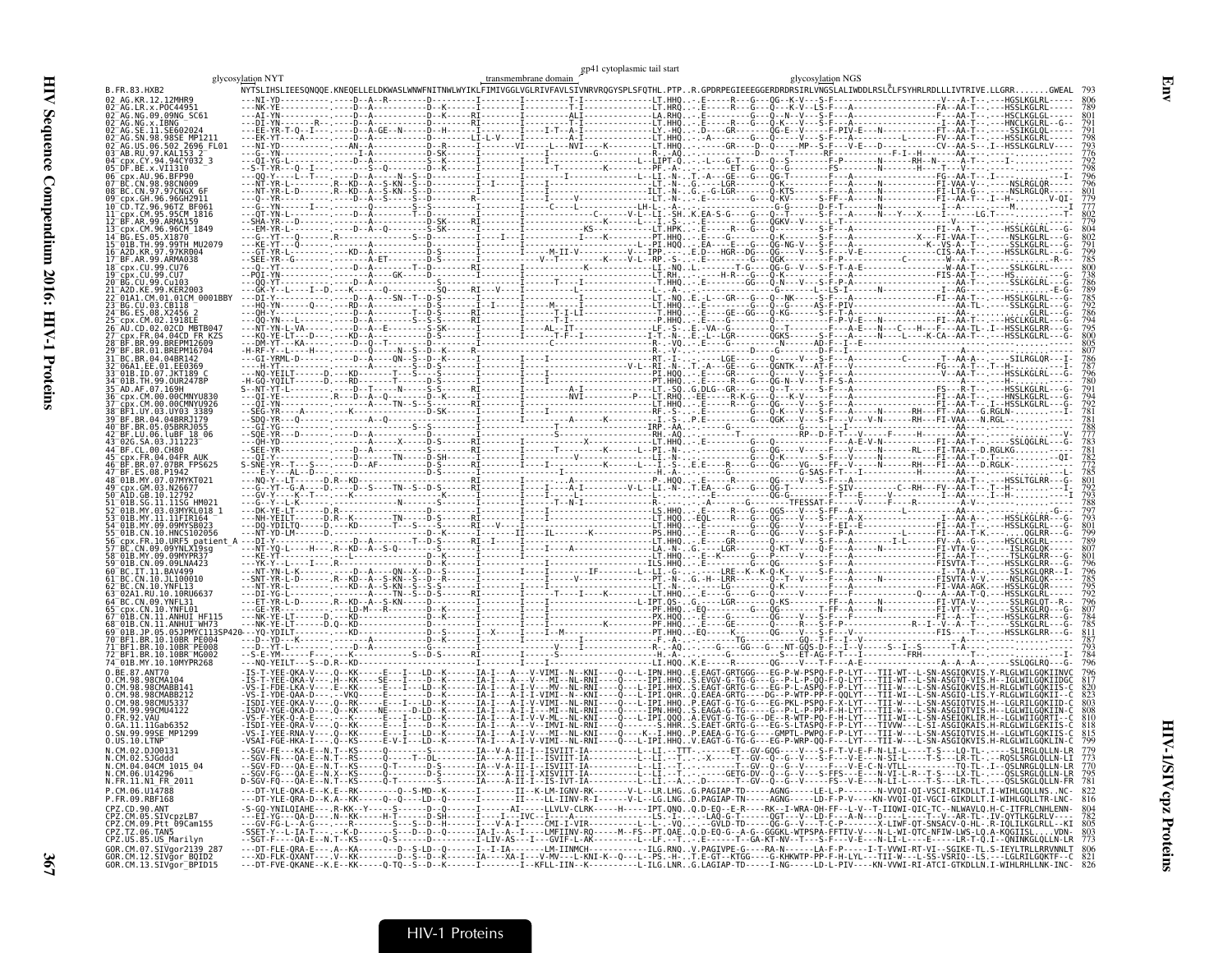```
                    glycosylation NYT                                                gp41 cytoplasmic tail start
                                                                    transmembrane domain                              glycosylation NGS
B.FR.83.HXB2                  NYTSLIHSLIEESQNQQE.KNEQELLELDKWASLWNWFNITNWLWYIKLFIMIVGGLVGLRIVFAVLSIVNRVRQGYSPLSFQTHL.PTP..R.GPDRPEGIEEEGGERDRDRSIRLVNGSLALIWDDLRSLCLFSYHRLRDLLLIVTRIVE.LLGRR.......GWEAL  793
02_AG.KR.12.12MHR9            ---NI-YD-----------.-----D--A--R--------D-----------I---------I----------T-I---------------LT.HRQ...E------R---G---QG--K-V---S-F--------------------------V----A-T-.----HGSLKGLRL-----  806
02_AG.LR.x.POC44951           ---NK-YE-----------.-----D--A----------D--K--------I---------I----------T-I---------------LT.HRQ...E------R---G---Q---K-V--LS-F---A------------------FA--AA-T-.----HSSLKGLRL-----  789
02_AG.NG.09.09NG_SC61         ---AI-YN-----------.-----D--A----------D--K--------RI--------I----------ALI---------------LA.RHQ...E------R---G---Q--N--V---S-F---A-----------------F----AA-T-.----HSCLKGLGL-----  801
02_AG.NG.x.IBNG               ---DI-YN-----------.-----D--A----------D--K--------RI--------I----------T-I---------------LT.HHQ...E------R---G---Q-K---V---S-F---A------------------I--AA-T-.----HNCLKGLRL---G--  791
02_AG.SE.11.SE602024          ---EE-YR-T-Q--I----.-----D--A-GE--N----D--H--------I---------I----I-T--A-I----------------LY.-HQ...D-----GR-------QG-E--V------F-PIV-E---N-----------FT--AA-T-.----SSIKGLQL-----  791
02_AG.SN.98.98SE_MP1211       ---EK-YT-----A-----.-----D--A----------S--K--------IL-L-V----I---------T-I----------------LT.HHQ...A------G---G---Q-------S-F---A----------------FV--AA-T-.----HSSLKGLRL-----  798
02_AG.US.06.502_2696_FL01     ---NI-YD-----------.-----AN--A---------D--R--------I----VI----L---NVI-----K-------------LT.HHQ...........GR-----D--Q-----MP--S-F---V-E---D---------CV--AA-S-.I--HSSLKGLRLV----  793
03_AB.RU.97.KAL153_2          ---G--YN-----------.-----I-A-----------D-SK--------I---------I----------G----------------R-.AQ...................T------RF--------F-I--H--------------AA-------------------------  776
04_cpx.CY.94.94CY032_3        ---QI-YG-L---------.------D--A---------S--K--------I---------I----------G-------------L-IPT-Q....L---G-T-----Q---S-------S-F---------RH--N-------A-T-.---I--..........  792
05_DF.BE.x.VI1310             ---S-T-YR---Q--I---.-----S--Q----------D--K--------I---------I--------K-------------------PF.-A-..........ET-G---Q-G-------FS--------N-------H-------T---V------------  798
06_cpx.AU.96.BFP90            ---QQ-Y-----L-T----.-----D--A-----N--S--D----------I---------I----------------------------L--LI.-N-..T.-A---GE---QG-T--------F---A------------FG--AA-T-.I---------------I-  796
08_BC.CN.98.98CN009           ---NT-YR-L-D-------.R--KD--A--S-KN--S--D-----------I---------I----------------------------ILT.-N-..G.--LR-----Q-KTS--------F---A---N------------FI-VAA-V-.----NSLRGLQR-----  823
08_BC.CN.97.97CNGX_6F         ---NT-YR-L-D-------.R--KD--A--S-KN--S--D-----------I---------I----------------------------ILT.-N-..G.-G-LGR--------Q-KTS--------F---A---N------------FI-LTA-G-.----NSLRGLRL-----  801
09_cpx.GH.96.96GH2911         ---Q--YR-----------.-----D--A--S-------S--D--------R---------I--------V--------------------LT.-N-..E------R---G---Q-KV-------S-FF--A---N-----------FI--AA-T-.I--H---------V-QI-  779
10_CD.TZ.96.96TZ_BF061        ---G--YN-------I---.-----------------S--S--------I---------I-----C----L---------------LH-L.-N-.....-------------G-------D-F-T---A---N----------------I------M...........I  777
11_cpx.CM.95.95CM_1816        ---QT-YN-L---------.-----D--A--T-------D--D--------I---------C----------V-L---LI.-SH..K.EA-S-G---G---Q--T-------S-F---A-----N---Y---X---I-----LG.T-----.-----------  802
12_BF.AR.99.ARMA159           ---SHA-YR---D------.-----------------D-SK-------RI---------I--------K----L---------L-I.-S-..E------R---G---QGKV--V------L-T-----------------V---------------------------  779
13_cpx.CM.96.96CM_1849        ---EM-YR-L---------.-----D--A--Q-------S-SK--------I---------I-----------KS-------------LT.HPK...E------R---G---Q---S-------S-F---A------------FI--A--T-.----HSSLKGLRL---G-  804
14_BG.ES.05.X1870             ---G--YT---Q-------.R--------------S--D--------I-----I------I----K---------------LT.HHQ...E------G-------Q-K-------S-F---A---N----------X---FI-VAA-T-.----NSLKGLRL---G-  802
15_01B.TH.99.99TH_MU2079      ---KE-YT---Q-------.-----------------D-S-------RI---------I----------------------L-PI.HQQ...EA----E--G---QG-NG-V---S-F---A-----------------K--VS-A--T-.----SSLKGLRL---G-  791
16_A2D.KR.97.97KR004          ---GT-YR-L---------.KD--A------------D-S-------I---------M-II-V---------V---IPP-....E.D---HGR--DG---QG---V---S-F---V-E------------CIS-AA-T-.----HSSLKGLRL---G-  799
17_BF.AR.99.ARMA038           ---SEE-YR-G--------.-----A-ET--------D-S-------I-----------V--T-------K----V-L-RP.-S-..E---------G---QGK-------F-P-----------C-------W--A-----------------------R---  785
18_cpx.CU.99.CU76             ---Q--YT-----------.-----D--A-----T--D-------RI---------I------------------LI-NQ.L..........T-G---QG-G--V---S-F-T-A-E-----------W-AA-T-.----SSLKGLRL-----  800
19_cpx.CU.99.CU7              ---PQI-YN-------------D-----GK-----------------I---------I------------------LT.RH........H-R---G---Q-K-------S-F---------------FIS-AA-T-.-HS-----------  738
20_BG.CU.99.Cu103             ---QQ-YT-----------.-----------------D-S-------RI--------T-----I---------------LT.HH...E-------GG---Q--N---V---S-F-P-A-----------------AA-T-.----SSLKGLRL---G-  786
21_A2D.KE.99.KER2003          ---GK-Y--L----I--D--.--K-----Q-------SQ-------RI--V-----I-----------------------L-..A-.........................-G-----L-LS-I-----N-----------I--AG-----------------E-G-  789
22_01A1.CM.01.01CM_0001BBY    ---DI-Y------------.-----D--A----SN--T--D-S---------I---------I----------------------LT.-NQ..E.-L---GR---G---Q--NK----S-F---A-----------------FI--AA-T-.----HSSLKGLRL---G-  785
23_BG.CU.03.CB118             ---HQ-YN-------Q----.-----RD--A-------D-S-------I--I------M-----I-----------------LT.HHQ...E-------G---Q---G---AS-F-PIV------------------AA-TL-.----SSLKGLRL---G-  792
24_BG.ES.08.X2456_2           ---QH-Y------------.-----D--A---------T--D-S-------I---------T-I-LI-----------------LT.HHQ...E------GE--GG---Q-KG-------S-F-T-A-----------------------------GLRL---G-  786
25_cpx.CM.02.1918EE           ---QQ-YN--L--------.-----D--A---------S--S-S-------RI--------I-------------------------LT.HHQ...E---------------Q-------------F-P-V-E---N-----------FI--AA-T-.----HSCLKGLRL---G-  794
26_AU.CD.02.02CD_MBTB047      ---NT-YN-L-VA------.-----D--A--E-------S-SK--------I--------AL-IT-------------------LF.-S-..E.-VA-G------------Q--T-------F---A-E---N---C---H---F--AA-TL-.I--HSSLKGLRR---G-  795
27_cpx.FR.04.04CD_FR_KZS      ---KQ-YE-LT---D---.-----KD--A------------D-S-------I---------T-F--I-------------------I-T.-N-..E..L--LGR-------QGKS-------S-F---A---N----K-CA--AA-T-.----HSSLKGLRL---G-  800
28_BF.BR.99.BREPM12609        ---DM-YT---KA------.-----D--Q--T-------S-----------I---------C---------------------------.-N-.............................N-----AD-F--E-------------------------------------  805
29_BF.BR.01.BREPM16704        -H-RF-Y--L---H----.-----------Q-----N--S--D--K-----R---------------------------R-.-V-.............G-------D-F--I-----------------------------------------------------------  807
31_BC.BR.04.04BR142           ---GI-YRML-D-------.-----D--A----QN--S--D--K-------I---------I-----------------------RT.-I-...--LGE-------Q-----V---S-F---A------------C-----T-AA-A-.----SILRGLQR---I-  786
32_06A1.EE.01.EE0369          ---H-YT------------.-----D--A---------S-----------------------I-------------V-L-RI.-N-..T.-A---GE---QGNTK------AT-F---V--------------FG--A--T-.T--H---------------  787
33_01B.ID.07.JKT189_C         ---NQ-YEILT-------D.-----KD--------T---S--S--------I---------I--------------------------PI.HQQ...E------GR----Q-------V---S-F---A-----------------AA-T-.----HSSLKGLRL---G-  796
34_01B.TH.99.OUR2478P         -H-GQ-YQILT--------.D-----RD-------T---S-S---------I---------I-------------------------PT.HHQ...E------R---G---QG-N--V---S-F-S-A-----------------H----------------------  780
35_AD.AF.07.169H              S--NT-YT-L---------.-----D--T-------N--S-S---------I---------A-I---------------------LI.-SQ..G.DLG-GR---Q-K-------S-F---A---N------------FS--R-T-.----HSSLKGLRL---G-  791
36_cpx.CM.00.00CMNYU830       ---QI-YE-----------.R----D--A--Q-------D--K--------I---------NVI-----------P---LT.RHQ..-EE----R-K-G---Q---K-V---S-F---A-----------------FI--AA-T-.----HNSLKGLRL---G-  794
37_cpx.CM.00.00CMNYU926       ---QI-YN-----------.-----------TN--S--S--------I---------------------------------LT.HHQ...E------R---G---Q-----V---S-F---A---N-------------FI--AA-T-.I--HSSLKGLRL---G-  792
38_BF1.UY.03.UY03_3389        ---SEG-YR----A-----.-----K------------D-SK--------I---------I----------------------RF.-S-...............Q-K---V---S-F---A-----RH---FT-AA---G.RGLN-......---I-  781
39_BF.BR.04.04BRRJ179         ---SDQ-YR---Q------.-----A--Q----------D-----------I---------I---------A-----K----I.-S-..P.E------G---QGK---V---S-F---V--V-N-----RH---FI-VAA---N.RGL-.......---I-  781
40_BF.BR.05.05BRRJ055         ---GI-YG----------------------------------S-S------I---------I---------------------IRP.-AA...................................................................  788
42_BF.LU.06.luBF_18_06        ---SQE-YR-----D----.-----D--A--Q-------D-S---------I---------I---------------------RH.-AQ...........T-------RP-D-F-T---V-----F-------H----------AA-------------------------------  783
43_02G.SA.03.J11223           ---QH-YD-----------.-----A-----X-------D-S-------RI---------I---------X-------------LT.HHQ...E--------G---Q-------------A-E-V-N-----------FI--AA-T-.----SSLQGLRL---G-  783
44_BF.CL.00.CH80              ---SEE-YR----------.-----D--A---------D-S-------RI---------I---------K-L---------PI.-N-..E------G-----QG---V---F---V---N------RLL--FI-TAA---D.RGLKG.........  781
45_cpx.FR.04.04FR_AUK         ---QI-YE-----------.-----D--A-----TN---D-SH--------I---------I--------------------LT.-HQ...E--------Q-K--------S-F---A---N-------------FI--AA-T-.---.................QI-  782
46_BF.BR.07.07BR_FPS625       S-SNE-YR--T---S-----.D--AF-----------D-S-------RI---------I-----I----------K---L--I-S.E.E-----R---G---QGKG---VG----FF--V-----N-----RH---FI-VAA---D.RGLK-.........  772
47_BF.ES.08.P1942             ---E-Y--AL--D------.-----------------D-S-------------------I---------------------H-.A-...........G-SAS-F-T--I----------H-------AA-------------------------------  785
48_01B.MY.07.07MYKT021        ---NQ-Y--LT--------.D--R--KD-----------D-----------I---------A----------------P-.HQQ...E------R---G---QG-------S-F---A-----------------AA-T-.----HSSLTGLRR---G-  801
49_cpx.GM.03.N26677           ---G--YT---A-----D----D--S----TN--S--D-S----------RI--------I----A-I---------V-L-LI.-N-..T.EA--G---G---QG-T-------S-F---A--------C--RH---FV--AA-T-.-T--H-------I-  792
50_A1D.GB.10.12792            ---GV-Y---K--T----.----K-----------------K--------I--------T-------------------R-.-..........E--------QG-G-------F-T--E------V-------I--AA-T-.I--H------------  793
51_01B.SG.11.11SG_HM021       ---G--Y--LK--------.-----------N-----S--S----------I-----------T-N-I-------------R-.................A-------G----TFESSAT-F-----V------F----R------A-V---------------------  788
52_01B.MY.03.03MYKL018_1      ---DK-YE-LT--------.D-------------------D-S--------I----------------------------LS.HHQ...E------R---G---QGS---V---S-FF--A-----------L-------------------------G---  797
53_01B.MY.11.11FIR164         ---NH-YEILT--------.D.R--K-------TN---D-S-S-------RI---------I-------------------LT.HQQ..EQL--R---G---QG---V---S-F---A-X-----------I--AA-A-.----HSSLKGLRL---G-  793
54_01B.MY.09.09MYSB023        ---DQ-YDILTQ-------.D--KD------T---S--S------RI---V--I------------------------LT.HHQ...E------R---G---QG-----V-F-EI-E---------------FI--AA-T-.----HSSLKGLRL---G-  801
55_01B.CN.10.HNCS102056       ---NT-YD-LM----D---.-------------------D--K--------II---IL------K--------------PS.HHQ...E------R---G---QG---V---S-F-P-A------------FI--AA-T-K.-----QGLRR---G-  799
56_cpx.FR.10.URF5_patient_A   ---DI-Y------------.--D--A--------T--D-S-------RI--I------------------------------LT.HHQ...E------GR---G---Q---V-------S-F---A-------I-L------FV--A-G-.----HSCLKGLRL-----  789
57_BC.CN.09.09YNLX19sg        ---NT-YQ-L----H----.R--KD--A--S-Q------S--D--------I---------I----A----------------LA.-N-..G.---GR-------Q-KT-------S-F---A---N----------FI-VTA-V-.----ISLRGLQK-----  807
58_01B.MY.09.09MYPR37         ---KE-YT-----------.-------L-----------D-S-------R---------I----------------------LT.HHQ...E--K-------G-------P-----V-----S-F---A-------------FI--AA-T-.----TSLKGLRR---G-  801
59_01B.CN.09.09LNA423         ---YK-Y--L----R----.--------------------S-----------I---------I----------------------ILS.HHQ...E------R-----Q-------V-F-----A---N-----------FISVTA-T-.----HSSLKGLRL---G-  796
60_BC.IT.11.BAV499            ---NT-YN-L-K-------.-----D--A----QN--X--D--S------I---------I-----IF-------L-LI.-G-..........LRE--K--K-Q-K-------S-F---A------------I--TA-A-.----SSLKGLQRR--I-  796
61_BC.CN.10.JL100010          ---SNT-YR-L-D------.R--KD--A--S-KN--S--D--R--------I---------I----V---------------PT.-N-..G.-H--LRR------Q--T--V-----F---A----------FISVTA-V-V.----NSLRGLQK-----  785
62_BC.CN.10.YNFL13            ---NT-YR-L-D-------.-----KD--A--S-KN--S--D--R--------I---------I-------------------LT.-N-...........LG------Q-K-------S-F---A---N----------FI-VAA-AGK.----HSSLKGLRL-----  795
63_02A1.RU.10.10RU6637        ---DI-YG-L---------.-----A-----TN--S--D-S-------RI--------T----I---I---K---------LT.HHQ...E------R---G---Q------V--F---F-----------Q----A-AA-T-Q.----HSSLKGLRL---G-  792
64_BC.CN.09.YNFL31            ---ET-YR-L-D-------.R--KD--A--S-KN----D--------------I--------I-------------------L-IPT.QS..G.---LGR-------Q-KS--------FF--A----------FI-VTA-T-.----SSLRGLQT--R-  796
65_cpx.CN.10.YNFL01           ---GE-YR-----------.-----LD-M--R-------D-S-------I---------I-----------------------PF.HHQ..EQ--------G-------Q-KS-------T-FF--A-----------FI-VT--V-.----SSLKGLRQ---G-  807
67_01B.CN.11.ANHUI_HF115      ---NK-YE-LT--------.D-------------------D--K--------I---------I-------------------PX.HQQ...E------R---G---QG---V---S-F---A-----------------FI--A--T-.----HSSLKGLRR---G-  784
68_01B.CN.11.ANHUI_WH73       ---NK-YE-LT--------.D.Q--KD-------------D--K--------I---------I---------K---------PF.HHQ...E------GE-------Q-------R---S-F-P---------R--I--V--A--T-.---------------  785
69_01B.JP.05.05JPMYC113SP420  ---YQ-YDILT--------.D-------KD----------S---------X--I------I-M-----------------LT.HHQ..EQ---K-----G---QG---V---S-F-----------------FIS-----T-.----HSSLKGLRR---G-  811
70_BF1.BR.10.10BR_PE004       ---D--YD---K-------.----------------------------I---------------------------F-.A-....................TG-------GQ-T-F--I--V--------------------A------------------------  787
71_BF1.BR.10.10BR_PE008       ---D--YT-L---------.-----D--A----------------------------V---I-----------------R-.-AQ.......G---GG---G---NT-GQS-D-F--I--V-----S--I--S------T-A-------------------------  793
72_BF1.BR.10.10BR_MG002       ---S-E-YM----------.-----F-------------S-D-S-------RI---------I---------------------H.-A-...........S---ET-AG-F-T--I--------FRH-----------T-------------------------  784
74_01B.MY.10.10MYPR268        ---NQ-YEILT---S-D.R--KD-----------------I-----------I----------------------------LT.HQQ..K.E-----R---------QG---V---T-F---A-E-----------------A--A--A-.----SSLQGLRQ---G-  796

O.BE.87.ANT70                 -IS-T-YEE-QKA-V---.Q--KK----E---I---LD--K------IA-I---A---V-VIMI--N--KNI-----Q---L-IPI.HHQ..E.EAGT-GRTGGG---EG-P-W-PSPQ-F-P-LYT---TII-WT--L-SN-ASGIQKVIS.Y-RLGLWILGQKIINVC  796
O.CM.98.98CMA104              -IS-T-YEE-QKA-V---.H--KK----SE--I---LD--K------IA-I---A---V--MI--NL-RNI-----Q---L-IPI.HHQ..S.EVGV-G-TG-G---G--P-L-P-QQ-F-Q-LYT---TII-WT--L-SN-ASGTQ-VIS-H--IGLWILGQKIIDGC  817
O.CM.98.98CMABB141            -VS-I-FDE-LKA-V---.E--KK-------I---LD--K------IA-I---V-V--MV--NL-RNI-----Q---L-IPI.HHQ..S.EAGT-GRTG-G---EG-P-L-ASPQ-F-P-LYT---TII-WT--L-SN-ASGIQKVIS.H-RLGLWILGQKIIS-C  820
O.CM.98.98CMABB212            -VS-I-YDE-QAA-D---.--VKQ-------E---I---LD--K------IA-I---A-I-V-VIMI--NL-RNI-----Q---L-IPI.QHR..Q.EAEA-GRTG---DG--P-WTP-PP-F-QQLYT---TII-WI--L-SN-ASGIQKVIS.H-RLGLWILGQKII--C  803
O.CM.98.98CMU5337             -ISDI-YEE-QKA-V---.Q--RK-------E---I---LD--K------IA-I---A-I-V-VIMI--NL-RNI-----Q---L-IPI.HHQ..P.EAGT-G-TG-G---EG-PKL-PSPQ-F-X-LYT---TII-WT--L-SN-ASGIQTVIS.H--LGRILGQKIIN-C  803
O.CM.99.99CMU4122             -ISDV-YGE-QKA-D---.Q--KK----NE----I---D-LD--K------IA-I---I-I--MI--NL-RNI-----Q---L-IPI.HHQ..S.EAGA-G-TG-G---G--P-L-P-PP-F-P-LYT---TII-WT--L-SN-ASGIQTVIS.H-RLGLWILGQKIIN-C  808
O.FR.92.VAU                   -VS-F-YEK-Q-A-E---.---K-----E---I---LD--K------IA-I---A-I-V-V-ML--NL-KNI-----Q---L-IPI.QQQ..A.EVGT-G-TG-G---DE--R-WTP-PQ-F-H-LYT---TII-WT--L-SN-ASGIQTVIS.H--LGLWIIGQRTI--C  810
O.GA.11.11Gab6352             -ISDI-YEE-QRA-V---.Q--KK-------E---I---LD--K------IA-I---A---V--IMVI-NL-RNI-----Q------S.HHR..S.EAET-GRTG-G---EG-S-LTASPQ-F-P-LYT---TIVVW---L-SI-ASGIQKAIS.H-RLGLWILGEKIIS-C  818
O.SN.99.99SE_MP1299           -VS-I-YEE-RNA-V---.Q--KK-------E---I---LD--K------IA-I-I-I---MI--NL-KNI-----Q----K-I-IPI.HHQ..P.EAEA-G-TG-G---GMPTL-PWPQ-F-P-LYT---TII-W---L-SN-ASGIQTVIS.H--LGLWTGQKIIS-C  815
O.US.10.LTNP                  -VSAI-FGE-HKA-I---.Q--KS----E-V-I---LD--K------TA-I---A-I-V-I-IMI--NL-RNI-----Q---L-IPI.HHQ..V.EAGT-G-TG-G---EG-P-WRP-QQ-F---LYT---TII-W---L-SN-ASGIQTVIS.H-RLGLWILGQKLIN-C  799

N.CM.02.DJO0131               ---SGV-FE---KA-E---N.T--KS-----Q-------S-------IA--V-A-II-I--ISVIIT-IA----------L--LI.--TTT-......ET--GV-GQG----V---S-F-T-V-E-F-N-LI-L----T-S---LQ-TL-.----SLIRGLQLLN-LR  779
N.CM.02.SJGddd                ---SGV-FN---QA-E--N.T--RS-----Q-------T-DL------IA---A-II-I--ISVIIT-IA----------L--LI.--T-..X.----T--GV--Q-G---V---S-F--V-E---N-SI-L----T-S---LR-TL-.----RQSLSRGLQLLN-LI  773
N.CM.04.04CM_1015_04          ---SGV-FD---QA-E---N.T--KS-----Q-T-------D-S-------IA--V-A-II-I--ISVIIT-IA----------L--LI.--T-....-.--------T--GV--Q-G---V---S-F---V-E-C-N-VTLL-----------TQ-TL-.I--QSLNRGLQLLN-LR  770
N.CM.06.U14296                ---SGV-FG---QA-E---N.X--KS-----Q--------S-------IX-----A-II-I--XISVIIT-IA----------L--LI.--T-....-.-----GETG-DV--Q--G---V---S-FFS---E---N-VI-L-R--T-S---LX-TL-.----QSLSRGLQLLN-LR  795
N.FR.11.N1_FR_2011            D-SGV-FQ----QA-E---N.T--KS-----Q-T-------S-------IA-----A-II-I--IS-IVT-IA----------L--LI-A-....D.------T--GV--Q--G---V---S-FS---V-E---N-LI-L----T-S---LR-TL-.----QSLSKGLQLLN-FR  781

P.CM.06.U14788                ---DT-YLE-QKA-E--K.E--RK--------Q--S-MD--K-------I-------II--K-LM-IGNV-RK-------V-L--LR.LHG..G.PAGIAP-TD-----AGNG-----LE-L-P--------N-VVQI-QI-VSCI-RIKDLLT.I-WIHLGQLLNS..NC-  822
P.FR.09.RBF168                ---DT-YLE-QRA-D--K.A--KK-----Q-Q-------LD--Q-------I-------II----LL-IINV-R-I------V-L--LG.LNG..D.PAGIAP-TN-----AGNG-----LD-F-P-V----KN-VVQI-QI-VGCI-GIKDLLT.I-WIHLGQLLTR-LNC-  816

CPZ.CD.90.ANT                 -S-GQ-YNILQIAHE---.R-KK--Y-----S--------D--Q-------I-----AI------LLVLV-CLRK-----H---IPT.QNQ..Q.D-EQ--E-R----RK--I-WRA-QH-FF--L-V--T-IIQWI-QIC-TC--NLWAVLQ.H-C-ITFRLCNHLENN-  804
CPZ.CM.05.SIVcpzLB7           ---EI-YG----QA-D---.N--KK-----H-T-------D-SH-------I-----IVC--I---A----------------LS.-I-.....-LAQ-G-T-------QGT---V--LD-F--A-N---D------T---V--AR-TL-.IV-QYTLKGLRLV---  782
CPZ.CM.09.Ptt_09Cam155        ---GV-FG-L--A-G----.-R----------S---S--D--H-------I----V-A-I-------CMI-I-VIR-----------L--VQ.....GVLD-TD-----QG-G--V---T-C-P--------X-LIWF-QT-SNSACV-Q-HL.-R-IQLILKGLRLL--KI  805
CPZ.TZ.06.TAN5                -SSET-Y--L-IA-T---.-K-D-------S---D--D--Q-------IA-I--A-I---LMFIINV-RQ-----M--FS--PT.QAE..Q.D-EQ-G--A-G--GGKL-WTPSPA-FFTIV-V---N-LI-WI-QTC-NFIW-LWS-LQ.A-KQGIISL....VDN.  803
CPZ.US.85.US_Marilyn          ---SGT-F----QA-E---N.T--KS-----Q-S--------D-S-------I--I-LIV-AS---I---GVIF-L-AK-------L--LF.-T-....--T-GA-KT-NV--T---T--V-E---N-LI-L----E---LR-T-Q.I--QNINKGLQLLN-LR  773

GOR.CM.07.SIVgor2139_287      ---DT-FLE-QRA-E---.A--KK-------D--S-LD--Q-------I--I-IA------LM-IINMCH----------ILG.RNQ..V.PAGIVPE-G-----RA-N------LA-F-P-----I-T-VVWI-RT-VI--SGIKE-TL.S-IEYLTRLLRRVNNLT  806
GOR.CM.12.SIVgor_BQID2        ---XD-FLK-QXANT---.V--KK-------D--S-LD--Q-------I-------IA---XA-I---V-MV---L-KNI-K--Q--PS.-H..T.E-GT--KTGG----G-KHKWTP-PP-F-H-LYL---TII-W---L-SS-VSRIQ--LS.---LGLRILGQKTF--C  821
GOR.CM.13.SIVgor_BPID15       ---DT-FVE-QKANE---.E--KK-----Q-TQ--S--D--K-------I-------I---KFLL-IIN--K----------I-ILG.LNR..G.LAGIAP-TD-----I-NG-----LD-L-PIV----KN-VVWI-RI-ATCI-GTKDLLN.I-WIHLRHLLNK-INC-  826
```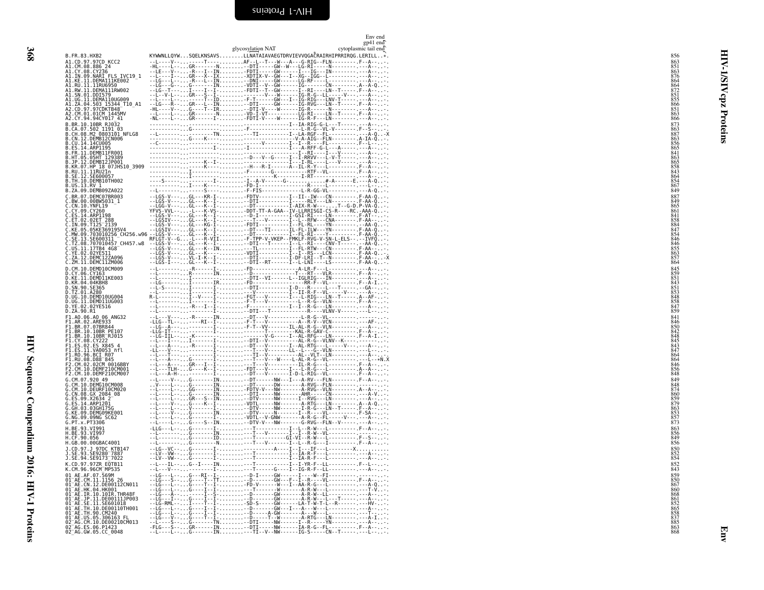```
                                                                      Env end
                                                                      gp41 end
                                glycosylation NAT              cytoplasmic tail end
B.FR.83.HXB2                  KYWWNLLQYW...SQELKNSAVS........LLNATAIAVAEGTDRVIEVVQGACRAIRHIPRRIRQG.LERILL.*.   856
A1.CD.97.97CD_KCC2            --L----V--...-----T---.........AF--L--T---W---A---G-RIG--FLN--------.F--A---.-.   863
A1.CM.08.886_24               -HL----L--...GR-------N........--DTI-----GW--W---LG-RI-----N--------.---A---.-.   851
A1.CY.08.CY236                --LE---V--...-R---I--IN........FDTI-----GW------I--IG---IN--------.---A---.-.   863
A1.IN.09.NARI_FLS_IVC19_1     --L----I--...GR---X--IX........XDTIX-V--GW---I--XG--IGG--L--------.---A---.-.   876
A1.KE.11.DEMA111KE002         --LG---L--...-R---L--IN........-DNI-----GW------LG-RF-----L--------.---A---.-.   864
A1.RU.11.11RU6950             --LG---G--...G-------IN........-VDTI--V--GW------IG-------CN--------.A--A-Q.-.   864
A1.RW.11.DEMA111RW002         --LG--T---...I----I--I.........FDTI--T--GW------I--RI-----LN--T-----.F--A---.-.   872
A1.SN.01.DDI579               --L--V-L--...GR---S--I.........----------V---W------IG-R-G--LL-----V----.---A---.-.   851
A1.UG.11.DEMA110UG009         --L----L--...-------T--I.........F-T------GW---I--IG-RIG---LNV-T-----.---A---.-.   855
A1.ZA.04.503_15344_T10_A1     --LG---R--...GR---L--IN........-DTI-----GW------IG-RVG---LN--T------.F--A---.-.   866
A2.CD.97.97CDKTB48            -HL----V--...G----T--IR........-DTI-V----W------IG-R-------N--------.---A---.-.   851
A2.CM.01.01CM_1445MV          --L----L--...GR-------N........VD-I-VT---------LG-RI----LN--T-----.F--A---.-.   863
A2.CY.94.94CY017_41           -NL----L--...GR-------I-.......FDTI-V----W------IG-R-F---LN--------.---A---.-.   866
B.BR.10.10BR_RJ032            ----------...---------.........------------------I--IA-RIG-G-L---T-----.---A---.-.   873
B.CA.07.502_1191_03           ----------...---------.........F----------------L-R-G--VL-V--------.F--S---.-.   863
B.CH.08.M2_0803101_NFLG8      --L-------...-------TN.........--TI--------------I--LA-RGF--FL--------.---A-Q.-X   887
B.CN.12.DEMB12CN006           ----------...G----K---.........------------------V-A-AIG--FLN--------.A-IA-Q.-.   863
B.CU.14.14CU005               --C-------...---------.........---------V--------I--I--R---L---------.F--L---.-.   856
B.ES.14.ARP1195               ----------...-------I-.........I-----------------I--A-RFF-G-L---A-----.---A---.-.   865
B.FR.11.DEMB11FR001           ----------...---------.........------------------I--RI-----I---V-----.---A---.-.   841
B.HT.05.05HT_129389           ----------...---------.........--D---V--G-----I--I-RRVV---L-V-T------.---A---.-.   863
B.JP.12.DEMB12JP001           ----------...-----K--I.........------------------I--I-RL----L---V-----.---A---.-.   865
B.KR.07.HP_18_07JHS10_3909    ----------...-----K---.........-H---R-I------A--IL-R-Y---L---------.F--A---.-.   858
B.RU.11.11RU21n               ----------...I--------.........F--------G----------RTF--VL---------.F--A---.-.   843
B.SE.12.SE600057              ----------...I--------.........---------------K------I-RT----------.---A---.-.   864
B.TH.10.DEMB10TH002           ----S-----...-------I-.........I--A-V------G-------.......#-A-----E.---A-Q.-.   854
B.US.13.RV_1                  ----------...I----K---.........FD-I---------------R---L-----------.---L---.-.   867
B.ZA.09.DEMB09ZA022           --L-------...-----S---.........F-FIS--------------L-R-GG-VL----------.---A-Q.-.   849
C.BR.07.DEMC07BR003           --LGS-V---...GL---KR-I.........-FDTV---------I--II--IW---CN--------.F-AA-Q.-.   887
C.BW.00.00BW5031_1            --LGS-V---...GL---K--I.........-DTI----------I----RLY---LN--------.F-AA-Q.-.   849
C.CN.10.YNFL19                --LGG-V---...GL---K--I.........-DT-----------I-AIX-R-W--------T--G-D.P-VA-Q.-.   865
C.CY.09.CY260                 YFVS-VVL--...-L---K-VS.........-DDT-TT-A-GAA--IV-LLRRISGI-CS-R----RC.-AAA-Q.-.   861
C.ES.14.ARP1198               --LGS-V---...GL---K--I.........-D-I----------I-GSI-RI-----LN--------.F-AT---.-.   841
C.ET.02.02ET_288              --LGSIV---...GL---K--I.........-T----V-------I--L--RFW---CNA--------.F-AA---.-.   858
C.IN.09.T125_2139             --LGS-V---...GL---KG-I.........-FDTI---------I--FL-RL----YN--------.---AA-Q.-.   884
C.KE.05.05KE369195V4          --LGSIV---...GL---K--I.........-DT---TI------IL-FL-ILW---YN--------.F-AA-Q.-.   847
C.MW.09.703010256_CH256.w96   --LGS-V---...GL---K--I.........-DT----------I--FL-RI------Y--------.F-AA-Q.-.   854
C.SE.13.SE600311              RFLGT-V--G...-L---R-VII........-F-TPP-V-VKEP--FMKLF-RVG-V-SN-L-ELS---.--IVFQ.-.   846
C.TZ.08.707010457_CH457.w8    --LGS-V---...GL---K--I.........-DTI--T------I--L--RI-----CNV-T------.-AA-Q.-.   846
C.US.11.17TB4_4G8             --LGS-V---...GL---K--IN........-TL------------I--FL-RTW---CN--------.F-AA---.-.   855
C.YE.02.02YE511               --LGS-V---...GL---K--...........VDTI---------I--I--RS---LCN--------.F-AA-Q.-.   863
C.ZA.12.DEMC12ZA096           --LGS-V---...VL-I-K--I.........-DTI----------I-DF-LRI--T--N--------.F-AA---.-X   857
C.ZM.11.DEMC11ZM006           --LGS-I---...GL---K--I.........-DTI--RT------I--L-LNI----LS--------.F-AA-Q.-.   864
D.CM.10.DEMD10CM009           --L-------...-R------I.........-FD----------------A-LR-F---L----------.---A---.-.   845
D.CY.06.CY163                 --L-------...R-------IN........-D--------------T---RT---VLR--------.F--A---.-.   859
D.KE.11.DEMD11KE003           --L-------...I-----------.......-DTI--VI-------L--IGLRIG---IN----------.---A---.-.   851
D.KR.04.04KBH8                --LG------...I-------IR........-FD----------------RR-F--VL----------.F--A-I.-.   843
D.SN.90.SE365                 --L-S-----...I-------I-.........-DTI----------I-D---R----L---T------.--GA---.-.   851
D.TZ.01.A280                  --L-------...I-------I-.........-V------------I--II-R-F--VL----V-----.---A---.-.   853
D.UG.10.DEMD10UG004           R-L-------...I--V---I--I.........FGT---V-------I--L-RIG---LN--T------.A--AF--.-.   848
D.UG.11.DEMD11UG003           --L-------...I-------I-.........F-T---V---------L--R-G--VLN--------.F--A---.-.   858
D.YE.02.02YE516               --L-------...-R---I--I.........F--------------I--I--R-G--LN----------.---A---.-.   847
D.ZA.90.R1                    --L-------...--------I-.........-DTI--T--------------R----VLNV-V------.---L---.-.   859
F1.AO.06.AO_06_ANG32          --L---V---...-R-------IN........-DT---V-----------L-R-G--VL---------.----------.   841
F1.AR.02.ARE933               -LLG--TL--...----RI--I..........F-T---V-----------A--R-V--VCN---------.---AF---.   846
F1.BR.07.07BR844              --LG--A---...--------I.........F-T--VV---------IL-AL-R-G--VLN--------.---A---.-.   850
F1.BR.10.10BR_PE107           -LLG-IT---...--------I-.........-----------T--------KAL-R-GAV-C---------.F--A---.-.   842
F1.BR.10.10BR_RJ015           --LG-IIL--...-K-----------......----------V-G-----I--AL-RFG---LN--------.F--A-I.-.   848
F1.CY.08.CY222                --L---I---...I-------I-.........-DTI--V------------AL-R-G--VLNV--K-------.----------.   845
F1.ES.02.ES_X845_4            --L---A---...-R------I.........-DT---V--------I--AL-RTG---L-----V-----.---A---.-.   843
F1.ES.11.VA0053_nfl           -LL---V---...--------I-.........-T---V---------LL--L---G--VLN---------.---L---.-.   847
F1.RO.96.BCI_R07              --L---T---...--------I-.........-TI--V--------------AL--VLT--LN--------.---A---.-.   864
F1.RU.08.D88_845              --L---A---...G-------I-.........-T---V---W----L-AL-R-G--VL---------.---L--+N.X   864
F2.CM.02.02CM_0016BBY         --L---A---...GR---I--I.........-T---V------------IL-R-G---L---------.F--A---.-.   846
F2.CM.10.DEMF210CM001         --L---TLH-...G----K--I.........-FDT---V-------I--L-R-G---L--------.A--A---.-.   856
F2.CM.10.DEMF210CM007         --L---A-H-...--------I-.........-DT---V--------I-D-L-RIG--VL---------.F--A---.-.   848
G.CM.07.920_49                --L----V--...G-------IN........-DT------NW--I---A-RV---FLN--------.F--A---.-.   849
G.CM.10.DEMG10CM008           ..V----L--...G-------IN........-DT------DW-------A-RVG--FLN--------.----------.   848
G.CM.10.DEURF10CM020          --L----L--...GG------IN........-FDTV-V---NW------A-RVG--VLN--------.A--A---.-.   874
G.CN.08.GX_2084_08            --L----L--...G-------IN........-DTI-----NW-------AHR-----CN---------.---A-V.-.   860
G.ES.09.X2634_2               --L----L--...GR---S--IN........-DTV-----NW-----I--RVG---LN--------.---A---.-.   859
G.ES.14.ARP1201               --L----V--...G----K--I.........-VDTL-----NW------A-RTG---LN--------.A--A-Q.-.   879
G.GH.03.03GH175G              --L----L--...V-------I.........-DTV-----NW------I-R-G---LN--T------.F--A---.-.   863
G.KE.09.DEMG09KE001           --L----L--...G-------IN........-DTV-----N---------I--R----VL---------.F-SA---.-.   853
G.NG.09.09NG_SC62             --L----L--...G-------I..........-VDTL--V-GNW-------A-R-G--FL-----V----.---A---.-.   857
G.PT.x.PT3306                 --L----L--...G----S--IN........-DTV-V--NW-------G-RVG--FLN--V------.---A---.-.   873
H.BE.93.VI991                 -LLG---L--...G-------I.........-T--------------I--L--R-W---L---------.F--A---.-.   863
H.BE.93.VI997                 --L-------...G-------IN........-T------V-------I--I--R-W--VL---------.----------.   856
H.CF.90.056                   --L-------...G-------ID........-T------------GI-VI--R-W---L---------.F--S---.-.   849
H.GB.00.00GBAC4001            --L-------...G-------N.........-T---V----------I--L--R-G---L--------.F--A---.-.   856
J.CD.97.J_97DC_KTB147         --LG--VC--...G-------I.........----------------A----I--I---IF---L----------X.--.   850
J.SE.93.SE9280_7887           --LV--VW--...G-------I.........-T------------I--IA-R-F---L---------.---A---.-.   852
J.SE.94.SE9173_7022           --LV--VW--...G-------I.........-T------------I--IA-R-F---L---------.---A---.-.   854
K.CD.97.97ZR_EQTB11           --L---IL--...G--I----IN........-T------------I--I--YR-F--LL----------.F--L---.-.   852
K.CM.96.96CM_MP535            --L---V---...--------I.........-T-----------G-----I--IG-R-F--LL---------.---A---.-.   843
01_AE.AF.07.569M              --LG---L--...G---RI--I..........-D-I------GW-----I-----W--FI-------------.---------.   859
01_AE.CM.11.1156_26           --LG---S--...G----T--TT.........-D--------GW---F--I--R----VL---------.F--A---.-.   850
01_AE.CN.12.DE00112CN011      --LG---L--...G----T--I.........FD-V------W---I--AA-R-G---L----------.---A-Q.-.   867
01_AE.HK.04.HK001             --LG---L--...G----I--I.........-T-----------W-------A-R-W---L-----------.---T-V.-.   860
01_AE.IR.10.10IR.THR48F       --LG---A--...G----I--S.........-D---------GW--------A-R-W---LL---------.---A---.-.   868
01_AE.JP.11.DE00111JP003      --LG---I--...G----I--I.........-D---------GW--------A-R-W---L--T-----.---A---.-.   861
01_AE.SE.11.SE601018          --LG-RML--...I----T--I.........SD-S-------GW------LA-T-W-T-L--R--------.---HV---.   852
01_AE.TH.10.DE00110TH001      --LG---L--...G----I--I.........-D---------GW---I---A---W---L-----------.---A---.-.   865
01_AE.TH.90.CM240             --LG---L--...G----I--I.........-D--------A-GW-------A---W---L-----------.---T---.-.   858
01_AE.US.05.306163_FL         --LG---V--...G----T--I.........-D------T--W-------A-RTG---LN---------.---A-I.-.   837
02_AG.CM.10.DE00210CM013      --L----S--...G-------TN........-DTI-----NW-------I--R-----YN---------.---A---.-.   885
02_AG.ES.06.P1423             -FLG---S--...GR------IN........-DTI-----NW------IA-R-G--FL---------.F--A---.-.   863
02_AG.GW.05.CC_0048           --L----L--...G-------IN........--TI--V--NW------IG-S------CN--T-----.---L---.-.   868
```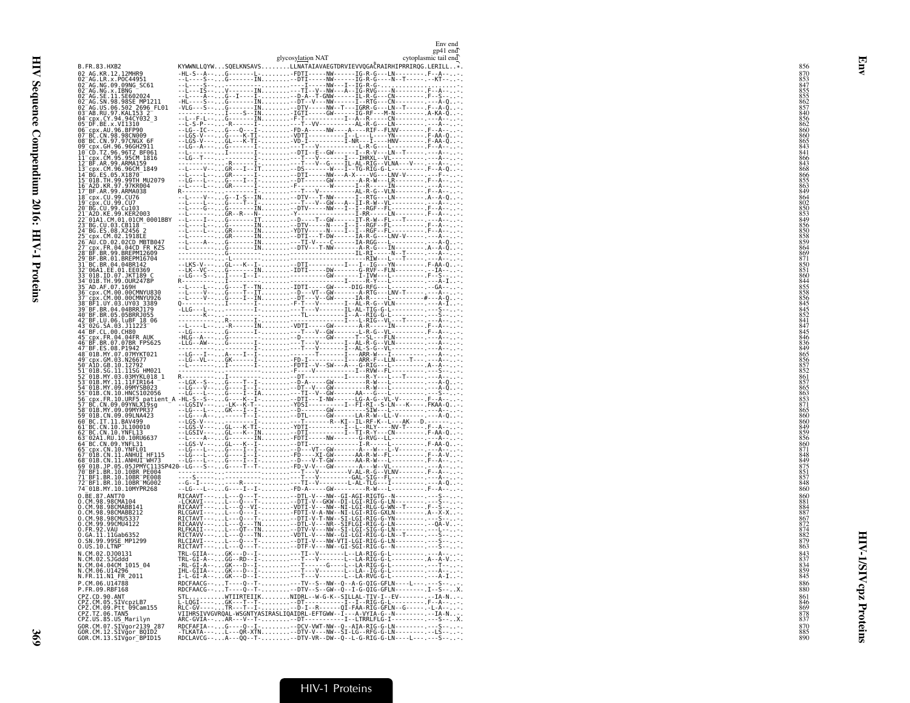```
                                                                                                   Env end
                                                                                                  gp41 end
                                                          glycosylation NAT                cytoplasmic tail end
B.FR.83.HXB2                   KYWWNLLQYW...SQELKNSAVS........LLNATAIAVAEGTDRVIEVVQGACRAIRHIPRRIRQG.LERILL..*.   856
02_AG.KR.12.12MHR9             -HL-S--A--...G-------L-.........-FDTI-----NW------IG-R-G---LN---------.F--A---..-.   870
02_AG.LR.x.POC44951            --L----S--...G-------IN.........-DTI-----NW------IG-R-G----N--T------.--KT---..-.   853
02_AG.NG.09.09NG_SC61          --L----S--...........................-------NW---I--IG-R-G---.......................   847
02_AG.NG.x.IBNG                --L---IS--...V-------IN.........--TI--V--NW---A--IG-RVG----N---------.F--A---..-.   855
02_AG.SE.11.SE602024           --L----A--...G--I----I-.........-D-A--T-GNW------IL-R-G---CN---------.F--S---..-.   855
02_AG.SN.98.98SE_MP1211        -HL----S--...G-------IN.........-DT--V---NW------I--RTG---CN---------.---A-Q..-.   862
02_AG.US.06.502_2696_FL01      -VLG---S--...G-------IN.........-DTV-----NW--T---IGRR-G---LN--T------.F--A-Q..-.   857
03_AB.RU.97.KAL153_2           ----------...I----S--IN.........IGTI-----GW------IG-RF---M-N---------.A-KA-Q..-.   840
04_cpx.CY.94.94CY032_3         --L--F-L--...G-------IN.........-F-T------------I--A--R----CN---------.---A---..-.   856
05_DF.BE.x.VI1310              --L-S-P---...-R------I-.........--T--VV----------AL-R-G---LN---------.---A---..-.   862
06_cpx.AU.96.BFP90             --LG--IC--...G----Q--I-.........-FD-A-----NW----A----RIF--FLNV-------.F--A---..-.   860
07_BC.CN.98.98CN009            --LGS-V---...GL--K--TI-.........-VDTI----------I--L---L----YN--------.F-AA-Q..-.   860
08_BC.CN.97.97CNGX_6F          --LGS-V---...GL---K-TI-.........-VD-I-----------I-NR---I----HNV------.F-AA-Q..-.   865
09_cpx.GH.96.96GH2911          --LG--A---...G-------I-.........---T---V----------L-R-G---L----------.F--A---..-.   843
10_CD.TZ.96.96TZ_BF061         --L-------...I-------IN.........-DTI--E--GW------I--R-V---LN--T------.---A---..-.   841
11_cpx.CM.95.95CM_1816         --LG--T---...--------I-.........--T-----V-------I---IHRXL--VL--------.---A---..-.   866
12_BF.AR.99.ARMA159            ----------...-R------I-.........---T---V--G-----IL-AL-RIG--VLNA---V-------A---..-.   843
13_cpx.CM.96.96CM_1849         --L----V--...GR----I--IT........-DS-------W---I--TG-RIG-G-L----------.F--A-Q..-.   868
14_BG.ES.05.X1870              --L----L--...GR------I-.........-DTI-----NW---A-X----VG---LNV-V------.---F---..-.   866
15_01B.TH.99.99TH_MU2079       --LG---L--...G----I--I-.........-DT------GW---------A-R-W---LR--------.F--A---..-.   855
16_A2D.KR.97.97KR004           --L----L--...GR------I-.........-F-------------W----I--R-----IN-------.---A---..-.   863
17_BF.AR.99.ARMA038            R---------...--------I-.........--T---V-----------AL-R-G---VLN-------.F--A---..-.   849
18_cpx.CU.99.CU76              --L----V--...G--I-S--IN.........-DTV---T-NW------I--RTG---LN---------.A--A-Q..-.   864
19_cpx.CU.99.CU7               --L----L--...G----T--IN.........---T---V--GW---A--II-R-W--VL---------.---A---..-.   802
20_BG.CU.99.Cu103              --L----G--...G-------IN.........-DTV-----NW---I--I-RGF--FL--------.---F--A---..-.   850
21_A2D.KE.99.KER2003           --L-------...GR--R---N-.........-Y-------------------I-RR-----LN----------F--A---..-.   853
22_01A1.CM.01.01CM_0001BBY     --L----I--...G-------I-.........--D----T--GW------IT-R-W--FL--T------.---A---..-.   849
23_BG.CU.03.CB118              --L----L--...G-------IN.........-DTV-----N----I--I--RGF--FL---------.F--A---..-.   856
24_BG.ES.08.X2456_2            --L----L--...GR------IN.........-YDTV-----N---I--I--RGF--FL---------.F--A---..-.   850
25_cpx.CM.02.1918EE            --L-------...GR------IN.........-DTI---T-DW------IA-R-G---LNV-V------.---A---..-.   858
26_AU.CD.02.02CD_MBTB047       --L----A--...G-------IN.........--TI-V----C------IA-RGG---L----------.---A-Q..-.   859
27_cpx.FR.04.04CD_FR_KZS       --L-------...G-------IN.........-DTV--T-NW------A-R-G---IN----------.A--A-Q..-.   864
28_BF.BR.99.BREPM12609         ----------...G-------I-.........--------------------IL-RI-----N--T------.---A---..-.   869
29_BF.BR.01.BREPM16704         ----------...-L------I-.........--------------------RIW---L--T-------.---A---..-.   871
31_BC.BR.04.04BR142            --LKS-V---...GL---K--I-.........-DTI----------I---I--IG---YN---------.F-AA-Q..-.   850
32_06A1.EE.01.EE0369           --LK--VC--...G-------IN.........-IDTI-----DW-----G-RVF--FLN---------.---IA---..-.   851
33_01B.ID.07.JKT189_C          --LG---S--...I----I--I-.........---------------GW-------I-IVW---L----------F--S---..-.   860
34_01B.TH.99.OUR2478P          R---------...I-------I-.........------------------------R-Y---L---------.---A-I..-.   844
35_AD.AF.07.169H               --L----L--...G----T--TN.........-IDTI----GW----DIG-RFG---L----------.--GA---..-.   855
36_cpx.CM.00.00CMNYU830        --L----V--...G----T--IT.........-D---VT--GW-------A-RTG---LNV-T------.---A---..-.   858
37_cpx.CM.00.00CMNYU926        --L----V--...G----I--IN.........-DT---V--GW------IA-R------L---------#---A-Q..-.   856
38_BF1.UY.03.UY03_3389         Q---------...I----I--I-.........-F-T------V------I--AL-R-G---VLN------.---A-I..-.   845
39_BF.BR.04.04BRRJ179          -LLG---L--...--------I-.........--T---V---------IL-AL-TIG-G-L---------.---S---..-.   845
40_BF.BR.05.05BRRJ055          -------K--...--------I-.........--TL-------------I--A--RIG-G-L---------.---S---..-.   852
42_BF.LU.06.luBF_18_06         ----------...-R------I-.........-----------------I--L-RIG--VL---T------.---S---..-.   841
43_02G.SA.03.J11223            --L----L--...-R------IN.........-VDTI-----GW------A-R-----IN----------.F--A---..-.   847
44_BF.CL.00.CH80               --LG------...G-------I-.........---T---V--GW------L-R-G---VL---------.F--A---..-.   845
45_cpx.FR.04.04FR_AUK          -HLG--A---...G-------I-.........-D-------GW------T--SL----FLN--------.---A---..-.   846
46_BF.BR.07.07BR_FPS625        -LLG--AW--...G-------I-.........---T---V--------I--AL-R-G---VLN-------.---A---..-.   836
47_BF.ES.08.P1942              ----------...--------I-.........---T---V---------I--AL-S-G---VL--------.---A---..-.   849
48_01B.MY.07.07MYKT021         --LG---I--...A----I--I-.........------------T------I---ARR-W---L------.---A---..-.   865
49_cpx.GM.03.N26677            --LG--VL--...GK------I-.........-FD-I-----------I---ARR-F--LLN----T---.---A---..-.   856
50_A1D.GB.10.12792             --L-------...I-------I-.........-FDTI--V--SW---A---G-RIG---L----------.A--A---..-.   857
51_01B.SG.11.11SG_HM021        ----------...--------I-.........-F----V----------I--RVW--FL-----------.---S---..-.   862
52_01B.MY.03.03MYKL018_1       R---------...I-------I-.........-DT------------I-------R-Y---L---T------.---A---..-.   851
53_01B.MY.11.11FIR164          --LGX--S--...G----T--I-.........-D-A-----GW---------R-W---L-----------.---A-Q..-.   857
54_01B.MY.09.09MYSB023         --LG---V--...G----I--I-.........-DT--V---GW---------R-W---L-----------.---A-Q..-.   865
55_01B.CN.10.HNCS102056        --LG---L--...G----I--IA.........--TI--V--GW-------AA--G---L-----------.---S---..-.   863
56_cpx.FR.10.URF5_patient_A    -HL-S--S--...G----K--I-.........-DTI---I-NW------LG-A-G--VL-V--------.F--A---..-.   853
57_BC.CN.09.09YNLX19sg         --LGSIV---...LK--K--T-..........-YDSI---------I--FI-RI--S-LN---K------FKAA-Q..-.   871
58_01B.MY.09.09MYPR37          --LG---L--...GK---I--I-.........-D--------GW-----------SIW---L-----------.---A---..-.   865
59_01B.CN.09.09LNA423          --LG--A---...--------I-.........-DTL-----GW-------LA-R-W--LL-V--------.---A-Q..-.   860
60_BC.IT.11.BAV499             --LGS-V---...--------I-.........--T--------R--KI--IL-RF-K--L---AK---D.-------..-.   860
61_BC.CN.10.JL100010           --LGS-V---...GL---K-TI-.........-YDTI---------I---L--RLY----NV-T------.F--A---..-.   849
62_BC.CN.10.YNFL13             --LGSIV---...GL---K-IN.........-DTI---------I---TI-R-Y---CN----------.F-AA-Q..-.   859
63_02A1.RU.10.10RU6637         --L----A--...G-------IN.........-FDTI-----NW------G-RVG---LL----------.---A---..-.   856
64_BC.CN.09.YNFL31             --LGS-V---...GL---K--I-.........-DTI---------------I-R-----L----------.F-AA-Q..-.   860
65_cpx.CN.10.YNFL01            --LG---L--...G----I--I-.........-D---VT--GW-------A---W---L-V---------.---A---..-.   871
67_01B.CN.11.ANHUI_HF115       --LG---L--...G----I--I-.........-FD---XI-GW-------AA-R-W---FL---------.F--A-V..-.   848
68_01B.CN.11.ANHUI_WH73        --LG---L--...G----I--I-.........--D---V-T-GW------AA-R-W---L----------.F--A---..-.   849
69_01B.JP.05.05JPMYC113SP420   --LG---S--...G----T--T-.........-FD-V-----GW----------A---W--VL---------.---A---..-.   875
70_BF1.BR.10.10BR_PE004        ----------...--------I-.........---T---V---------V-AL-R-G--VLNV-------.F--A---..-.   851
71_BF1.BR.10.10BR_PE008        ----S-----...--------I-.........---T--V-------GAL-SIG--FL------------.---A---..-.   857
72_BF1.BR.10.10BR_MG002        --G--I----...-----R--I-.........--TI--V-------L-AL-TLG---I-------------.---A-Q..-.   848
74_01B.MY.10.10MYPR268         --LG---L--...G----I--I-.........-FD-A-----GW----------R-W---L-----------F--A---..-.   860
O.BE.87.ANT70                  RICAAVT---...L---Q--T-..........-DTL-V---NW--GI-AGI-RIGTG--N---------.---S---..-.   860
O.CM.98.98CMA104               -LCKAVI---...L---Q--T-..........-DTI-V--GKW--DI-LGI-RIG-G-LN---------.---S---..-.   881
O.CM.98.98CMABB141             RICAAVT---...L---Q--VI..........-VDTI-V---NW--NI-LGI-RLG-G-WN--T------.F--S---..-.   884
O.CM.98.98CMABB212             RLCGAVI---...L---Q--I-..........-FDTI-V-A-NW--NI-LGI-RIG-GXLN---------.A--X-X..-.   887
O.CM.98.98CMU5337              RICTAVT---...L---Q--T-..........-DTI-V-T-NW--SI-LGI-RIG-G-YN---------.---S---..-.   867
O.CM.99.99CMU4122              RICAAVV---...L---Q--TN..........-DTL-V---NR--SIFLGI-RIG-G-LN---------.--QA-V..-.   872
O.FR.92.VAU                    RLFKAII---...L---QT--TN.........-DTV-V---NW--SI-LGI-SIG-G-LN---------.---L---..-.   874
O.GA.11.11Gab6352              RICTAVV---...L---Q--TN..........-VDTL-V---NW--GI-LGI-RIG-G-LN--T------.---S---..-.   882
O.SN.99.99SE_MP1299            RLCIAVI---...L---Q--T-..........-DTI-V---NW-VTI-LGI-RIG-G-LN---------.---S---..-.   879
O.US.10.LTNP                   RICTAVT---...L---Q--T-..........-DTF-V---NW--GI-SGI-RIG-G--N---------.---S---..-.   863
N.CM.02.DJO0131                TRL-GIIA--...GK---D--I-..........--TI--V--------L---LA-RIG-G-L----------.---A---..-.   843
N.CM.02.SJGddd                 TRL-GI-A--...GG--RD--I-..........--T---V--------L---LA-RIG-G-L----------.A--A-V..-.   837
N.CM.04.04CM_1015_04           -RL-GI-A--...GK---D--I-..........--T--------G----L---LA-RIG-G-L----------.---T---..-.   834
N.CM.06.U14296                 IHL-GIIA--...GK---D--I-..........--T---V--------L---LA--IG-G-L----------.---A---..-.   859
N.FR.11.N1_FR_2011             I-L-GI-A--...GK---D--I-..........--T---V--------L---LA-RVG-G-L----------.---A-I..-.   845
P.CM.06.U14788                 RDCFAACG--...T----Q--T-..........--TV--S--NW--Q--A-G-QIG-GFLN-----L----.---S---..-.   886
P.FR.09.RBF168                 RDCFAACG--...T----Q--T-..........-DTV--S--GW--Q--I-G-QIG-GFLN----------.I--S---.X.   880
CPZ.CD.90.ANT                  STL.........WTIIRTEIIK........NIDRL--W-G-K--SILLAL-TIV-I--EV----------.--IA-N..-.   861
CPZ.CM.05.SIVcpzLB7            L-LQGI----...GK---T--I-..........--DT-----------I---I-RIG-G-L----------.F--A---..-.   846
CPZ.CM.09.Ptt_09Cam155         RLC-GV----...TR---T--I-..........--D-I--R------QI-FAA-RIG-GFLN--G------.-L-A---..-.   869
CPZ.TZ.06.TAN5                 VIIHRSIVVGVRQAL-WSGNTYASIRASLIQAIDRL-EFTGWW--I---A-VYIA-G--N----------.--IA-N..-.   878
CPZ.US.85.US_Marilyn           ARC-GVIA--...AR---V--I-..........--DT-----------I--LTRRLFLG-I----------.---S---.X.   837
GOR.CM.07.SIVgor2139_287       RDCFAFIA--...G----Q--I-..........-DCV-VWT-NW--Q--AIA-RIG-G-LN----------.---S---..-.   870
GOR.CM.12.SIVgor_BQID2         -TLKATA---...L---QR-XTN.........-DTV-V---NW--SI-LG--RFG-G-LN----------.--LS---..-.   885
GOR.CM.13.SIVgor_BPID15        RDCLAVCG--...A---QQ--T-..........-DTV-VR--DW--Q--L-G-RIG-G-LN----L----.---S---..-.   890
```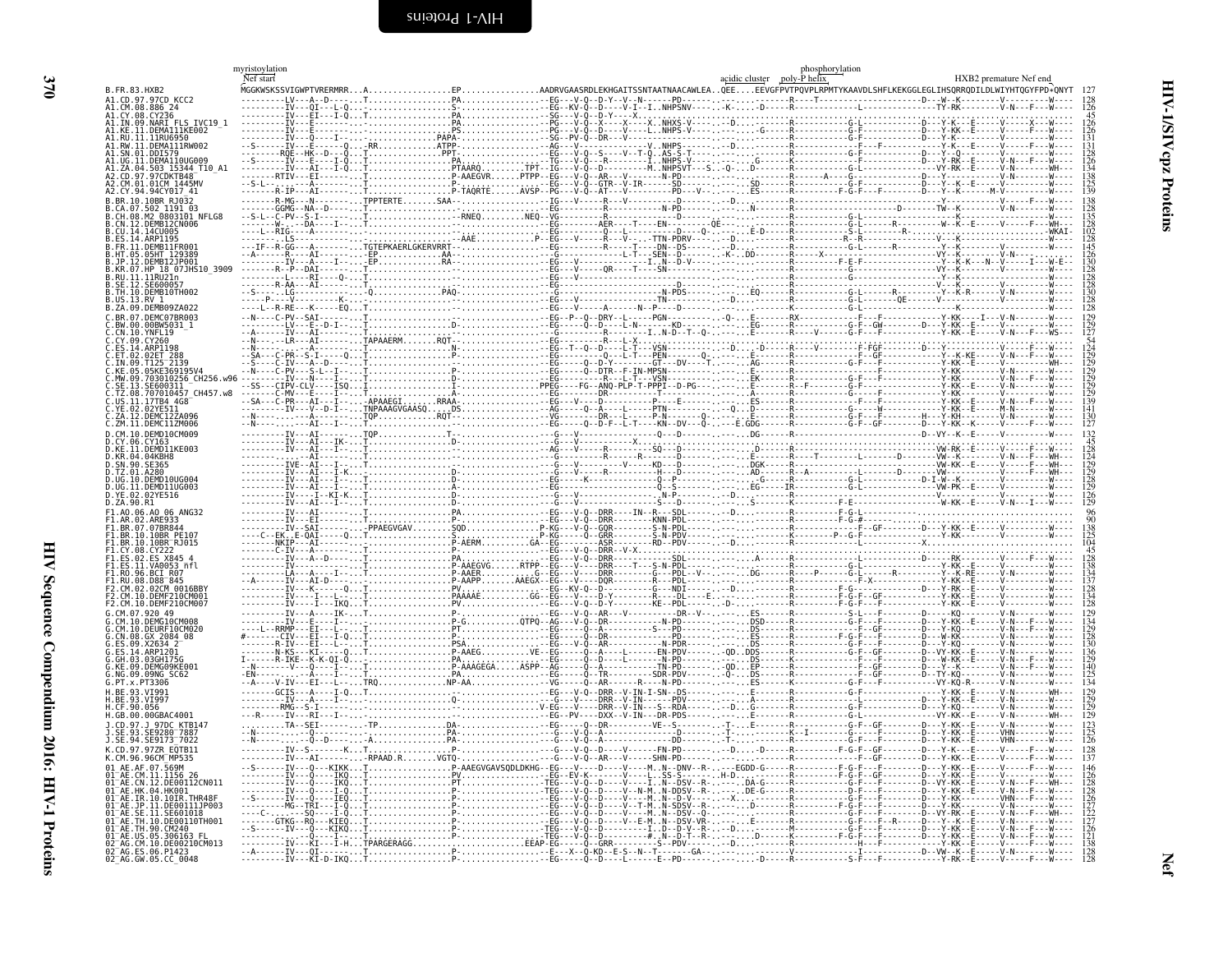# HIV-1/SIVcpz Proteins — Nef

```
                              myristoylation                                                                                                              phosphorylation
                              Nef start                                                                                              acidic cluster   poly-P helix                              HXB2 premature Nef end
B.FR.83.HXB2                  MGGKWSKSSVIGWPTVRERMRR...A................EP................AADRVGAASRDLEKHGAITSSNTAATNAACAWLEA..QEE....EEVGFPVTPQVPLRPMTYKAAVDLSHFLKEKGGLEGLIHSQRRQDILDLWIYHTQGYFPD+QNYT  127
```

| Sequence | Length |
|---|---|
| A1.CD.97.97CD_KCC2 | 127 |
| A1.CM.08.886_24 | 126 |
| A1.CY.08.CY236 | 45 |
| A1.IN.09.NARI_FLS_IVC19_1 | 126 |
| A1.KE.11.DEMA111KE002 | 126 |
| A1.RU.11.11RU6950 | 131 |
| A1.RW.11.DEMA111RW002 | 131 |
| A1.SN.01.DDI579 | 128 |
| A1.UG.11.DEMA110UG009 | 126 |
| A1.ZA.04.503_15344_T10_A1 | 134 |
| A2.CD.97.97CDKTB48 | 136 |
| A2.CM.01.01CM_1445MV | 125 |
| A2.CY.94.94CY017_41 | 139 |
| B.BR.10.10BR_RJ032 | 138 |
| B.CA.07.502_1191_03 | 128 |
| B.CH.08.M2_0803101_NFLG8 | 135 |
| B.CN.12.DEMB12CN006 | 128 |
| B.CU.14.14CU005 | 102 |
| B.ES.14.ARP1195 | 128 |
| B.FR.11.DEMB11FR001 | 145 |
| B.HT.05.05HT_129389 | 126 |
| B.JP.12.DEMB12JP001 | 130 |
| B.KR.07.HP_18_07JHS10_3909 | 128 |
| B.RU.11.11RU21n | 128 |
| B.SE.12.SE600057 | 128 |
| B.TH.10.DEMB10TH002 | 130 |
| B.US.13.RV_1 | 128 |
| B.ZA.09.DEMB09ZA022 | 128 |
| C.BR.07.DEMC07BR003 | 129 |
| C.BW.00.00BW5031_1 | 129 |
| C.CN.10.YNFL19 | 127 |
| C.CY.09.CY260 | 54 |
| C.ES.14.ARP1198 | 124 |
| C.ET.02.02ET_288 | 129 |
| C.IN.09.T125_2139 | 129 |
| C.KE.05.05KE369195V4 | 129 |
| C.MW.09.703010256_CH256.w96 | 129 |
| C.SE.13.SE600311 | 129 |
| C.TZ.08.707010457_CH457.w8 | 129 |
| C.US.11.17TB4_4G8 | 139 |
| C.YE.02.02YE511 | 141 |
| C.ZA.12.DEMC12ZA096 | 130 |
| C.ZM.11.DEMC11ZM006 | 127 |
| D.CM.10.DEMD10CM009 | 132 |
| D.CY.06.CY163 | 45 |
| D.KE.11.DEMD11KE003 | 128 |
| D.KR.04.04KBH8 | 124 |
| D.SN.90.SE365 | 129 |
| D.TZ.01.A280 | 129 |
| D.UG.10.DEMD10UG004 | 128 |
| D.UG.11.DEMD11UG003 | 129 |
| D.YE.02.02YE516 | 126 |
| D.ZA.90.R1 | 129 |
| F1.AO.06.AO_06_ANG32 | 96 |
| F1.AR.02.ARE933 | 90 |
| F1.BR.07.07BR844 | 138 |
| F1.BR.10.10BR_PE107 | 125 |
| F1.BR.10.10BR_RJ015 | 104 |
| F1.CY.08.CY222 | 45 |
| F1.ES.02.ES_X845_4 | 128 |
| F1.ES.11.VA0053_nfl | 138 |
| F1.RO.96.BCI_R07 | 134 |
| F1.RU.08.D88_845 | 137 |
| F2.CM.02.02CM_0016BBY | 128 |
| F2.CM.10.DEMF210CM001 | 134 |
| F2.CM.10.DEMF210CM007 | 128 |
| G.CM.07.920_49 | 129 |
| G.CM.10.DEMG10CM008 | 134 |
| G.CN.10.DEURF10CM020 | 129 |
| G.CN.08.GX_2084_08 | 128 |
| G.ES.09.X2634_2 | 130 |
| G.ES.14.ARP1201 | 136 |
| G.GH.03.03GH175G | 129 |
| G.KE.09.DEMG09KE001 | 140 |
| G.NG.09.09NG_SC62 | 125 |
| G.PT.x.PT3306 | 134 |
| H.BE.93.VI991 | 129 |
| H.BE.93.VI997 | 129 |
| H.CF.90.056 | 129 |
| H.GB.00.00GBAC4001 | 129 |
| J.CD.97.J_97DC_KTB147 | 123 |
| J.SE.93.SE9280_7887 | 125 |
| J.SE.94.SE9173_7022 | 126 |
| K.CD.97.97ZR_EQTB11 | 128 |
| K.CM.96.96CM_MP535 | 137 |
| 01_AE.AF.07.569M | 146 |
| 01_AE.CM.11.1156_26 | 126 |
| 01_AE.CN.12.DE00112CN011 | 128 |
| 01_AE.HK.04.HK001 | 128 |
| 01_AE.IR.10.10IR.THR48F | 126 |
| 01_AE.JP.11.DE00111JP003 | 127 |
| 01_AE.SE.11.SE601018 | 122 |
| 01_AE.TH.10.DE00110TH001 | 127 |
| 01_AE.TH.90.CM240 | 126 |
| 01_AE.US.05.306163_FL | 121 |
| 02_AG.CM.10.DE00210CM013 | 138 |
| 02_AG.ES.06.P1423 | 128 |
| 02_AG.GW.05.CC_0048 | 128 |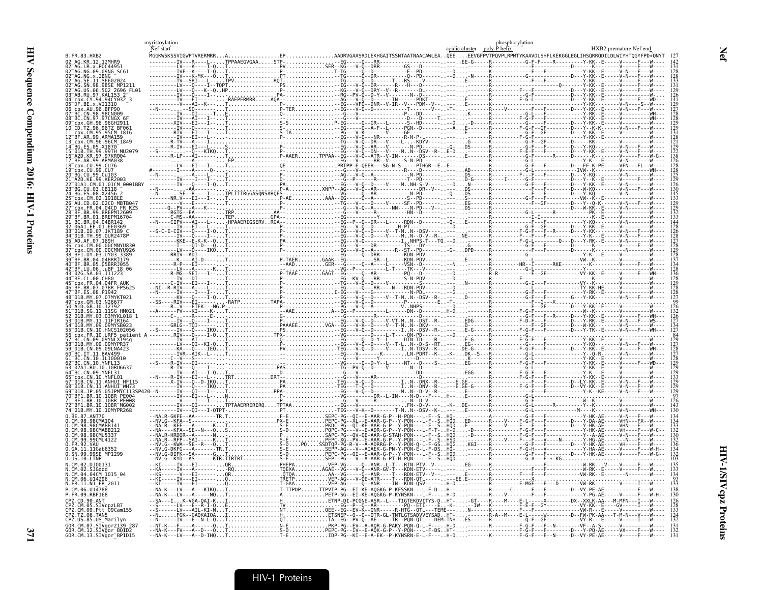```
                    myristoylation                                                                                    phosphorylation
                    Nef start                                                           acidic cluster  poly-P helix                    HXB2 premature Nef end

B.FR.83.HXB2                  MGGKWSKSSVIGWPTVRERMRR...A.................EP................AADRVGAASRDLEKHGAITSSNTAATNAACAWLEA..QEE....EEVGFPVTPQVPLRPMTYKAAVDLSHFLKEKGGLEGLIHSQRRQDILDLWIYHTQGYFPD*QNYT   127
02_AG.KR.12.12MHR9                                                                                                                                                          142
02_AG.LR.x.POC44951                                                                                                                                                         131
02_AG.NG.09.09NG_SC61                                                                                                                                                       128
02_AG.NG.x.IBNG                                                                                                                                                             128
02_AG.SE.11.SE602024                                                                                                                                                        133
02_AG.SN.98.98SE_MP1211                                                                                                                                                     131
02_AG.US.06.502_2696_FL01                                                                                                                                                   129
03_AB.RU.97.KAL153_2                                                                                                                                                        126
04_cpx.CY.94.94CY032_3                                                                                                                                                      141
05_DF.BE.x.VI1310                                                                                                                                                           129
06_cpx.AU.96.BFP90                                                                                                                                                          127
07_BC.CN.98.98CN009                                                                                                                                                         128
08_BC.CN.97.97CNGX_6F                                                                                                                                                       128
09_cpx.GH.96.96GH2911                                                                                                                                                       129
10_CD.TZ.96.96TZ_BF061                                                                                                                                                      129
11_cpx.CM.95.95CM_1816                                                                                                                                                      131
12_BF.AR.99.ARMA159                                                                                                                                                         128
13_cpx.CM.96.96CM_1849                                                                                                                                                      121
14_BG.ES.05.X1870                                                                                                                                                           129
15_01B.TH.99.99TH_MU2079                                                                                                                                                    122
16_A2D.KR.97.97KR004                                                                                                                                                        138
17_BF.AR.99.ARMA038                                                                                                                                                         126
18_cpx.CU.99.CU76                                                                                                                                                           128
19_cpx.CU.99.CU7                                                                                                                                                            128
20_BG.CU.99.Cu103                                                                                                                                                           125
21_A2D.KE.99.KER2003                                                                                                                                                        129
22_01A1.CM.01.01CM_0001BBY                                                                                                                                                  126
23_BG.CU.03.CB118                                                                                                                                                           130
24_BG.ES.08.X2456_2                                                                                                                                                         145
25_cpx.CM.02.1918LE                                                                                                                                                         133
26_AU.CD.02.02CD_MBTB047                                                                                                                                                    129
27_cpx.FR.04.04CD_FR_KZS                                                                                                                                                    129
28_BF.BR.99.BREPM12609                                                                                                                                                      132
29_BF.BR.01.BREPM16704                                                                                                                                                      133
31_BC.BR.04.04BR142                                                                                                                                                         144
32_06A1.EE.01.EE0369                                                                                                                                                        128
33_01B.ID.07.JKT189_C                                                                                                                                                       126
34_01B.TH.99.OUR2478P                                                                                                                                                       128
35_AD.AF.07.169H                                                                                                                                                            127
36_cpx.CM.00.00CMNYU830                                                                                                                                                     128
37_cpx.CM.00.00CMNYU926                                                                                                                                                     129
38_BF1.UY.03.UY03_3389                                                                                                                                                      130
39_BF.BR.04.04BRRJ179                                                                                                                                                       137
40_BF.BR.05.05BRRJ055                                                                                                                                                       134
42_BF.LU.06.luBF_18_06                                                                                                                                                      128
43_02G.SA.03.J11223                                                                                                                                                         136
44_BF.CL.00.CH80                                                                                                                                                            128
45_cpx.FR.04.04FR_AUK                                                                                                                                                       129
46_BF.BR.07.07BR_FPS625                                                                                                                                                     127
47_BF.ES.08.P1942                                                                                                                                                           128
48_01B.MY.07.07MYKT021                                                                                                                                                      127
49_cpx.GM.03.N26677                                                                                                                                                          99
50_A1D.GB.10.12792                                                                                                                                                          126
51_01B.SG.11.11SG_HM021                                                                                                                                                     132
52_01B.MY.03.03MYKL018_1                                                                                                                                                    126
53_01B.MY.11.11FIR164                                                                                                                                                       127
54_01B.MY.09.09MYSB023                                                                                                                                                      134
55_01B.CN.10.HNCS102056                                                                                                                                                     127
56_cpx.FR.10.URF5_patient_A                                                                                                                                                  84
57_BC.CN.09.09YNLX19sg                                                                                                                                                      129
58_01B.MY.09.09MYPR37                                                                                                                                                       127
59_01B.CN.09.09LNA423                                                                                                                                                       128
60_BC.IT.11.BAV499                                                                                                                                                          127
61_BC.CN.10.JL100010                                                                                                                                                        128
62_BC.CN.10.YNFL13                                                                                                                                                          129
63_02A1.RU.10.10RU6637                                                                                                                                                      129
64_BC.CN.09.YNFL31                                                                                                                                                          129
65_cpx.CN.10.YNFL01                                                                                                                                                         133
67_01B.CN.11.ANHUI_HF115                                                                                                                                                    129
68_01B.CN.11.ANHUI_WH73                                                                                                                                                     129
69_01B.JP.05.05JPMYC113SP420                                                                                                                                                129
70_BF1.BR.10.10BR_PE004                                                                                                                                                      97
71_BF1.BR.10.10BR_PE008                                                                                                                                                     126
72_BF1.BR.10.10BR_MG002                                                                                                                                                     143
74_01B.MY.10.10MYPR268                                                                                                                                                      130
O.BE.87.ANT70                                                                                                                                                               134
O.CM.98.98CMA104                                                                                                                                                            134
O.CM.98.98CMABB141                                                                                                                                                          133
O.CM.98.98CMABB212                                                                                                                                                          132
O.CM.98.98CMU5337                                                                                                                                                           130
O.CM.99.99CMU4122                                                                                                                                                           132
O.FR.92.VAU                                                                                                                                                                 136
O.GA.11.11Gab6352                                                                                                                                                           134
O.SN.99.99SE_MP1299                                                                                                                                                         132
O.US.10.LTNP                                                                                                                                                                103
N.CM.02.DJO0131                                                                                                                                                             135
N.CM.02.SJGddd                                                                                                                                                              133
N.CM.04.04CM_1015_04                                                                                                                                                        133
N.CM.06.U14296                                                                                                                                                               93
N.FR.11.N1_FR_2011                                                                                                                                                          133
P.CM.06.U14788                                                                                                                                                              138
P.FR.09.RBF168                                                                                                                                                              130
CPZ.CD.90.ANT                                                                                                                                                               126
CPZ.CM.05.SIVcpzLB7                                                                                                                                                         128
CPZ.CM.09.Ptt_09Cam155                                                                                                                                                      133
CPZ.TZ.06.TAN5                                                                                                                                                              124
CPZ.US.85.US_Marilyn                                                                                                                                                        132
GOR.CM.07.SIVgor2139_287                                                                                                                                                    131
GOR.CM.12.SIVgor_BQID2                                                                                                                                                      132
GOR.CM.13.SIVgor_BPID15                                                                                                                                                     131
```

Nef

HIV-1/SIVcpz Proteins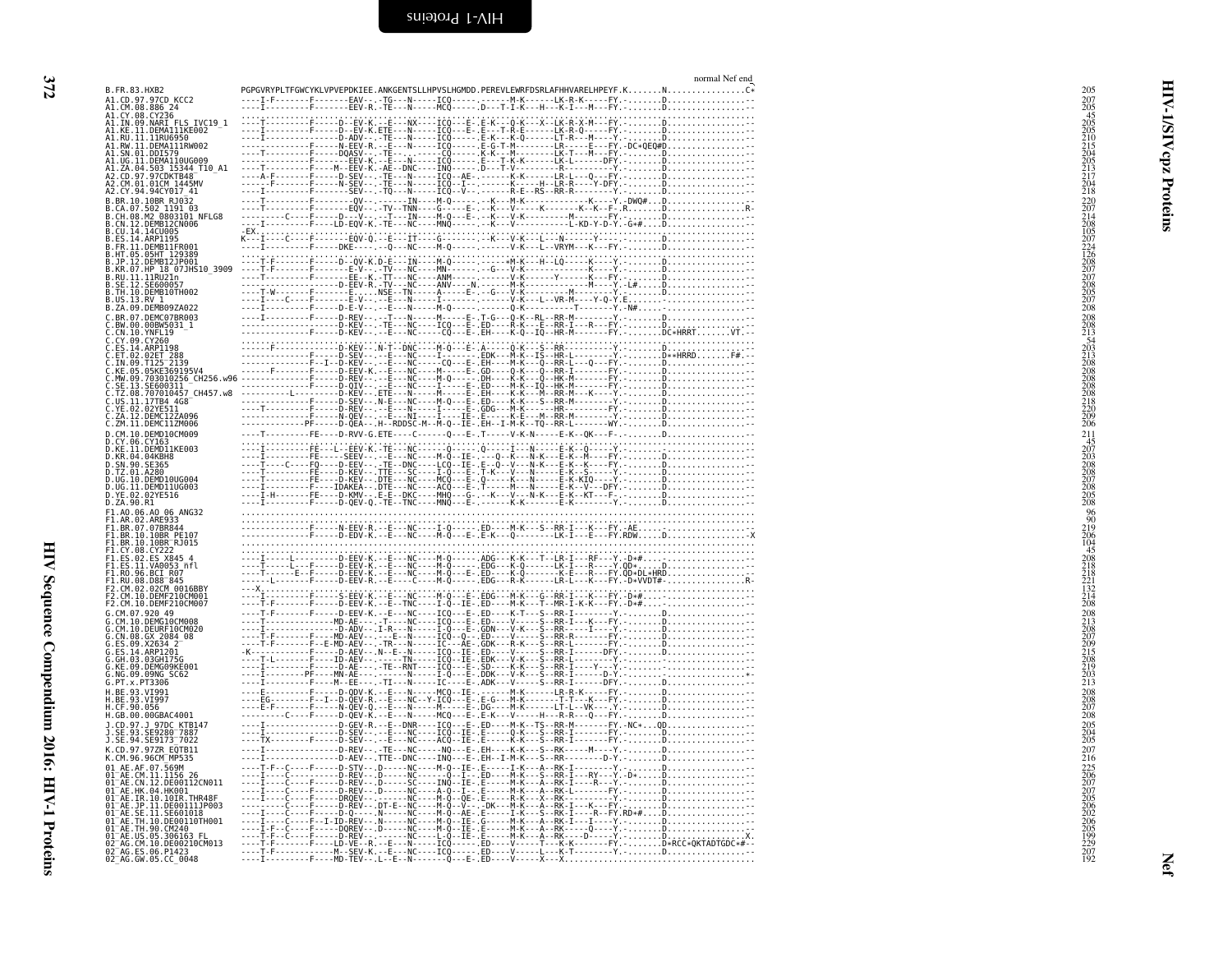normal Nef end

```
B.FR.83.HXB2                  PGPGVRYPLTFGWCYKLVPVEPDKIEE.ANKGENTSLLHPVSLHGMDD.PEREVLEWRFDSRLAFHHVARELHPEYF.K.......N...............C*   205
A1.CD.97.97CD_KCC2                                                                                                                    207
A1.CM.08.886_24                                                                                                                       205
A1.CY.08.CY236                                                                                                                         45
A1.IN.09.NARI_FLS_IVC19_1                                                                                                             205
A1.KE.11.DEMA111KE002                                                                                                                 205
A1.RU.11.11RU6950                                                                                                                     210
A1.RW.11.DEMA111RW002                                                                                                                 215
A1.SN.01.DDI579                                                                                                                       204
A1.UG.11.DEMA110UG009                                                                                                                 205
A1.ZA.04.503_15344_T10_A1                                                                                                             213
A2.CD.97.97CDKTB48                                                                                                                    217
A2.CM.01.01CM_1445MV                                                                                                                  204
A2.CY.94.94CY017_41                                                                                                                   218
B.BR.10.10BR_RJ032                                                                                                                    220
B.CA.07.502_1191_03                                                                                                                   207
B.CH.08.M2_0803101_NFLG8                                                                                                              214
B.CN.12.DEMB12CN006                                                                                                                   208
B.CU.14.14CU005                                                                                                                       105
B.ES.14.ARP1195                                                                                                                       207
B.FR.11.DEMB11FR001                                                                                                                   224
B.HT.05.05HT_129389                                                                                                                   126
B.JP.12.DEMB12JP001                                                                                                                   208
B.KR.07.HP_18_07JHS10_3909                                                                                                            207
B.RU.11.11RU21n                                                                                                                       207
B.SE.12.SE600057                                                                                                                      208
B.TH.10.DEMB10TH002                                                                                                                   205
B.US.13.RV_1                                                                                                                          207
B.ZA.09.DEMB09ZA022                                                                                                                   208
C.BR.07.DEMC07BR003                                                                                                                   208
C.BW.00.00BW5031_1                                                                                                                    208
C.CN.10.YNFL19                                                                                                                        213
C.CY.09.CY260                                                                                                                          54
C.ES.14.ARP1198                                                                                                                       203
C.ET.02.02ET_288                                                                                                                      213
C.IN.09.T125_2139                                                                                                                     208
C.KE.05.05KE369195V4                                                                                                                  208
C.MW.09.703010256_CH256.w96                                                                                                           208
C.SE.13.SE600311                                                                                                                      208
C.TZ.08.707010457_CH457.w8                                                                                                            208
C.US.11.17TB4_4G8                                                                                                                     218
C.YE.02.02YE511                                                                                                                       220
C.ZA.12.DEMC12ZA096                                                                                                                   209
C.ZM.11.DEMC11ZM006                                                                                                                   206
D.CM.10.DEMD10CM009                                                                                                                   211
D.CY.06.CY163                                                                                                                          45
D.KE.11.DEMD11KE003                                                                                                                   207
D.KR.04.04KBH8                                                                                                                        203
D.SN.90.SE365                                                                                                                         208
D.TZ.01.A280                                                                                                                          208
D.UG.10.DEMD10UG004                                                                                                                   207
D.UG.11.DEMD11UG003                                                                                                                   208
D.YE.02.02YE516                                                                                                                       205
D.ZA.90.R1                                                                                                                            208
F1.AO.06.AO_06_ANG32                                                                                                                   96
F1.AR.02.ARE933                                                                                                                        90
F1.BR.07.07BR844                                                                                                                      219
F1.BR.10.10BR_PE107                                                                                                                   206
F1.BR.10.10BR_RJ015                                                                                                                   104
F1.CY.08.CY222                                                                                                                         45
F1.ES.02.ES_X845_4                                                                                                                    208
F1.ES.11.VA0053_nfl                                                                                                                   218
F1.RO.96.BCI_R07                                                                                                                      218
F1.RU.08.D88_845                                                                                                                      221
F2.CM.02.02CM_0016BBY                                                                                                                 132
F2.CM.10.DEMF210CM001                                                                                                                 214
F2.CM.10.DEMF210CM007                                                                                                                 208
G.CM.07.920_49                                                                                                                        208
G.CM.10.DEMG10CM008                                                                                                                   213
G.CM.10.DEURF10CM020                                                                                                                  208
G.CN.08.GX_2084_08                                                                                                                    207
G.ES.09.X2634_2                                                                                                                       209
G.ES.14.ARP1201                                                                                                                       215
G.GH.03.03GH175G                                                                                                                      208
G.KE.09.DEMG09KE001                                                                                                                   219
G.NG.09.09NG_SC62                                                                                                                     203
G.PT.x.PT3306                                                                                                                         213
H.BE.93.VI991                                                                                                                         208
H.BE.93.VI997                                                                                                                         208
H.CF.90.056                                                                                                                           207
H.GB.00.00GBAC4001                                                                                                                    208
J.CD.97.J_97DC_KTB147                                                                                                                 205
J.SE.93.SE9280_7887                                                                                                                   204
J.SE.94.SE9173_7022                                                                                                                   205
K.CD.97.97ZR_EQTB11                                                                                                                   207
K.CM.96.96CM_MP535                                                                                                                    216
01_AE.AF.07.569M                                                                                                                      225
01_AE.CM.11.1156_26                                                                                                                   206
01_AE.CN.12.DE00112CN011                                                                                                              207
01_AE.HK.04.HK001                                                                                                                     207
01_AE.IR.10.10IR.THR48F                                                                                                               205
01_AE.JP.11.DE00111JP003                                                                                                              206
01_AE.SE.11.SE601018                                                                                                                  202
01_AE.TH.10.DE00110TH001                                                                                                              206
01_AE.TH.90.CM240                                                                                                                     205
01_AE.US.05.306163_FL                                                                                                                 199
02_AG.CM.10.DE00210CM013                                                                                                              229
02_AG.ES.06.P1423                                                                                                                     207
02_AG.GW.05.CC_0048                                                                                                                   192
```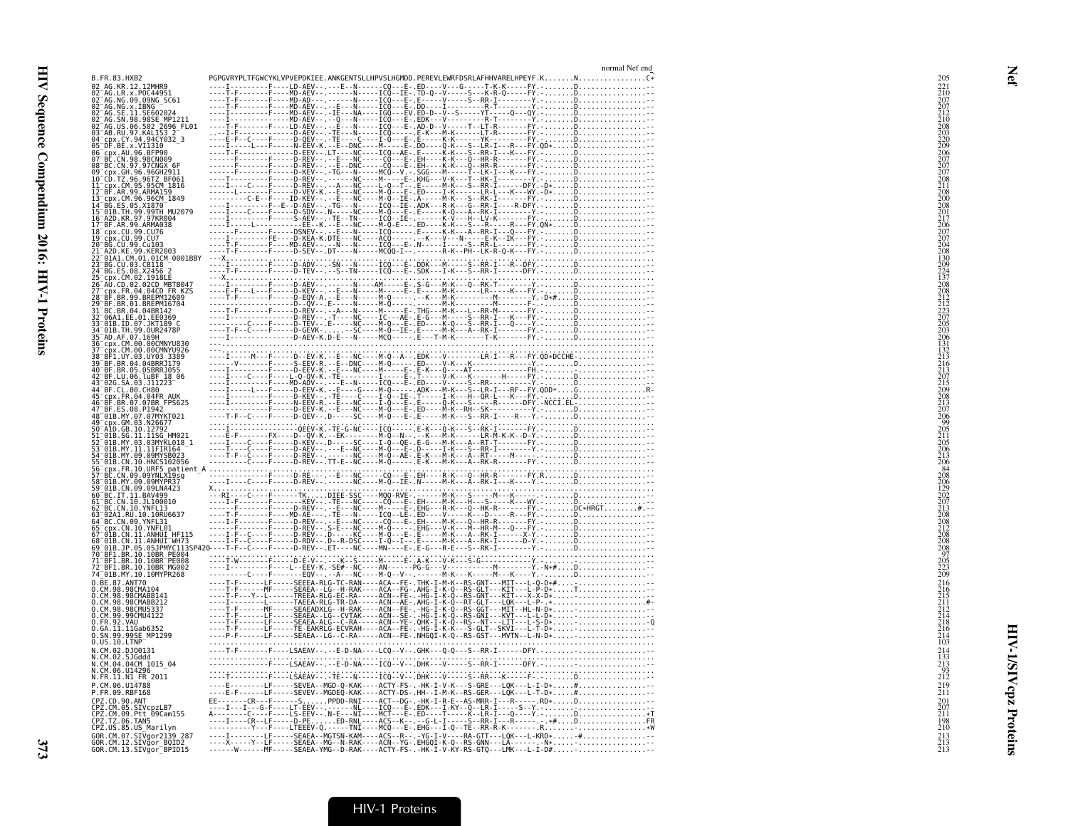```
                                                                                                   normal Nef end
B.FR.83.HXB2              PGPGVRYPLTFGWCYKLVPVEPDKIEE.ANKGENTSLLHPVSLHGMDD.PEREVLEWRFDSRLAFHHVARELHPEYF.K.......N...............C*   205
02_AG.KR.12.12MHR9        ----I---------F-----LD-AEV-.----E--N------CQ---E-.ED-----V---G-----T-K-K-----FY.-.......D...............--  221
02_AG.LR.x.POC44951       ----T-F-------F-----MD-AEV-.--------N-----ICQ--IE-.TD-Q--V-----S---K-R-Q-----FY.-.......D...............--  210
02_AG.NG.09.09NG_SC61     ----T-F-------F-----MD-AD--.--------N-----ICQ---E-.E-----V-----S--RR-I-------Y.-.......D...............--  207
02_AG.NG.x.IBNG           ----T-F-------F-----MD-AEV-.---E--N-------ICQ---E-.DD----I---------R-T-------Y.-.......D...............--  207
02_AG.SE.11.SE602024      ----I---------F-----MD-AEV-.-IE---NA------IGQ---EV.ED-D--V--S------YT-----Q---QY.-.......D...............--  212
02_AG.SN.98.98SE_MP1211   ----I---------F-----MD-AEV-.---Q--N-------ICQ---E-.EDK---V---------R-T-------Y.-.......D...............--  210
02_AG.US.06.502_2696_FL01 ----T-F-------F-----LD-AEV-.-E---N--------ICQ---E-.AD-D--V-----T--LT-R-------FY.-.......D...............--  208
03_AB.RU.97.KAL153_2      ----I-F---------------D-AEV-.-TE---N------ICQ-------.E-K---M-K-------LT-R-------FY.-.......D...............--  203
04_cpx.CY.94.94CY032_3    ----E-F--C----F-----D-QEV-.-TE---C--------I-Q---E-.E--K---K------YK-----------FY.-.......D...............--  220
05_DF.BE.x.VI1310         ----I-----L---F-----N-EEV-K.--E--DNC------M-----E-.DD-----Q-K---S--LR-I---R---FY.QD*.....D...............--  209
06_cpx.AU.96.BFP90        ----T-F-------F-----D-EEV-.-LT-----NC-----ICQ--AE-.E------K-K---S--RR-I---K---FY.-.......D...............--  206
07_BC.CN.98.98CN009       ------F-------F-----D-REV-.--E----NC------CQ---E-.EH-----K-K---Q--HR-R-------FY.-.......D...............--  207
08_BC.CN.97.97CNGX_6F     ------F-------F-----D-REV-.--E--DNC-------CQ---E-.EH-----K-K---Q--HR-R-------FY.-.......D...............--  207
09_cpx.GH.96.96GH2911     ------F-------F-----D-KEV-.-TG---N-------MCQ--V-.SGG---M-----T--LK-I---K---FY.-.......D...............--  207
10_CD.TZ.96.96TZ_BF061    ----T---------F-----D-REV-.--E---NC-------M-----E-.KHG---V-K---T--HK-I-------Y.-.......D...............--  208
11_cpx.CM.95.95CM_1816    ----I----C----F-----D-REV-.--A---NC-------L-Q--T-.E-----M-K---S--RR-I------DFY.-D*.....D...............--  211
12_BF.AR.99.ARMA159       ------L-------F-----D-VEV-K.--E---NC------M-Q---E-.ED-----I-K-------LR-L---K---WY.-D*....D...............--  208
13_cpx.CM.96.96CM_1849    ---------C-E--F-----ID-KEV-.--E---NC------M-Q--IE-.A-----M-K---S--RK-I-------FY.-.......D...............--  200
14_BG.ES.05.X1870         ----I---------F--E--D-AEV-.-TG---N--------ICQ--IE-.ADK---R-K---G--RR-I----R-DFY.-.......D...............--  208
15_01B.TH.99.99TH_MU2079  ----I----C----F-----D-SDV-.-N----NC-------M-Q---E-.E------K-Q---A--RK-I-------Y.-.......D...............--  201
16_A2D.KR.97.97KR004      ----I---------F-----S-AEV-.-TE---TN-------ICQ--IE-.-------K-V---H--LV-K-------FY.-.......D...............--  217
17_BF.AR.99.ARMA038       ----I-----L-----------EE-.K.--E---NC------M-Q-E---.ED-----K-K---S--R------R---FY.QN*.....D...............--  206
18_cpx.CU.99.CU76         ----F---------F-----DSNEV-.--E---N--------ICQ------.E------K-K---A--RR-I---Q---FY.-.......D...............--  207
19_cpx.CU.99.CU7          ----I---------FE----D-KEA-K.DTE--NC-------ACQ------.-K-----V----N-------E-K--IK---FY.-.......D...............--  207
20_BG.CU.99.Cu103         ----T-F-------F-----MD-AEV-.--N---N-------ICQ---E-.N------I-----S--RR-L-------FY.-.......D...............--  204
21_A2D.KE.99.KER2003      ----T-F-------F-----D-SEV-.-DT----N------MCQQ-I--.--------R-K--PH--LK-R-Q-K---FY.-.......D...............--  208
22_01A1.CM.01.01CM_0001BBY----X.......................................................................................................  130
23_BG.CU.03.CB118         ----I---------F-----D-ADV-.-SN---N--------ICQ---E-.DDK---M-----S--RR-I---R--DFY.-.......D...............--  209
24_BG.ES.08.X2456_2       ----T-F-------F-----D-TEV-.--S--TN--------ICQ---E-.SDK---I-K---S--RR-I-------DFY.-.......D...............--  224
25_cpx.CM.02.1918LE       ----X.......................................................................................................  137
26_AU.CD.02.02CD_MBTB047  ----I---------F-----D-AEV-.--------N------AM-----E-.S-G---M-K---Q--RK-T-------Y.-.......D...............--  208
27_cpx.FR.04.04CD_FR_KZS  ----E-F--L----F-----D-KEV-.---E---N-------M-----E-.E------M-K-------LR----K---FY.-.......D...............--  208
28_BF.BR.99.BREPM12609    ----T---------F-----D-EQV-A.--E---N-------M-Q------.-K-----M-K------------M-------Y.-D#.....D...............--  212
29_BF.BR.01.BREPM16704    ----I---------------D--QV-.-E-----N-------M-Q------.-------M-K------------M-------F.-.......D...............--  212
31_BC.BR.04.04BR142       ----T-F-------F-----D-REV-.--A---N--------M-----E-.THG---M-K---L--RR-M-------FY.-.......D...............--  223
32_06A1.EE.01.EE0369      ----T---------F-----D-REV-.-T----NC-------IC---AE-.E-G---M-K---S--RR-I---K---FY.-.......D...............--  207
33_01B.ID.07.JKT189_C     ---------C----F-----D-TEV-.-E----NC-------M-Q---E-.ED-----K-Q---S--RR-I---Q---Y.-.......D...............--  205
34_01B.TH.99.OUR2478P     ----T-F--C----F-----D-GEVK-.-----SC-------M-Q--IE-.E------M-K---A--RK-I-------FY.-.......D...............--  203
35_AD.AF.07.169H          ----I---------------D-AEV-K.D-E---N-------MCQ------.E---T-M-K----------T-K-------FY.-.......D...............--  206
36_cpx.CM.00.00CMNYU830   ----........................................................................................................  131
37_cpx.CM.00.00CMNYU926   ----........................................................................................................  132
38_BF1.UY.03.UY03_3389    ----I-----M---F-----D--EV-K.--E---NC------M-Q--A--.EDK-----V---------LR-I---R---FY.QD*DCCHE...............  213
39_BF.BR.04.04BRRJ179     ------V-------F-----S-EEV-R.--E--DNC------M-Q------.ED-----V-K---K------------------Y.-.......D...............--  216
40_BF.BR.05.05BRRJ055     ----I---------F-----D-EEV-K.--E---NC------M-----E-.E-K---Q-----AT------------FH.-.......................  213
42_BF.LU.06.luBF_18_06    ----I----C----F-----L-Q-QV-K.-TE----------I-----E-.T------V-K---K--------H----FY.-.......D...............--  207
43_02G.SA.03.J11223       ----I---------F-----MD-ADV-.-----E--N-----ICQ---E-.ED-----V-----S--RR-------------Y.-.......D...............--  215
44_BF.CL.00.CH80          ----I-----L---F-----D-EEV-K.--E----G------M-Q------.ADK---M-K---S--LR-I---RF--FY.QDD*....G...............R-  209
45_cpx.FR.04.04FR_AUK     ----I---------F-----D-KEV-.-TE----C-------I-Q--IE-.T------K-K---H--QR-L---K---FY.-.......D...............--  208
46_BF.BR.07.07BR_FPS625   ----I---------F-----N-EEV-R.--E---NC------I-Q---E-.E------Q-K---S------R------DFY.-NCCI.EL...............--  213
47_BF.ES.08.P1942         ----I---------F-----D-EEV-K.--E---NC------M-Q---E-.ED-----M-K--RH--SK----------Y.-.......D...............--  207
48_01B.MY.07.07MYKT021    ----T-F--C----F-----D-QEV-.-D----SC-------M-Q---E-.E------M-K---S--RR-I---R---FY.-.......D...............--  206
49_cpx.GM.03.N26677       ----........................................................................................................   99
50_A1D.GB.10.12792        ----I-----------------QEEV-K.-TE-G-NC-----ICQ------.E-K---Q-K---S--RK-I-------FY.-.......D...............--  205
51_01B.SG.11.11SG_HM021   ----E-F-------FX----D--QV-K.--EK---------M-Q--N---.-K-----M-K-------LR-M-K-K--D-Y.-.......D...............--  211
52_01B.MY.03.03MYKL018_1  ----I----C----F-----D-KEV-.-D----SC-------M-Q--QE-.E-G---M-K---A--RT-T-------FY.-.......D...............--  205
53_01B.MY.11.11FIR164     ----T----C----F-----D-AEV-.----E--NC------M-Q---E-.D------I-K---S--RR-I-------Y.-.......D...............--  206
54_01B.MY.09.09MYSB023    ----T-F--C----F-----D-REV-.---------NC----M-Q--AE-.E-K---M-K---A--RT------M-----Y.-.......D...............--  213
55_01B.CN.10.HNCS102056   ---------C----F-----D-REV-.-TT-E--NC------M-Q---E-.E-K---M-K---A--RK-R-------FY.-.......D...............--  206
56_cpx.FR.10.URF5_patient_A ..........................................................................................................   84
57_BC.CN.09.09YNLX19sg    ------F-------F-----D-RE---.--E---NC------CQ---E-.EH-----R-K---Q--HR-R-------FY.R.......D...............--  208
58_01B.MY.09.09MYPR37     ----I----C----F-----D-REV-.---------NC----M-Q--IE-.N------M-K---A--RK-I-------Y.-.......D...............--  206
59_01B.CN.09.09LNA423     X...........................................................................................................  129
60_BC.IT.11.BAV499        ---RI----C----F-----TK----.DIEE-SSC------MQQ-RVE-.--------M-K---S-----M---K---..............D...............--  202
61_BC.CN.10.JL100010      ----T---------F-----KEV-.-TE---NC--------CQ---E-.EH-----M-K---H---S-----K---WY.-.......D...............--  207
62_BC.CN.10.YNFL13        ------F-------F-----D-REV-.--E---NC------M-----E-.EHG---R-K---Q--HK-R-------FY.-.......DC*HRGT.......#.--  213
63_02A1.RU.10.10RU6637    ----T-F-------F-----MD-AE--.-TE---N-------ICQ--LE-.ED-----V-----K--D-----R---FY.-.......D...............--  208
64_BC.CN.09.YNFL31        ----I-F-------F-----D-REV-.--E---NC------CQ---E-.EH-----M-K---Q--HR-R-------FY.-.......D...............--  208
65_cpx.CN.10.YNFL01       ----F---------F-----D-REV-.-S-E---NC------M-Q------.EHG---V-K---M--HR-M---Q---FY.-.......D...............--  212
67_01B.CN.11.ANHUI_HF115  ----I-F--C----F-----D-REV-.-D----KC-------M-Q---E-.E------M-K---A--RK-I------X-Y.-.......D...............--  208
68_01B.CN.11.ANHUI_WH73   ----I-F--C----F-----D-RDV-.-D--R-DSC------I-Q--I--.E------M-K---A--RK-I------D-Y.-.......D...............--  208
69_01B.JP.05.05JPMYC113SP420----T-F--C----F-----D-REV-.-ET-----NC-----MN----E-.E-G---R-E---S--RK-I--------Y.-.......D...............--  208
70_BF1.BR.10.10BR_PE004   ........................................................................................................   97
71_BF1.BR.10.10BR_PE008   ----T-W-------F-----D-E-V-.-----K--S------M-----E-.A-K---V-K---S-G------------------Y.-.......D...............--  205
72_BF1.BR.10.10BR_MG002   ----I---------F-----L-EEV-K.-SE#--NC-----AN-----PG-G---V-----------------M----------Y.-N*#....D...............--  223
74_01B.MY.10.10MYPR268    ---------C----F-----EQV--.--A---NC-------M-Q--V--.--------M-K---K------M---K----Y.-.......D...............--  209

O.BE.87.ANT70             ----T-F-------LF-----SEEEA-RLG-TC-RAN-----ACA--FE-.THK-I-M-K---RS-GNT---MIT---L-Q-D*#.........................  216
O.CM.98.98CMA104          ----T-F-------MF-----SEAEA--LG--H-RAK-----ACA--FG-.AHG-I-K-Q--RS-GLT---KIT---L-P-D*.....T.....................  216
O.CM.98.98CMABB141        ----T-F---Y--L-------TREEA-RLG-EC-RA------ACN--FE-.-HG-I-K-Q--RS-GNT---KIT---X-X-D*.........................  215
O.CM.98.98CMABB212        ----I---------L------TAEEA-RLG-TR-DA------ACN--AE-.AHG-I-K-Q--RT-GLT---LQK---L-P-.*.........................#-  211
O.CM.98.98CMU5337         ----T-F-------MF-----SEAEADXLG--H-RAK-----ACN--FE-.-HG-I-K-Q--RS-GGT---MIT--HL-N-D*.........................  212
O.CM.99.99CMU4122         ----T-F-------LF-----SEAEA--LG--CVTAK-----ACN--SE-.-HG-I-K-Q--RS-GNI---KVT---L-L-D*.........................  214
O.FR.92.VAU               ----T-F-------LF-----SEAEA-ALG--C-RA------ACN--YE-.QHK-I-K-Q--RS--NT---LIT---L-S-D*.........................-Q  218
O.GA.11.11Gab6352         ----T-F-------LF-----TE-EAKRLG-ECVRAH-----ACA--FE-.-HG-I-K-K---S-GLT--SKVI---L-T-D*.........................  216
O.SN.99.99SE_MP1299       ----P-F-------LF-----SEAEA--LG--C-RA------ACN--FE-.NHGQI-K-Q--RS-GST---MVTN---L-N-D*.........................  214
O.US.10.LTNP              ........................................................................................................  103

N.CM.02.DJO0131           ----T-F-------F-----LSAEAV--.--E-D-NA-----LCQ--V--.GHK---Q-Q---S--RR-I-------DFY.-.......................--  214
N.CM.02.SJGddd            ........................................................................................................  133
N.CM.04.04CM_1015_04      --------------F-----LSAEAV--.--E-D-NA-----ICQ--V--.DHK---V-----S--RR-I-------DFY.-.......................--  213
N.CM.06.U14296            ........................................................................................................   93
N.FR.11.N1_FR_2011        ----T---------F-----LSAEAV--.-TE---N------ICQ--V--.DHK---V-----S--RR-----K------F-.-.......D...............--  212

P.CM.06.U14788            ----E---------LF-----SEVEA--MGD-Q-KAK-----ACTY-FS-.-HK-I-V-K---S-GRE---LQK---L-I-D*.....#.....................  219
P.FR.09.RBF168            ----E-F-------LF-----SEVEV--MGDEQ-KAK-----ACTY-DS-.HH--I-M-K--RS-GER---LQK---L-T-D*.....#.....................  211

CPZ.CD.90.ANT             EE-------CR---F------S......PPDD-RNI-----ACT--DG-.-HK-I-R-E--AS-MRR-I---R-----.RD*.....D...............--  201
CPZ.CM.05.SIVcpzLB7       ----I---I---G-F-----LT-EEV-.------NL------ICQ----E-.EDK----I-KY--Q--LR-I-----S--Y.-.......................--  207
CPZ.CM.09.Ptt_09Cam155    A--------C----F-----LS-EEV-.-N-E---NI-----MCT---E-.ED-----T---K--LR-I---Q---Y.-.......D...............*T  211
CPZ.TZ.06.TAN5            ----I-----CR--LF-----D-PE.....ED-RNL-----ACS--K--.--G-L-I-----S--RR-I---R------.-#....D...............FR  198
CPZ.US.85.US_Marilyn      ------------Y---F-----LTEEEV-Q.......TNI-----MCQ---E-.EHG---I-Q--TE--RR-R-K--------.R.......................*W  210

GOR.CM.07.SIVgor2139_287  ----I---------LF-----SEAEA--MGTSN-KAM-----ACS--R--.-YG-I-V----RA-GTT---LQK---L-KRD*.....#.....................  213
GOR.CM.12.SIVgor_BQID2    ----X-----Y---LF-----SEAEA--MG--N-RAK-----ACN--YG-.EHGQI-K-Q--RS-GNN---LA-------.-N*.....................--  213
GOR.CM.13.SIVgor_BPID15   ------W-------MF-----SEAEA-YMG--D-RAK-----ACTY-FS-.-HK-I-V-KY-RS-GTQ---LMK---L-I-D#.........................  213
```